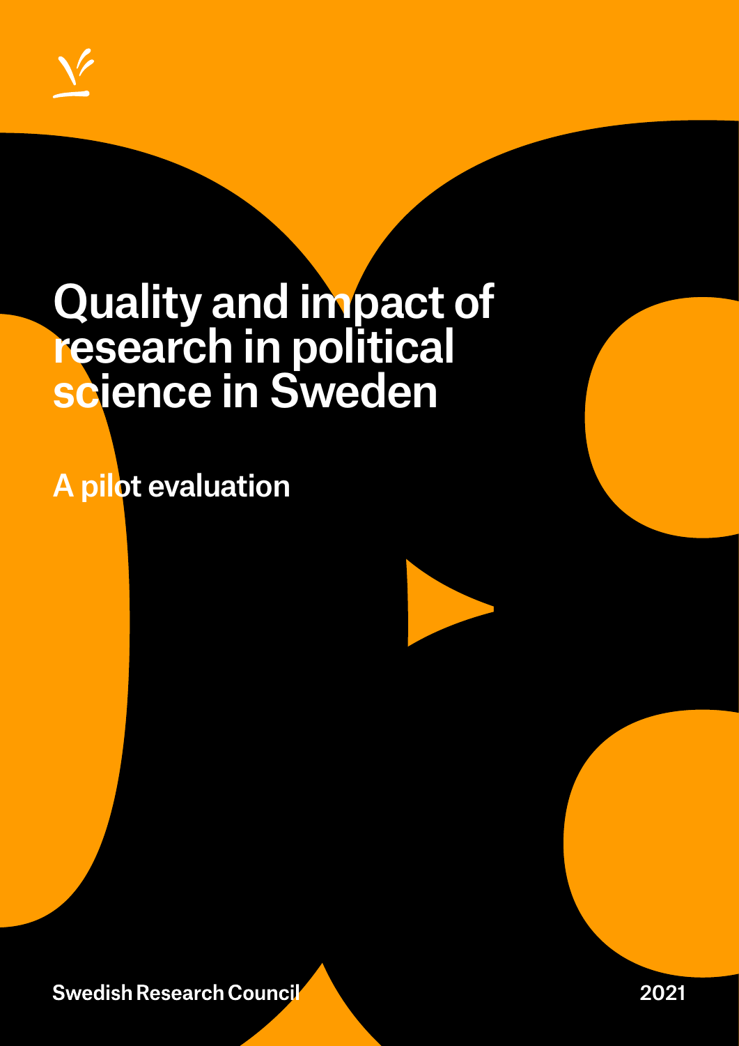# Quality and impact of research in political science in Sweden

## A pilot evaluation

Swedish Research Council

2021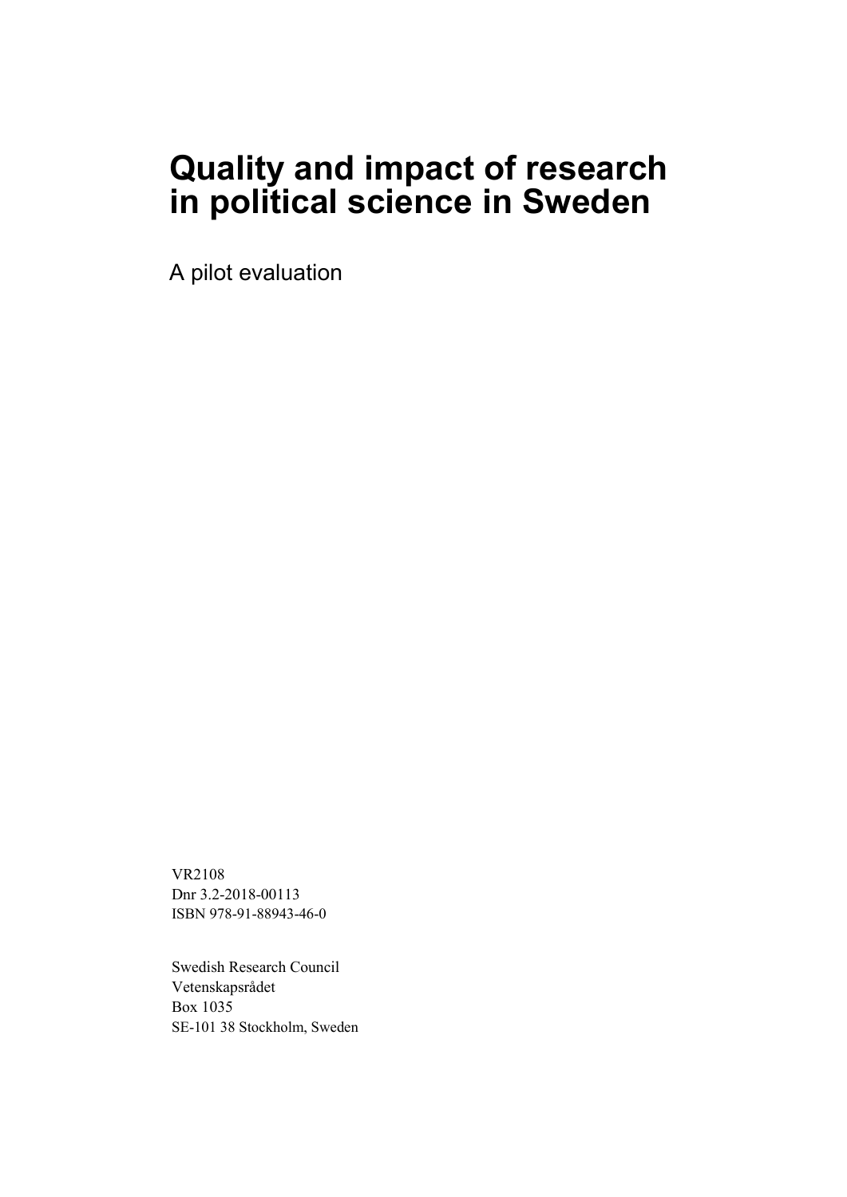# Quality and impact of research in political science in Sweden

A pilot evaluation

VR2108
Dnr 3.2-2018-00113
ISBN 978-91-88943-46-0

Swedish Research Council
Vetenskapsrådet
Box 1035
SE-101 38 Stockholm, Sweden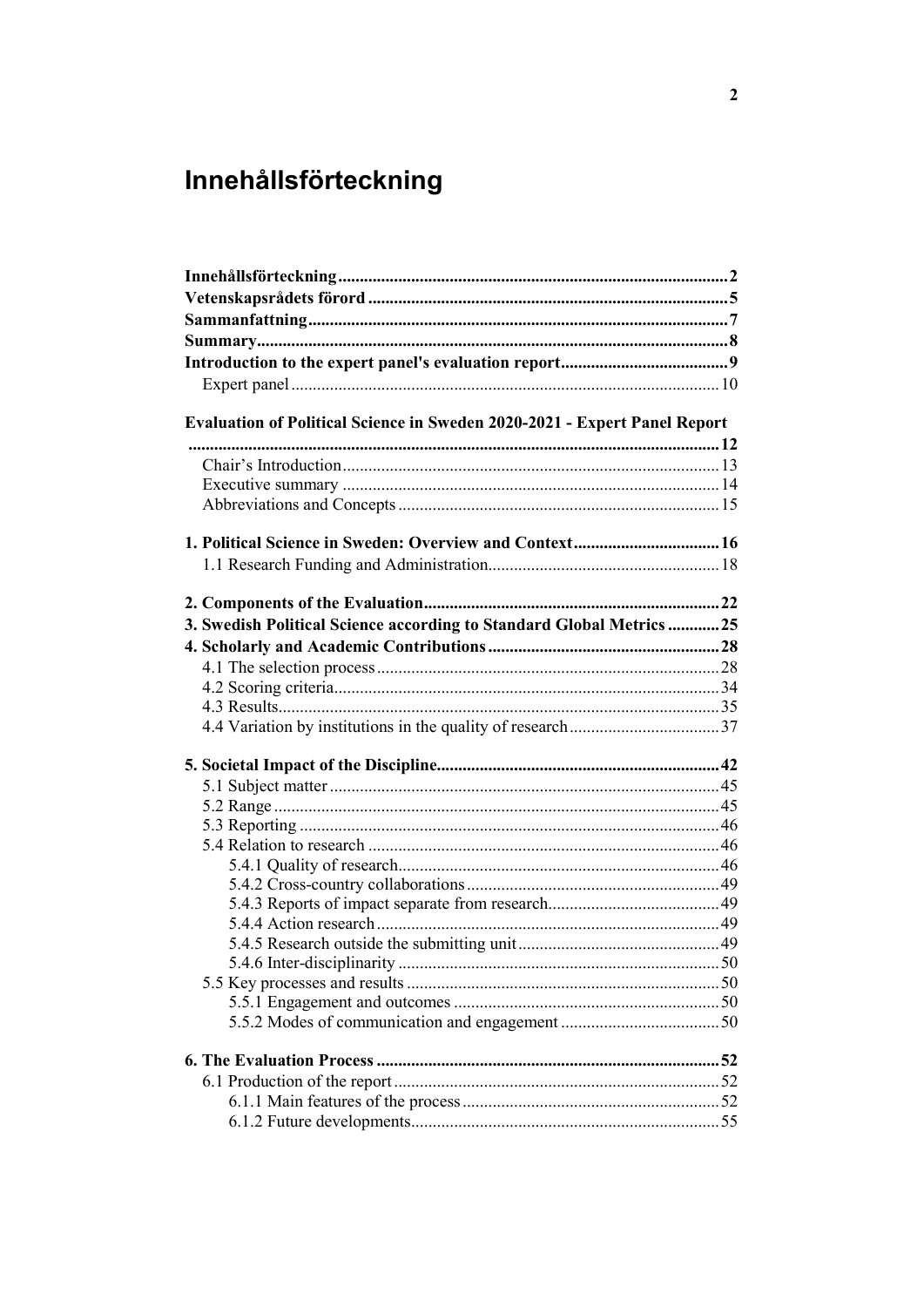# Innehållsförteckning

**Innehållsförteckning** .......... **2**
**Vetenskapsrådets förord** .......... **5**
**Sammanfattning** .......... **7**
**Summary** .......... **8**
**Introduction to the expert panel's evaluation report** .......... **9**
  Expert panel .......... 10

**Evaluation of Political Science in Sweden 2020-2021 - Expert Panel Report** .......... **12**
  Chair's Introduction .......... 13
  Executive summary .......... 14
  Abbreviations and Concepts .......... 15

**1. Political Science in Sweden: Overview and Context** .......... **16**
  1.1 Research Funding and Administration .......... 18

**2. Components of the Evaluation** .......... **22**
**3. Swedish Political Science according to Standard Global Metrics** .......... **25**
**4. Scholarly and Academic Contributions** .......... **28**
  4.1 The selection process .......... 28
  4.2 Scoring criteria .......... 34
  4.3 Results .......... 35
  4.4 Variation by institutions in the quality of research .......... 37

**5. Societal Impact of the Discipline** .......... **42**
  5.1 Subject matter .......... 45
  5.2 Range .......... 45
  5.3 Reporting .......... 46
  5.4 Relation to research .......... 46
    5.4.1 Quality of research .......... 46
    5.4.2 Cross-country collaborations .......... 49
    5.4.3 Reports of impact separate from research .......... 49
    5.4.4 Action research .......... 49
    5.4.5 Research outside the submitting unit .......... 49
    5.4.6 Inter-disciplinarity .......... 50
  5.5 Key processes and results .......... 50
    5.5.1 Engagement and outcomes .......... 50
    5.5.2 Modes of communication and engagement .......... 50

**6. The Evaluation Process** .......... **52**
  6.1 Production of the report .......... 52
    6.1.1 Main features of the process .......... 52
    6.1.2 Future developments .......... 55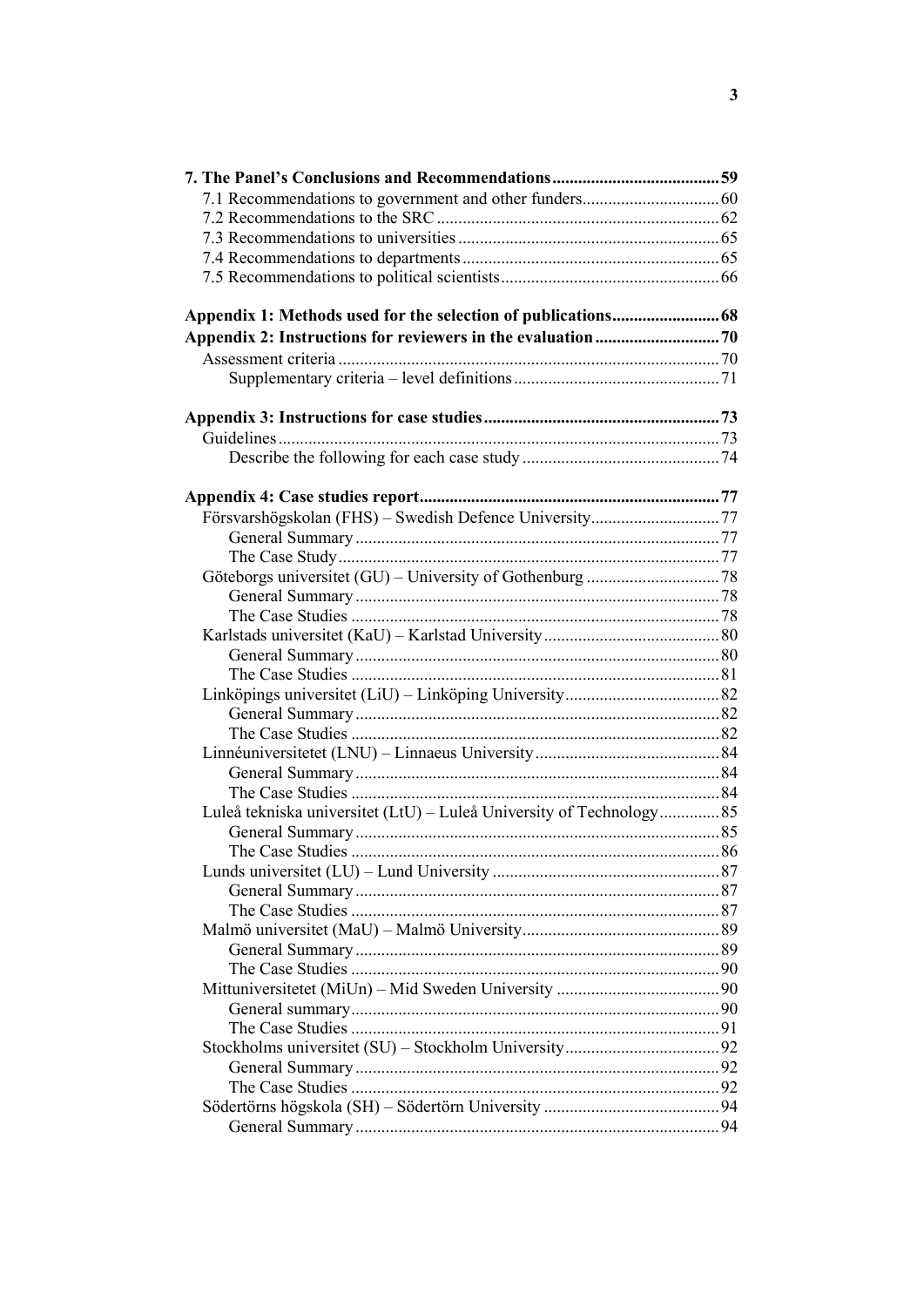**7. The Panel's Conclusions and Recommendations ....................................... 59**

- 7.1 Recommendations to government and other funders ................................ 60
- 7.2 Recommendations to the SRC ................................................................. 62
- 7.3 Recommendations to universities ............................................................ 65
- 7.4 Recommendations to departments ........................................................... 65
- 7.5 Recommendations to political scientists .................................................. 66

**Appendix 1: Methods used for the selection of publications ......................... 68**

**Appendix 2: Instructions for reviewers in the evaluation ............................ 70**

- Assessment criteria ........................................................................................ 70
  - Supplementary criteria – level definitions ................................................ 71

**Appendix 3: Instructions for case studies ...................................................... 73**

- Guidelines ...................................................................................................... 73
  - Describe the following for each case study ............................................. 74

**Appendix 4: Case studies report ...................................................................... 77**

- Försvarshögskolan (FHS) – Swedish Defence University .............................. 77
  - General Summary .................................................................................... 77
  - The Case Study ........................................................................................ 77
- Göteborgs universitet (GU) – University of Gothenburg ............................... 78
  - General Summary .................................................................................... 78
  - The Case Studies ..................................................................................... 78
- Karlstads universitet (KaU) – Karlstad University ......................................... 80
  - General Summary .................................................................................... 80
  - The Case Studies ..................................................................................... 81
- Linköpings universitet (LiU) – Linköping University .................................... 82
  - General Summary .................................................................................... 82
  - The Case Studies ..................................................................................... 82
- Linnéuniversitetet (LNU) – Linnaeus University ........................................... 84
  - General Summary .................................................................................... 84
  - The Case Studies ..................................................................................... 84
- Luleå tekniska universitet (LtU) – Luleå University of Technology .............. 85
  - General Summary .................................................................................... 85
  - The Case Studies ..................................................................................... 86
- Lunds universitet (LU) – Lund University ..................................................... 87
  - General Summary .................................................................................... 87
  - The Case Studies ..................................................................................... 87
- Malmö universitet (MaU) – Malmö University .............................................. 89
  - General Summary .................................................................................... 89
  - The Case Studies ..................................................................................... 90
- Mittuniversitetet (MiUn) – Mid Sweden University ...................................... 90
  - General summary ..................................................................................... 90
  - The Case Studies ..................................................................................... 91
- Stockholms universitet (SU) – Stockholm University .................................... 92
  - General Summary .................................................................................... 92
  - The Case Studies ..................................................................................... 92
- Södertörns högskola (SH) – Södertörn University ......................................... 94
  - General Summary .................................................................................... 94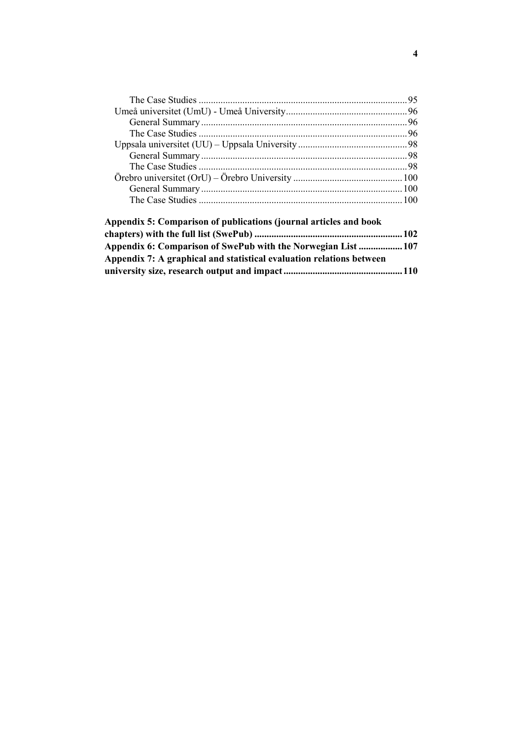The Case Studies ..................................................................................... 95

Umeå universitet (UmU) - Umeå University ................................................. 96

General Summary .................................................................................... 96

The Case Studies ..................................................................................... 96

Uppsala universitet (UU) – Uppsala University ............................................ 98

General Summary .................................................................................... 98

The Case Studies ..................................................................................... 98

Örebro universitet (OrU) – Örebro University ............................................ 100

General Summary .................................................................................. 100

The Case Studies ................................................................................... 100

**Appendix 5: Comparison of publications (journal articles and book chapters) with the full list (SwePub) ............................................................ 102**

**Appendix 6: Comparison of SwePub with the Norwegian List .................. 107**

**Appendix 7: A graphical and statistical evaluation relations between university size, research output and impact ................................................ 110**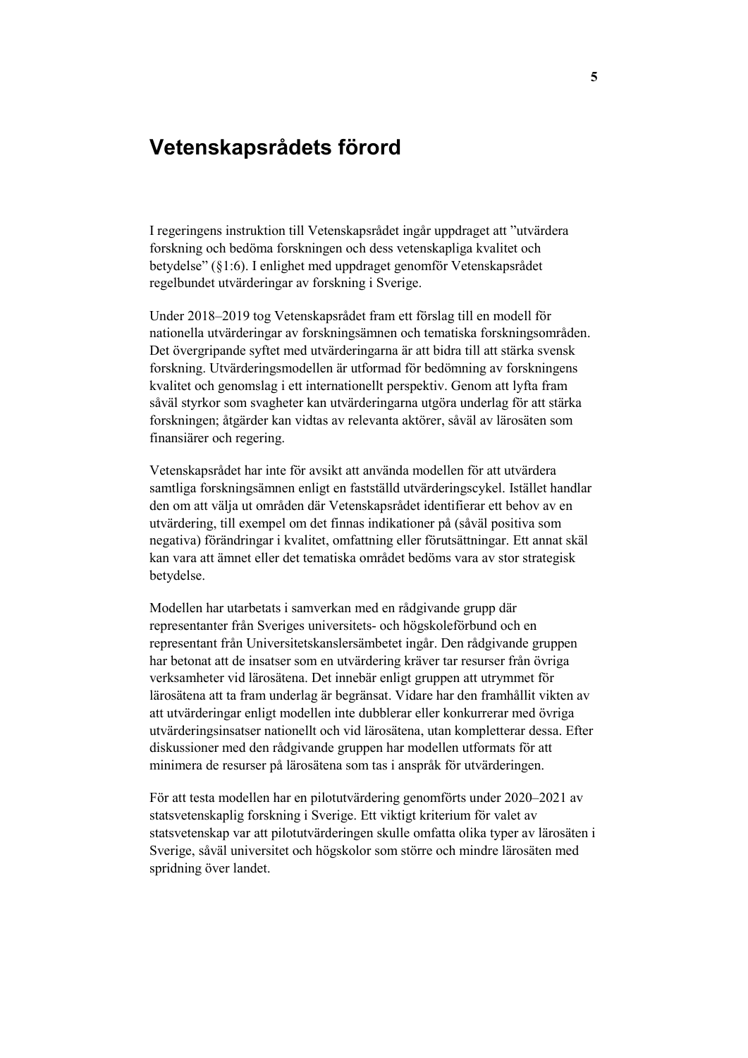# Vetenskapsrådets förord

I regeringens instruktion till Vetenskapsrådet ingår uppdraget att ”utvärdera forskning och bedöma forskningen och dess vetenskapliga kvalitet och betydelse” (§1:6). I enlighet med uppdraget genomför Vetenskapsrådet regelbundet utvärderingar av forskning i Sverige.

Under 2018–2019 tog Vetenskapsrådet fram ett förslag till en modell för nationella utvärderingar av forskningsämnen och tematiska forskningsområden. Det övergripande syftet med utvärderingarna är att bidra till att stärka svensk forskning. Utvärderingsmodellen är utformad för bedömning av forskningens kvalitet och genomslag i ett internationellt perspektiv. Genom att lyfta fram såväl styrkor som svagheter kan utvärderingarna utgöra underlag för att stärka forskningen; åtgärder kan vidtas av relevanta aktörer, såväl av lärosäten som finansiärer och regering.

Vetenskapsrådet har inte för avsikt att använda modellen för att utvärdera samtliga forskningsämnen enligt en fastställd utvärderingscykel. Istället handlar den om att välja ut områden där Vetenskapsrådet identifierar ett behov av en utvärdering, till exempel om det finnas indikationer på (såväl positiva som negativa) förändringar i kvalitet, omfattning eller förutsättningar. Ett annat skäl kan vara att ämnet eller det tematiska området bedöms vara av stor strategisk betydelse.

Modellen har utarbetats i samverkan med en rådgivande grupp där representanter från Sveriges universitets- och högskoleförbund och en representant från Universitetskanslersämbetet ingår. Den rådgivande gruppen har betonat att de insatser som en utvärdering kräver tar resurser från övriga verksamheter vid lärosätena. Det innebär enligt gruppen att utrymmet för lärosätena att ta fram underlag är begränsat. Vidare har den framhållit vikten av att utvärderingar enligt modellen inte dubblerar eller konkurrerar med övriga utvärderingsinsatser nationellt och vid lärosätena, utan kompletterar dessa. Efter diskussioner med den rådgivande gruppen har modellen utformats för att minimera de resurser på lärosätena som tas i anspråk för utvärderingen.

För att testa modellen har en pilotutvärdering genomförts under 2020–2021 av statsvetenskaplig forskning i Sverige. Ett viktigt kriterium för valet av statsvetenskap var att pilotutvärderingen skulle omfatta olika typer av lärosäten i Sverige, såväl universitet och högskolor som större och mindre lärosäten med spridning över landet.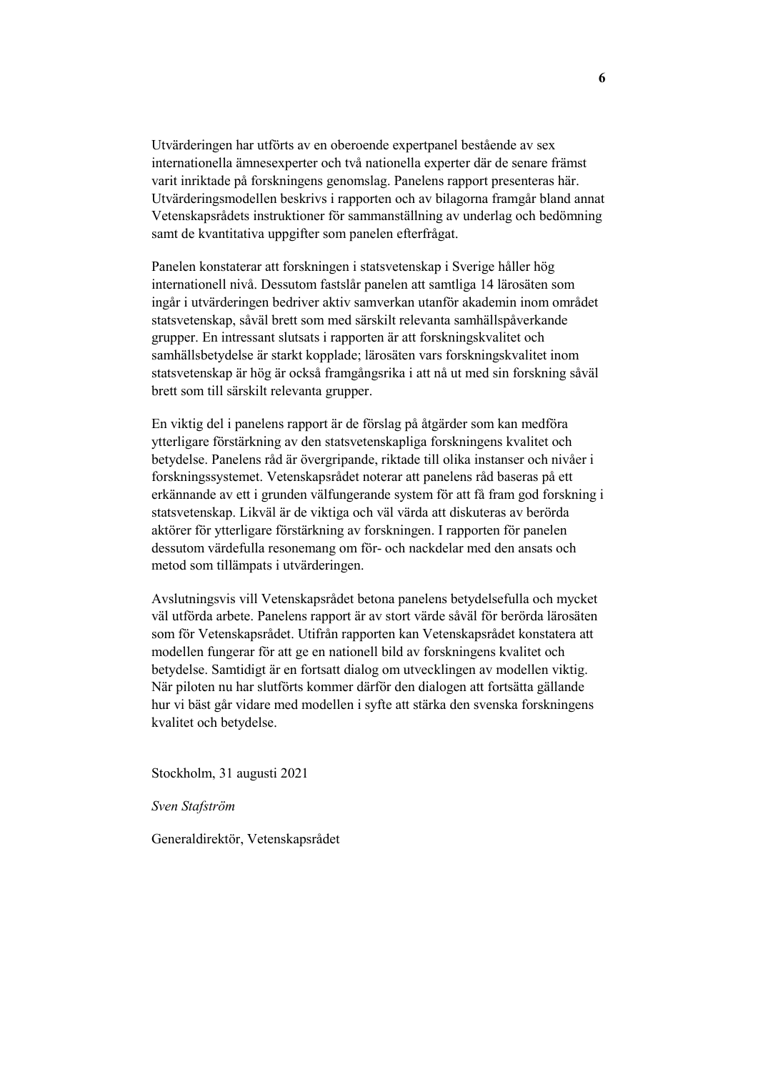Utvärderingen har utförts av en oberoende expertpanel bestående av sex internationella ämnesexperter och två nationella experter där de senare främst varit inriktade på forskningens genomslag. Panelens rapport presenteras här. Utvärderingsmodellen beskrivs i rapporten och av bilagorna framgår bland annat Vetenskapsrådets instruktioner för sammanställning av underlag och bedömning samt de kvantitativa uppgifter som panelen efterfrågat.

Panelen konstaterar att forskningen i statsvetenskap i Sverige håller hög internationell nivå. Dessutom fastslår panelen att samtliga 14 lärosäten som ingår i utvärderingen bedriver aktiv samverkan utanför akademin inom området statsvetenskap, såväl brett som med särskilt relevanta samhällspåverkande grupper. En intressant slutsats i rapporten är att forskningskvalitet och samhällsbetydelse är starkt kopplade; lärosäten vars forskningskvalitet inom statsvetenskap är hög är också framgångsrika i att nå ut med sin forskning såväl brett som till särskilt relevanta grupper.

En viktig del i panelens rapport är de förslag på åtgärder som kan medföra ytterligare förstärkning av den statsvetenskapliga forskningens kvalitet och betydelse. Panelens råd är övergripande, riktade till olika instanser och nivåer i forskningssystemet. Vetenskapsrådet noterar att panelens råd baseras på ett erkännande av ett i grunden välfungerande system för att få fram god forskning i statsvetenskap. Likväl är de viktiga och väl värda att diskuteras av berörda aktörer för ytterligare förstärkning av forskningen. I rapporten för panelen dessutom värdefulla resonemang om för- och nackdelar med den ansats och metod som tillämpats i utvärderingen.

Avslutningsvis vill Vetenskapsrådet betona panelens betydelsefulla och mycket väl utförda arbete. Panelens rapport är av stort värde såväl för berörda lärosäten som för Vetenskapsrådet. Utifrån rapporten kan Vetenskapsrådet konstatera att modellen fungerar för att ge en nationell bild av forskningens kvalitet och betydelse. Samtidigt är en fortsatt dialog om utvecklingen av modellen viktig. När piloten nu har slutförts kommer därför den dialogen att fortsätta gällande hur vi bäst går vidare med modellen i syfte att stärka den svenska forskningens kvalitet och betydelse.

Stockholm, 31 augusti 2021

*Sven Stafström*

Generaldirektör, Vetenskapsrådet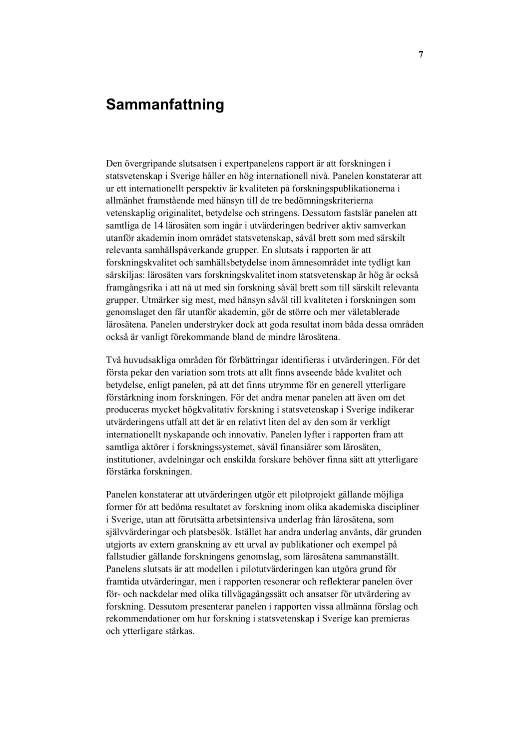# Sammanfattning

Den övergripande slutsatsen i expertpanelens rapport är att forskningen i statsvetenskap i Sverige håller en hög internationell nivå. Panelen konstaterar att ur ett internationellt perspektiv är kvaliteten på forskningspublikationerna i allmänhet framstående med hänsyn till de tre bedömningskriterierna vetenskaplig originalitet, betydelse och stringens. Dessutom fastslår panelen att samtliga de 14 lärosäten som ingår i utvärderingen bedriver aktiv samverkan utanför akademin inom området statsvetenskap, såväl brett som med särskilt relevanta samhällspåverkande grupper. En slutsats i rapporten är att forskningskvalitet och samhällsbetydelse inom ämnesområdet inte tydligt kan särskiljas: lärosäten vars forskningskvalitet inom statsvetenskap är hög är också framgångsrika i att nå ut med sin forskning såväl brett som till särskilt relevanta grupper. Utmärker sig mest, med hänsyn såväl till kvaliteten i forskningen som genomslaget den får utanför akademin, gör de större och mer väletablerade lärosätena. Panelen understryker dock att goda resultat inom båda dessa områden också är vanligt förekommande bland de mindre lärosätena.

Två huvudsakliga områden för förbättringar identifieras i utvärderingen. För det första pekar den variation som trots att allt finns avseende både kvalitet och betydelse, enligt panelen, på att det finns utrymme för en generell ytterligare förstärkning inom forskningen. För det andra menar panelen att även om det produceras mycket högkvalitativ forskning i statsvetenskap i Sverige indikerar utvärderingens utfall att det är en relativt liten del av den som är verkligt internationellt nyskapande och innovativ. Panelen lyfter i rapporten fram att samtliga aktörer i forskningssystemet, såväl finansiärer som lärosäten, institutioner, avdelningar och enskilda forskare behöver finna sätt att ytterligare förstärka forskningen.

Panelen konstaterar att utvärderingen utgör ett pilotprojekt gällande möjliga former för att bedöma resultatet av forskning inom olika akademiska discipliner i Sverige, utan att förutsätta arbetsintensiva underlag från lärosätena, som självvärderingar och platsbesök. Istället har andra underlag använts, där grunden utgjorts av extern granskning av ett urval av publikationer och exempel på fallstudier gällande forskningens genomslag, som lärosätena sammanställt. Panelens slutsats är att modellen i pilotutvärderingen kan utgöra grund för framtida utvärderingar, men i rapporten resonerar och reflekterar panelen över för- och nackdelar med olika tillvägagångssätt och ansatser för utvärdering av forskning. Dessutom presenterar panelen i rapporten vissa allmänna förslag och rekommendationer om hur forskning i statsvetenskap i Sverige kan premieras och ytterligare stärkas.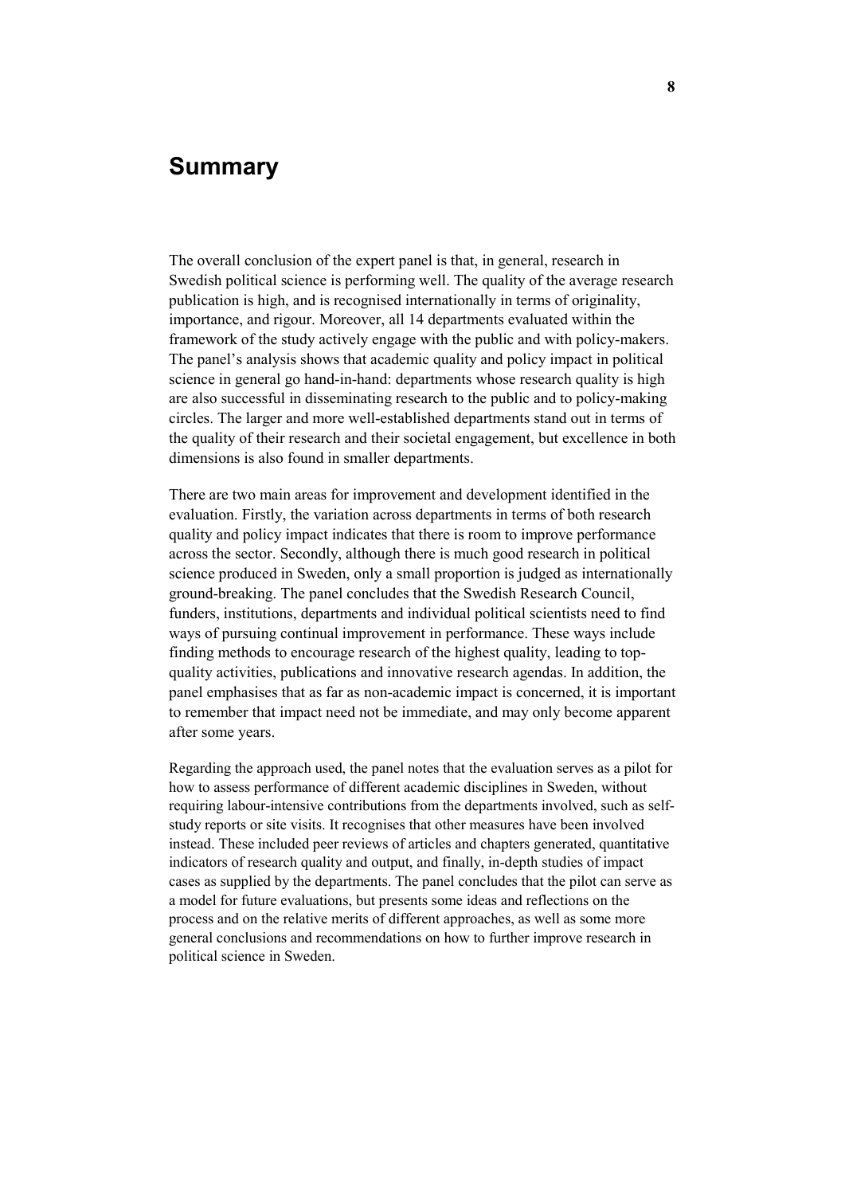# Summary

The overall conclusion of the expert panel is that, in general, research in Swedish political science is performing well. The quality of the average research publication is high, and is recognised internationally in terms of originality, importance, and rigour. Moreover, all 14 departments evaluated within the framework of the study actively engage with the public and with policy-makers. The panel's analysis shows that academic quality and policy impact in political science in general go hand-in-hand: departments whose research quality is high are also successful in disseminating research to the public and to policy-making circles. The larger and more well-established departments stand out in terms of the quality of their research and their societal engagement, but excellence in both dimensions is also found in smaller departments.

There are two main areas for improvement and development identified in the evaluation. Firstly, the variation across departments in terms of both research quality and policy impact indicates that there is room to improve performance across the sector. Secondly, although there is much good research in political science produced in Sweden, only a small proportion is judged as internationally ground-breaking. The panel concludes that the Swedish Research Council, funders, institutions, departments and individual political scientists need to find ways of pursuing continual improvement in performance. These ways include finding methods to encourage research of the highest quality, leading to top-quality activities, publications and innovative research agendas. In addition, the panel emphasises that as far as non-academic impact is concerned, it is important to remember that impact need not be immediate, and may only become apparent after some years.

Regarding the approach used, the panel notes that the evaluation serves as a pilot for how to assess performance of different academic disciplines in Sweden, without requiring labour-intensive contributions from the departments involved, such as self-study reports or site visits. It recognises that other measures have been involved instead. These included peer reviews of articles and chapters generated, quantitative indicators of research quality and output, and finally, in-depth studies of impact cases as supplied by the departments. The panel concludes that the pilot can serve as a model for future evaluations, but presents some ideas and reflections on the process and on the relative merits of different approaches, as well as some more general conclusions and recommendations on how to further improve research in political science in Sweden.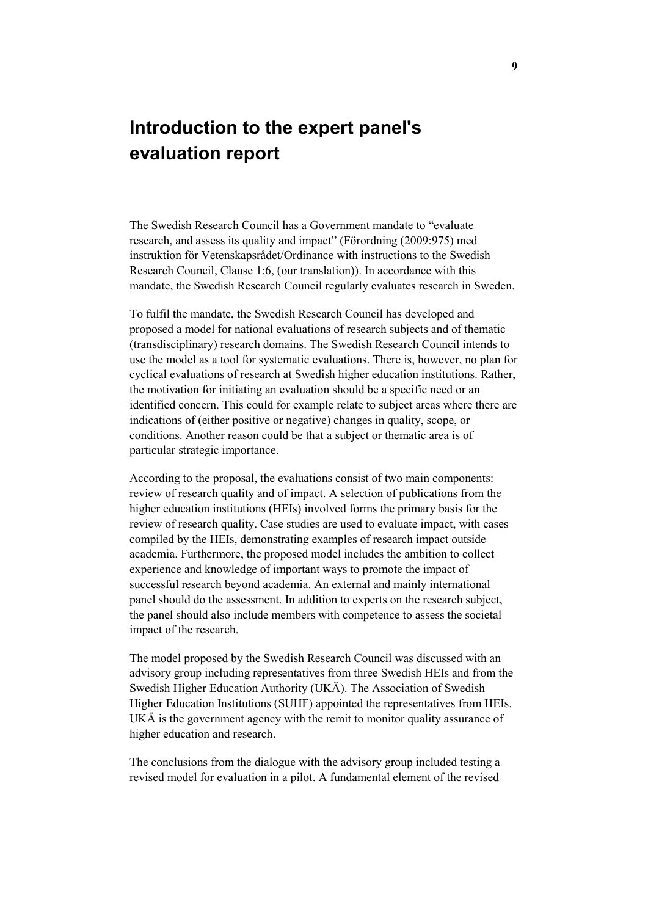# Introduction to the expert panel's evaluation report

The Swedish Research Council has a Government mandate to "evaluate research, and assess its quality and impact" (Förordning (2009:975) med instruktion för Vetenskapsrådet/Ordinance with instructions to the Swedish Research Council, Clause 1:6, (our translation)). In accordance with this mandate, the Swedish Research Council regularly evaluates research in Sweden.

To fulfil the mandate, the Swedish Research Council has developed and proposed a model for national evaluations of research subjects and of thematic (transdisciplinary) research domains. The Swedish Research Council intends to use the model as a tool for systematic evaluations. There is, however, no plan for cyclical evaluations of research at Swedish higher education institutions. Rather, the motivation for initiating an evaluation should be a specific need or an identified concern. This could for example relate to subject areas where there are indications of (either positive or negative) changes in quality, scope, or conditions. Another reason could be that a subject or thematic area is of particular strategic importance.

According to the proposal, the evaluations consist of two main components: review of research quality and of impact. A selection of publications from the higher education institutions (HEIs) involved forms the primary basis for the review of research quality. Case studies are used to evaluate impact, with cases compiled by the HEIs, demonstrating examples of research impact outside academia. Furthermore, the proposed model includes the ambition to collect experience and knowledge of important ways to promote the impact of successful research beyond academia. An external and mainly international panel should do the assessment. In addition to experts on the research subject, the panel should also include members with competence to assess the societal impact of the research.

The model proposed by the Swedish Research Council was discussed with an advisory group including representatives from three Swedish HEIs and from the Swedish Higher Education Authority (UKÄ). The Association of Swedish Higher Education Institutions (SUHF) appointed the representatives from HEIs. UKÄ is the government agency with the remit to monitor quality assurance of higher education and research.

The conclusions from the dialogue with the advisory group included testing a revised model for evaluation in a pilot. A fundamental element of the revised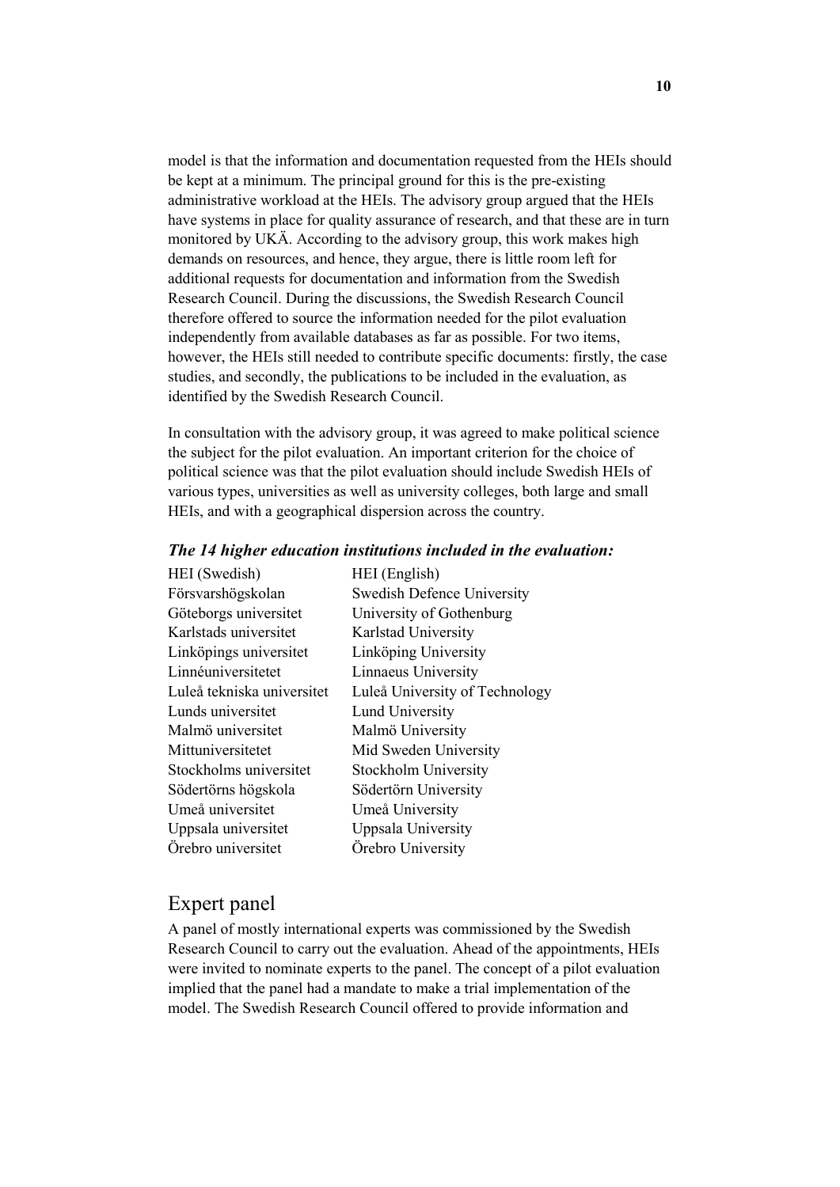model is that the information and documentation requested from the HEIs should be kept at a minimum. The principal ground for this is the pre-existing administrative workload at the HEIs. The advisory group argued that the HEIs have systems in place for quality assurance of research, and that these are in turn monitored by UKÄ. According to the advisory group, this work makes high demands on resources, and hence, they argue, there is little room left for additional requests for documentation and information from the Swedish Research Council. During the discussions, the Swedish Research Council therefore offered to source the information needed for the pilot evaluation independently from available databases as far as possible. For two items, however, the HEIs still needed to contribute specific documents: firstly, the case studies, and secondly, the publications to be included in the evaluation, as identified by the Swedish Research Council.

In consultation with the advisory group, it was agreed to make political science the subject for the pilot evaluation. An important criterion for the choice of political science was that the pilot evaluation should include Swedish HEIs of various types, universities as well as university colleges, both large and small HEIs, and with a geographical dispersion across the country.

***The 14 higher education institutions included in the evaluation:***

| HEI (Swedish) | HEI (English) |
|---|---|
| Försvarshögskolan | Swedish Defence University |
| Göteborgs universitet | University of Gothenburg |
| Karlstads universitet | Karlstad University |
| Linköpings universitet | Linköping University |
| Linnéuniversitetet | Linnaeus University |
| Luleå tekniska universitet | Luleå University of Technology |
| Lunds universitet | Lund University |
| Malmö universitet | Malmö University |
| Mittuniversitetet | Mid Sweden University |
| Stockholms universitet | Stockholm University |
| Södertörns högskola | Södertörn University |
| Umeå universitet | Umeå University |
| Uppsala universitet | Uppsala University |
| Örebro universitet | Örebro University |

## Expert panel

A panel of mostly international experts was commissioned by the Swedish Research Council to carry out the evaluation. Ahead of the appointments, HEIs were invited to nominate experts to the panel. The concept of a pilot evaluation implied that the panel had a mandate to make a trial implementation of the model. The Swedish Research Council offered to provide information and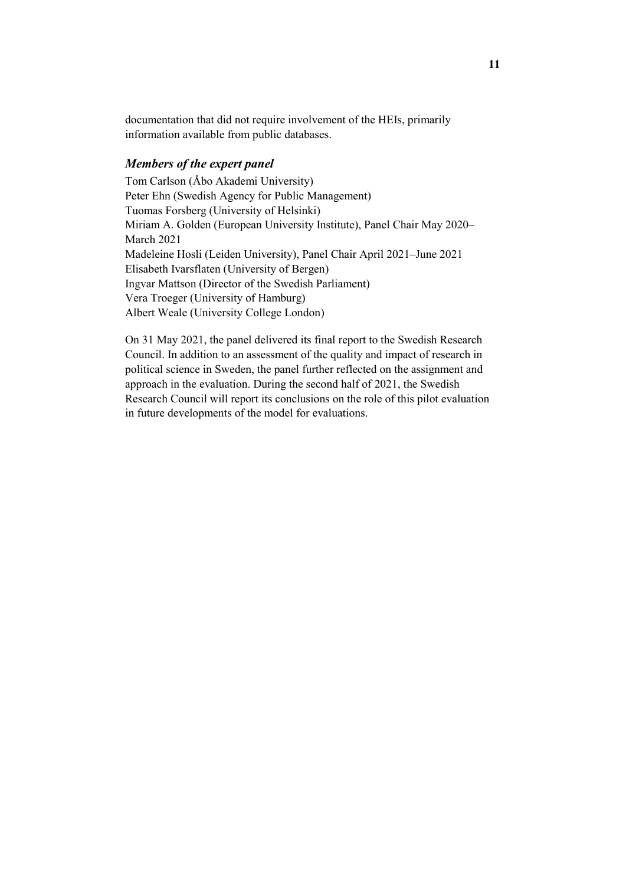documentation that did not require involvement of the HEIs, primarily information available from public databases.

### *Members of the expert panel*

Tom Carlson (Åbo Akademi University)
Peter Ehn (Swedish Agency for Public Management)
Tuomas Forsberg (University of Helsinki)
Miriam A. Golden (European University Institute), Panel Chair May 2020–March 2021
Madeleine Hosli (Leiden University), Panel Chair April 2021–June 2021
Elisabeth Ivarsflaten (University of Bergen)
Ingvar Mattson (Director of the Swedish Parliament)
Vera Troeger (University of Hamburg)
Albert Weale (University College London)

On 31 May 2021, the panel delivered its final report to the Swedish Research Council. In addition to an assessment of the quality and impact of research in political science in Sweden, the panel further reflected on the assignment and approach in the evaluation. During the second half of 2021, the Swedish Research Council will report its conclusions on the role of this pilot evaluation in future developments of the model for evaluations.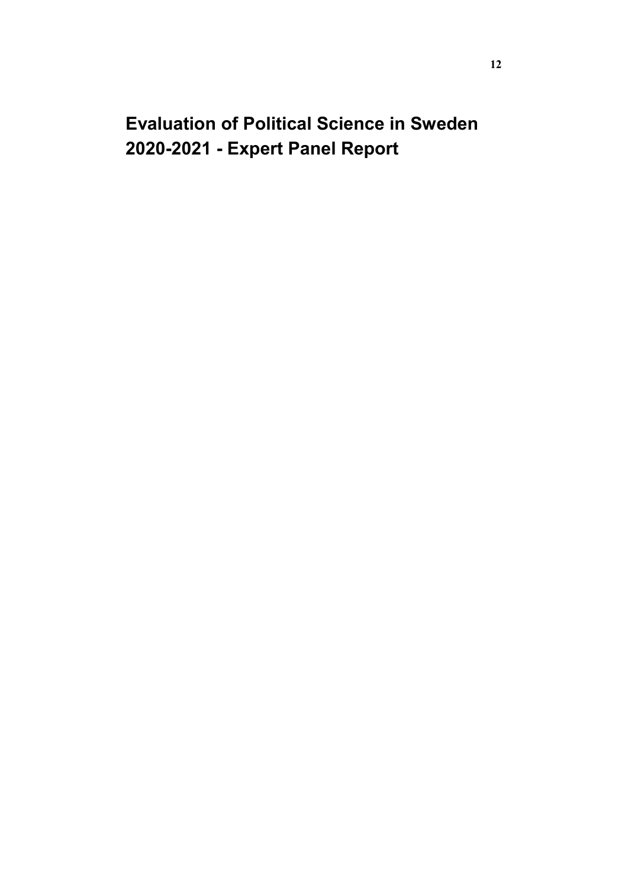# Evaluation of Political Science in Sweden 2020-2021 - Expert Panel Report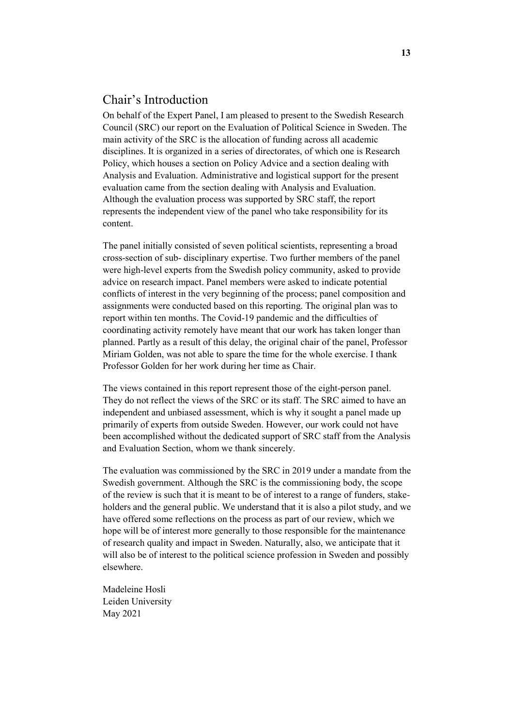## Chair's Introduction

On behalf of the Expert Panel, I am pleased to present to the Swedish Research Council (SRC) our report on the Evaluation of Political Science in Sweden. The main activity of the SRC is the allocation of funding across all academic disciplines. It is organized in a series of directorates, of which one is Research Policy, which houses a section on Policy Advice and a section dealing with Analysis and Evaluation. Administrative and logistical support for the present evaluation came from the section dealing with Analysis and Evaluation. Although the evaluation process was supported by SRC staff, the report represents the independent view of the panel who take responsibility for its content.

The panel initially consisted of seven political scientists, representing a broad cross-section of sub- disciplinary expertise. Two further members of the panel were high-level experts from the Swedish policy community, asked to provide advice on research impact. Panel members were asked to indicate potential conflicts of interest in the very beginning of the process; panel composition and assignments were conducted based on this reporting. The original plan was to report within ten months. The Covid-19 pandemic and the difficulties of coordinating activity remotely have meant that our work has taken longer than planned. Partly as a result of this delay, the original chair of the panel, Professor Miriam Golden, was not able to spare the time for the whole exercise. I thank Professor Golden for her work during her time as Chair.

The views contained in this report represent those of the eight-person panel. They do not reflect the views of the SRC or its staff. The SRC aimed to have an independent and unbiased assessment, which is why it sought a panel made up primarily of experts from outside Sweden. However, our work could not have been accomplished without the dedicated support of SRC staff from the Analysis and Evaluation Section, whom we thank sincerely.

The evaluation was commissioned by the SRC in 2019 under a mandate from the Swedish government. Although the SRC is the commissioning body, the scope of the review is such that it is meant to be of interest to a range of funders, stakeholders and the general public. We understand that it is also a pilot study, and we have offered some reflections on the process as part of our review, which we hope will be of interest more generally to those responsible for the maintenance of research quality and impact in Sweden. Naturally, also, we anticipate that it will also be of interest to the political science profession in Sweden and possibly elsewhere.

Madeleine Hosli
Leiden University
May 2021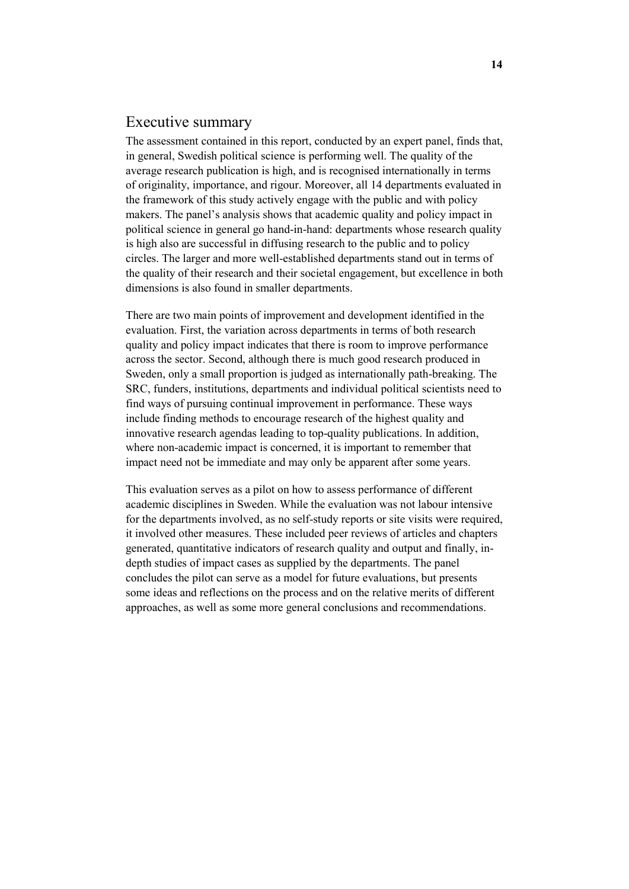# Executive summary

The assessment contained in this report, conducted by an expert panel, finds that, in general, Swedish political science is performing well. The quality of the average research publication is high, and is recognised internationally in terms of originality, importance, and rigour. Moreover, all 14 departments evaluated in the framework of this study actively engage with the public and with policy makers. The panel's analysis shows that academic quality and policy impact in political science in general go hand-in-hand: departments whose research quality is high also are successful in diffusing research to the public and to policy circles. The larger and more well-established departments stand out in terms of the quality of their research and their societal engagement, but excellence in both dimensions is also found in smaller departments.

There are two main points of improvement and development identified in the evaluation. First, the variation across departments in terms of both research quality and policy impact indicates that there is room to improve performance across the sector. Second, although there is much good research produced in Sweden, only a small proportion is judged as internationally path-breaking. The SRC, funders, institutions, departments and individual political scientists need to find ways of pursuing continual improvement in performance. These ways include finding methods to encourage research of the highest quality and innovative research agendas leading to top-quality publications. In addition, where non-academic impact is concerned, it is important to remember that impact need not be immediate and may only be apparent after some years.

This evaluation serves as a pilot on how to assess performance of different academic disciplines in Sweden. While the evaluation was not labour intensive for the departments involved, as no self-study reports or site visits were required, it involved other measures. These included peer reviews of articles and chapters generated, quantitative indicators of research quality and output and finally, in-depth studies of impact cases as supplied by the departments. The panel concludes the pilot can serve as a model for future evaluations, but presents some ideas and reflections on the process and on the relative merits of different approaches, as well as some more general conclusions and recommendations.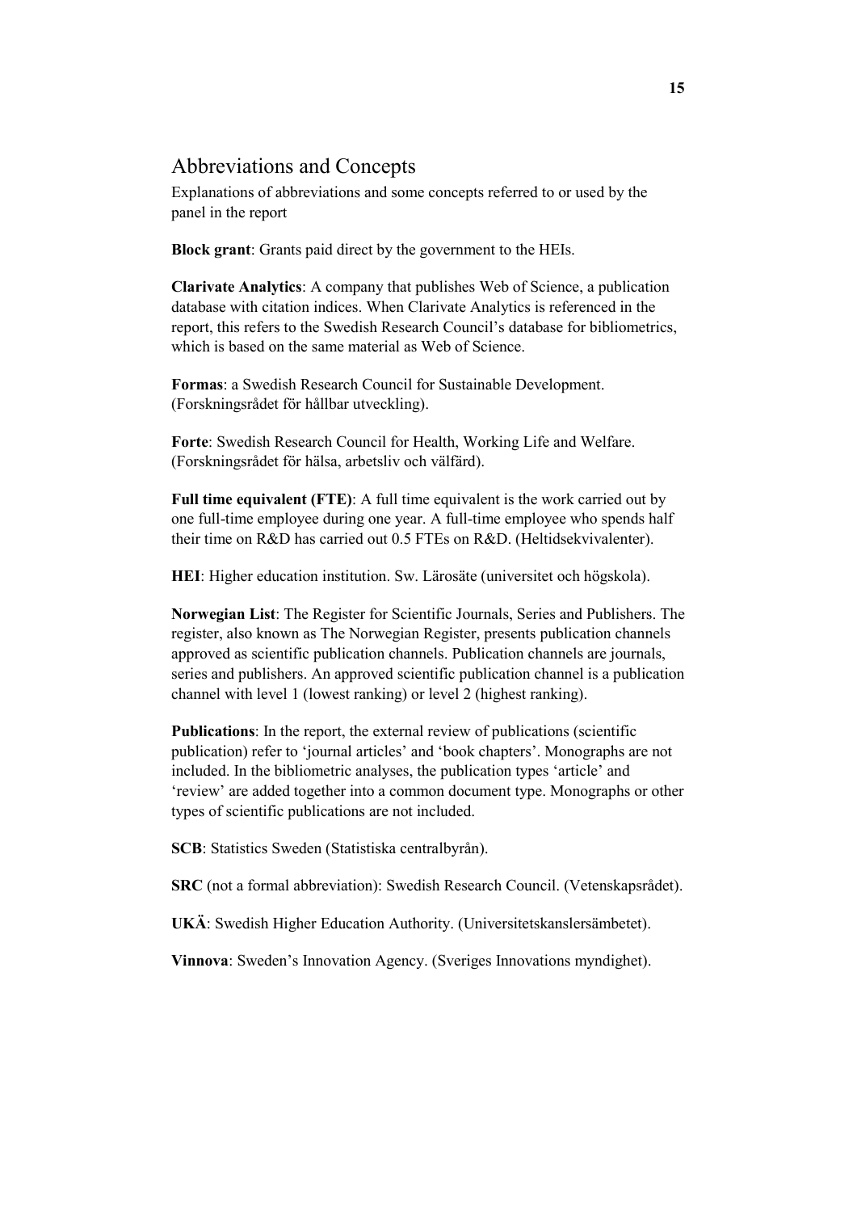## Abbreviations and Concepts

Explanations of abbreviations and some concepts referred to or used by the panel in the report

**Block grant**: Grants paid direct by the government to the HEIs.

**Clarivate Analytics**: A company that publishes Web of Science, a publication database with citation indices. When Clarivate Analytics is referenced in the report, this refers to the Swedish Research Council's database for bibliometrics, which is based on the same material as Web of Science.

**Formas**: a Swedish Research Council for Sustainable Development. (Forskningsrådet för hållbar utveckling).

**Forte**: Swedish Research Council for Health, Working Life and Welfare. (Forskningsrådet för hälsa, arbetsliv och välfärd).

**Full time equivalent (FTE)**: A full time equivalent is the work carried out by one full-time employee during one year. A full-time employee who spends half their time on R&D has carried out 0.5 FTEs on R&D. (Heltidsekvivalenter).

**HEI**: Higher education institution. Sw. Lärosäte (universitet och högskola).

**Norwegian List**: The Register for Scientific Journals, Series and Publishers. The register, also known as The Norwegian Register, presents publication channels approved as scientific publication channels. Publication channels are journals, series and publishers. An approved scientific publication channel is a publication channel with level 1 (lowest ranking) or level 2 (highest ranking).

**Publications**: In the report, the external review of publications (scientific publication) refer to 'journal articles' and 'book chapters'. Monographs are not included. In the bibliometric analyses, the publication types 'article' and 'review' are added together into a common document type. Monographs or other types of scientific publications are not included.

**SCB**: Statistics Sweden (Statistiska centralbyrån).

**SRC** (not a formal abbreviation): Swedish Research Council. (Vetenskapsrådet).

**UKÄ**: Swedish Higher Education Authority. (Universitetskanslersämbetet).

**Vinnova**: Sweden's Innovation Agency. (Sveriges Innovations myndighet).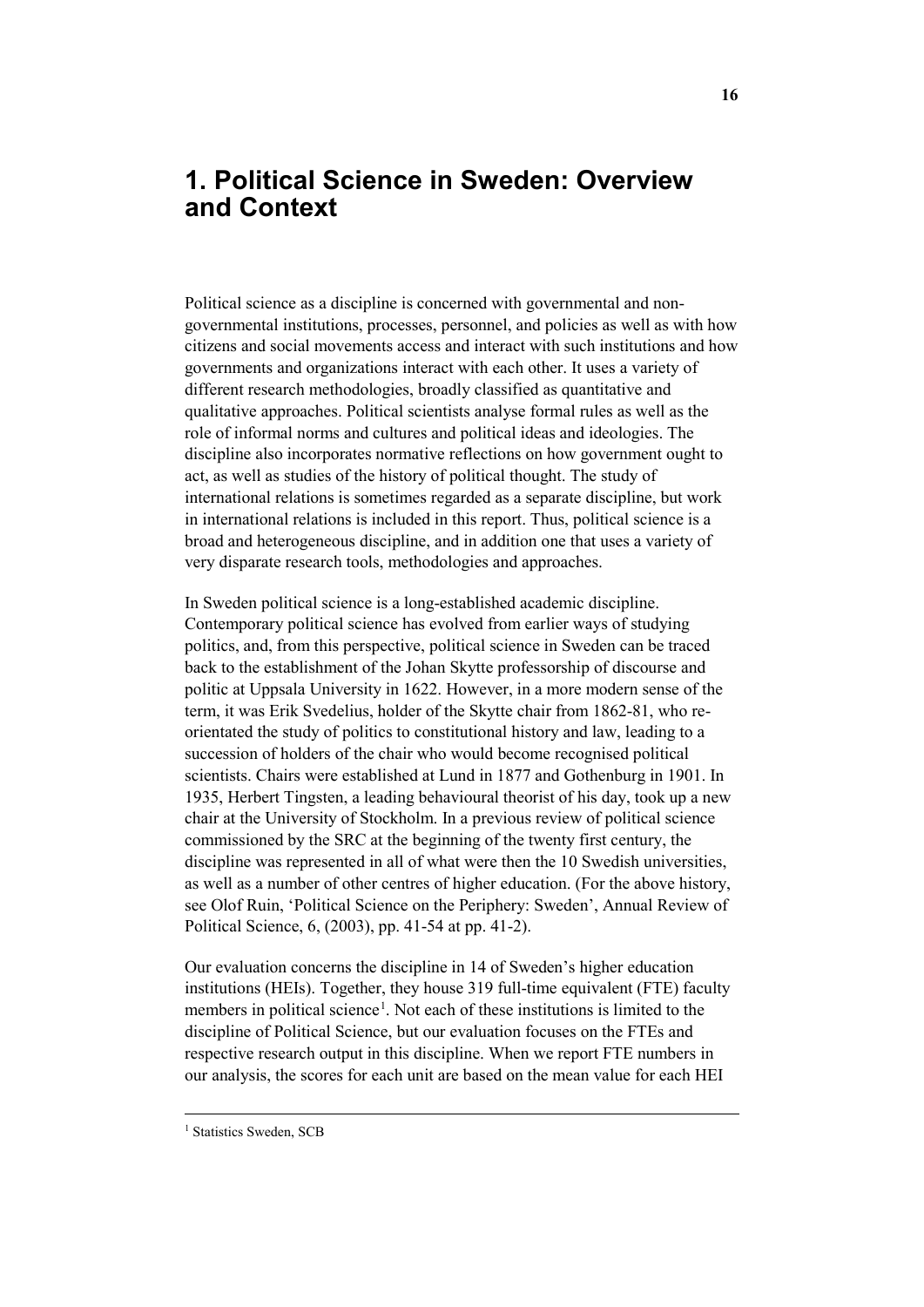# 1. Political Science in Sweden: Overview and Context

Political science as a discipline is concerned with governmental and non-governmental institutions, processes, personnel, and policies as well as with how citizens and social movements access and interact with such institutions and how governments and organizations interact with each other. It uses a variety of different research methodologies, broadly classified as quantitative and qualitative approaches. Political scientists analyse formal rules as well as the role of informal norms and cultures and political ideas and ideologies. The discipline also incorporates normative reflections on how government ought to act, as well as studies of the history of political thought. The study of international relations is sometimes regarded as a separate discipline, but work in international relations is included in this report. Thus, political science is a broad and heterogeneous discipline, and in addition one that uses a variety of very disparate research tools, methodologies and approaches.

In Sweden political science is a long-established academic discipline. Contemporary political science has evolved from earlier ways of studying politics, and, from this perspective, political science in Sweden can be traced back to the establishment of the Johan Skytte professorship of discourse and politic at Uppsala University in 1622. However, in a more modern sense of the term, it was Erik Svedelius, holder of the Skytte chair from 1862-81, who re-orientated the study of politics to constitutional history and law, leading to a succession of holders of the chair who would become recognised political scientists. Chairs were established at Lund in 1877 and Gothenburg in 1901. In 1935, Herbert Tingsten, a leading behavioural theorist of his day, took up a new chair at the University of Stockholm. In a previous review of political science commissioned by the SRC at the beginning of the twenty first century, the discipline was represented in all of what were then the 10 Swedish universities, as well as a number of other centres of higher education. (For the above history, see Olof Ruin, 'Political Science on the Periphery: Sweden', Annual Review of Political Science, 6, (2003), pp. 41-54 at pp. 41-2).

Our evaluation concerns the discipline in 14 of Sweden's higher education institutions (HEIs). Together, they house 319 full-time equivalent (FTE) faculty members in political science[1]. Not each of these institutions is limited to the discipline of Political Science, but our evaluation focuses on the FTEs and respective research output in this discipline. When we report FTE numbers in our analysis, the scores for each unit are based on the mean value for each HEI

[1] Statistics Sweden, SCB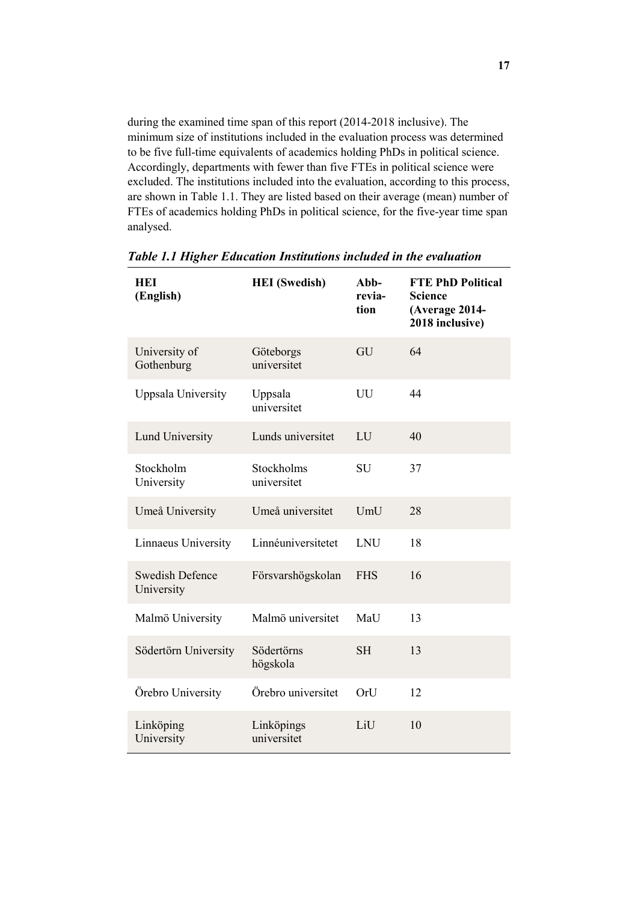during the examined time span of this report (2014-2018 inclusive). The minimum size of institutions included in the evaluation process was determined to be five full-time equivalents of academics holding PhDs in political science. Accordingly, departments with fewer than five FTEs in political science were excluded. The institutions included into the evaluation, according to this process, are shown in Table 1.1. They are listed based on their average (mean) number of FTEs of academics holding PhDs in political science, for the five-year time span analysed.

***Table 1.1 Higher Education Institutions included in the evaluation***

| HEI (English) | HEI (Swedish) | Abb-revia-tion | FTE PhD Political Science (Average 2014-2018 inclusive) |
|---|---|---|---|
| University of Gothenburg | Göteborgs universitet | GU | 64 |
| Uppsala University | Uppsala universitet | UU | 44 |
| Lund University | Lunds universitet | LU | 40 |
| Stockholm University | Stockholms universitet | SU | 37 |
| Umeå University | Umeå universitet | UmU | 28 |
| Linnaeus University | Linnéuniversitetet | LNU | 18 |
| Swedish Defence University | Försvarshögskolan | FHS | 16 |
| Malmö University | Malmö universitet | MaU | 13 |
| Södertörn University | Södertörns högskola | SH | 13 |
| Örebro University | Örebro universitet | OrU | 12 |
| Linköping University | Linköpings universitet | LiU | 10 |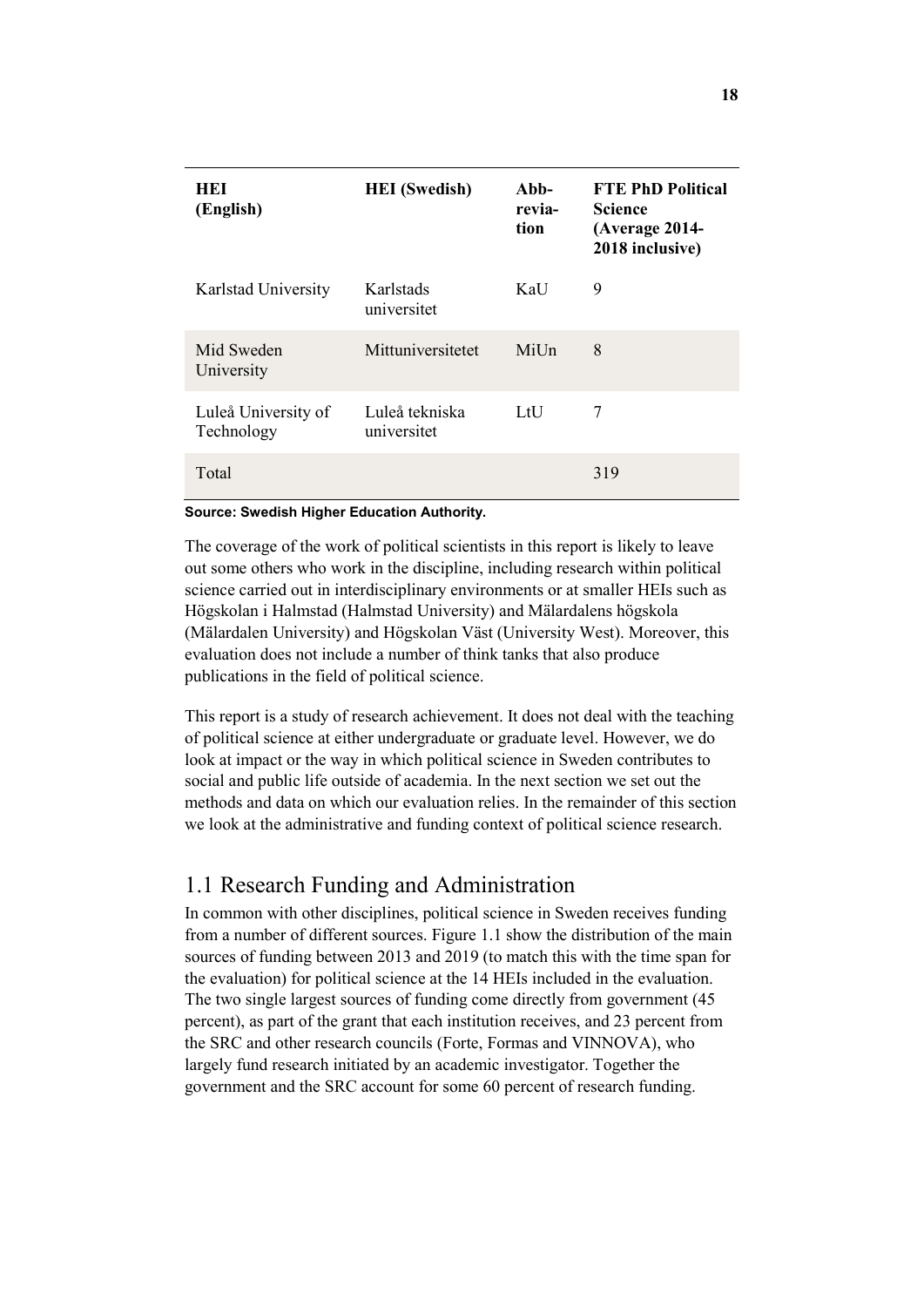| HEI (English) | HEI (Swedish) | Abb-revia-tion | FTE PhD Political Science (Average 2014-2018 inclusive) |
|---|---|---|---|
| Karlstad University | Karlstads universitet | KaU | 9 |
| Mid Sweden University | Mittuniversitetet | MiUn | 8 |
| Luleå University of Technology | Luleå tekniska universitet | LtU | 7 |
| Total | | | 319 |

**Source: Swedish Higher Education Authority.**

The coverage of the work of political scientists in this report is likely to leave out some others who work in the discipline, including research within political science carried out in interdisciplinary environments or at smaller HEIs such as Högskolan i Halmstad (Halmstad University) and Mälardalens högskola (Mälardalen University) and Högskolan Väst (University West). Moreover, this evaluation does not include a number of think tanks that also produce publications in the field of political science.

This report is a study of research achievement. It does not deal with the teaching of political science at either undergraduate or graduate level. However, we do look at impact or the way in which political science in Sweden contributes to social and public life outside of academia. In the next section we set out the methods and data on which our evaluation relies. In the remainder of this section we look at the administrative and funding context of political science research.

## 1.1 Research Funding and Administration

In common with other disciplines, political science in Sweden receives funding from a number of different sources. Figure 1.1 show the distribution of the main sources of funding between 2013 and 2019 (to match this with the time span for the evaluation) for political science at the 14 HEIs included in the evaluation. The two single largest sources of funding come directly from government (45 percent), as part of the grant that each institution receives, and 23 percent from the SRC and other research councils (Forte, Formas and VINNOVA), who largely fund research initiated by an academic investigator. Together the government and the SRC account for some 60 percent of research funding.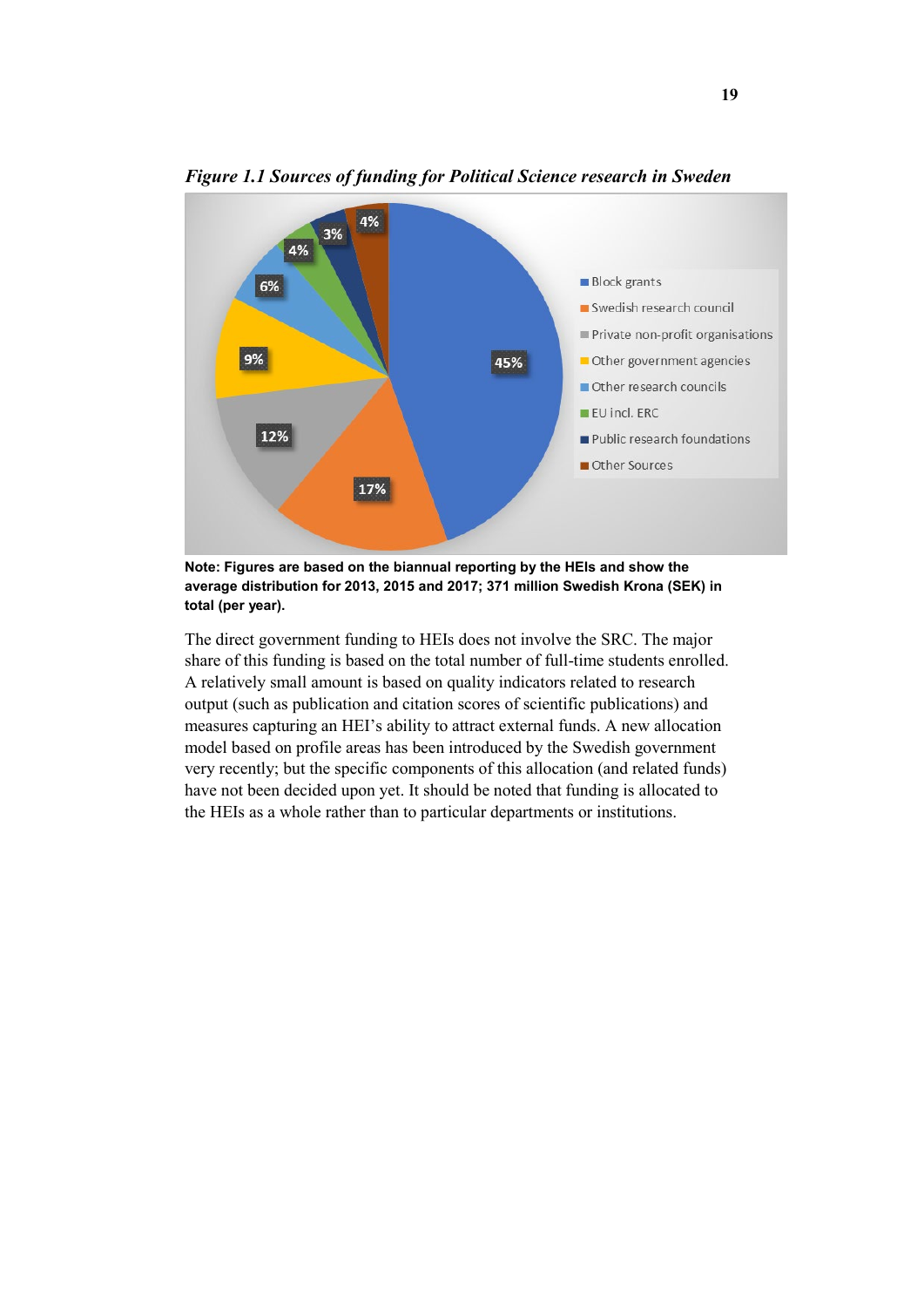*Figure 1.1 Sources of funding for Political Science research in Sweden*

**Note: Figures are based on the biannual reporting by the HEIs and show the average distribution for 2013, 2015 and 2017; 371 million Swedish Krona (SEK) in total (per year).**

The direct government funding to HEIs does not involve the SRC. The major share of this funding is based on the total number of full-time students enrolled. A relatively small amount is based on quality indicators related to research output (such as publication and citation scores of scientific publications) and measures capturing an HEI's ability to attract external funds. A new allocation model based on profile areas has been introduced by the Swedish government very recently; but the specific components of this allocation (and related funds) have not been decided upon yet. It should be noted that funding is allocated to the HEIs as a whole rather than to particular departments or institutions.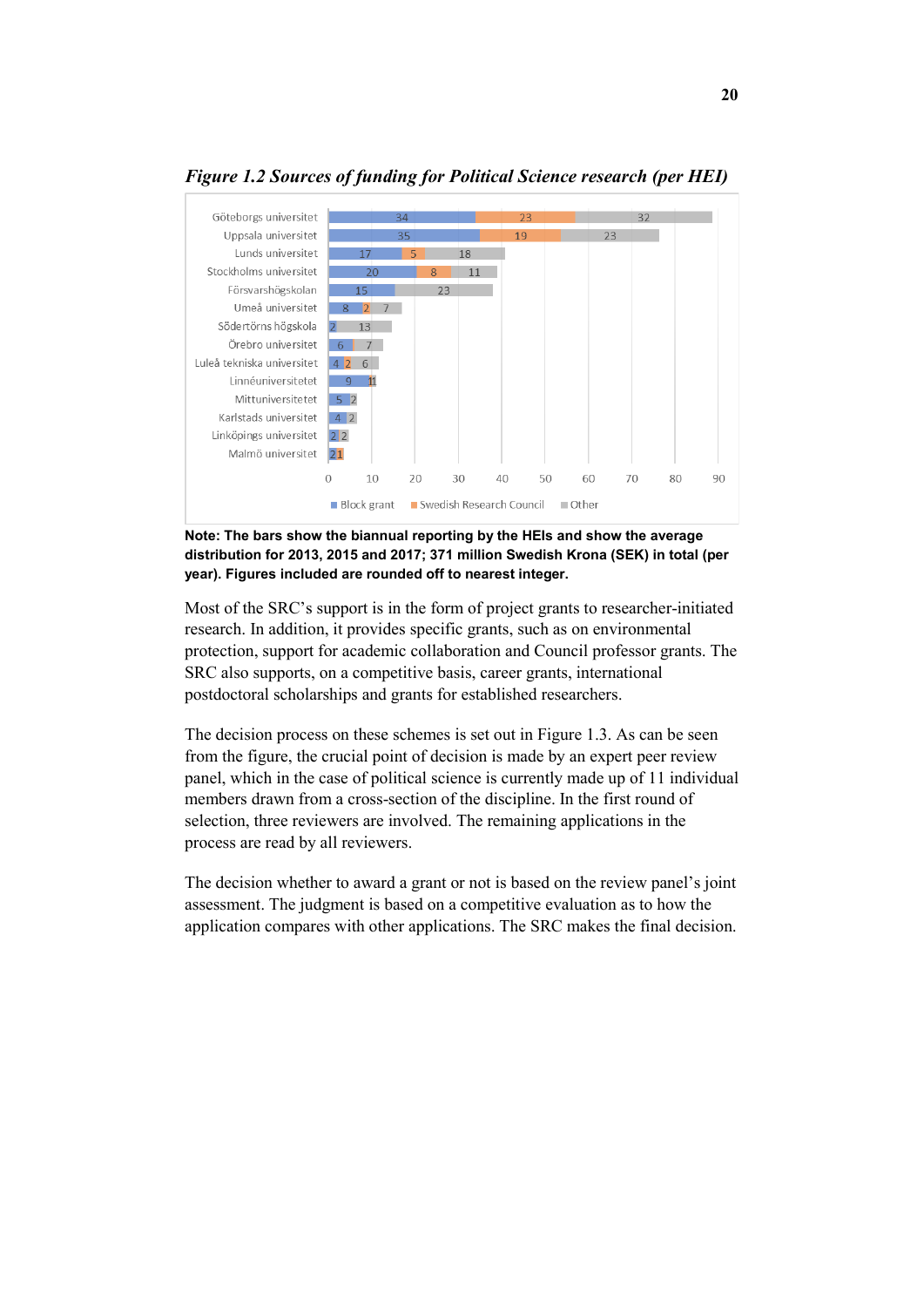*Figure 1.2 Sources of funding for Political Science research (per HEI)*

| HEI | Block grant | Swedish Research Council | Other |
|---|---|---|---|
| Göteborgs universitet | 34 | 23 | 32 |
| Uppsala universitet | 35 | 19 | 23 |
| Lunds universitet | 17 | 5 | 18 |
| Stockholms universitet | 20 | 8 | 11 |
| Försvarshögskolan | 15 | | 23 |
| Umeå universitet | 8 | 2 | 7 |
| Södertörns högskola | 2 | | 13 |
| Örebro universitet | 6 | | 7 |
| Luleå tekniska universitet | 4 | 2 | 6 |
| Linnéuniversitetet | 9 | 1 | 1 |
| Mittuniversitetet | 5 | | 2 |
| Karlstads universitet | 4 | | 2 |
| Linköpings universitet | 2 | | 2 |
| Malmö universitet | 2 | 1 | |

**Note: The bars show the biannual reporting by the HEIs and show the average distribution for 2013, 2015 and 2017; 371 million Swedish Krona (SEK) in total (per year). Figures included are rounded off to nearest integer.**

Most of the SRC's support is in the form of project grants to researcher-initiated research. In addition, it provides specific grants, such as on environmental protection, support for academic collaboration and Council professor grants. The SRC also supports, on a competitive basis, career grants, international postdoctoral scholarships and grants for established researchers.

The decision process on these schemes is set out in Figure 1.3. As can be seen from the figure, the crucial point of decision is made by an expert peer review panel, which in the case of political science is currently made up of 11 individual members drawn from a cross-section of the discipline. In the first round of selection, three reviewers are involved. The remaining applications in the process are read by all reviewers.

The decision whether to award a grant or not is based on the review panel's joint assessment. The judgment is based on a competitive evaluation as to how the application compares with other applications. The SRC makes the final decision.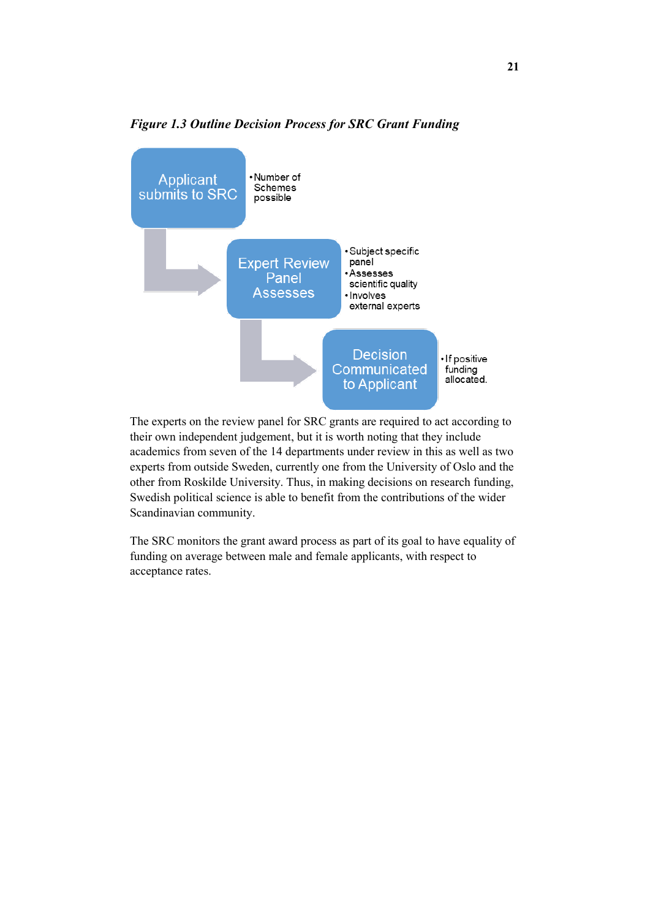*Figure 1.3 Outline Decision Process for SRC Grant Funding*

**Applicant submits to SRC**
- Number of Schemes possible

**Expert Review Panel Assesses**
- Subject specific panel
- Assesses scientific quality
- Involves external experts

**Decision Communicated to Applicant**
- If positive funding allocated.

The experts on the review panel for SRC grants are required to act according to their own independent judgement, but it is worth noting that they include academics from seven of the 14 departments under review in this as well as two experts from outside Sweden, currently one from the University of Oslo and the other from Roskilde University. Thus, in making decisions on research funding, Swedish political science is able to benefit from the contributions of the wider Scandinavian community.

The SRC monitors the grant award process as part of its goal to have equality of funding on average between male and female applicants, with respect to acceptance rates.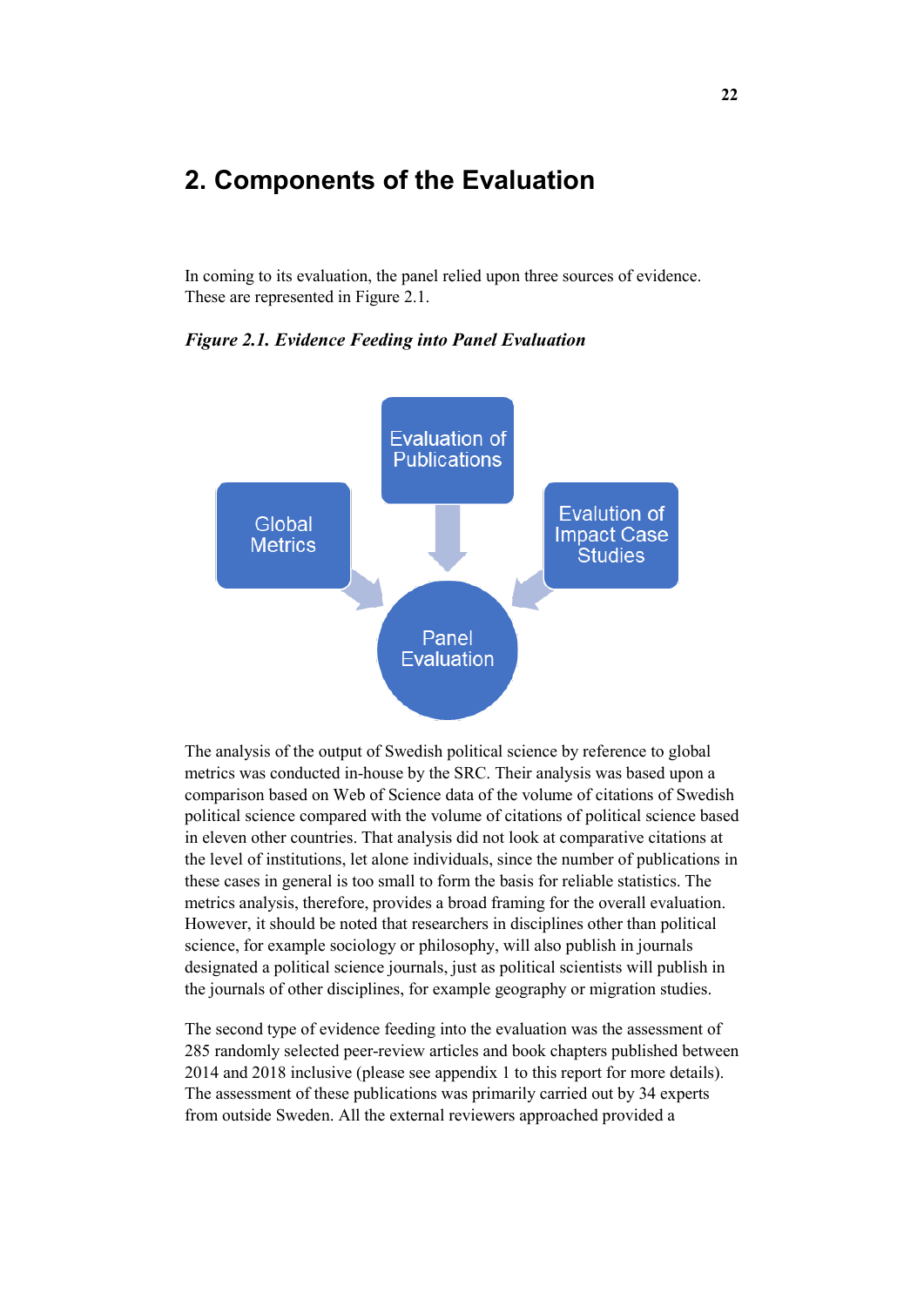# 2. Components of the Evaluation

In coming to its evaluation, the panel relied upon three sources of evidence. These are represented in Figure 2.1.

***Figure 2.1. Evidence Feeding into Panel Evaluation***

Evaluation of Publications

Global Metrics

Evalution of Impact Case Studies

Panel Evaluation

The analysis of the output of Swedish political science by reference to global metrics was conducted in-house by the SRC. Their analysis was based upon a comparison based on Web of Science data of the volume of citations of Swedish political science compared with the volume of citations of political science based in eleven other countries. That analysis did not look at comparative citations at the level of institutions, let alone individuals, since the number of publications in these cases in general is too small to form the basis for reliable statistics. The metrics analysis, therefore, provides a broad framing for the overall evaluation. However, it should be noted that researchers in disciplines other than political science, for example sociology or philosophy, will also publish in journals designated a political science journals, just as political scientists will publish in the journals of other disciplines, for example geography or migration studies.

The second type of evidence feeding into the evaluation was the assessment of 285 randomly selected peer-review articles and book chapters published between 2014 and 2018 inclusive (please see appendix 1 to this report for more details). The assessment of these publications was primarily carried out by 34 experts from outside Sweden. All the external reviewers approached provided a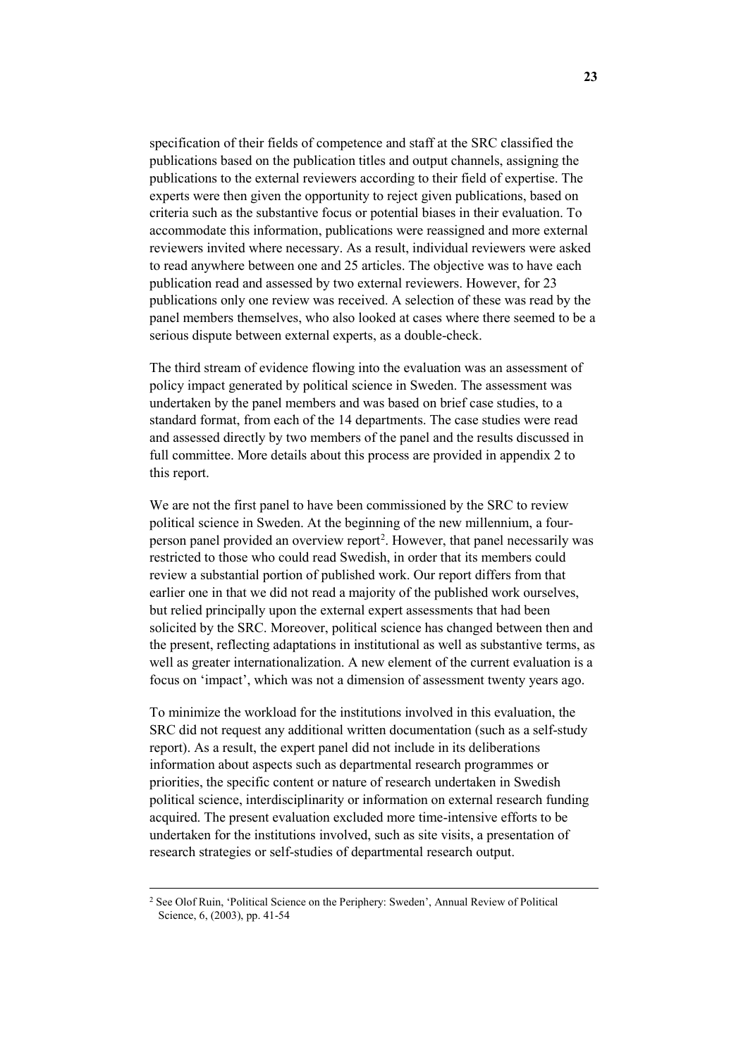specification of their fields of competence and staff at the SRC classified the publications based on the publication titles and output channels, assigning the publications to the external reviewers according to their field of expertise. The experts were then given the opportunity to reject given publications, based on criteria such as the substantive focus or potential biases in their evaluation. To accommodate this information, publications were reassigned and more external reviewers invited where necessary. As a result, individual reviewers were asked to read anywhere between one and 25 articles. The objective was to have each publication read and assessed by two external reviewers. However, for 23 publications only one review was received. A selection of these was read by the panel members themselves, who also looked at cases where there seemed to be a serious dispute between external experts, as a double-check.

The third stream of evidence flowing into the evaluation was an assessment of policy impact generated by political science in Sweden. The assessment was undertaken by the panel members and was based on brief case studies, to a standard format, from each of the 14 departments. The case studies were read and assessed directly by two members of the panel and the results discussed in full committee. More details about this process are provided in appendix 2 to this report.

We are not the first panel to have been commissioned by the SRC to review political science in Sweden. At the beginning of the new millennium, a four-person panel provided an overview report[2]. However, that panel necessarily was restricted to those who could read Swedish, in order that its members could review a substantial portion of published work. Our report differs from that earlier one in that we did not read a majority of the published work ourselves, but relied principally upon the external expert assessments that had been solicited by the SRC. Moreover, political science has changed between then and the present, reflecting adaptations in institutional as well as substantive terms, as well as greater internationalization. A new element of the current evaluation is a focus on 'impact', which was not a dimension of assessment twenty years ago.

To minimize the workload for the institutions involved in this evaluation, the SRC did not request any additional written documentation (such as a self-study report). As a result, the expert panel did not include in its deliberations information about aspects such as departmental research programmes or priorities, the specific content or nature of research undertaken in Swedish political science, interdisciplinarity or information on external research funding acquired. The present evaluation excluded more time-intensive efforts to be undertaken for the institutions involved, such as site visits, a presentation of research strategies or self-studies of departmental research output.

---

[2] See Olof Ruin, 'Political Science on the Periphery: Sweden', Annual Review of Political Science, 6, (2003), pp. 41-54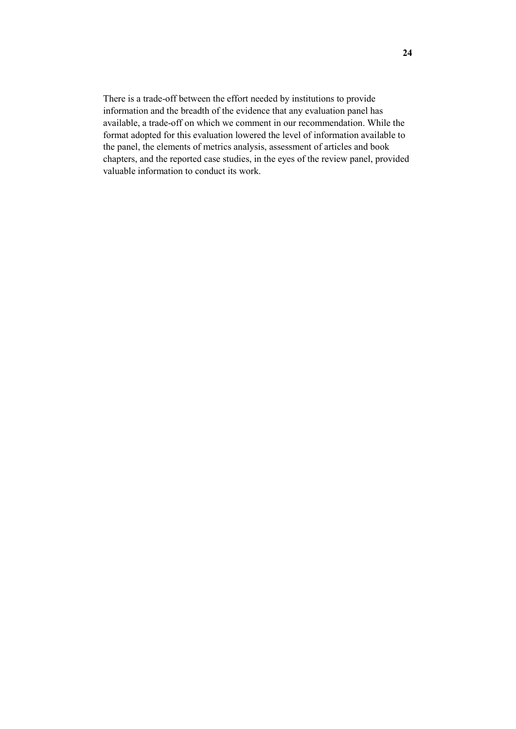There is a trade-off between the effort needed by institutions to provide information and the breadth of the evidence that any evaluation panel has available, a trade-off on which we comment in our recommendation. While the format adopted for this evaluation lowered the level of information available to the panel, the elements of metrics analysis, assessment of articles and book chapters, and the reported case studies, in the eyes of the review panel, provided valuable information to conduct its work.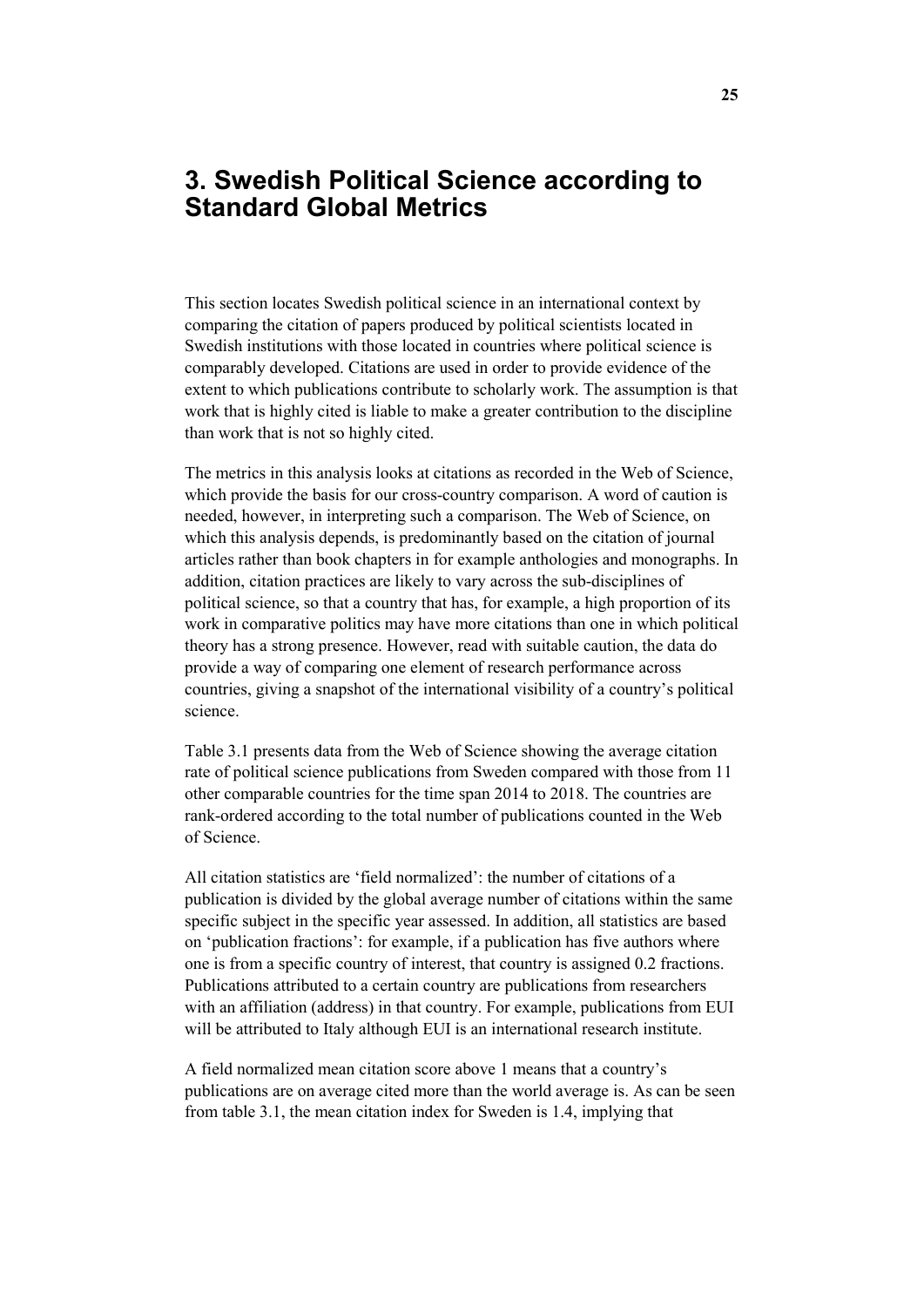# 3. Swedish Political Science according to Standard Global Metrics

This section locates Swedish political science in an international context by comparing the citation of papers produced by political scientists located in Swedish institutions with those located in countries where political science is comparably developed. Citations are used in order to provide evidence of the extent to which publications contribute to scholarly work. The assumption is that work that is highly cited is liable to make a greater contribution to the discipline than work that is not so highly cited.

The metrics in this analysis looks at citations as recorded in the Web of Science, which provide the basis for our cross-country comparison. A word of caution is needed, however, in interpreting such a comparison. The Web of Science, on which this analysis depends, is predominantly based on the citation of journal articles rather than book chapters in for example anthologies and monographs. In addition, citation practices are likely to vary across the sub-disciplines of political science, so that a country that has, for example, a high proportion of its work in comparative politics may have more citations than one in which political theory has a strong presence. However, read with suitable caution, the data do provide a way of comparing one element of research performance across countries, giving a snapshot of the international visibility of a country's political science.

Table 3.1 presents data from the Web of Science showing the average citation rate of political science publications from Sweden compared with those from 11 other comparable countries for the time span 2014 to 2018. The countries are rank-ordered according to the total number of publications counted in the Web of Science.

All citation statistics are 'field normalized': the number of citations of a publication is divided by the global average number of citations within the same specific subject in the specific year assessed. In addition, all statistics are based on 'publication fractions': for example, if a publication has five authors where one is from a specific country of interest, that country is assigned 0.2 fractions. Publications attributed to a certain country are publications from researchers with an affiliation (address) in that country. For example, publications from EUI will be attributed to Italy although EUI is an international research institute.

A field normalized mean citation score above 1 means that a country's publications are on average cited more than the world average is. As can be seen from table 3.1, the mean citation index for Sweden is 1.4, implying that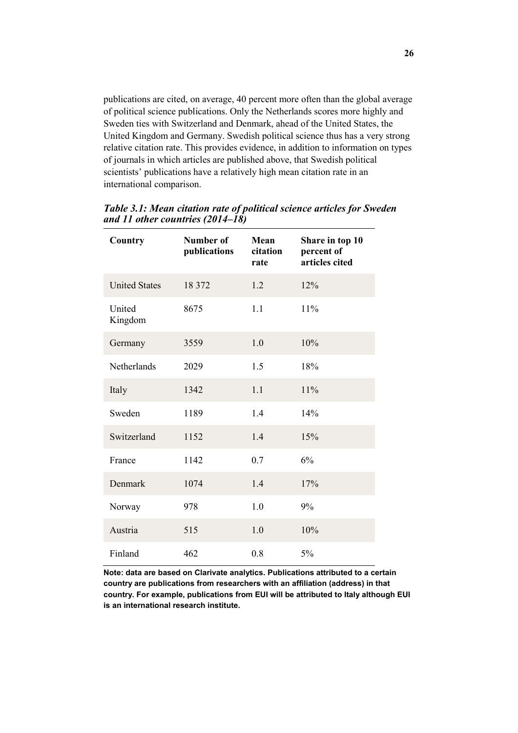publications are cited, on average, 40 percent more often than the global average of political science publications. Only the Netherlands scores more highly and Sweden ties with Switzerland and Denmark, ahead of the United States, the United Kingdom and Germany. Swedish political science thus has a very strong relative citation rate. This provides evidence, in addition to information on types of journals in which articles are published above, that Swedish political scientists' publications have a relatively high mean citation rate in an international comparison.

***Table 3.1: Mean citation rate of political science articles for Sweden and 11 other countries (2014–18)***

| Country | Number of publications | Mean citation rate | Share in top 10 percent of articles cited |
|---|---|---|---|
| United States | 18 372 | 1.2 | 12% |
| United Kingdom | 8675 | 1.1 | 11% |
| Germany | 3559 | 1.0 | 10% |
| Netherlands | 2029 | 1.5 | 18% |
| Italy | 1342 | 1.1 | 11% |
| Sweden | 1189 | 1.4 | 14% |
| Switzerland | 1152 | 1.4 | 15% |
| France | 1142 | 0.7 | 6% |
| Denmark | 1074 | 1.4 | 17% |
| Norway | 978 | 1.0 | 9% |
| Austria | 515 | 1.0 | 10% |
| Finland | 462 | 0.8 | 5% |

**Note: data are based on Clarivate analytics. Publications attributed to a certain country are publications from researchers with an affiliation (address) in that country. For example, publications from EUI will be attributed to Italy although EUI is an international research institute.**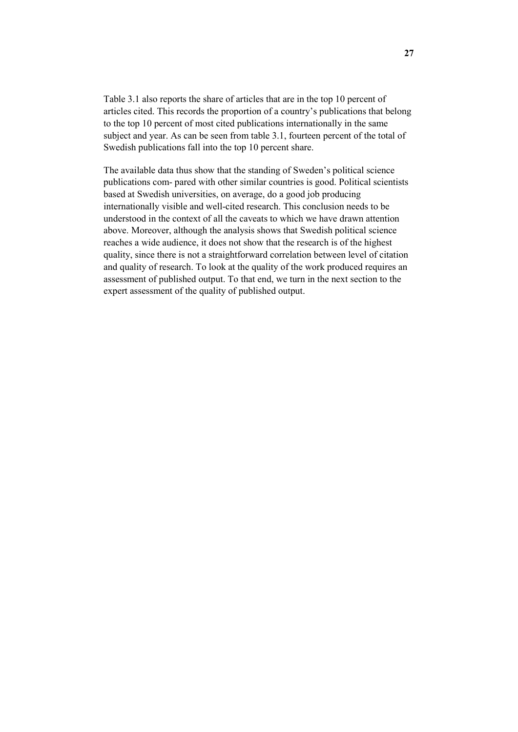Table 3.1 also reports the share of articles that are in the top 10 percent of articles cited. This records the proportion of a country's publications that belong to the top 10 percent of most cited publications internationally in the same subject and year. As can be seen from table 3.1, fourteen percent of the total of Swedish publications fall into the top 10 percent share.

The available data thus show that the standing of Sweden's political science publications com- pared with other similar countries is good. Political scientists based at Swedish universities, on average, do a good job producing internationally visible and well-cited research. This conclusion needs to be understood in the context of all the caveats to which we have drawn attention above. Moreover, although the analysis shows that Swedish political science reaches a wide audience, it does not show that the research is of the highest quality, since there is not a straightforward correlation between level of citation and quality of research. To look at the quality of the work produced requires an assessment of published output. To that end, we turn in the next section to the expert assessment of the quality of published output.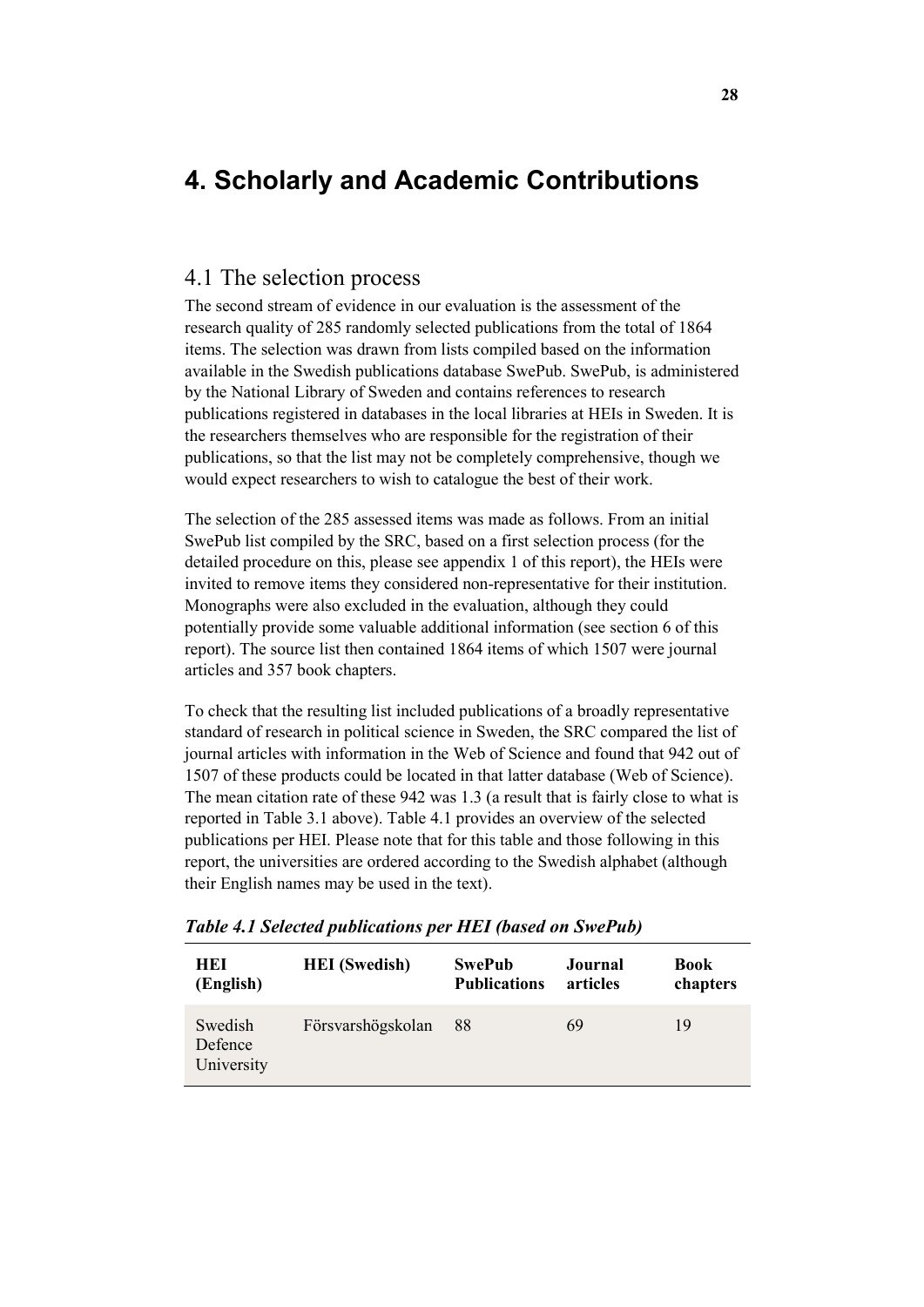# 4. Scholarly and Academic Contributions

## 4.1 The selection process

The second stream of evidence in our evaluation is the assessment of the research quality of 285 randomly selected publications from the total of 1864 items. The selection was drawn from lists compiled based on the information available in the Swedish publications database SwePub. SwePub, is administered by the National Library of Sweden and contains references to research publications registered in databases in the local libraries at HEIs in Sweden. It is the researchers themselves who are responsible for the registration of their publications, so that the list may not be completely comprehensive, though we would expect researchers to wish to catalogue the best of their work.

The selection of the 285 assessed items was made as follows. From an initial SwePub list compiled by the SRC, based on a first selection process (for the detailed procedure on this, please see appendix 1 of this report), the HEIs were invited to remove items they considered non-representative for their institution. Monographs were also excluded in the evaluation, although they could potentially provide some valuable additional information (see section 6 of this report). The source list then contained 1864 items of which 1507 were journal articles and 357 book chapters.

To check that the resulting list included publications of a broadly representative standard of research in political science in Sweden, the SRC compared the list of journal articles with information in the Web of Science and found that 942 out of 1507 of these products could be located in that latter database (Web of Science). The mean citation rate of these 942 was 1.3 (a result that is fairly close to what is reported in Table 3.1 above). Table 4.1 provides an overview of the selected publications per HEI. Please note that for this table and those following in this report, the universities are ordered according to the Swedish alphabet (although their English names may be used in the text).

***Table 4.1 Selected publications per HEI (based on SwePub)***

| HEI (English) | HEI (Swedish) | SwePub Publications | Journal articles | Book chapters |
|---|---|---|---|---|
| Swedish Defence University | Försvarshögskolan | 88 | 69 | 19 |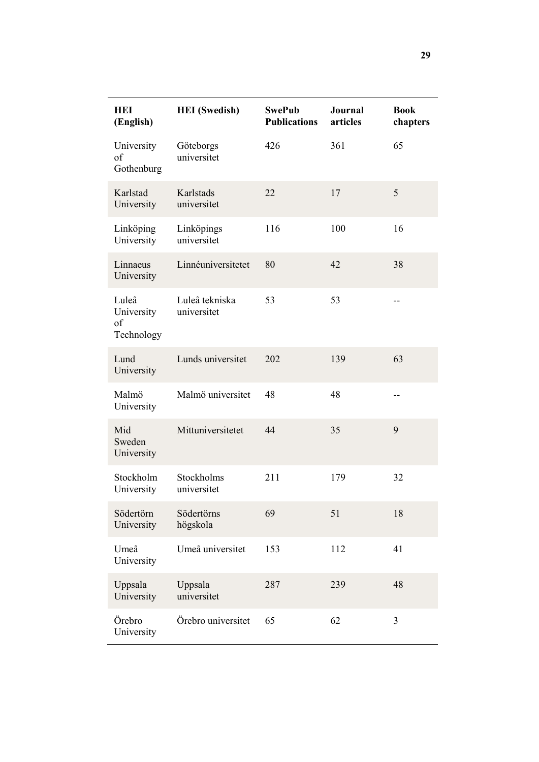| HEI (English) | HEI (Swedish) | SwePub Publications | Journal articles | Book chapters |
|---|---|---|---|---|
| University of Gothenburg | Göteborgs universitet | 426 | 361 | 65 |
| Karlstad University | Karlstads universitet | 22 | 17 | 5 |
| Linköping University | Linköpings universitet | 116 | 100 | 16 |
| Linnaeus University | Linnéuniversitetet | 80 | 42 | 38 |
| Luleå University of Technology | Luleå tekniska universitet | 53 | 53 | -- |
| Lund University | Lunds universitet | 202 | 139 | 63 |
| Malmö University | Malmö universitet | 48 | 48 | -- |
| Mid Sweden University | Mittuniversitetet | 44 | 35 | 9 |
| Stockholm University | Stockholms universitet | 211 | 179 | 32 |
| Södertörn University | Södertörns högskola | 69 | 51 | 18 |
| Umeå University | Umeå universitet | 153 | 112 | 41 |
| Uppsala University | Uppsala universitet | 287 | 239 | 48 |
| Örebro University | Örebro universitet | 65 | 62 | 3 |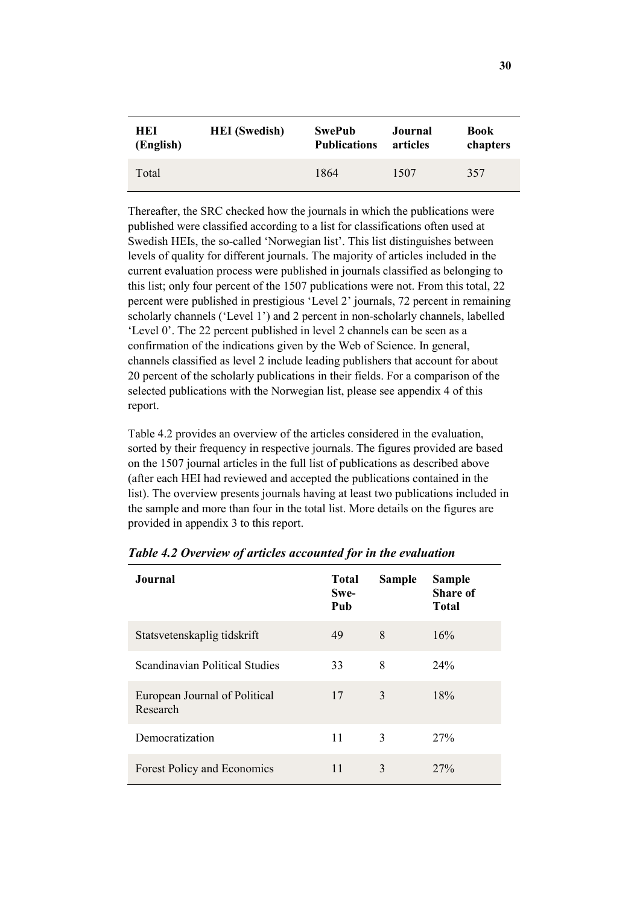| HEI (English) | HEI (Swedish) | SwePub Publications | Journal articles | Book chapters |
|---|---|---|---|---|
| Total | | 1864 | 1507 | 357 |

Thereafter, the SRC checked how the journals in which the publications were published were classified according to a list for classifications often used at Swedish HEIs, the so-called 'Norwegian list'. This list distinguishes between levels of quality for different journals. The majority of articles included in the current evaluation process were published in journals classified as belonging to this list; only four percent of the 1507 publications were not. From this total, 22 percent were published in prestigious 'Level 2' journals, 72 percent in remaining scholarly channels ('Level 1') and 2 percent in non-scholarly channels, labelled 'Level 0'. The 22 percent published in level 2 channels can be seen as a confirmation of the indications given by the Web of Science. In general, channels classified as level 2 include leading publishers that account for about 20 percent of the scholarly publications in their fields. For a comparison of the selected publications with the Norwegian list, please see appendix 4 of this report.

Table 4.2 provides an overview of the articles considered in the evaluation, sorted by their frequency in respective journals. The figures provided are based on the 1507 journal articles in the full list of publications as described above (after each HEI had reviewed and accepted the publications contained in the list). The overview presents journals having at least two publications included in the sample and more than four in the total list. More details on the figures are provided in appendix 3 to this report.

***Table 4.2 Overview of articles accounted for in the evaluation***

| Journal | Total Swe-Pub | Sample | Sample Share of Total |
|---|---|---|---|
| Statsvetenskaplig tidskrift | 49 | 8 | 16% |
| Scandinavian Political Studies | 33 | 8 | 24% |
| European Journal of Political Research | 17 | 3 | 18% |
| Democratization | 11 | 3 | 27% |
| Forest Policy and Economics | 11 | 3 | 27% |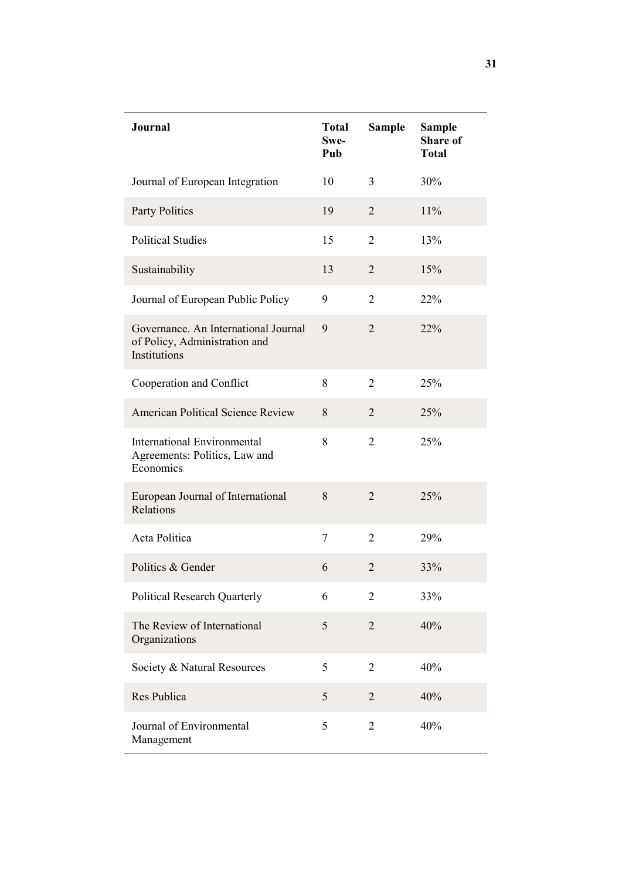| Journal | Total Swe-Pub | Sample | Sample Share of Total |
|---|---|---|---|
| Journal of European Integration | 10 | 3 | 30% |
| Party Politics | 19 | 2 | 11% |
| Political Studies | 15 | 2 | 13% |
| Sustainability | 13 | 2 | 15% |
| Journal of European Public Policy | 9 | 2 | 22% |
| Governance. An International Journal of Policy, Administration and Institutions | 9 | 2 | 22% |
| Cooperation and Conflict | 8 | 2 | 25% |
| American Political Science Review | 8 | 2 | 25% |
| International Environmental Agreements: Politics, Law and Economics | 8 | 2 | 25% |
| European Journal of International Relations | 8 | 2 | 25% |
| Acta Politica | 7 | 2 | 29% |
| Politics & Gender | 6 | 2 | 33% |
| Political Research Quarterly | 6 | 2 | 33% |
| The Review of International Organizations | 5 | 2 | 40% |
| Society & Natural Resources | 5 | 2 | 40% |
| Res Publica | 5 | 2 | 40% |
| Journal of Environmental Management | 5 | 2 | 40% |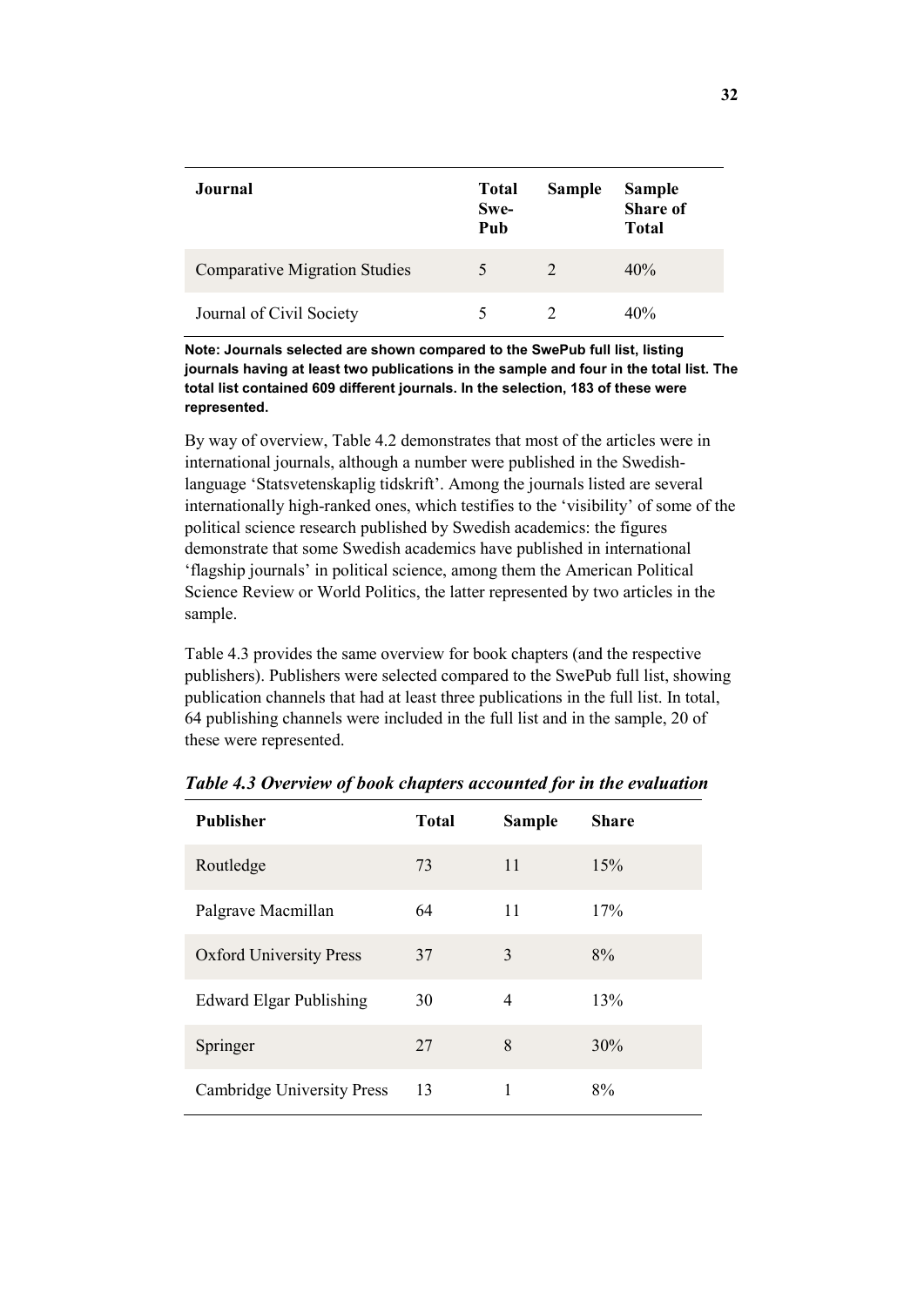| Journal | Total Swe-Pub | Sample | Sample Share of Total |
|---|---|---|---|
| Comparative Migration Studies | 5 | 2 | 40% |
| Journal of Civil Society | 5 | 2 | 40% |

**Note: Journals selected are shown compared to the SwePub full list, listing journals having at least two publications in the sample and four in the total list. The total list contained 609 different journals. In the selection, 183 of these were represented.**

By way of overview, Table 4.2 demonstrates that most of the articles were in international journals, although a number were published in the Swedish-language 'Statsvetenskaplig tidskrift'. Among the journals listed are several internationally high-ranked ones, which testifies to the 'visibility' of some of the political science research published by Swedish academics: the figures demonstrate that some Swedish academics have published in international 'flagship journals' in political science, among them the American Political Science Review or World Politics, the latter represented by two articles in the sample.

Table 4.3 provides the same overview for book chapters (and the respective publishers). Publishers were selected compared to the SwePub full list, showing publication channels that had at least three publications in the full list. In total, 64 publishing channels were included in the full list and in the sample, 20 of these were represented.

***Table 4.3 Overview of book chapters accounted for in the evaluation***

| Publisher | Total | Sample | Share |
|---|---|---|---|
| Routledge | 73 | 11 | 15% |
| Palgrave Macmillan | 64 | 11 | 17% |
| Oxford University Press | 37 | 3 | 8% |
| Edward Elgar Publishing | 30 | 4 | 13% |
| Springer | 27 | 8 | 30% |
| Cambridge University Press | 13 | 1 | 8% |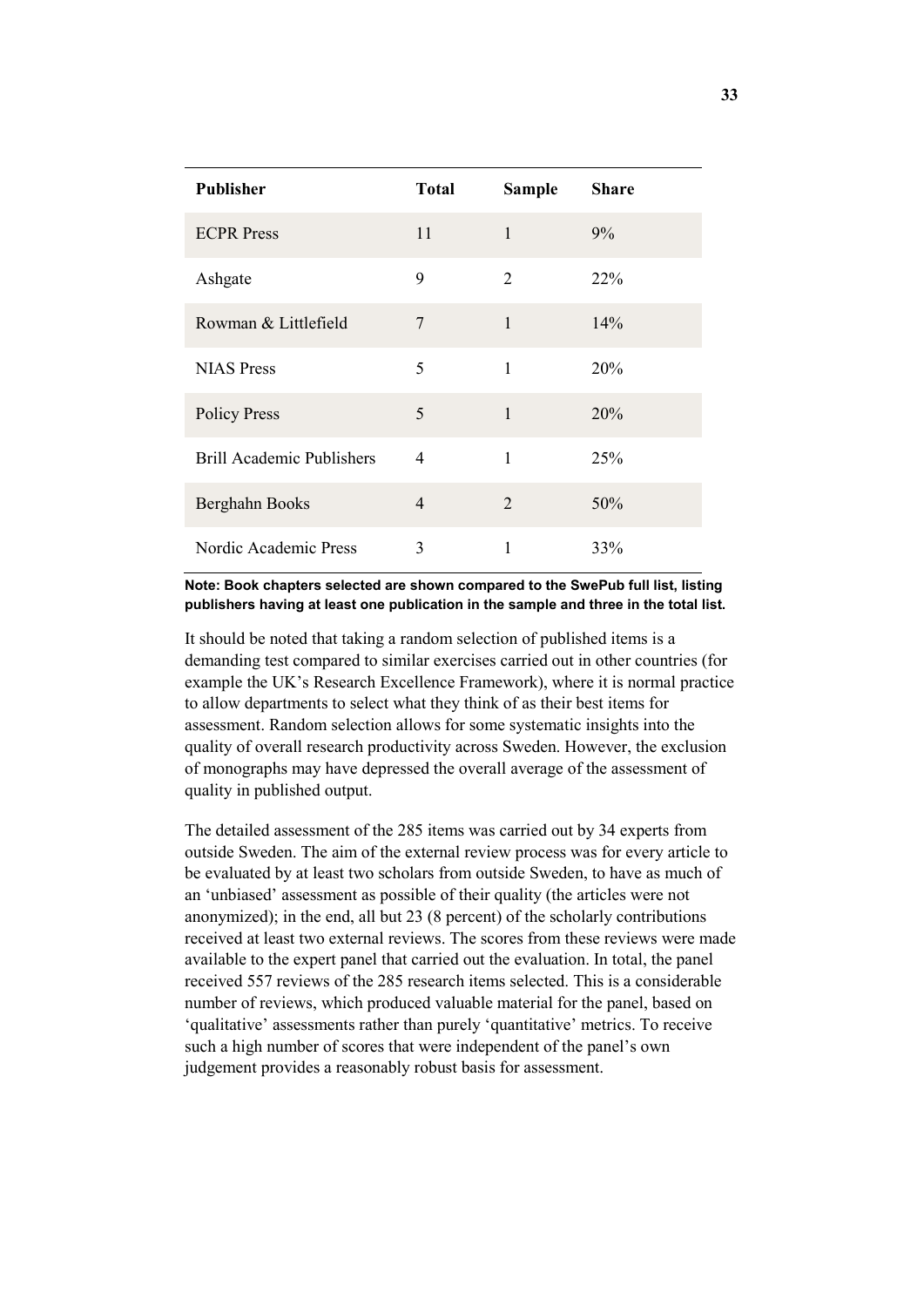| Publisher | Total | Sample | Share |
|---|---|---|---|
| ECPR Press | 11 | 1 | 9% |
| Ashgate | 9 | 2 | 22% |
| Rowman & Littlefield | 7 | 1 | 14% |
| NIAS Press | 5 | 1 | 20% |
| Policy Press | 5 | 1 | 20% |
| Brill Academic Publishers | 4 | 1 | 25% |
| Berghahn Books | 4 | 2 | 50% |
| Nordic Academic Press | 3 | 1 | 33% |

**Note: Book chapters selected are shown compared to the SwePub full list, listing publishers having at least one publication in the sample and three in the total list.**

It should be noted that taking a random selection of published items is a demanding test compared to similar exercises carried out in other countries (for example the UK's Research Excellence Framework), where it is normal practice to allow departments to select what they think of as their best items for assessment. Random selection allows for some systematic insights into the quality of overall research productivity across Sweden. However, the exclusion of monographs may have depressed the overall average of the assessment of quality in published output.

The detailed assessment of the 285 items was carried out by 34 experts from outside Sweden. The aim of the external review process was for every article to be evaluated by at least two scholars from outside Sweden, to have as much of an 'unbiased' assessment as possible of their quality (the articles were not anonymized); in the end, all but 23 (8 percent) of the scholarly contributions received at least two external reviews. The scores from these reviews were made available to the expert panel that carried out the evaluation. In total, the panel received 557 reviews of the 285 research items selected. This is a considerable number of reviews, which produced valuable material for the panel, based on 'qualitative' assessments rather than purely 'quantitative' metrics. To receive such a high number of scores that were independent of the panel's own judgement provides a reasonably robust basis for assessment.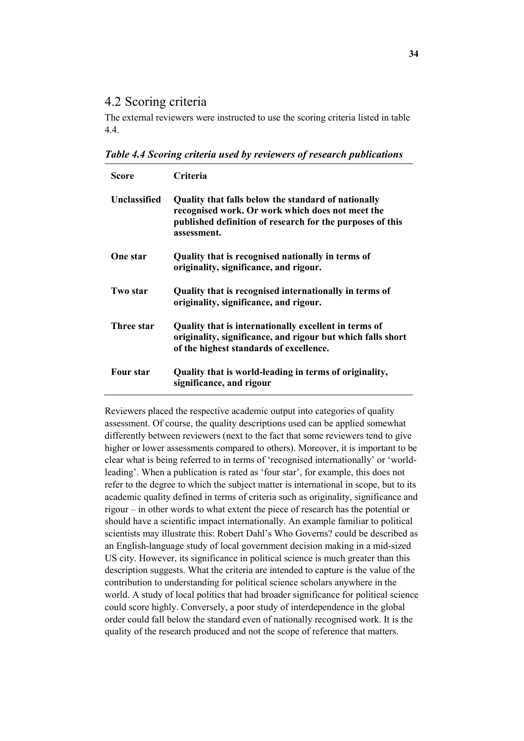## 4.2 Scoring criteria

The external reviewers were instructed to use the scoring criteria listed in table 4.4.

***Table 4.4 Scoring criteria used by reviewers of research publications***

| Score | Criteria |
|---|---|
| **Unclassified** | **Quality that falls below the standard of nationally recognised work. Or work which does not meet the published definition of research for the purposes of this assessment.** |
| **One star** | **Quality that is recognised nationally in terms of originality, significance, and rigour.** |
| **Two star** | **Quality that is recognised internationally in terms of originality, significance, and rigour.** |
| **Three star** | **Quality that is internationally excellent in terms of originality, significance, and rigour but which falls short of the highest standards of excellence.** |
| **Four star** | **Quality that is world-leading in terms of originality, significance, and rigour** |

Reviewers placed the respective academic output into categories of quality assessment. Of course, the quality descriptions used can be applied somewhat differently between reviewers (next to the fact that some reviewers tend to give higher or lower assessments compared to others). Moreover, it is important to be clear what is being referred to in terms of 'recognised internationally' or 'world-leading'. When a publication is rated as 'four star', for example, this does not refer to the degree to which the subject matter is international in scope, but to its academic quality defined in terms of criteria such as originality, significance and rigour – in other words to what extent the piece of research has the potential or should have a scientific impact internationally. An example familiar to political scientists may illustrate this: Robert Dahl's Who Governs? could be described as an English-language study of local government decision making in a mid-sized US city. However, its significance in political science is much greater than this description suggests. What the criteria are intended to capture is the value of the contribution to understanding for political science scholars anywhere in the world. A study of local politics that had broader significance for political science could score highly. Conversely, a poor study of interdependence in the global order could fall below the standard even of nationally recognised work. It is the quality of the research produced and not the scope of reference that matters.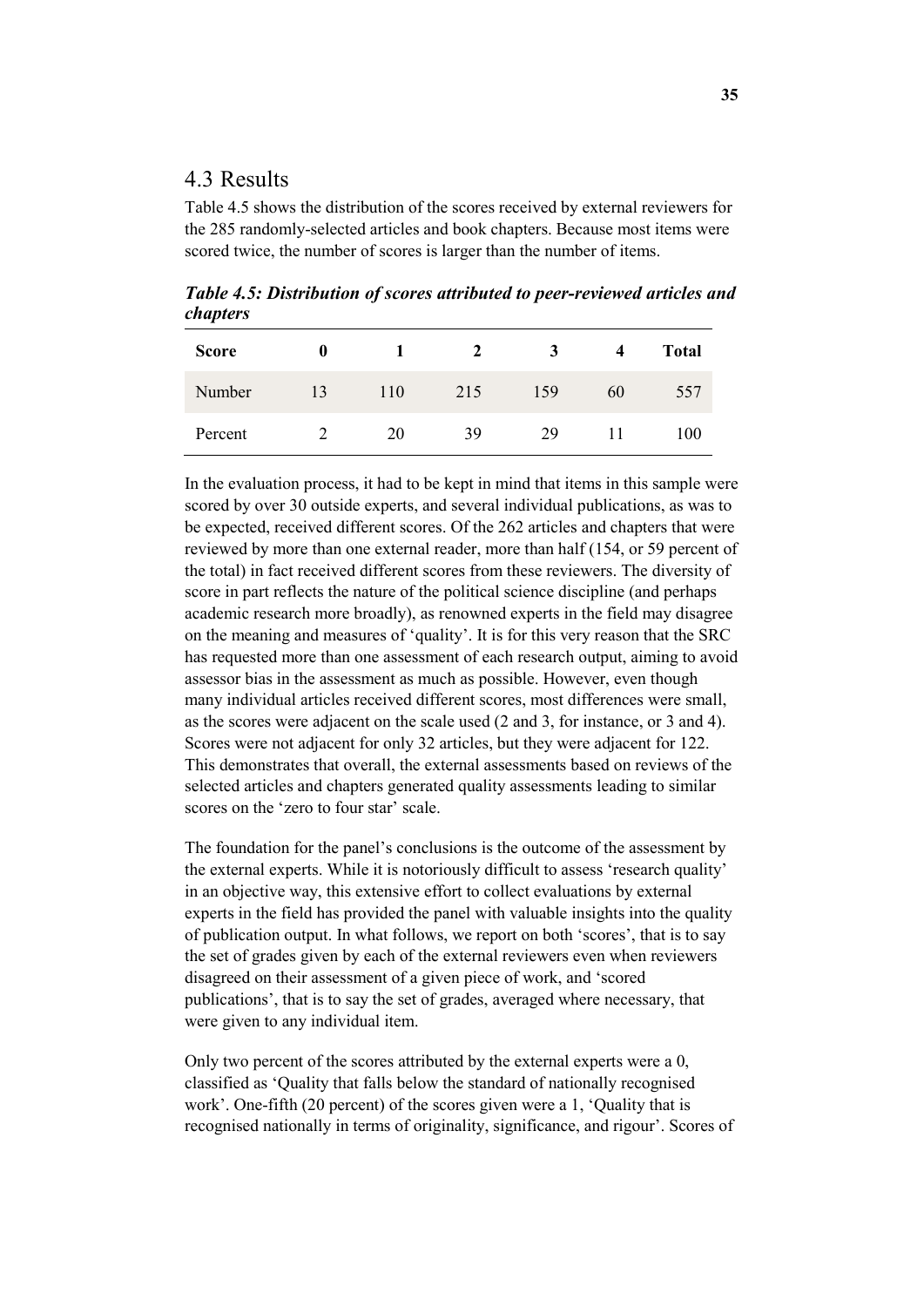## 4.3 Results

Table 4.5 shows the distribution of the scores received by external reviewers for the 285 randomly-selected articles and book chapters. Because most items were scored twice, the number of scores is larger than the number of items.

***Table 4.5: Distribution of scores attributed to peer-reviewed articles and chapters***

| Score | 0 | 1 | 2 | 3 | 4 | Total |
|---|---|---|---|---|---|---|
| Number | 13 | 110 | 215 | 159 | 60 | 557 |
| Percent | 2 | 20 | 39 | 29 | 11 | 100 |

In the evaluation process, it had to be kept in mind that items in this sample were scored by over 30 outside experts, and several individual publications, as was to be expected, received different scores. Of the 262 articles and chapters that were reviewed by more than one external reader, more than half (154, or 59 percent of the total) in fact received different scores from these reviewers. The diversity of score in part reflects the nature of the political science discipline (and perhaps academic research more broadly), as renowned experts in the field may disagree on the meaning and measures of 'quality'. It is for this very reason that the SRC has requested more than one assessment of each research output, aiming to avoid assessor bias in the assessment as much as possible. However, even though many individual articles received different scores, most differences were small, as the scores were adjacent on the scale used (2 and 3, for instance, or 3 and 4). Scores were not adjacent for only 32 articles, but they were adjacent for 122. This demonstrates that overall, the external assessments based on reviews of the selected articles and chapters generated quality assessments leading to similar scores on the 'zero to four star' scale.

The foundation for the panel's conclusions is the outcome of the assessment by the external experts. While it is notoriously difficult to assess 'research quality' in an objective way, this extensive effort to collect evaluations by external experts in the field has provided the panel with valuable insights into the quality of publication output. In what follows, we report on both 'scores', that is to say the set of grades given by each of the external reviewers even when reviewers disagreed on their assessment of a given piece of work, and 'scored publications', that is to say the set of grades, averaged where necessary, that were given to any individual item.

Only two percent of the scores attributed by the external experts were a 0, classified as 'Quality that falls below the standard of nationally recognised work'. One-fifth (20 percent) of the scores given were a 1, 'Quality that is recognised nationally in terms of originality, significance, and rigour'. Scores of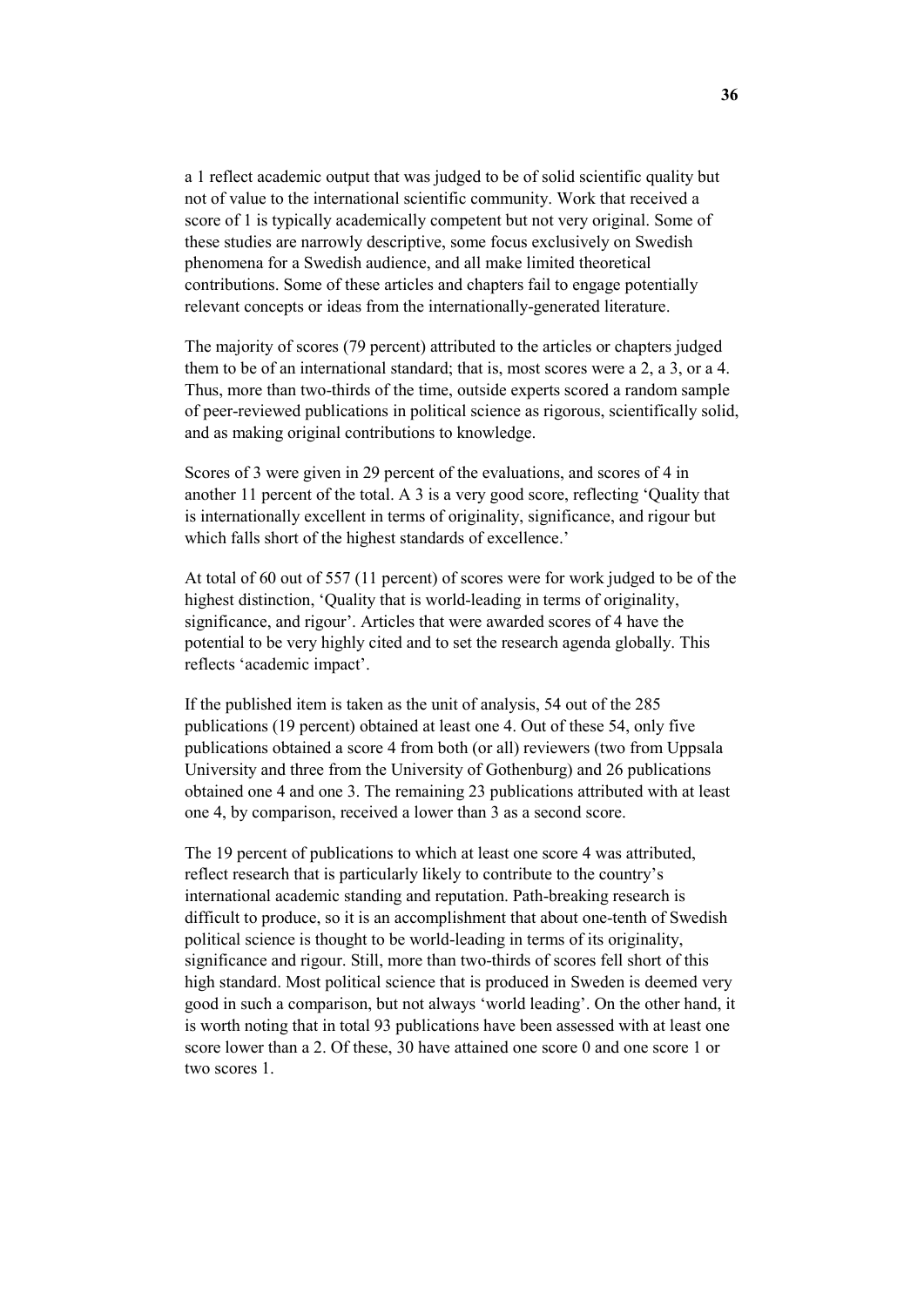a 1 reflect academic output that was judged to be of solid scientific quality but not of value to the international scientific community. Work that received a score of 1 is typically academically competent but not very original. Some of these studies are narrowly descriptive, some focus exclusively on Swedish phenomena for a Swedish audience, and all make limited theoretical contributions. Some of these articles and chapters fail to engage potentially relevant concepts or ideas from the internationally-generated literature.

The majority of scores (79 percent) attributed to the articles or chapters judged them to be of an international standard; that is, most scores were a 2, a 3, or a 4. Thus, more than two-thirds of the time, outside experts scored a random sample of peer-reviewed publications in political science as rigorous, scientifically solid, and as making original contributions to knowledge.

Scores of 3 were given in 29 percent of the evaluations, and scores of 4 in another 11 percent of the total. A 3 is a very good score, reflecting 'Quality that is internationally excellent in terms of originality, significance, and rigour but which falls short of the highest standards of excellence.'

At total of 60 out of 557 (11 percent) of scores were for work judged to be of the highest distinction, 'Quality that is world-leading in terms of originality, significance, and rigour'. Articles that were awarded scores of 4 have the potential to be very highly cited and to set the research agenda globally. This reflects 'academic impact'.

If the published item is taken as the unit of analysis, 54 out of the 285 publications (19 percent) obtained at least one 4. Out of these 54, only five publications obtained a score 4 from both (or all) reviewers (two from Uppsala University and three from the University of Gothenburg) and 26 publications obtained one 4 and one 3. The remaining 23 publications attributed with at least one 4, by comparison, received a lower than 3 as a second score.

The 19 percent of publications to which at least one score 4 was attributed, reflect research that is particularly likely to contribute to the country's international academic standing and reputation. Path-breaking research is difficult to produce, so it is an accomplishment that about one-tenth of Swedish political science is thought to be world-leading in terms of its originality, significance and rigour. Still, more than two-thirds of scores fell short of this high standard. Most political science that is produced in Sweden is deemed very good in such a comparison, but not always 'world leading'. On the other hand, it is worth noting that in total 93 publications have been assessed with at least one score lower than a 2. Of these, 30 have attained one score 0 and one score 1 or two scores 1.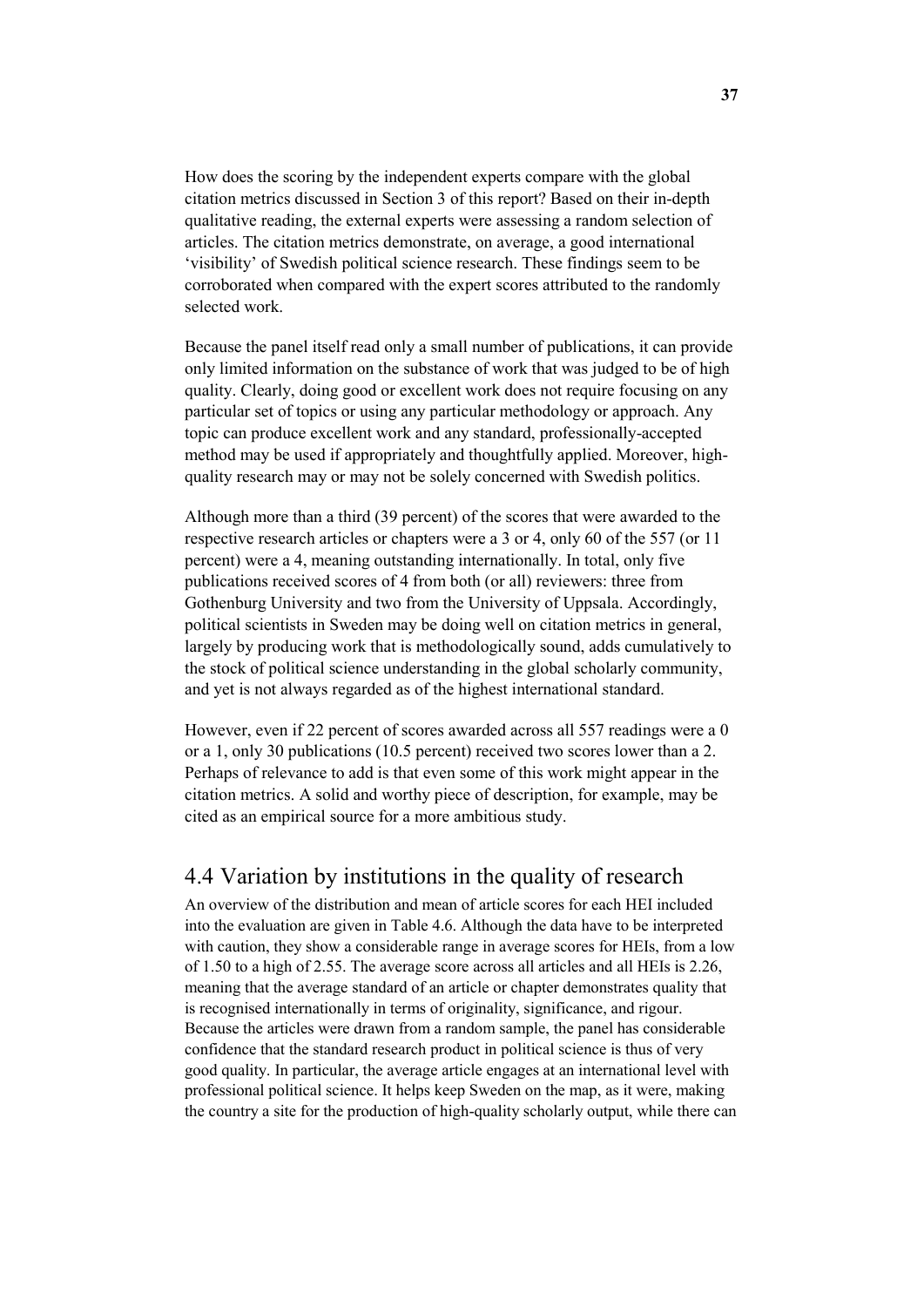How does the scoring by the independent experts compare with the global citation metrics discussed in Section 3 of this report? Based on their in-depth qualitative reading, the external experts were assessing a random selection of articles. The citation metrics demonstrate, on average, a good international 'visibility' of Swedish political science research. These findings seem to be corroborated when compared with the expert scores attributed to the randomly selected work.

Because the panel itself read only a small number of publications, it can provide only limited information on the substance of work that was judged to be of high quality. Clearly, doing good or excellent work does not require focusing on any particular set of topics or using any particular methodology or approach. Any topic can produce excellent work and any standard, professionally-accepted method may be used if appropriately and thoughtfully applied. Moreover, high-quality research may or may not be solely concerned with Swedish politics.

Although more than a third (39 percent) of the scores that were awarded to the respective research articles or chapters were a 3 or 4, only 60 of the 557 (or 11 percent) were a 4, meaning outstanding internationally. In total, only five publications received scores of 4 from both (or all) reviewers: three from Gothenburg University and two from the University of Uppsala. Accordingly, political scientists in Sweden may be doing well on citation metrics in general, largely by producing work that is methodologically sound, adds cumulatively to the stock of political science understanding in the global scholarly community, and yet is not always regarded as of the highest international standard.

However, even if 22 percent of scores awarded across all 557 readings were a 0 or a 1, only 30 publications (10.5 percent) received two scores lower than a 2. Perhaps of relevance to add is that even some of this work might appear in the citation metrics. A solid and worthy piece of description, for example, may be cited as an empirical source for a more ambitious study.

## 4.4 Variation by institutions in the quality of research

An overview of the distribution and mean of article scores for each HEI included into the evaluation are given in Table 4.6. Although the data have to be interpreted with caution, they show a considerable range in average scores for HEIs, from a low of 1.50 to a high of 2.55. The average score across all articles and all HEIs is 2.26, meaning that the average standard of an article or chapter demonstrates quality that is recognised internationally in terms of originality, significance, and rigour. Because the articles were drawn from a random sample, the panel has considerable confidence that the standard research product in political science is thus of very good quality. In particular, the average article engages at an international level with professional political science. It helps keep Sweden on the map, as it were, making the country a site for the production of high-quality scholarly output, while there can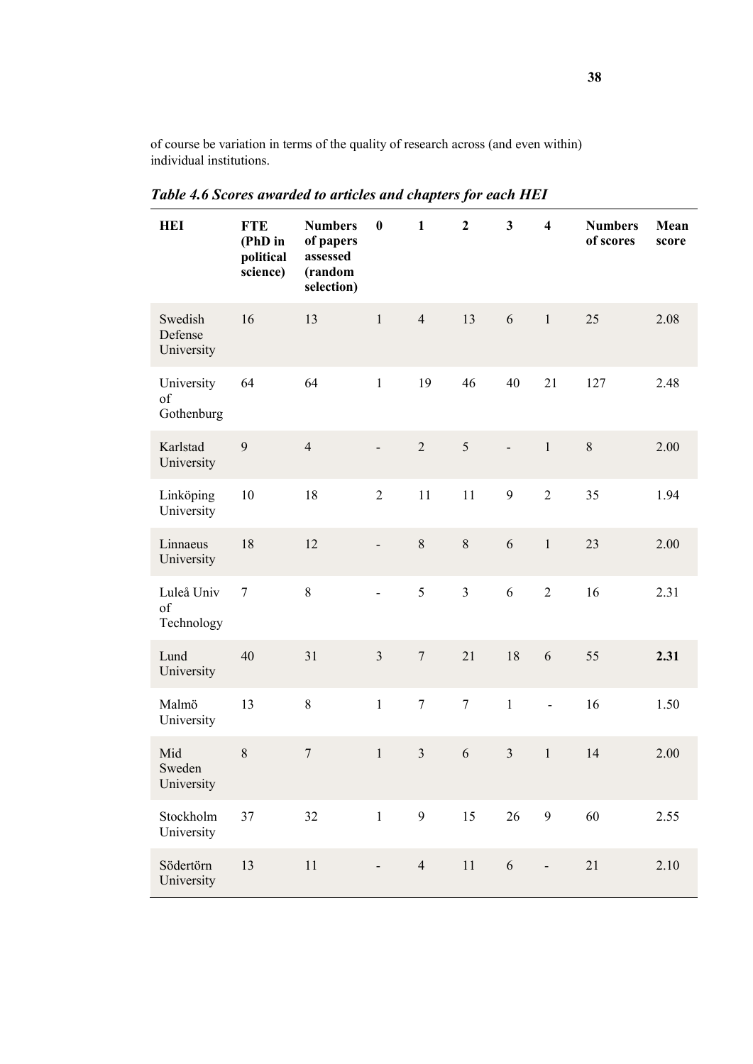of course be variation in terms of the quality of research across (and even within) individual institutions.

***Table 4.6 Scores awarded to articles and chapters for each HEI***

| HEI | FTE (PhD in political science) | Numbers of papers assessed (random selection) | 0 | 1 | 2 | 3 | 4 | Numbers of scores | Mean score |
|---|---|---|---|---|---|---|---|---|---|
| Swedish Defense University | 16 | 13 | 1 | 4 | 13 | 6 | 1 | 25 | 2.08 |
| University of Gothenburg | 64 | 64 | 1 | 19 | 46 | 40 | 21 | 127 | 2.48 |
| Karlstad University | 9 | 4 | - | 2 | 5 | - | 1 | 8 | 2.00 |
| Linköping University | 10 | 18 | 2 | 11 | 11 | 9 | 2 | 35 | 1.94 |
| Linnaeus University | 18 | 12 | - | 8 | 8 | 6 | 1 | 23 | 2.00 |
| Luleå Univ of Technology | 7 | 8 | - | 5 | 3 | 6 | 2 | 16 | 2.31 |
| Lund University | 40 | 31 | 3 | 7 | 21 | 18 | 6 | 55 | **2.31** |
| Malmö University | 13 | 8 | 1 | 7 | 7 | 1 | - | 16 | 1.50 |
| Mid Sweden University | 8 | 7 | 1 | 3 | 6 | 3 | 1 | 14 | 2.00 |
| Stockholm University | 37 | 32 | 1 | 9 | 15 | 26 | 9 | 60 | 2.55 |
| Södertörn University | 13 | 11 | - | 4 | 11 | 6 | - | 21 | 2.10 |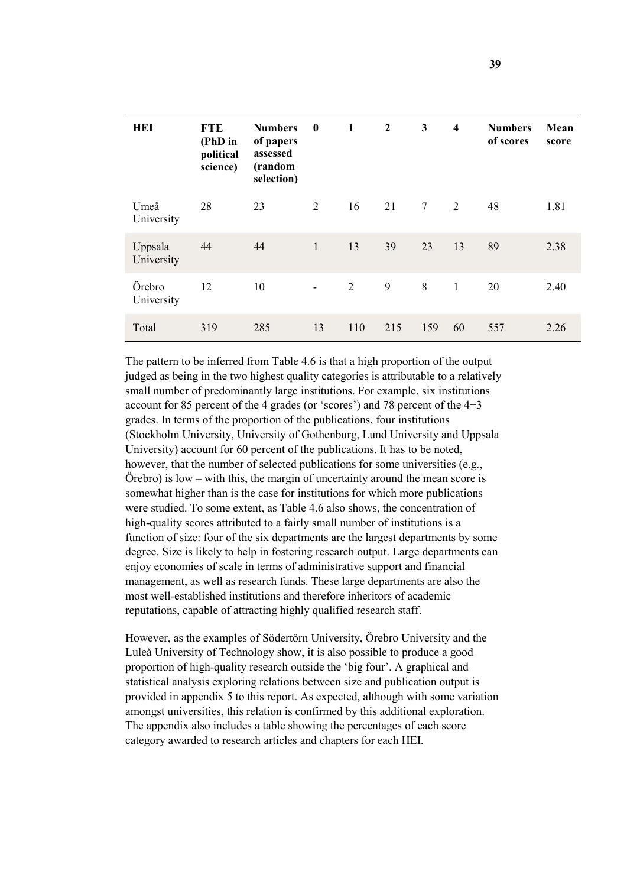| HEI | FTE (PhD in political science) | Numbers of papers assessed (random selection) | 0 | 1 | 2 | 3 | 4 | Numbers of scores | Mean score |
|---|---|---|---|---|---|---|---|---|---|
| Umeå University | 28 | 23 | 2 | 16 | 21 | 7 | 2 | 48 | 1.81 |
| Uppsala University | 44 | 44 | 1 | 13 | 39 | 23 | 13 | 89 | 2.38 |
| Örebro University | 12 | 10 | - | 2 | 9 | 8 | 1 | 20 | 2.40 |
| Total | 319 | 285 | 13 | 110 | 215 | 159 | 60 | 557 | 2.26 |

The pattern to be inferred from Table 4.6 is that a high proportion of the output judged as being in the two highest quality categories is attributable to a relatively small number of predominantly large institutions. For example, six institutions account for 85 percent of the 4 grades (or 'scores') and 78 percent of the 4+3 grades. In terms of the proportion of the publications, four institutions (Stockholm University, University of Gothenburg, Lund University and Uppsala University) account for 60 percent of the publications. It has to be noted, however, that the number of selected publications for some universities (e.g., Őrebro) is low – with this, the margin of uncertainty around the mean score is somewhat higher than is the case for institutions for which more publications were studied. To some extent, as Table 4.6 also shows, the concentration of high-quality scores attributed to a fairly small number of institutions is a function of size: four of the six departments are the largest departments by some degree. Size is likely to help in fostering research output. Large departments can enjoy economies of scale in terms of administrative support and financial management, as well as research funds. These large departments are also the most well-established institutions and therefore inheritors of academic reputations, capable of attracting highly qualified research staff.

However, as the examples of Södertörn University, Örebro University and the Luleå University of Technology show, it is also possible to produce a good proportion of high-quality research outside the 'big four'. A graphical and statistical analysis exploring relations between size and publication output is provided in appendix 5 to this report. As expected, although with some variation amongst universities, this relation is confirmed by this additional exploration. The appendix also includes a table showing the percentages of each score category awarded to research articles and chapters for each HEI.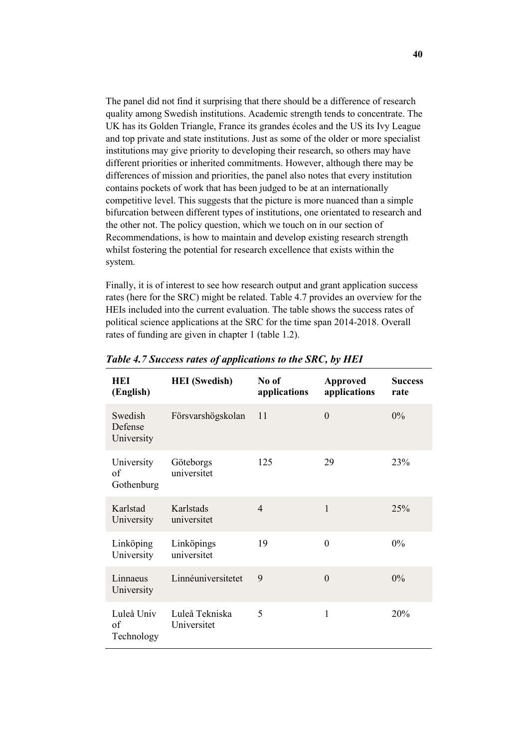The panel did not find it surprising that there should be a difference of research quality among Swedish institutions. Academic strength tends to concentrate. The UK has its Golden Triangle, France its grandes écoles and the US its Ivy League and top private and state institutions. Just as some of the older or more specialist institutions may give priority to developing their research, so others may have different priorities or inherited commitments. However, although there may be differences of mission and priorities, the panel also notes that every institution contains pockets of work that has been judged to be at an internationally competitive level. This suggests that the picture is more nuanced than a simple bifurcation between different types of institutions, one orientated to research and the other not. The policy question, which we touch on in our section of Recommendations, is how to maintain and develop existing research strength whilst fostering the potential for research excellence that exists within the system.

Finally, it is of interest to see how research output and grant application success rates (here for the SRC) might be related. Table 4.7 provides an overview for the HEIs included into the current evaluation. The table shows the success rates of political science applications at the SRC for the time span 2014-2018. Overall rates of funding are given in chapter 1 (table 1.2).

***Table 4.7 Success rates of applications to the SRC, by HEI***

| HEI (English) | HEI (Swedish) | No of applications | Approved applications | Success rate |
|---|---|---|---|---|
| Swedish Defense University | Försvarshögskolan | 11 | 0 | 0% |
| University of Gothenburg | Göteborgs universitet | 125 | 29 | 23% |
| Karlstad University | Karlstads universitet | 4 | 1 | 25% |
| Linköping University | Linköpings universitet | 19 | 0 | 0% |
| Linnaeus University | Linnéuniversitetet | 9 | 0 | 0% |
| Luleå Univ of Technology | Luleå Tekniska Universitet | 5 | 1 | 20% |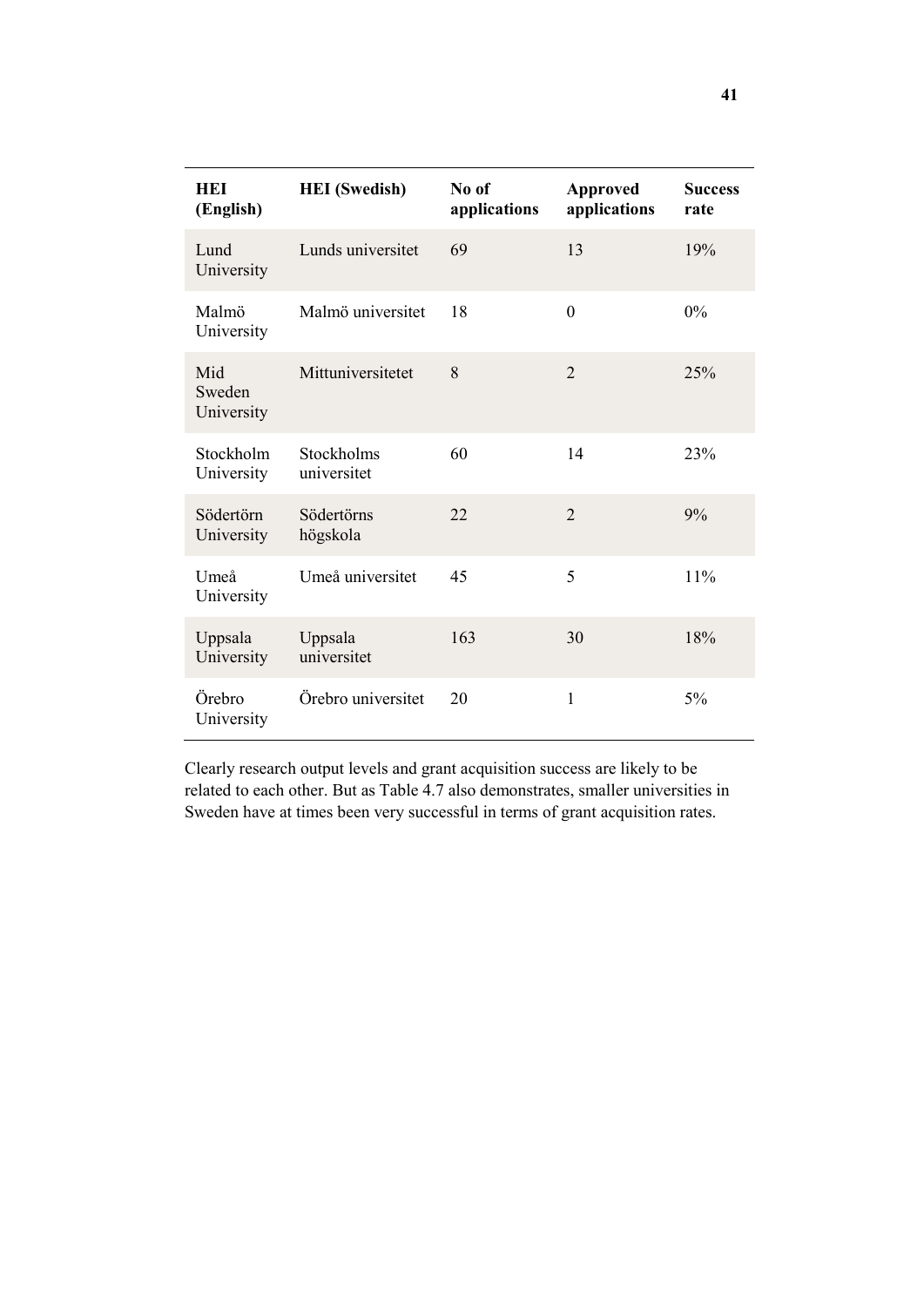| HEI (English) | HEI (Swedish) | No of applications | Approved applications | Success rate |
|---|---|---|---|---|
| Lund University | Lunds universitet | 69 | 13 | 19% |
| Malmö University | Malmö universitet | 18 | 0 | 0% |
| Mid Sweden University | Mittuniversitetet | 8 | 2 | 25% |
| Stockholm University | Stockholms universitet | 60 | 14 | 23% |
| Södertörn University | Södertörns högskola | 22 | 2 | 9% |
| Umeå University | Umeå universitet | 45 | 5 | 11% |
| Uppsala University | Uppsala universitet | 163 | 30 | 18% |
| Örebro University | Örebro universitet | 20 | 1 | 5% |

Clearly research output levels and grant acquisition success are likely to be related to each other. But as Table 4.7 also demonstrates, smaller universities in Sweden have at times been very successful in terms of grant acquisition rates.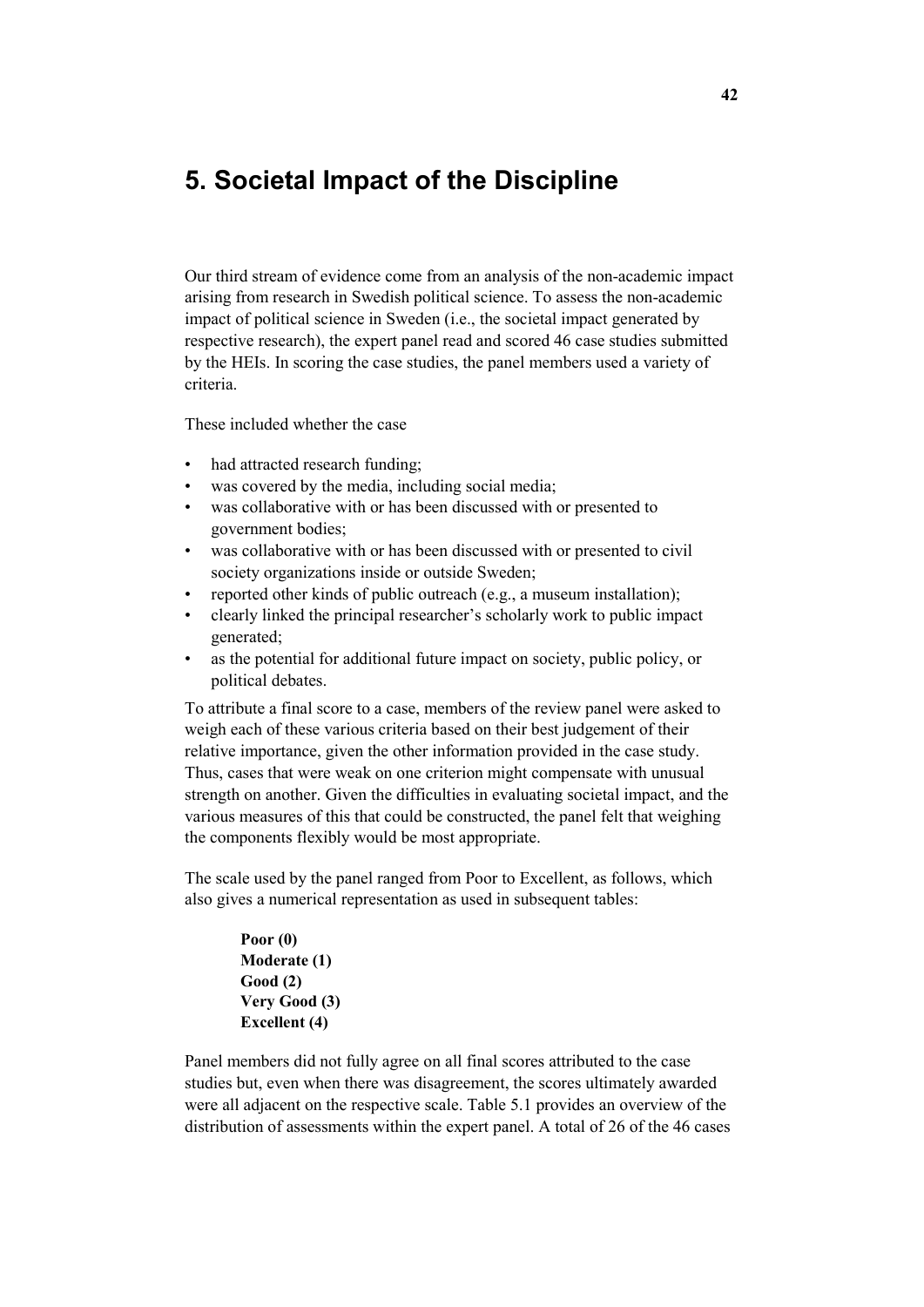# 5. Societal Impact of the Discipline

Our third stream of evidence come from an analysis of the non-academic impact arising from research in Swedish political science. To assess the non-academic impact of political science in Sweden (i.e., the societal impact generated by respective research), the expert panel read and scored 46 case studies submitted by the HEIs. In scoring the case studies, the panel members used a variety of criteria.

These included whether the case

- had attracted research funding;
- was covered by the media, including social media;
- was collaborative with or has been discussed with or presented to government bodies;
- was collaborative with or has been discussed with or presented to civil society organizations inside or outside Sweden;
- reported other kinds of public outreach (e.g., a museum installation);
- clearly linked the principal researcher's scholarly work to public impact generated;
- as the potential for additional future impact on society, public policy, or political debates.

To attribute a final score to a case, members of the review panel were asked to weigh each of these various criteria based on their best judgement of their relative importance, given the other information provided in the case study. Thus, cases that were weak on one criterion might compensate with unusual strength on another. Given the difficulties in evaluating societal impact, and the various measures of this that could be constructed, the panel felt that weighing the components flexibly would be most appropriate.

The scale used by the panel ranged from Poor to Excellent, as follows, which also gives a numerical representation as used in subsequent tables:

**Poor (0)**
**Moderate (1)**
**Good (2)**
**Very Good (3)**
**Excellent (4)**

Panel members did not fully agree on all final scores attributed to the case studies but, even when there was disagreement, the scores ultimately awarded were all adjacent on the respective scale. Table 5.1 provides an overview of the distribution of assessments within the expert panel. A total of 26 of the 46 cases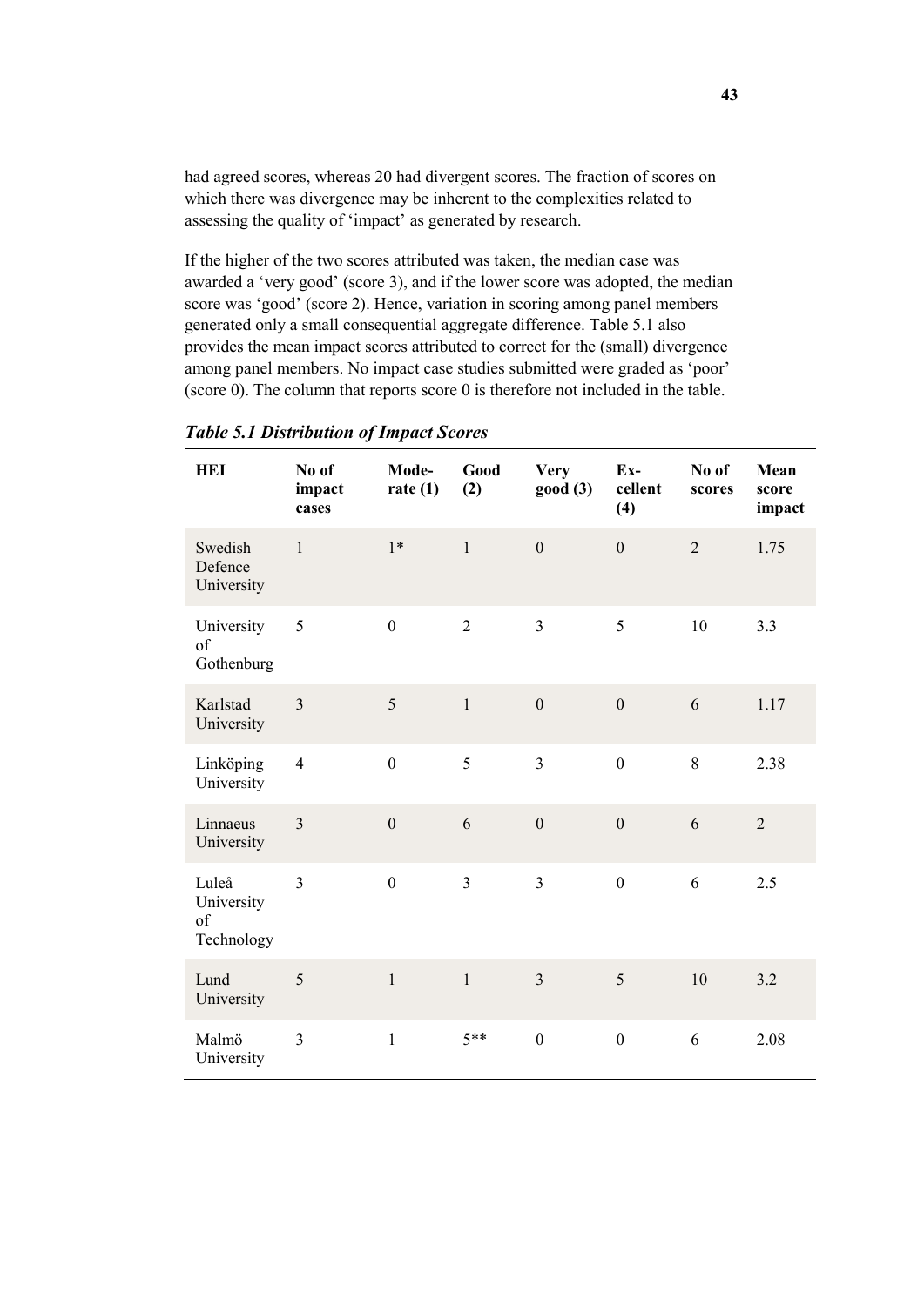had agreed scores, whereas 20 had divergent scores. The fraction of scores on which there was divergence may be inherent to the complexities related to assessing the quality of 'impact' as generated by research.

If the higher of the two scores attributed was taken, the median case was awarded a 'very good' (score 3), and if the lower score was adopted, the median score was 'good' (score 2). Hence, variation in scoring among panel members generated only a small consequential aggregate difference. Table 5.1 also provides the mean impact scores attributed to correct for the (small) divergence among panel members. No impact case studies submitted were graded as 'poor' (score 0). The column that reports score 0 is therefore not included in the table.

***Table 5.1 Distribution of Impact Scores***

| HEI | No of impact cases | Moderate (1) | Good (2) | Very good (3) | Excellent (4) | No of scores | Mean score impact |
|---|---|---|---|---|---|---|---|
| Swedish Defence University | 1 | 1* | 1 | 0 | 0 | 2 | 1.75 |
| University of Gothenburg | 5 | 0 | 2 | 3 | 5 | 10 | 3.3 |
| Karlstad University | 3 | 5 | 1 | 0 | 0 | 6 | 1.17 |
| Linköping University | 4 | 0 | 5 | 3 | 0 | 8 | 2.38 |
| Linnaeus University | 3 | 0 | 6 | 0 | 0 | 6 | 2 |
| Luleå University of Technology | 3 | 0 | 3 | 3 | 0 | 6 | 2.5 |
| Lund University | 5 | 1 | 1 | 3 | 5 | 10 | 3.2 |
| Malmö University | 3 | 1 | 5** | 0 | 0 | 6 | 2.08 |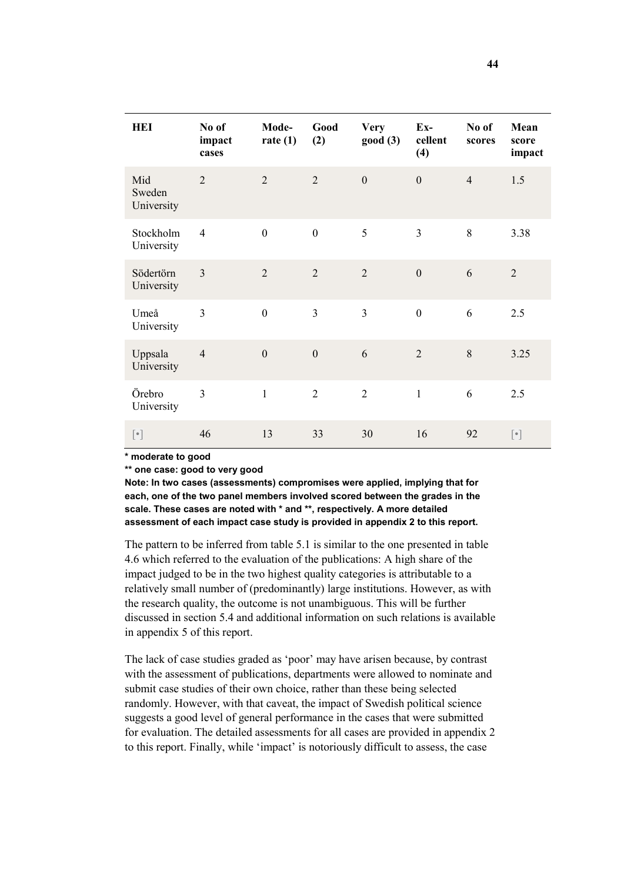| HEI | No of impact cases | Mode-rate (1) | Good (2) | Very good (3) | Ex-cellent (4) | No of scores | Mean score impact |
|---|---|---|---|---|---|---|---|
| Mid Sweden University | 2 | 2 | 2 | 0 | 0 | 4 | 1.5 |
| Stockholm University | 4 | 0 | 0 | 5 | 3 | 8 | 3.38 |
| Södertörn University | 3 | 2 | 2 | 2 | 0 | 6 | 2 |
| Umeå University | 3 | 0 | 3 | 3 | 0 | 6 | 2.5 |
| Uppsala University | 4 | 0 | 0 | 6 | 2 | 8 | 3.25 |
| Örebro University | 3 | 1 | 2 | 2 | 1 | 6 | 2.5 |
| [•] | 46 | 13 | 33 | 30 | 16 | 92 | [•] |

**\* moderate to good**

**\*\* one case: good to very good**

**Note: In two cases (assessments) compromises were applied, implying that for each, one of the two panel members involved scored between the grades in the scale. These cases are noted with \* and \*\*, respectively. A more detailed assessment of each impact case study is provided in appendix 2 to this report.**

The pattern to be inferred from table 5.1 is similar to the one presented in table 4.6 which referred to the evaluation of the publications: A high share of the impact judged to be in the two highest quality categories is attributable to a relatively small number of (predominantly) large institutions. However, as with the research quality, the outcome is not unambiguous. This will be further discussed in section 5.4 and additional information on such relations is available in appendix 5 of this report.

The lack of case studies graded as 'poor' may have arisen because, by contrast with the assessment of publications, departments were allowed to nominate and submit case studies of their own choice, rather than these being selected randomly. However, with that caveat, the impact of Swedish political science suggests a good level of general performance in the cases that were submitted for evaluation. The detailed assessments for all cases are provided in appendix 2 to this report. Finally, while 'impact' is notoriously difficult to assess, the case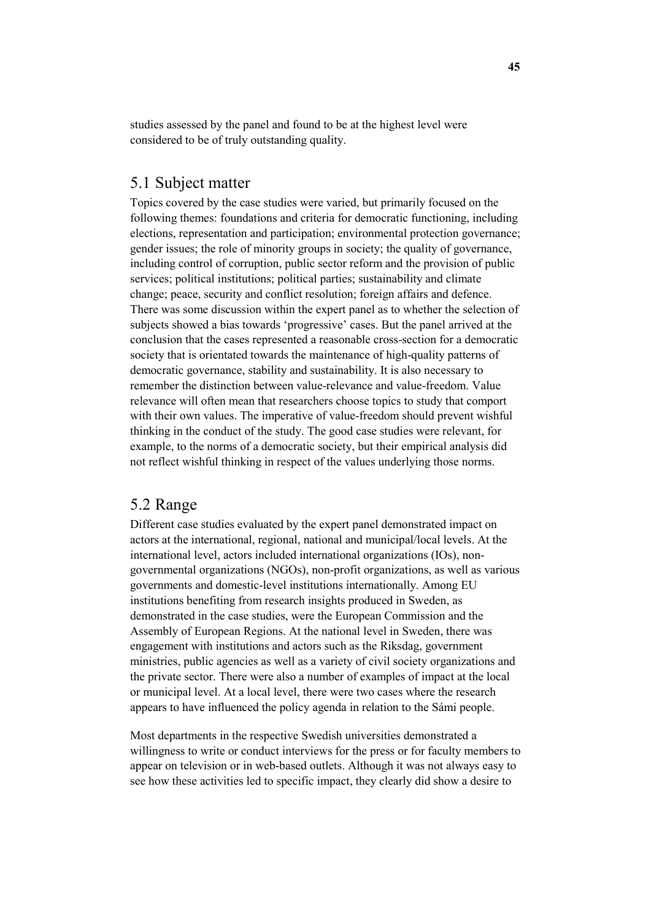studies assessed by the panel and found to be at the highest level were considered to be of truly outstanding quality.

## 5.1 Subject matter

Topics covered by the case studies were varied, but primarily focused on the following themes: foundations and criteria for democratic functioning, including elections, representation and participation; environmental protection governance; gender issues; the role of minority groups in society; the quality of governance, including control of corruption, public sector reform and the provision of public services; political institutions; political parties; sustainability and climate change; peace, security and conflict resolution; foreign affairs and defence. There was some discussion within the expert panel as to whether the selection of subjects showed a bias towards 'progressive' cases. But the panel arrived at the conclusion that the cases represented a reasonable cross-section for a democratic society that is orientated towards the maintenance of high-quality patterns of democratic governance, stability and sustainability. It is also necessary to remember the distinction between value-relevance and value-freedom. Value relevance will often mean that researchers choose topics to study that comport with their own values. The imperative of value-freedom should prevent wishful thinking in the conduct of the study. The good case studies were relevant, for example, to the norms of a democratic society, but their empirical analysis did not reflect wishful thinking in respect of the values underlying those norms.

## 5.2 Range

Different case studies evaluated by the expert panel demonstrated impact on actors at the international, regional, national and municipal/local levels. At the international level, actors included international organizations (IOs), non-governmental organizations (NGOs), non-profit organizations, as well as various governments and domestic-level institutions internationally. Among EU institutions benefiting from research insights produced in Sweden, as demonstrated in the case studies, were the European Commission and the Assembly of European Regions. At the national level in Sweden, there was engagement with institutions and actors such as the Riksdag, government ministries, public agencies as well as a variety of civil society organizations and the private sector. There were also a number of examples of impact at the local or municipal level. At a local level, there were two cases where the research appears to have influenced the policy agenda in relation to the Sámi people.

Most departments in the respective Swedish universities demonstrated a willingness to write or conduct interviews for the press or for faculty members to appear on television or in web-based outlets. Although it was not always easy to see how these activities led to specific impact, they clearly did show a desire to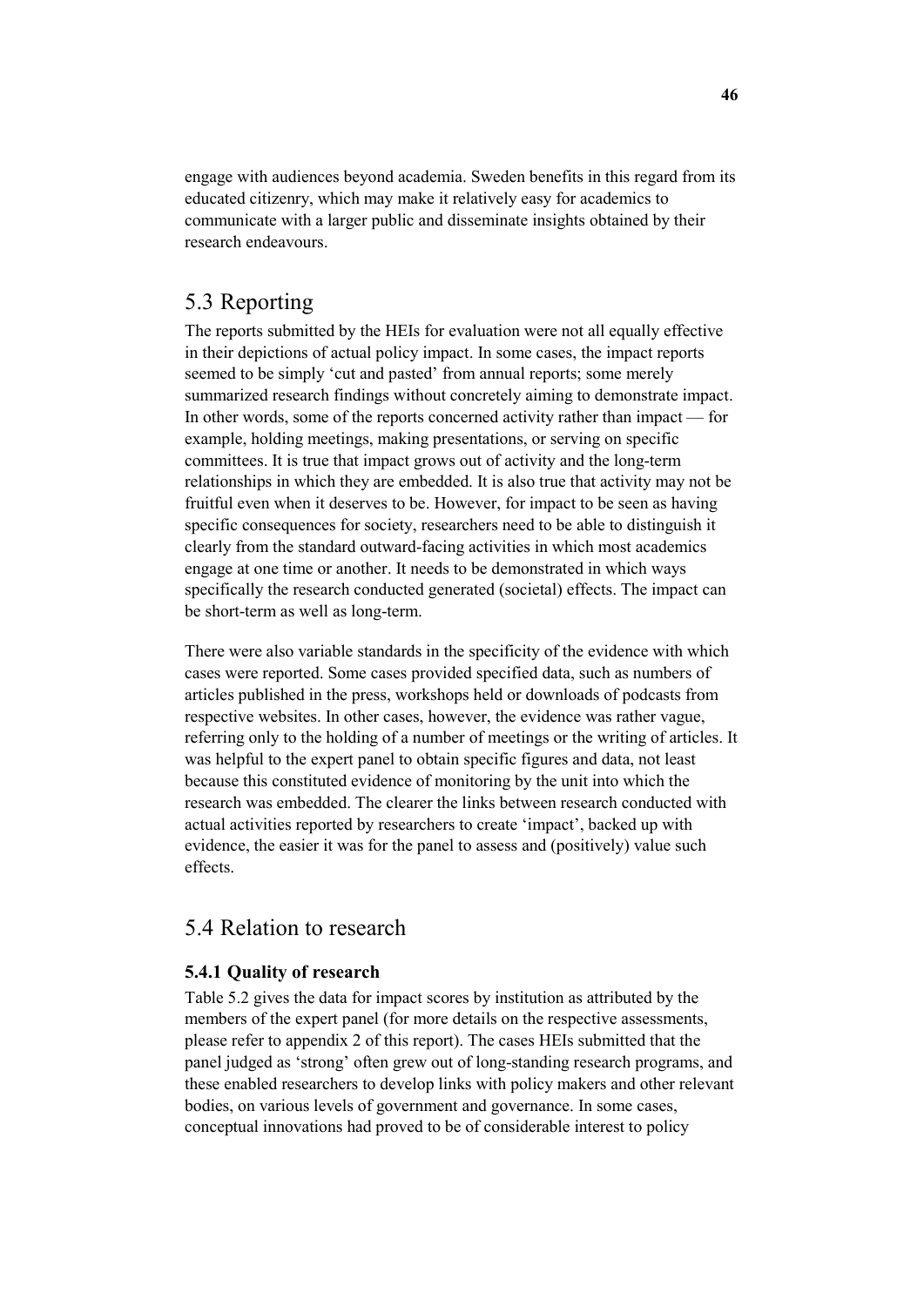engage with audiences beyond academia. Sweden benefits in this regard from its educated citizenry, which may make it relatively easy for academics to communicate with a larger public and disseminate insights obtained by their research endeavours.

## 5.3 Reporting

The reports submitted by the HEIs for evaluation were not all equally effective in their depictions of actual policy impact. In some cases, the impact reports seemed to be simply 'cut and pasted' from annual reports; some merely summarized research findings without concretely aiming to demonstrate impact. In other words, some of the reports concerned activity rather than impact — for example, holding meetings, making presentations, or serving on specific committees. It is true that impact grows out of activity and the long-term relationships in which they are embedded. It is also true that activity may not be fruitful even when it deserves to be. However, for impact to be seen as having specific consequences for society, researchers need to be able to distinguish it clearly from the standard outward-facing activities in which most academics engage at one time or another. It needs to be demonstrated in which ways specifically the research conducted generated (societal) effects. The impact can be short-term as well as long-term.

There were also variable standards in the specificity of the evidence with which cases were reported. Some cases provided specified data, such as numbers of articles published in the press, workshops held or downloads of podcasts from respective websites. In other cases, however, the evidence was rather vague, referring only to the holding of a number of meetings or the writing of articles. It was helpful to the expert panel to obtain specific figures and data, not least because this constituted evidence of monitoring by the unit into which the research was embedded. The clearer the links between research conducted with actual activities reported by researchers to create 'impact', backed up with evidence, the easier it was for the panel to assess and (positively) value such effects.

## 5.4 Relation to research

### 5.4.1 Quality of research

Table 5.2 gives the data for impact scores by institution as attributed by the members of the expert panel (for more details on the respective assessments, please refer to appendix 2 of this report). The cases HEIs submitted that the panel judged as 'strong' often grew out of long-standing research programs, and these enabled researchers to develop links with policy makers and other relevant bodies, on various levels of government and governance. In some cases, conceptual innovations had proved to be of considerable interest to policy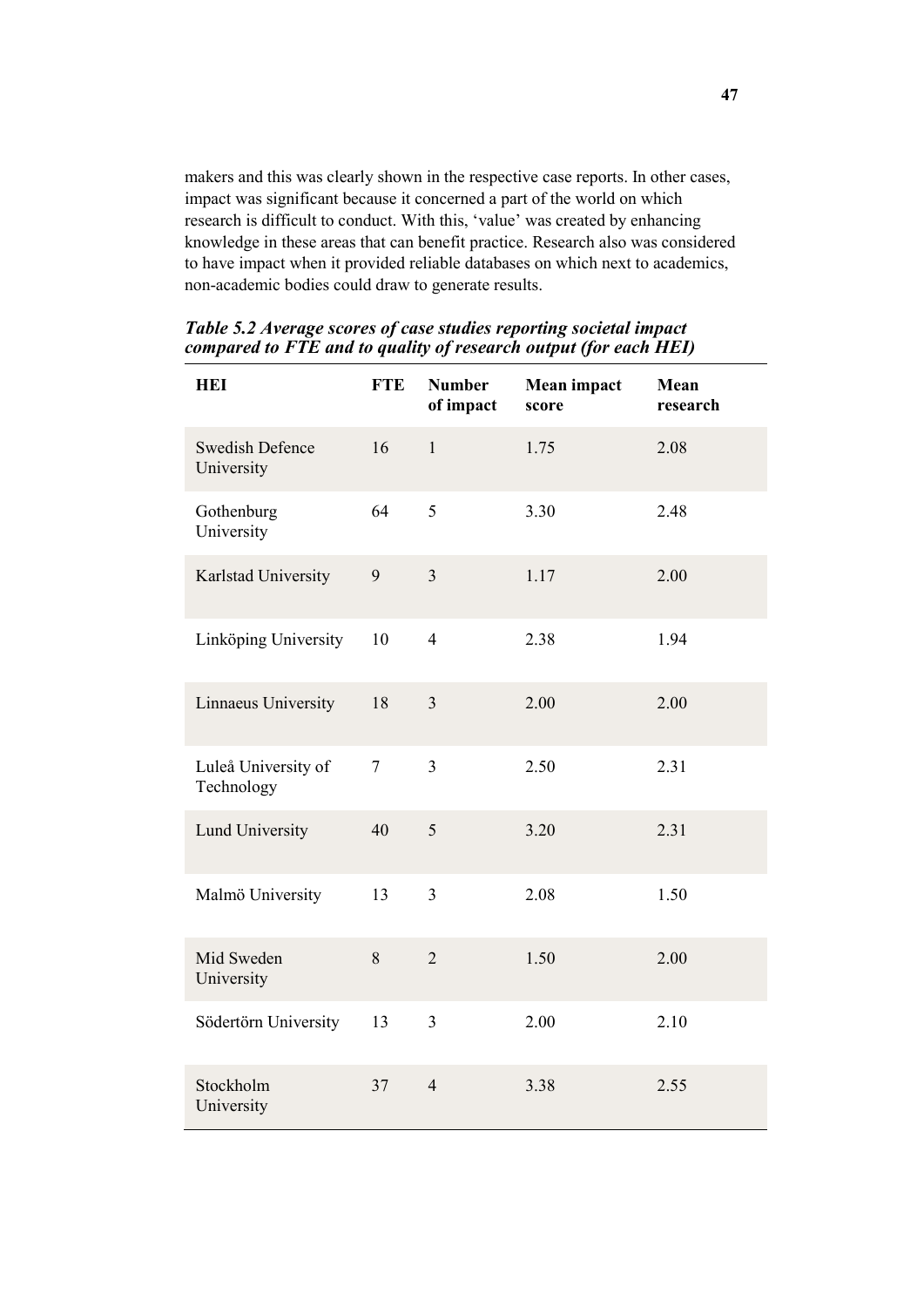makers and this was clearly shown in the respective case reports. In other cases, impact was significant because it concerned a part of the world on which research is difficult to conduct. With this, 'value' was created by enhancing knowledge in these areas that can benefit practice. Research also was considered to have impact when it provided reliable databases on which next to academics, non-academic bodies could draw to generate results.

***Table 5.2 Average scores of case studies reporting societal impact compared to FTE and to quality of research output (for each HEI)***

| HEI | FTE | Number of impact | Mean impact score | Mean research |
|---|---|---|---|---|
| Swedish Defence University | 16 | 1 | 1.75 | 2.08 |
| Gothenburg University | 64 | 5 | 3.30 | 2.48 |
| Karlstad University | 9 | 3 | 1.17 | 2.00 |
| Linköping University | 10 | 4 | 2.38 | 1.94 |
| Linnaeus University | 18 | 3 | 2.00 | 2.00 |
| Luleå University of Technology | 7 | 3 | 2.50 | 2.31 |
| Lund University | 40 | 5 | 3.20 | 2.31 |
| Malmö University | 13 | 3 | 2.08 | 1.50 |
| Mid Sweden University | 8 | 2 | 1.50 | 2.00 |
| Södertörn University | 13 | 3 | 2.00 | 2.10 |
| Stockholm University | 37 | 4 | 3.38 | 2.55 |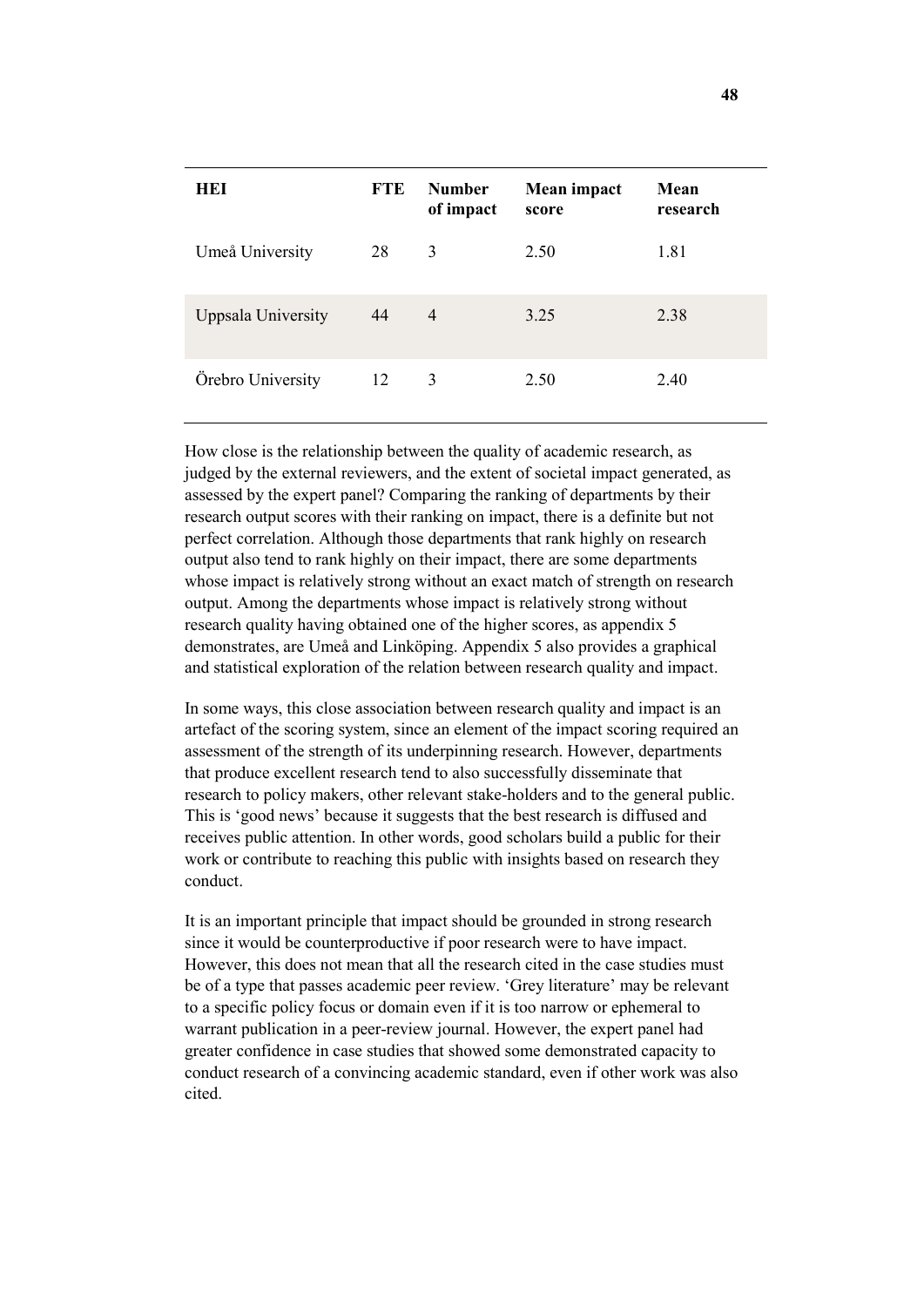| HEI | FTE | Number of impact | Mean impact score | Mean research |
|---|---|---|---|---|
| Umeå University | 28 | 3 | 2.50 | 1.81 |
| Uppsala University | 44 | 4 | 3.25 | 2.38 |
| Örebro University | 12 | 3 | 2.50 | 2.40 |

How close is the relationship between the quality of academic research, as judged by the external reviewers, and the extent of societal impact generated, as assessed by the expert panel? Comparing the ranking of departments by their research output scores with their ranking on impact, there is a definite but not perfect correlation. Although those departments that rank highly on research output also tend to rank highly on their impact, there are some departments whose impact is relatively strong without an exact match of strength on research output. Among the departments whose impact is relatively strong without research quality having obtained one of the higher scores, as appendix 5 demonstrates, are Umeå and Linköping. Appendix 5 also provides a graphical and statistical exploration of the relation between research quality and impact.

In some ways, this close association between research quality and impact is an artefact of the scoring system, since an element of the impact scoring required an assessment of the strength of its underpinning research. However, departments that produce excellent research tend to also successfully disseminate that research to policy makers, other relevant stake-holders and to the general public. This is 'good news' because it suggests that the best research is diffused and receives public attention. In other words, good scholars build a public for their work or contribute to reaching this public with insights based on research they conduct.

It is an important principle that impact should be grounded in strong research since it would be counterproductive if poor research were to have impact. However, this does not mean that all the research cited in the case studies must be of a type that passes academic peer review. 'Grey literature' may be relevant to a specific policy focus or domain even if it is too narrow or ephemeral to warrant publication in a peer-review journal. However, the expert panel had greater confidence in case studies that showed some demonstrated capacity to conduct research of a convincing academic standard, even if other work was also cited.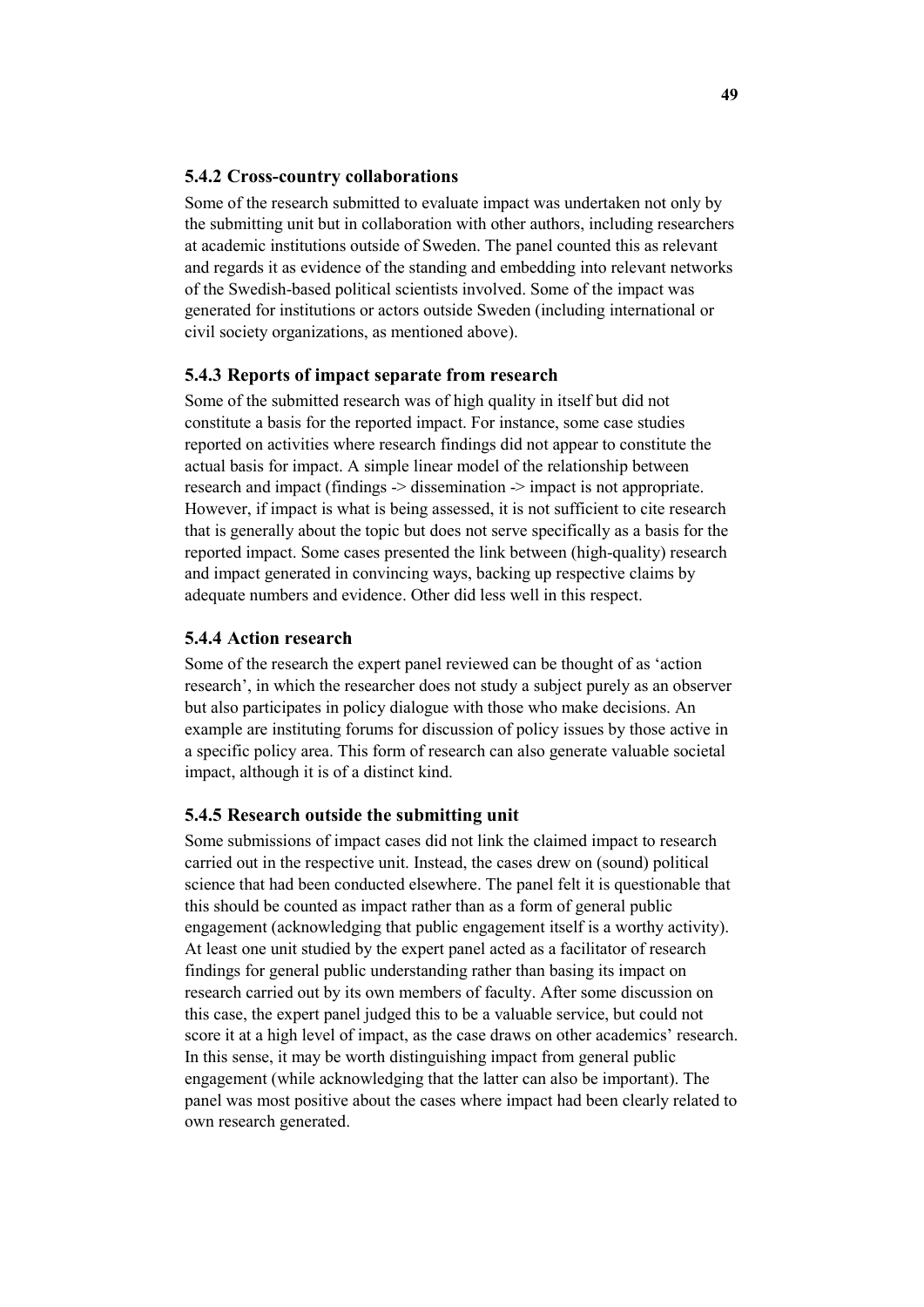### 5.4.2 Cross-country collaborations

Some of the research submitted to evaluate impact was undertaken not only by the submitting unit but in collaboration with other authors, including researchers at academic institutions outside of Sweden. The panel counted this as relevant and regards it as evidence of the standing and embedding into relevant networks of the Swedish-based political scientists involved. Some of the impact was generated for institutions or actors outside Sweden (including international or civil society organizations, as mentioned above).

### 5.4.3 Reports of impact separate from research

Some of the submitted research was of high quality in itself but did not constitute a basis for the reported impact. For instance, some case studies reported on activities where research findings did not appear to constitute the actual basis for impact. A simple linear model of the relationship between research and impact (findings -> dissemination -> impact is not appropriate. However, if impact is what is being assessed, it is not sufficient to cite research that is generally about the topic but does not serve specifically as a basis for the reported impact. Some cases presented the link between (high-quality) research and impact generated in convincing ways, backing up respective claims by adequate numbers and evidence. Other did less well in this respect.

### 5.4.4 Action research

Some of the research the expert panel reviewed can be thought of as 'action research', in which the researcher does not study a subject purely as an observer but also participates in policy dialogue with those who make decisions. An example are instituting forums for discussion of policy issues by those active in a specific policy area. This form of research can also generate valuable societal impact, although it is of a distinct kind.

### 5.4.5 Research outside the submitting unit

Some submissions of impact cases did not link the claimed impact to research carried out in the respective unit. Instead, the cases drew on (sound) political science that had been conducted elsewhere. The panel felt it is questionable that this should be counted as impact rather than as a form of general public engagement (acknowledging that public engagement itself is a worthy activity). At least one unit studied by the expert panel acted as a facilitator of research findings for general public understanding rather than basing its impact on research carried out by its own members of faculty. After some discussion on this case, the expert panel judged this to be a valuable service, but could not score it at a high level of impact, as the case draws on other academics' research. In this sense, it may be worth distinguishing impact from general public engagement (while acknowledging that the latter can also be important). The panel was most positive about the cases where impact had been clearly related to own research generated.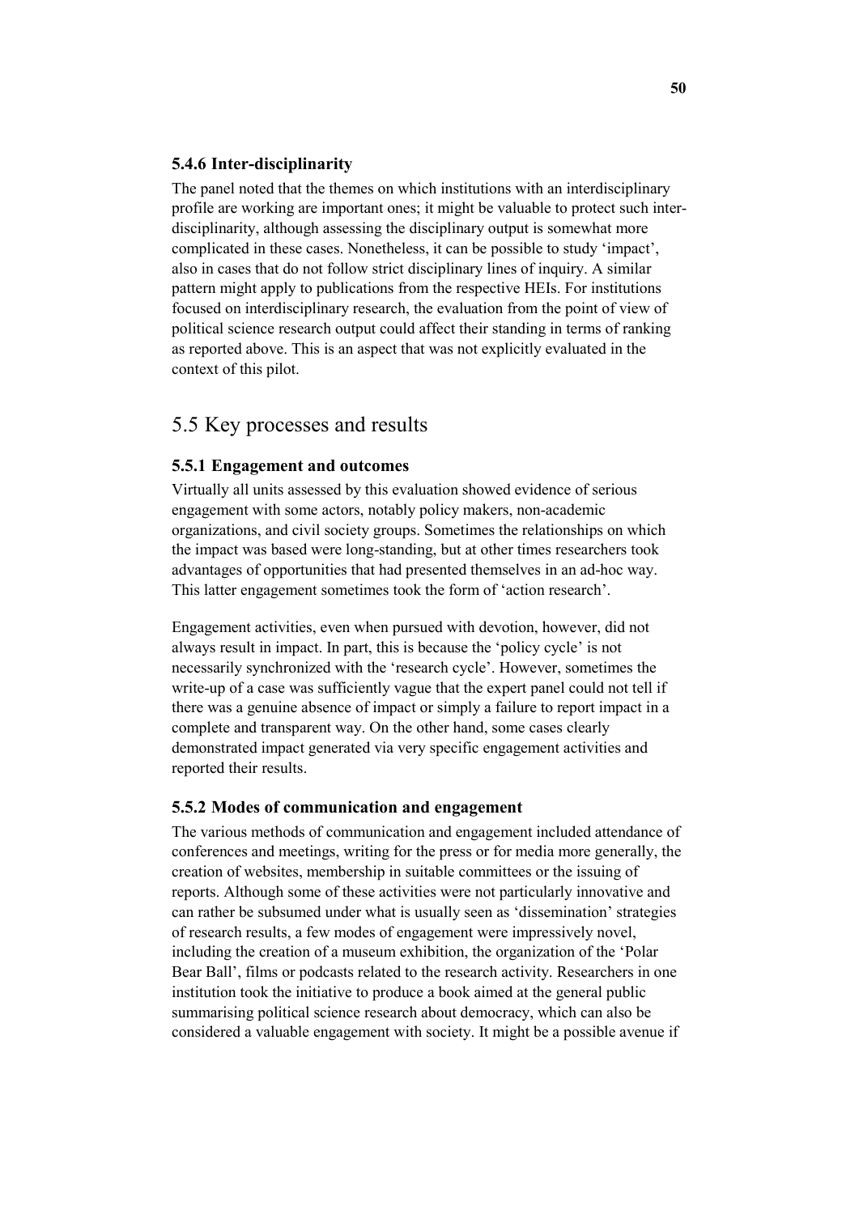### 5.4.6 Inter-disciplinarity

The panel noted that the themes on which institutions with an interdisciplinary profile are working are important ones; it might be valuable to protect such inter-disciplinarity, although assessing the disciplinary output is somewhat more complicated in these cases. Nonetheless, it can be possible to study 'impact', also in cases that do not follow strict disciplinary lines of inquiry. A similar pattern might apply to publications from the respective HEIs. For institutions focused on interdisciplinary research, the evaluation from the point of view of political science research output could affect their standing in terms of ranking as reported above. This is an aspect that was not explicitly evaluated in the context of this pilot.

## 5.5 Key processes and results

### 5.5.1 Engagement and outcomes

Virtually all units assessed by this evaluation showed evidence of serious engagement with some actors, notably policy makers, non-academic organizations, and civil society groups. Sometimes the relationships on which the impact was based were long-standing, but at other times researchers took advantages of opportunities that had presented themselves in an ad-hoc way. This latter engagement sometimes took the form of 'action research'.

Engagement activities, even when pursued with devotion, however, did not always result in impact. In part, this is because the 'policy cycle' is not necessarily synchronized with the 'research cycle'. However, sometimes the write-up of a case was sufficiently vague that the expert panel could not tell if there was a genuine absence of impact or simply a failure to report impact in a complete and transparent way. On the other hand, some cases clearly demonstrated impact generated via very specific engagement activities and reported their results.

### 5.5.2 Modes of communication and engagement

The various methods of communication and engagement included attendance of conferences and meetings, writing for the press or for media more generally, the creation of websites, membership in suitable committees or the issuing of reports. Although some of these activities were not particularly innovative and can rather be subsumed under what is usually seen as 'dissemination' strategies of research results, a few modes of engagement were impressively novel, including the creation of a museum exhibition, the organization of the 'Polar Bear Ball', films or podcasts related to the research activity. Researchers in one institution took the initiative to produce a book aimed at the general public summarising political science research about democracy, which can also be considered a valuable engagement with society. It might be a possible avenue if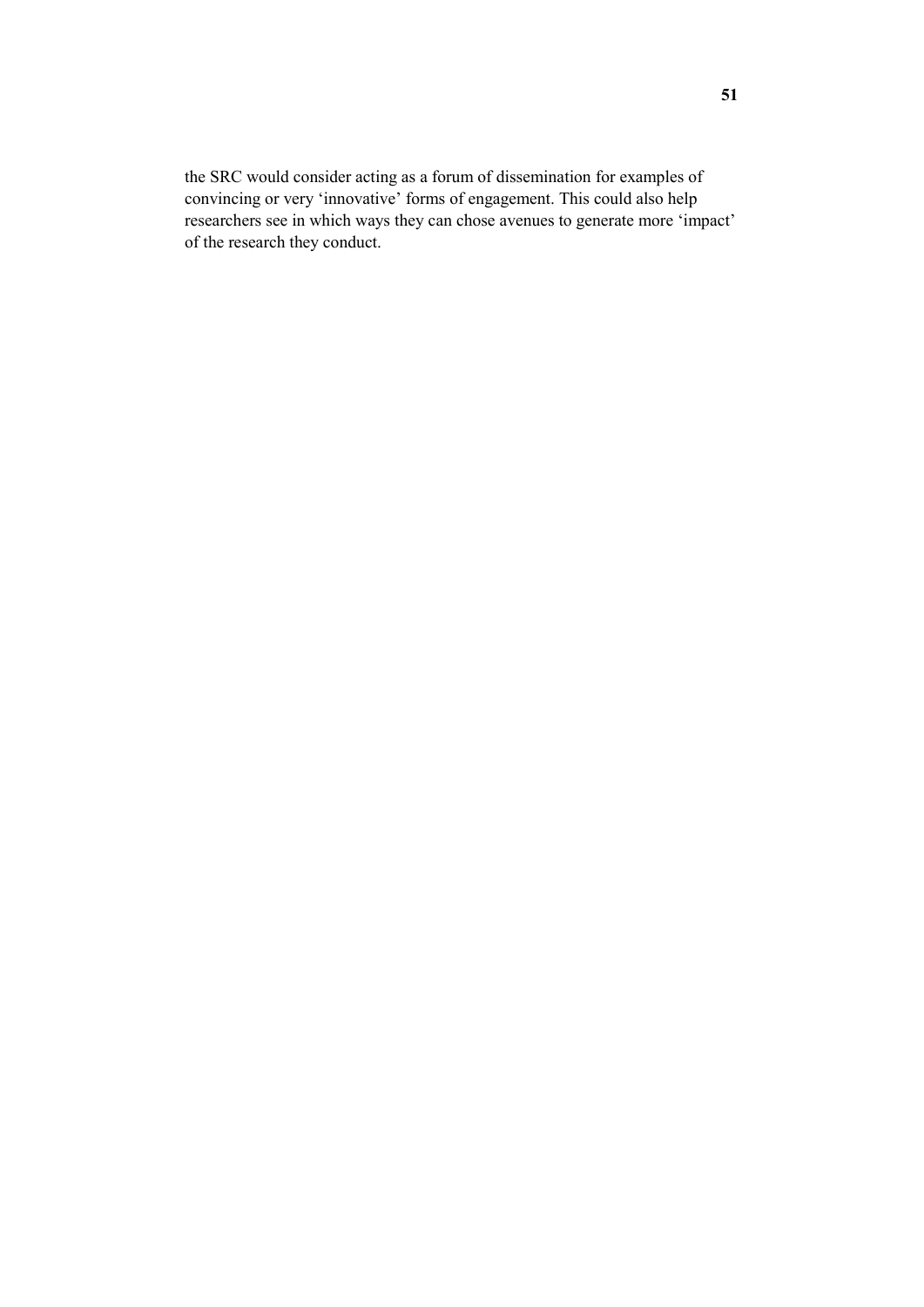the SRC would consider acting as a forum of dissemination for examples of convincing or very ‘innovative’ forms of engagement. This could also help researchers see in which ways they can chose avenues to generate more ‘impact’ of the research they conduct.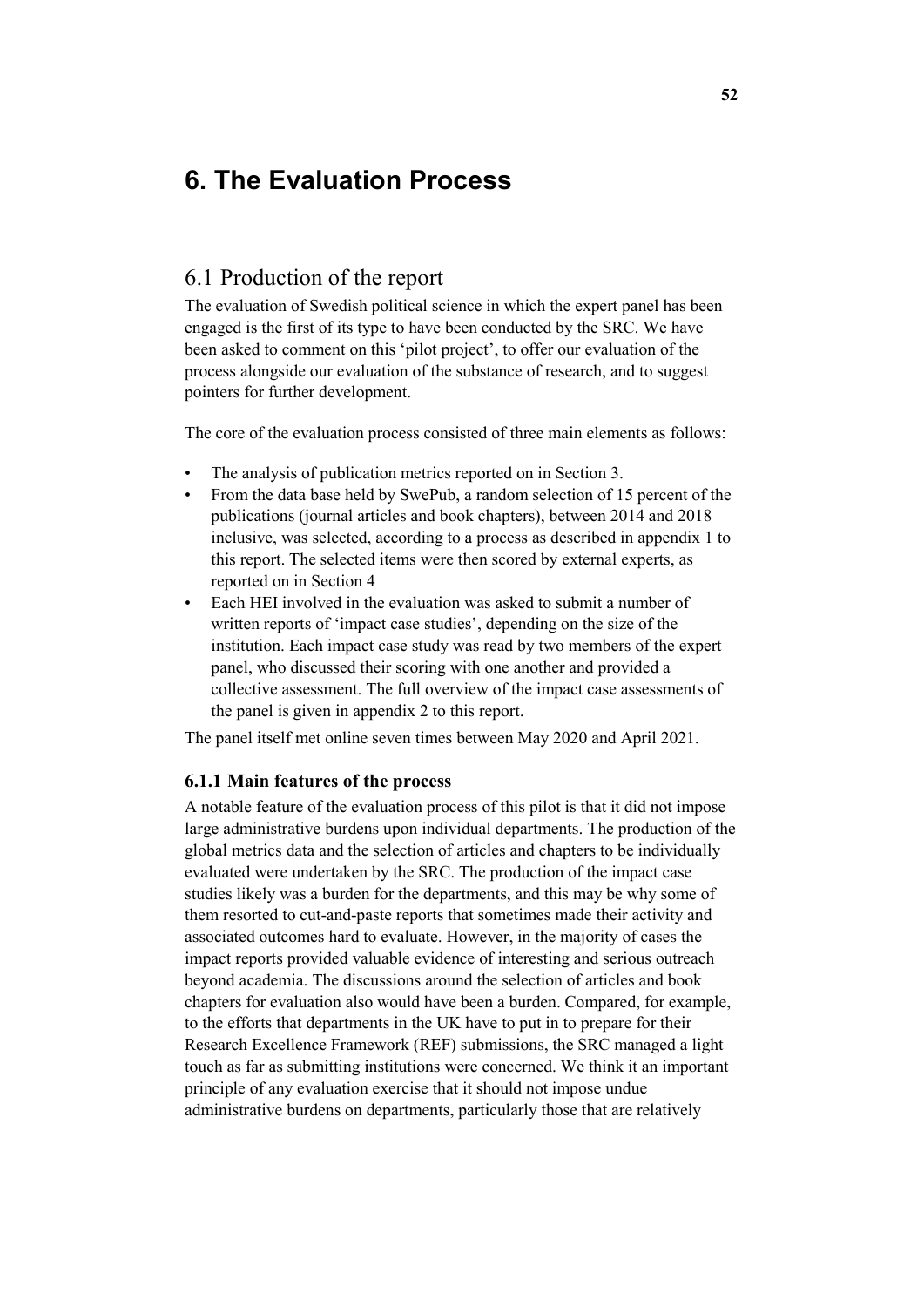# 6. The Evaluation Process

## 6.1 Production of the report

The evaluation of Swedish political science in which the expert panel has been engaged is the first of its type to have been conducted by the SRC. We have been asked to comment on this 'pilot project', to offer our evaluation of the process alongside our evaluation of the substance of research, and to suggest pointers for further development.

The core of the evaluation process consisted of three main elements as follows:

- The analysis of publication metrics reported on in Section 3.
- From the data base held by SwePub, a random selection of 15 percent of the publications (journal articles and book chapters), between 2014 and 2018 inclusive, was selected, according to a process as described in appendix 1 to this report. The selected items were then scored by external experts, as reported on in Section 4
- Each HEI involved in the evaluation was asked to submit a number of written reports of 'impact case studies', depending on the size of the institution. Each impact case study was read by two members of the expert panel, who discussed their scoring with one another and provided a collective assessment. The full overview of the impact case assessments of the panel is given in appendix 2 to this report.

The panel itself met online seven times between May 2020 and April 2021.

### 6.1.1 Main features of the process

A notable feature of the evaluation process of this pilot is that it did not impose large administrative burdens upon individual departments. The production of the global metrics data and the selection of articles and chapters to be individually evaluated were undertaken by the SRC. The production of the impact case studies likely was a burden for the departments, and this may be why some of them resorted to cut-and-paste reports that sometimes made their activity and associated outcomes hard to evaluate. However, in the majority of cases the impact reports provided valuable evidence of interesting and serious outreach beyond academia. The discussions around the selection of articles and book chapters for evaluation also would have been a burden. Compared, for example, to the efforts that departments in the UK have to put in to prepare for their Research Excellence Framework (REF) submissions, the SRC managed a light touch as far as submitting institutions were concerned. We think it an important principle of any evaluation exercise that it should not impose undue administrative burdens on departments, particularly those that are relatively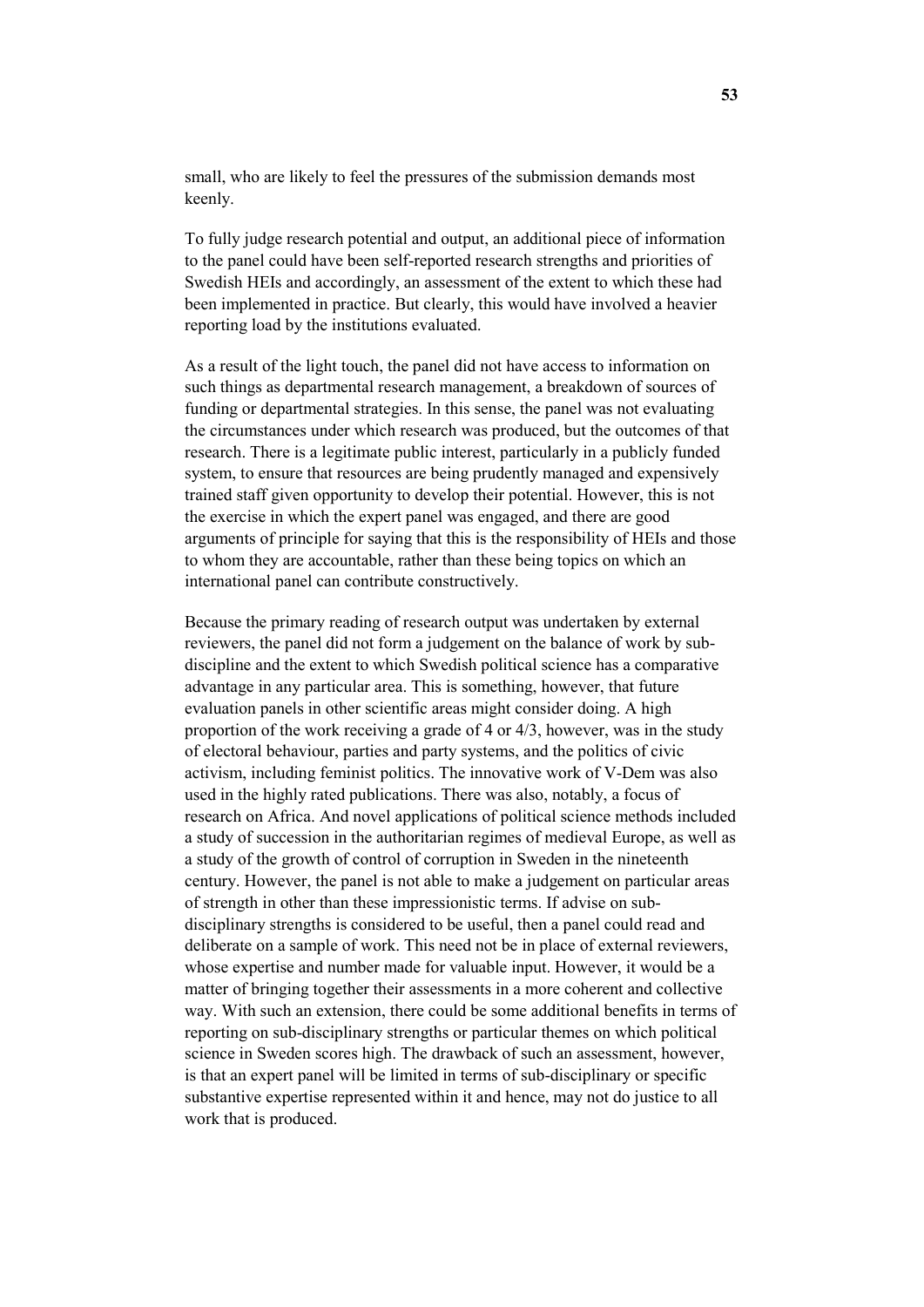small, who are likely to feel the pressures of the submission demands most keenly.

To fully judge research potential and output, an additional piece of information to the panel could have been self-reported research strengths and priorities of Swedish HEIs and accordingly, an assessment of the extent to which these had been implemented in practice. But clearly, this would have involved a heavier reporting load by the institutions evaluated.

As a result of the light touch, the panel did not have access to information on such things as departmental research management, a breakdown of sources of funding or departmental strategies. In this sense, the panel was not evaluating the circumstances under which research was produced, but the outcomes of that research. There is a legitimate public interest, particularly in a publicly funded system, to ensure that resources are being prudently managed and expensively trained staff given opportunity to develop their potential. However, this is not the exercise in which the expert panel was engaged, and there are good arguments of principle for saying that this is the responsibility of HEIs and those to whom they are accountable, rather than these being topics on which an international panel can contribute constructively.

Because the primary reading of research output was undertaken by external reviewers, the panel did not form a judgement on the balance of work by sub-discipline and the extent to which Swedish political science has a comparative advantage in any particular area. This is something, however, that future evaluation panels in other scientific areas might consider doing. A high proportion of the work receiving a grade of 4 or 4/3, however, was in the study of electoral behaviour, parties and party systems, and the politics of civic activism, including feminist politics. The innovative work of V-Dem was also used in the highly rated publications. There was also, notably, a focus of research on Africa. And novel applications of political science methods included a study of succession in the authoritarian regimes of medieval Europe, as well as a study of the growth of control of corruption in Sweden in the nineteenth century. However, the panel is not able to make a judgement on particular areas of strength in other than these impressionistic terms. If advise on sub-disciplinary strengths is considered to be useful, then a panel could read and deliberate on a sample of work. This need not be in place of external reviewers, whose expertise and number made for valuable input. However, it would be a matter of bringing together their assessments in a more coherent and collective way. With such an extension, there could be some additional benefits in terms of reporting on sub-disciplinary strengths or particular themes on which political science in Sweden scores high. The drawback of such an assessment, however, is that an expert panel will be limited in terms of sub-disciplinary or specific substantive expertise represented within it and hence, may not do justice to all work that is produced.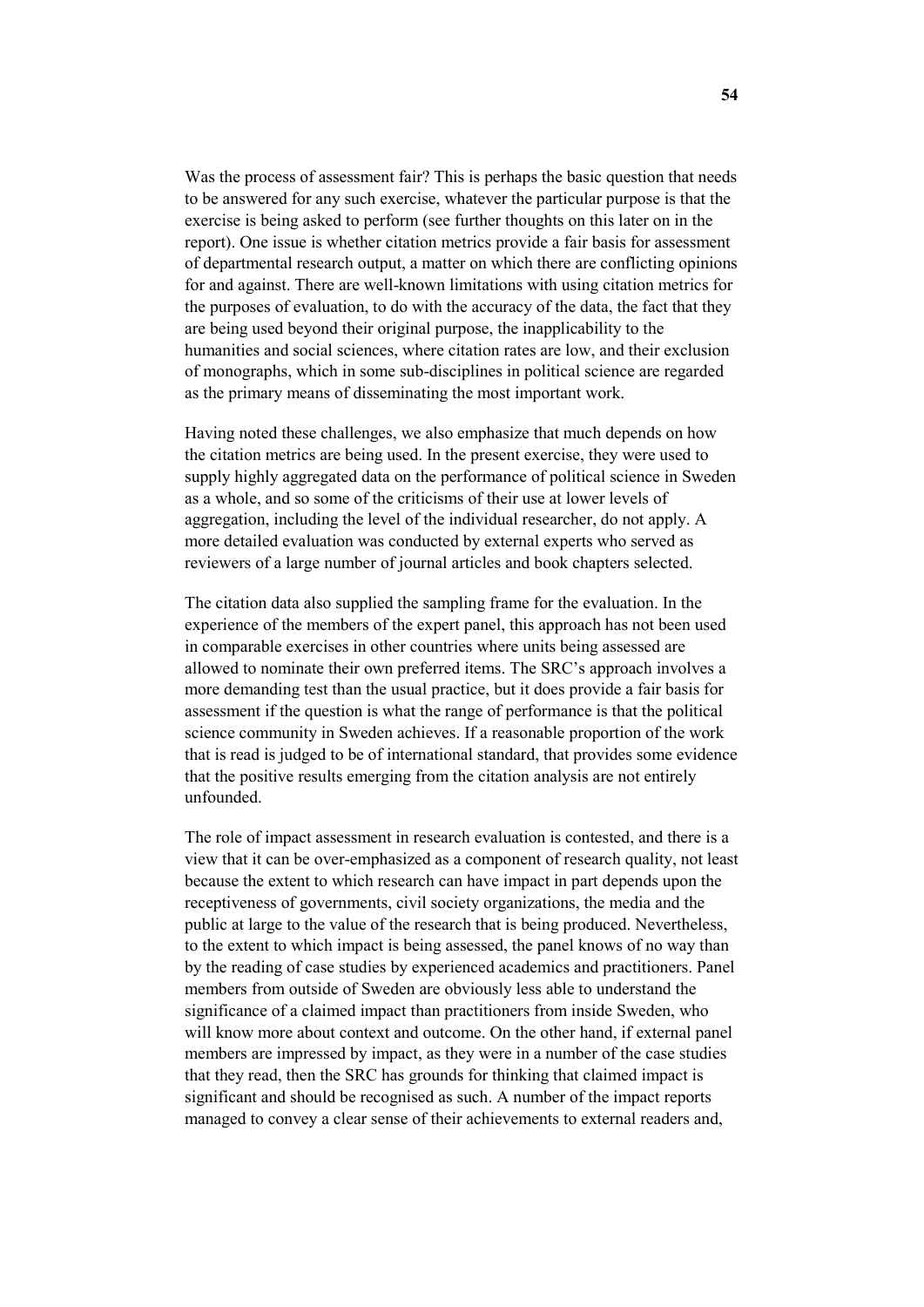Was the process of assessment fair? This is perhaps the basic question that needs to be answered for any such exercise, whatever the particular purpose is that the exercise is being asked to perform (see further thoughts on this later on in the report). One issue is whether citation metrics provide a fair basis for assessment of departmental research output, a matter on which there are conflicting opinions for and against. There are well-known limitations with using citation metrics for the purposes of evaluation, to do with the accuracy of the data, the fact that they are being used beyond their original purpose, the inapplicability to the humanities and social sciences, where citation rates are low, and their exclusion of monographs, which in some sub-disciplines in political science are regarded as the primary means of disseminating the most important work.

Having noted these challenges, we also emphasize that much depends on how the citation metrics are being used. In the present exercise, they were used to supply highly aggregated data on the performance of political science in Sweden as a whole, and so some of the criticisms of their use at lower levels of aggregation, including the level of the individual researcher, do not apply. A more detailed evaluation was conducted by external experts who served as reviewers of a large number of journal articles and book chapters selected.

The citation data also supplied the sampling frame for the evaluation. In the experience of the members of the expert panel, this approach has not been used in comparable exercises in other countries where units being assessed are allowed to nominate their own preferred items. The SRC's approach involves a more demanding test than the usual practice, but it does provide a fair basis for assessment if the question is what the range of performance is that the political science community in Sweden achieves. If a reasonable proportion of the work that is read is judged to be of international standard, that provides some evidence that the positive results emerging from the citation analysis are not entirely unfounded.

The role of impact assessment in research evaluation is contested, and there is a view that it can be over-emphasized as a component of research quality, not least because the extent to which research can have impact in part depends upon the receptiveness of governments, civil society organizations, the media and the public at large to the value of the research that is being produced. Nevertheless, to the extent to which impact is being assessed, the panel knows of no way than by the reading of case studies by experienced academics and practitioners. Panel members from outside of Sweden are obviously less able to understand the significance of a claimed impact than practitioners from inside Sweden, who will know more about context and outcome. On the other hand, if external panel members are impressed by impact, as they were in a number of the case studies that they read, then the SRC has grounds for thinking that claimed impact is significant and should be recognised as such. A number of the impact reports managed to convey a clear sense of their achievements to external readers and,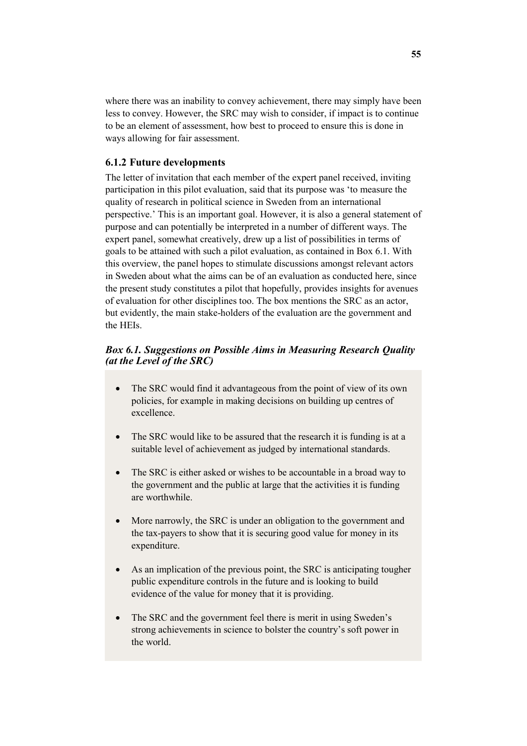where there was an inability to convey achievement, there may simply have been less to convey. However, the SRC may wish to consider, if impact is to continue to be an element of assessment, how best to proceed to ensure this is done in ways allowing for fair assessment.

### 6.1.2 Future developments

The letter of invitation that each member of the expert panel received, inviting participation in this pilot evaluation, said that its purpose was 'to measure the quality of research in political science in Sweden from an international perspective.' This is an important goal. However, it is also a general statement of purpose and can potentially be interpreted in a number of different ways. The expert panel, somewhat creatively, drew up a list of possibilities in terms of goals to be attained with such a pilot evaluation, as contained in Box 6.1. With this overview, the panel hopes to stimulate discussions amongst relevant actors in Sweden about what the aims can be of an evaluation as conducted here, since the present study constitutes a pilot that hopefully, provides insights for avenues of evaluation for other disciplines too. The box mentions the SRC as an actor, but evidently, the main stake-holders of the evaluation are the government and the HEIs.

#### *Box 6.1. Suggestions on Possible Aims in Measuring Research Quality (at the Level of the SRC)*

- The SRC would find it advantageous from the point of view of its own policies, for example in making decisions on building up centres of excellence.
- The SRC would like to be assured that the research it is funding is at a suitable level of achievement as judged by international standards.
- The SRC is either asked or wishes to be accountable in a broad way to the government and the public at large that the activities it is funding are worthwhile.
- More narrowly, the SRC is under an obligation to the government and the tax-payers to show that it is securing good value for money in its expenditure.
- As an implication of the previous point, the SRC is anticipating tougher public expenditure controls in the future and is looking to build evidence of the value for money that it is providing.
- The SRC and the government feel there is merit in using Sweden's strong achievements in science to bolster the country's soft power in the world.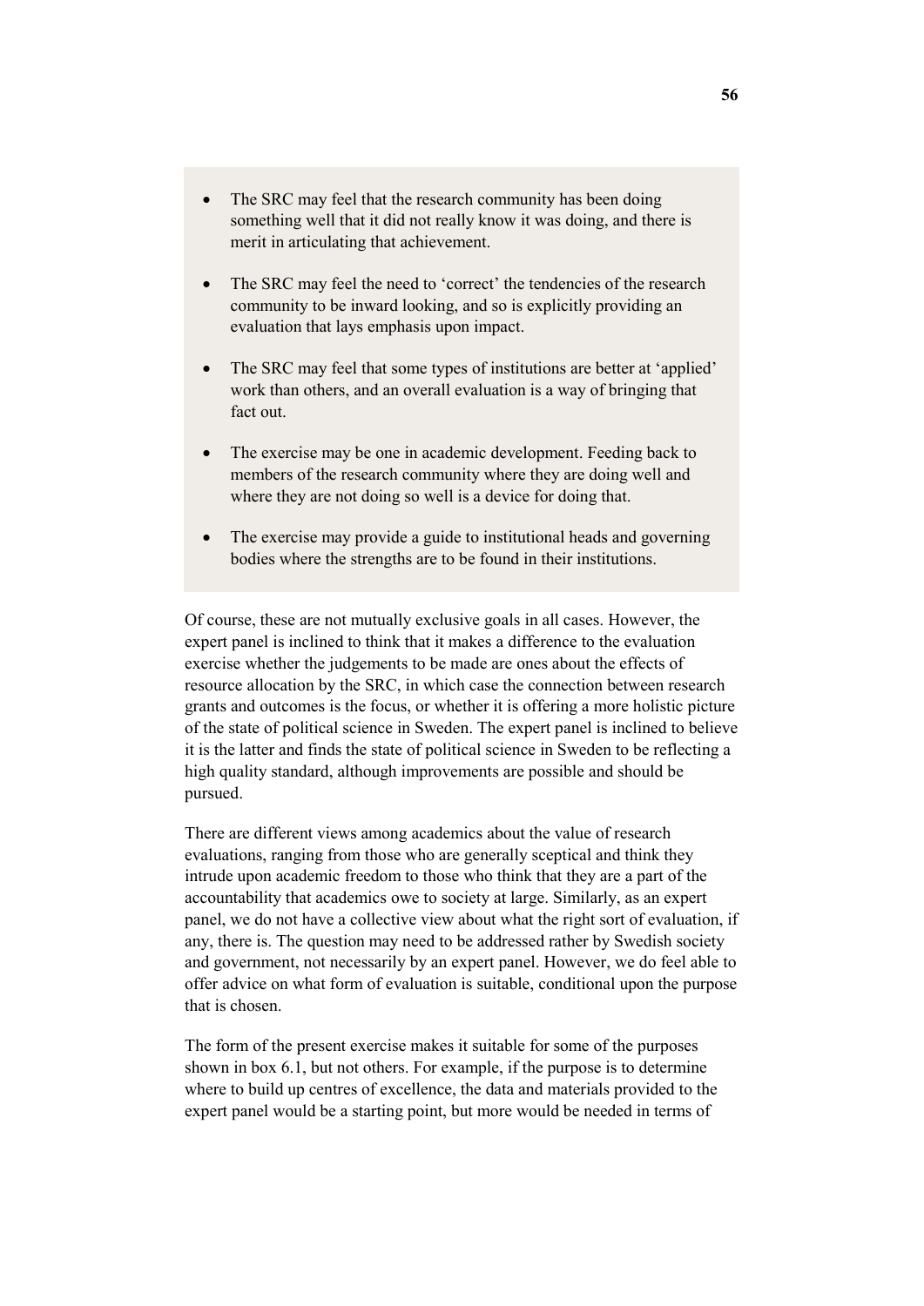- The SRC may feel that the research community has been doing something well that it did not really know it was doing, and there is merit in articulating that achievement.

- The SRC may feel the need to 'correct' the tendencies of the research community to be inward looking, and so is explicitly providing an evaluation that lays emphasis upon impact.

- The SRC may feel that some types of institutions are better at 'applied' work than others, and an overall evaluation is a way of bringing that fact out.

- The exercise may be one in academic development. Feeding back to members of the research community where they are doing well and where they are not doing so well is a device for doing that.

- The exercise may provide a guide to institutional heads and governing bodies where the strengths are to be found in their institutions.

Of course, these are not mutually exclusive goals in all cases. However, the expert panel is inclined to think that it makes a difference to the evaluation exercise whether the judgements to be made are ones about the effects of resource allocation by the SRC, in which case the connection between research grants and outcomes is the focus, or whether it is offering a more holistic picture of the state of political science in Sweden. The expert panel is inclined to believe it is the latter and finds the state of political science in Sweden to be reflecting a high quality standard, although improvements are possible and should be pursued.

There are different views among academics about the value of research evaluations, ranging from those who are generally sceptical and think they intrude upon academic freedom to those who think that they are a part of the accountability that academics owe to society at large. Similarly, as an expert panel, we do not have a collective view about what the right sort of evaluation, if any, there is. The question may need to be addressed rather by Swedish society and government, not necessarily by an expert panel. However, we do feel able to offer advice on what form of evaluation is suitable, conditional upon the purpose that is chosen.

The form of the present exercise makes it suitable for some of the purposes shown in box 6.1, but not others. For example, if the purpose is to determine where to build up centres of excellence, the data and materials provided to the expert panel would be a starting point, but more would be needed in terms of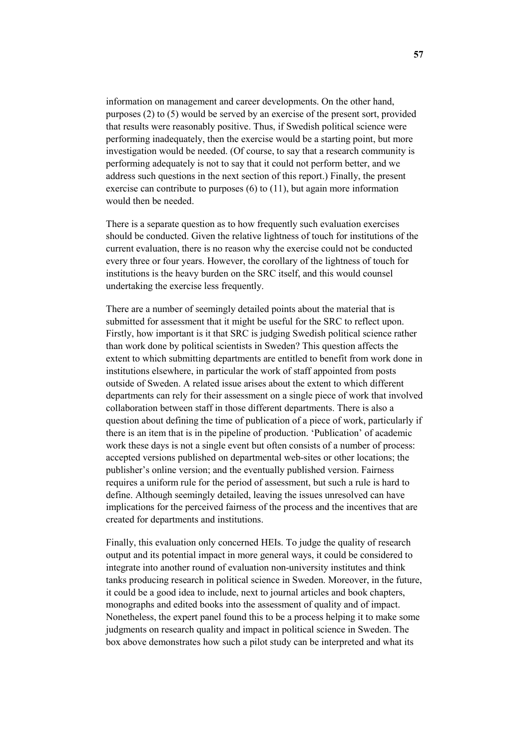information on management and career developments. On the other hand, purposes (2) to (5) would be served by an exercise of the present sort, provided that results were reasonably positive. Thus, if Swedish political science were performing inadequately, then the exercise would be a starting point, but more investigation would be needed. (Of course, to say that a research community is performing adequately is not to say that it could not perform better, and we address such questions in the next section of this report.) Finally, the present exercise can contribute to purposes (6) to (11), but again more information would then be needed.

There is a separate question as to how frequently such evaluation exercises should be conducted. Given the relative lightness of touch for institutions of the current evaluation, there is no reason why the exercise could not be conducted every three or four years. However, the corollary of the lightness of touch for institutions is the heavy burden on the SRC itself, and this would counsel undertaking the exercise less frequently.

There are a number of seemingly detailed points about the material that is submitted for assessment that it might be useful for the SRC to reflect upon. Firstly, how important is it that SRC is judging Swedish political science rather than work done by political scientists in Sweden? This question affects the extent to which submitting departments are entitled to benefit from work done in institutions elsewhere, in particular the work of staff appointed from posts outside of Sweden. A related issue arises about the extent to which different departments can rely for their assessment on a single piece of work that involved collaboration between staff in those different departments. There is also a question about defining the time of publication of a piece of work, particularly if there is an item that is in the pipeline of production. 'Publication' of academic work these days is not a single event but often consists of a number of process: accepted versions published on departmental web-sites or other locations; the publisher's online version; and the eventually published version. Fairness requires a uniform rule for the period of assessment, but such a rule is hard to define. Although seemingly detailed, leaving the issues unresolved can have implications for the perceived fairness of the process and the incentives that are created for departments and institutions.

Finally, this evaluation only concerned HEIs. To judge the quality of research output and its potential impact in more general ways, it could be considered to integrate into another round of evaluation non-university institutes and think tanks producing research in political science in Sweden. Moreover, in the future, it could be a good idea to include, next to journal articles and book chapters, monographs and edited books into the assessment of quality and of impact. Nonetheless, the expert panel found this to be a process helping it to make some judgments on research quality and impact in political science in Sweden. The box above demonstrates how such a pilot study can be interpreted and what its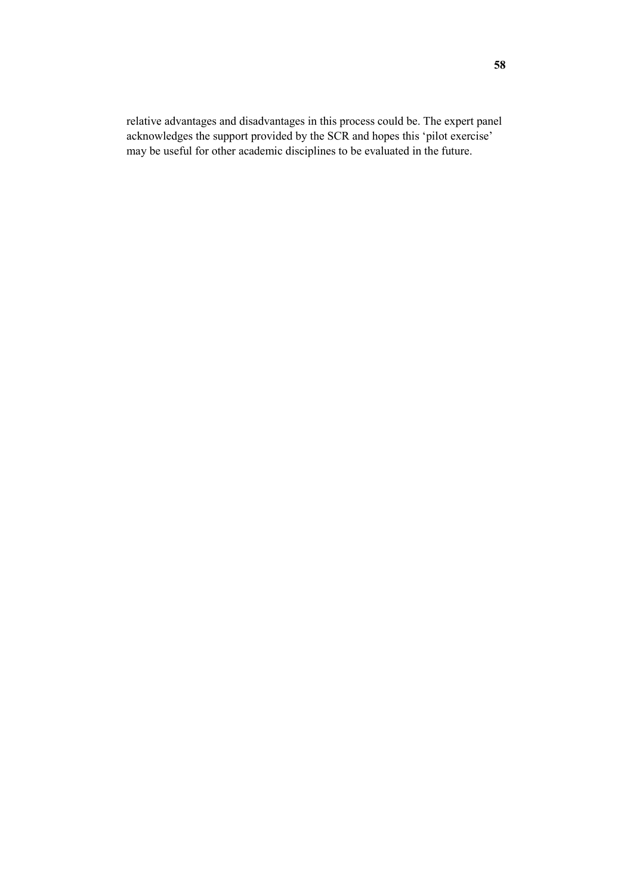relative advantages and disadvantages in this process could be. The expert panel acknowledges the support provided by the SCR and hopes this 'pilot exercise' may be useful for other academic disciplines to be evaluated in the future.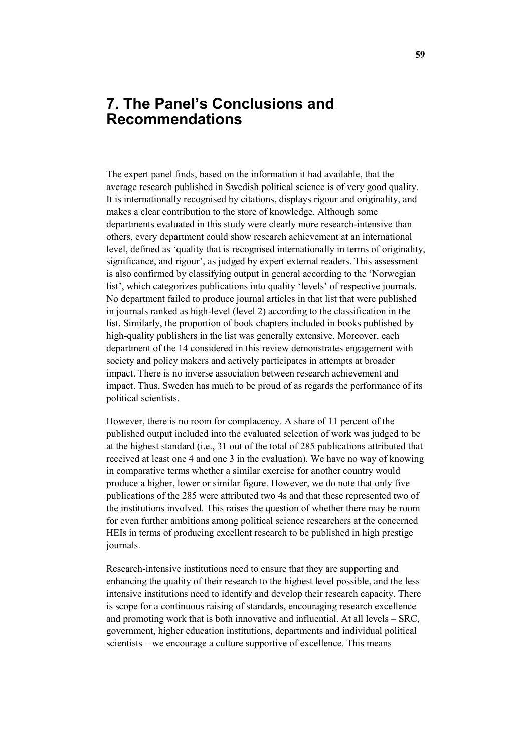# 7. The Panel's Conclusions and Recommendations

The expert panel finds, based on the information it had available, that the average research published in Swedish political science is of very good quality. It is internationally recognised by citations, displays rigour and originality, and makes a clear contribution to the store of knowledge. Although some departments evaluated in this study were clearly more research-intensive than others, every department could show research achievement at an international level, defined as 'quality that is recognised internationally in terms of originality, significance, and rigour', as judged by expert external readers. This assessment is also confirmed by classifying output in general according to the 'Norwegian list', which categorizes publications into quality 'levels' of respective journals. No department failed to produce journal articles in that list that were published in journals ranked as high-level (level 2) according to the classification in the list. Similarly, the proportion of book chapters included in books published by high-quality publishers in the list was generally extensive. Moreover, each department of the 14 considered in this review demonstrates engagement with society and policy makers and actively participates in attempts at broader impact. There is no inverse association between research achievement and impact. Thus, Sweden has much to be proud of as regards the performance of its political scientists.

However, there is no room for complacency. A share of 11 percent of the published output included into the evaluated selection of work was judged to be at the highest standard (i.e., 31 out of the total of 285 publications attributed that received at least one 4 and one 3 in the evaluation). We have no way of knowing in comparative terms whether a similar exercise for another country would produce a higher, lower or similar figure. However, we do note that only five publications of the 285 were attributed two 4s and that these represented two of the institutions involved. This raises the question of whether there may be room for even further ambitions among political science researchers at the concerned HEIs in terms of producing excellent research to be published in high prestige journals.

Research-intensive institutions need to ensure that they are supporting and enhancing the quality of their research to the highest level possible, and the less intensive institutions need to identify and develop their research capacity. There is scope for a continuous raising of standards, encouraging research excellence and promoting work that is both innovative and influential. At all levels – SRC, government, higher education institutions, departments and individual political scientists – we encourage a culture supportive of excellence. This means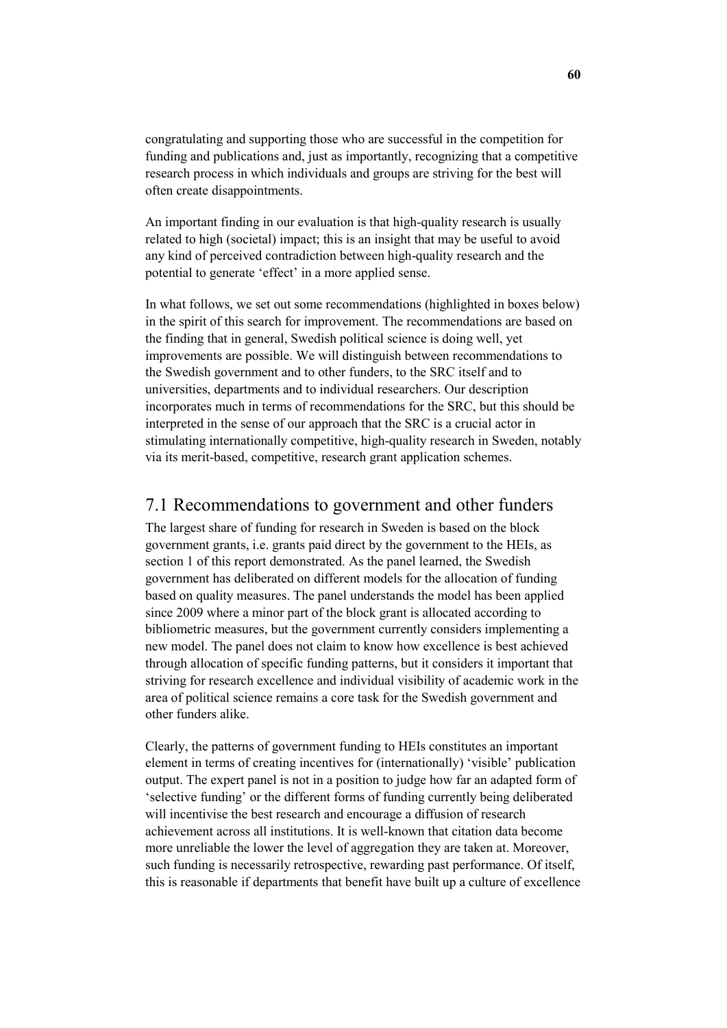congratulating and supporting those who are successful in the competition for funding and publications and, just as importantly, recognizing that a competitive research process in which individuals and groups are striving for the best will often create disappointments.

An important finding in our evaluation is that high-quality research is usually related to high (societal) impact; this is an insight that may be useful to avoid any kind of perceived contradiction between high-quality research and the potential to generate 'effect' in a more applied sense.

In what follows, we set out some recommendations (highlighted in boxes below) in the spirit of this search for improvement. The recommendations are based on the finding that in general, Swedish political science is doing well, yet improvements are possible. We will distinguish between recommendations to the Swedish government and to other funders, to the SRC itself and to universities, departments and to individual researchers. Our description incorporates much in terms of recommendations for the SRC, but this should be interpreted in the sense of our approach that the SRC is a crucial actor in stimulating internationally competitive, high-quality research in Sweden, notably via its merit-based, competitive, research grant application schemes.

## 7.1 Recommendations to government and other funders

The largest share of funding for research in Sweden is based on the block government grants, i.e. grants paid direct by the government to the HEIs, as section 1 of this report demonstrated. As the panel learned, the Swedish government has deliberated on different models for the allocation of funding based on quality measures. The panel understands the model has been applied since 2009 where a minor part of the block grant is allocated according to bibliometric measures, but the government currently considers implementing a new model. The panel does not claim to know how excellence is best achieved through allocation of specific funding patterns, but it considers it important that striving for research excellence and individual visibility of academic work in the area of political science remains a core task for the Swedish government and other funders alike.

Clearly, the patterns of government funding to HEIs constitutes an important element in terms of creating incentives for (internationally) 'visible' publication output. The expert panel is not in a position to judge how far an adapted form of 'selective funding' or the different forms of funding currently being deliberated will incentivise the best research and encourage a diffusion of research achievement across all institutions. It is well-known that citation data become more unreliable the lower the level of aggregation they are taken at. Moreover, such funding is necessarily retrospective, rewarding past performance. Of itself, this is reasonable if departments that benefit have built up a culture of excellence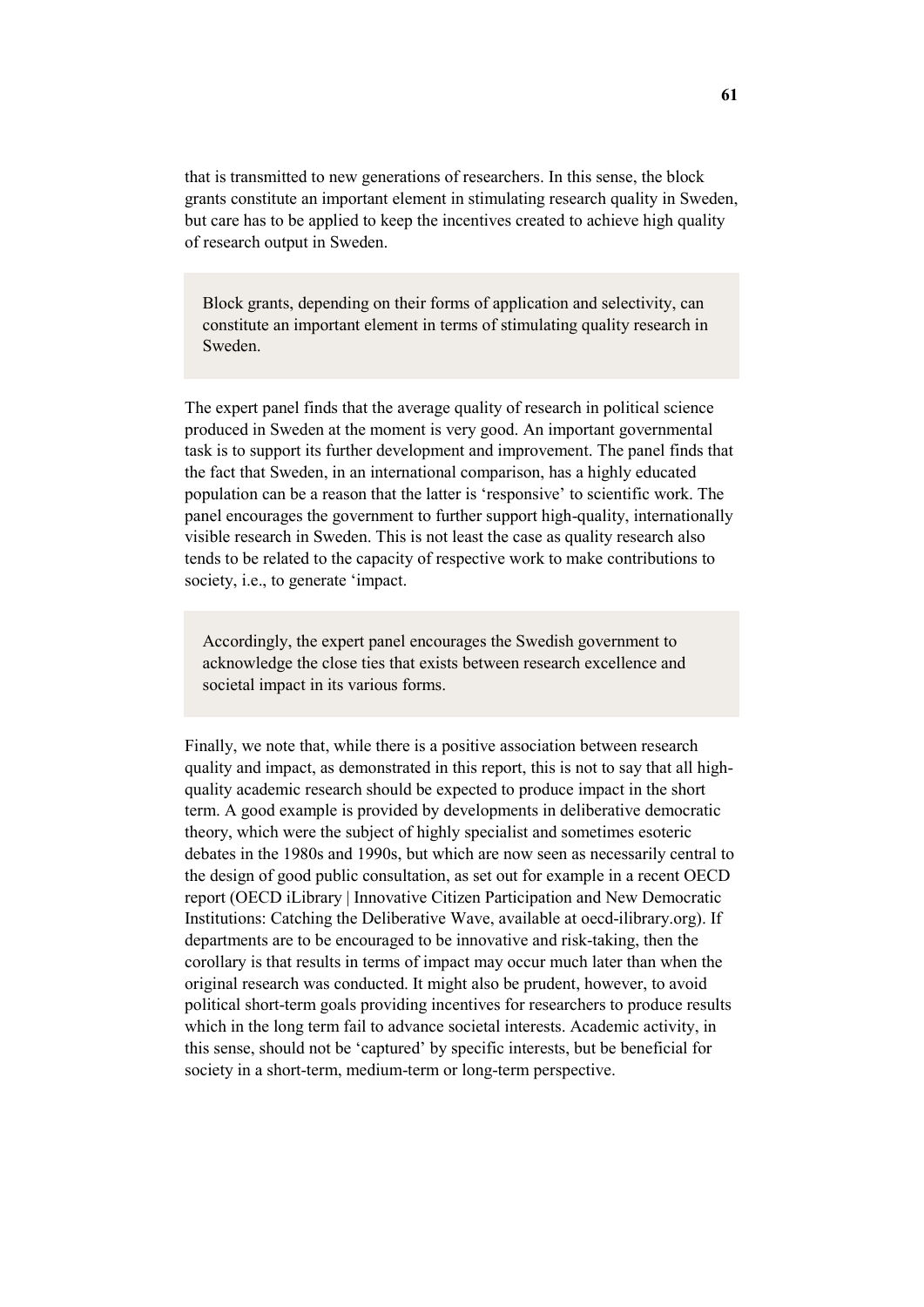that is transmitted to new generations of researchers. In this sense, the block grants constitute an important element in stimulating research quality in Sweden, but care has to be applied to keep the incentives created to achieve high quality of research output in Sweden.

> Block grants, depending on their forms of application and selectivity, can constitute an important element in terms of stimulating quality research in Sweden.

The expert panel finds that the average quality of research in political science produced in Sweden at the moment is very good. An important governmental task is to support its further development and improvement. The panel finds that the fact that Sweden, in an international comparison, has a highly educated population can be a reason that the latter is 'responsive' to scientific work. The panel encourages the government to further support high-quality, internationally visible research in Sweden. This is not least the case as quality research also tends to be related to the capacity of respective work to make contributions to society, i.e., to generate 'impact.

> Accordingly, the expert panel encourages the Swedish government to acknowledge the close ties that exists between research excellence and societal impact in its various forms.

Finally, we note that, while there is a positive association between research quality and impact, as demonstrated in this report, this is not to say that all high-quality academic research should be expected to produce impact in the short term. A good example is provided by developments in deliberative democratic theory, which were the subject of highly specialist and sometimes esoteric debates in the 1980s and 1990s, but which are now seen as necessarily central to the design of good public consultation, as set out for example in a recent OECD report (OECD iLibrary | Innovative Citizen Participation and New Democratic Institutions: Catching the Deliberative Wave, available at oecd-ilibrary.org). If departments are to be encouraged to be innovative and risk-taking, then the corollary is that results in terms of impact may occur much later than when the original research was conducted. It might also be prudent, however, to avoid political short-term goals providing incentives for researchers to produce results which in the long term fail to advance societal interests. Academic activity, in this sense, should not be 'captured' by specific interests, but be beneficial for society in a short-term, medium-term or long-term perspective.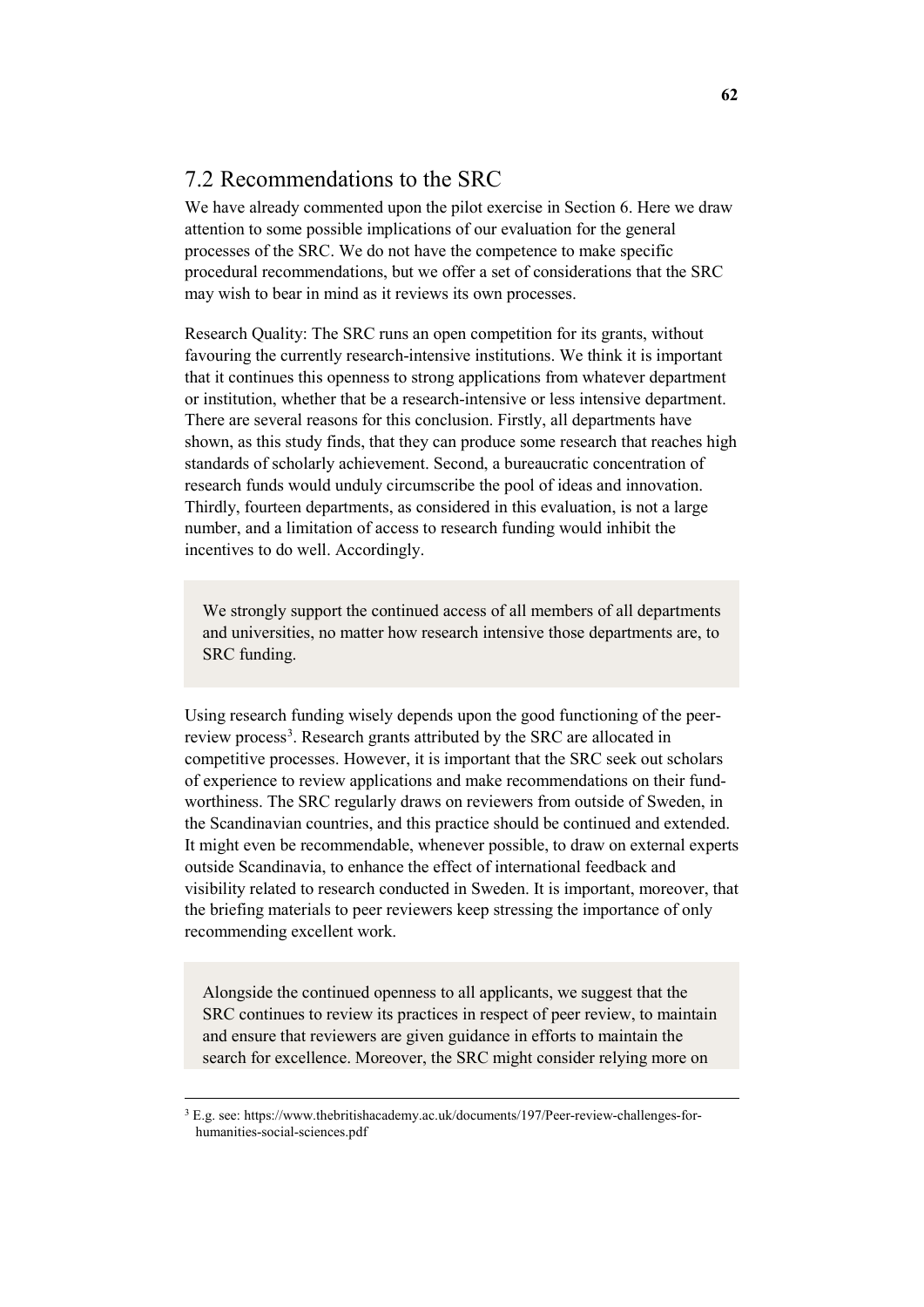## 7.2 Recommendations to the SRC

We have already commented upon the pilot exercise in Section 6. Here we draw attention to some possible implications of our evaluation for the general processes of the SRC. We do not have the competence to make specific procedural recommendations, but we offer a set of considerations that the SRC may wish to bear in mind as it reviews its own processes.

Research Quality: The SRC runs an open competition for its grants, without favouring the currently research-intensive institutions. We think it is important that it continues this openness to strong applications from whatever department or institution, whether that be a research-intensive or less intensive department. There are several reasons for this conclusion. Firstly, all departments have shown, as this study finds, that they can produce some research that reaches high standards of scholarly achievement. Second, a bureaucratic concentration of research funds would unduly circumscribe the pool of ideas and innovation. Thirdly, fourteen departments, as considered in this evaluation, is not a large number, and a limitation of access to research funding would inhibit the incentives to do well. Accordingly.

> We strongly support the continued access of all members of all departments and universities, no matter how research intensive those departments are, to SRC funding.

Using research funding wisely depends upon the good functioning of the peer-review process[3]. Research grants attributed by the SRC are allocated in competitive processes. However, it is important that the SRC seek out scholars of experience to review applications and make recommendations on their fund-worthiness. The SRC regularly draws on reviewers from outside of Sweden, in the Scandinavian countries, and this practice should be continued and extended. It might even be recommendable, whenever possible, to draw on external experts outside Scandinavia, to enhance the effect of international feedback and visibility related to research conducted in Sweden. It is important, moreover, that the briefing materials to peer reviewers keep stressing the importance of only recommending excellent work.

> Alongside the continued openness to all applicants, we suggest that the SRC continues to review its practices in respect of peer review, to maintain and ensure that reviewers are given guidance in efforts to maintain the search for excellence. Moreover, the SRC might consider relying more on

[3] E.g. see: https://www.thebritishacademy.ac.uk/documents/197/Peer-review-challenges-for-humanities-social-sciences.pdf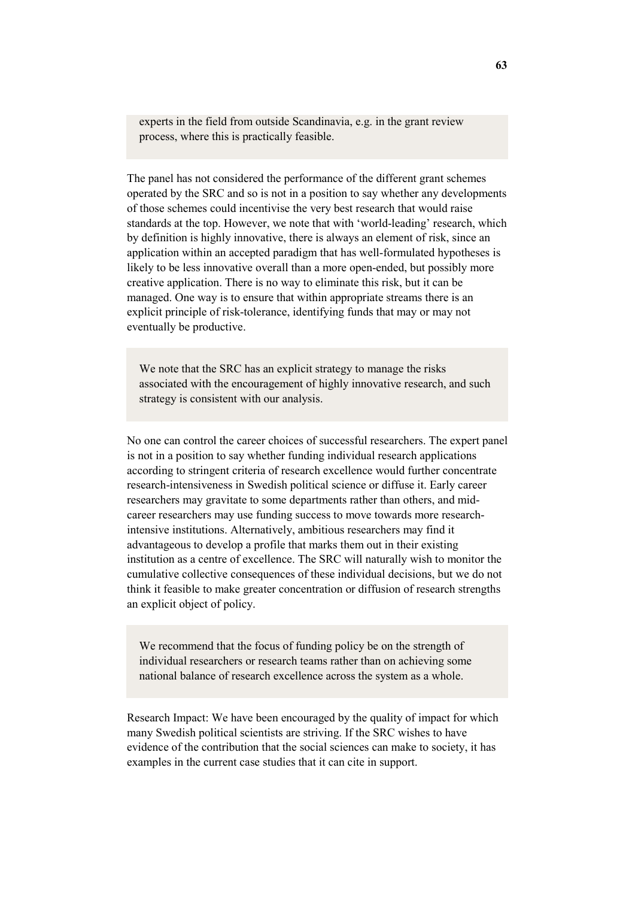experts in the field from outside Scandinavia, e.g. in the grant review process, where this is practically feasible.

The panel has not considered the performance of the different grant schemes operated by the SRC and so is not in a position to say whether any developments of those schemes could incentivise the very best research that would raise standards at the top. However, we note that with 'world-leading' research, which by definition is highly innovative, there is always an element of risk, since an application within an accepted paradigm that has well-formulated hypotheses is likely to be less innovative overall than a more open-ended, but possibly more creative application. There is no way to eliminate this risk, but it can be managed. One way is to ensure that within appropriate streams there is an explicit principle of risk-tolerance, identifying funds that may or may not eventually be productive.

We note that the SRC has an explicit strategy to manage the risks associated with the encouragement of highly innovative research, and such strategy is consistent with our analysis.

No one can control the career choices of successful researchers. The expert panel is not in a position to say whether funding individual research applications according to stringent criteria of research excellence would further concentrate research-intensiveness in Swedish political science or diffuse it. Early career researchers may gravitate to some departments rather than others, and mid-career researchers may use funding success to move towards more research-intensive institutions. Alternatively, ambitious researchers may find it advantageous to develop a profile that marks them out in their existing institution as a centre of excellence. The SRC will naturally wish to monitor the cumulative collective consequences of these individual decisions, but we do not think it feasible to make greater concentration or diffusion of research strengths an explicit object of policy.

We recommend that the focus of funding policy be on the strength of individual researchers or research teams rather than on achieving some national balance of research excellence across the system as a whole.

Research Impact: We have been encouraged by the quality of impact for which many Swedish political scientists are striving. If the SRC wishes to have evidence of the contribution that the social sciences can make to society, it has examples in the current case studies that it can cite in support.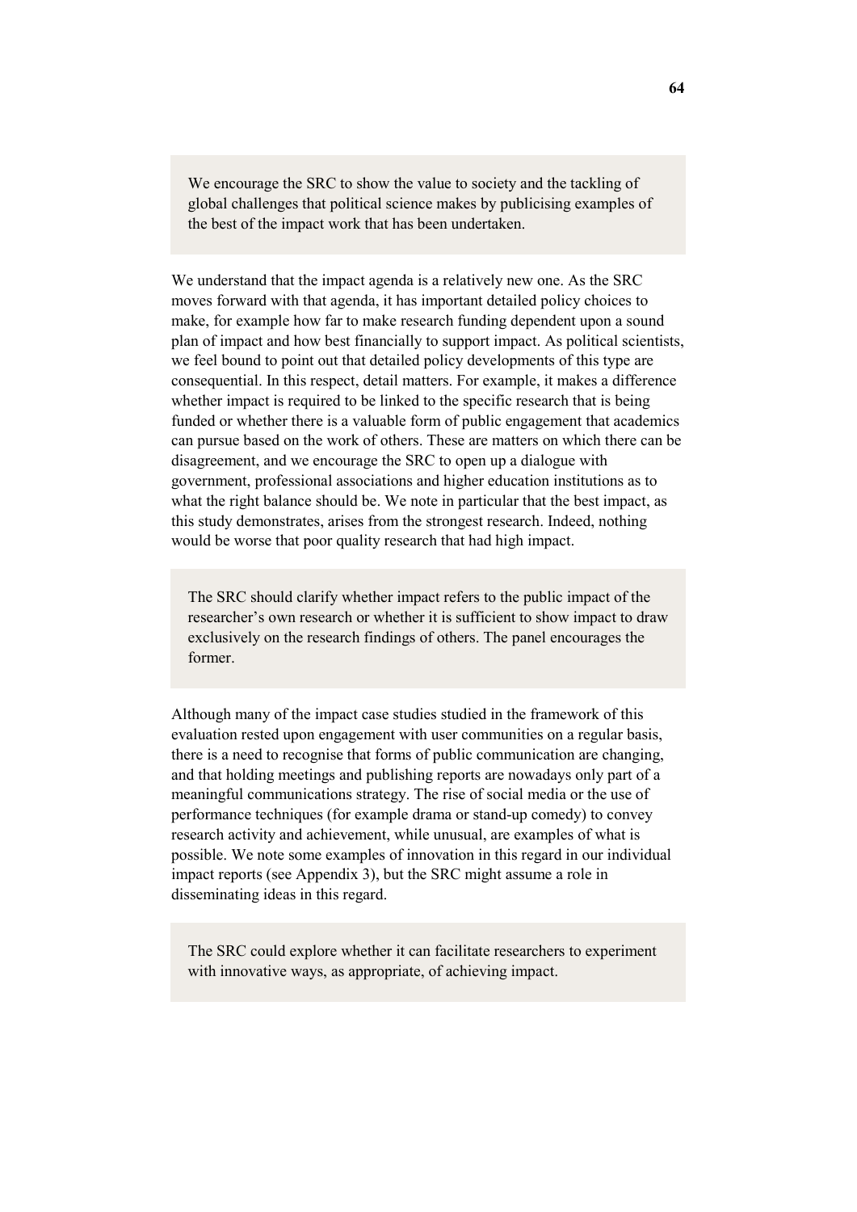> We encourage the SRC to show the value to society and the tackling of global challenges that political science makes by publicising examples of the best of the impact work that has been undertaken.

We understand that the impact agenda is a relatively new one. As the SRC moves forward with that agenda, it has important detailed policy choices to make, for example how far to make research funding dependent upon a sound plan of impact and how best financially to support impact. As political scientists, we feel bound to point out that detailed policy developments of this type are consequential. In this respect, detail matters. For example, it makes a difference whether impact is required to be linked to the specific research that is being funded or whether there is a valuable form of public engagement that academics can pursue based on the work of others. These are matters on which there can be disagreement, and we encourage the SRC to open up a dialogue with government, professional associations and higher education institutions as to what the right balance should be. We note in particular that the best impact, as this study demonstrates, arises from the strongest research. Indeed, nothing would be worse that poor quality research that had high impact.

> The SRC should clarify whether impact refers to the public impact of the researcher's own research or whether it is sufficient to show impact to draw exclusively on the research findings of others. The panel encourages the former.

Although many of the impact case studies studied in the framework of this evaluation rested upon engagement with user communities on a regular basis, there is a need to recognise that forms of public communication are changing, and that holding meetings and publishing reports are nowadays only part of a meaningful communications strategy. The rise of social media or the use of performance techniques (for example drama or stand-up comedy) to convey research activity and achievement, while unusual, are examples of what is possible. We note some examples of innovation in this regard in our individual impact reports (see Appendix 3), but the SRC might assume a role in disseminating ideas in this regard.

> The SRC could explore whether it can facilitate researchers to experiment with innovative ways, as appropriate, of achieving impact.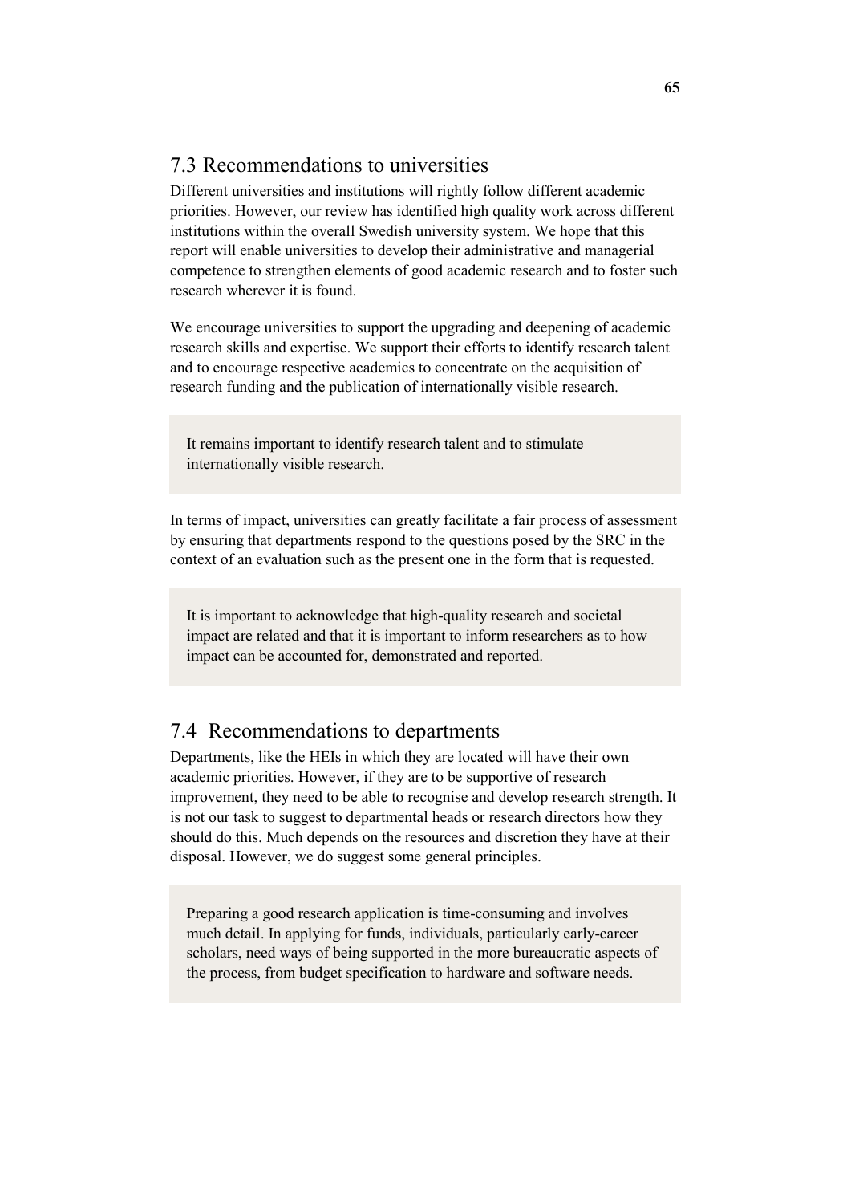## 7.3 Recommendations to universities

Different universities and institutions will rightly follow different academic priorities. However, our review has identified high quality work across different institutions within the overall Swedish university system. We hope that this report will enable universities to develop their administrative and managerial competence to strengthen elements of good academic research and to foster such research wherever it is found.

We encourage universities to support the upgrading and deepening of academic research skills and expertise. We support their efforts to identify research talent and to encourage respective academics to concentrate on the acquisition of research funding and the publication of internationally visible research.

> It remains important to identify research talent and to stimulate internationally visible research.

In terms of impact, universities can greatly facilitate a fair process of assessment by ensuring that departments respond to the questions posed by the SRC in the context of an evaluation such as the present one in the form that is requested.

> It is important to acknowledge that high-quality research and societal impact are related and that it is important to inform researchers as to how impact can be accounted for, demonstrated and reported.

## 7.4 Recommendations to departments

Departments, like the HEIs in which they are located will have their own academic priorities. However, if they are to be supportive of research improvement, they need to be able to recognise and develop research strength. It is not our task to suggest to departmental heads or research directors how they should do this. Much depends on the resources and discretion they have at their disposal. However, we do suggest some general principles.

> Preparing a good research application is time-consuming and involves much detail. In applying for funds, individuals, particularly early-career scholars, need ways of being supported in the more bureaucratic aspects of the process, from budget specification to hardware and software needs.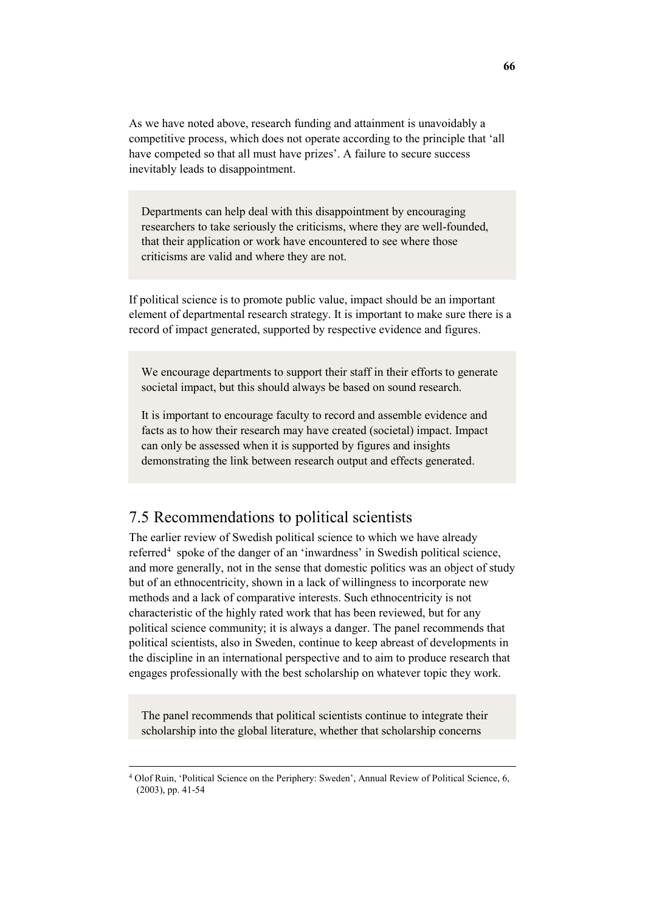As we have noted above, research funding and attainment is unavoidably a competitive process, which does not operate according to the principle that 'all have competed so that all must have prizes'. A failure to secure success inevitably leads to disappointment.

> Departments can help deal with this disappointment by encouraging researchers to take seriously the criticisms, where they are well-founded, that their application or work have encountered to see where those criticisms are valid and where they are not.

If political science is to promote public value, impact should be an important element of departmental research strategy. It is important to make sure there is a record of impact generated, supported by respective evidence and figures.

> We encourage departments to support their staff in their efforts to generate societal impact, but this should always be based on sound research.
>
> It is important to encourage faculty to record and assemble evidence and facts as to how their research may have created (societal) impact. Impact can only be assessed when it is supported by figures and insights demonstrating the link between research output and effects generated.

## 7.5 Recommendations to political scientists

The earlier review of Swedish political science to which we have already referred[4] spoke of the danger of an 'inwardness' in Swedish political science, and more generally, not in the sense that domestic politics was an object of study but of an ethnocentricity, shown in a lack of willingness to incorporate new methods and a lack of comparative interests. Such ethnocentricity is not characteristic of the highly rated work that has been reviewed, but for any political science community; it is always a danger. The panel recommends that political scientists, also in Sweden, continue to keep abreast of developments in the discipline in an international perspective and to aim to produce research that engages professionally with the best scholarship on whatever topic they work.

> The panel recommends that political scientists continue to integrate their scholarship into the global literature, whether that scholarship concerns

[4] Olof Ruin, 'Political Science on the Periphery: Sweden', Annual Review of Political Science, 6, (2003), pp. 41-54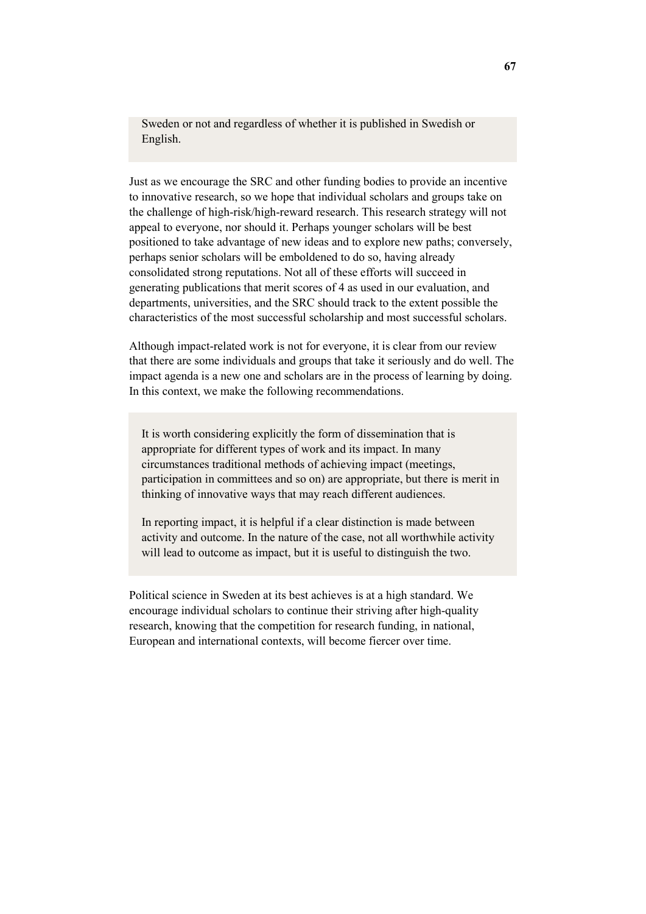Sweden or not and regardless of whether it is published in Swedish or English.

Just as we encourage the SRC and other funding bodies to provide an incentive to innovative research, so we hope that individual scholars and groups take on the challenge of high-risk/high-reward research. This research strategy will not appeal to everyone, nor should it. Perhaps younger scholars will be best positioned to take advantage of new ideas and to explore new paths; conversely, perhaps senior scholars will be emboldened to do so, having already consolidated strong reputations. Not all of these efforts will succeed in generating publications that merit scores of 4 as used in our evaluation, and departments, universities, and the SRC should track to the extent possible the characteristics of the most successful scholarship and most successful scholars.

Although impact-related work is not for everyone, it is clear from our review that there are some individuals and groups that take it seriously and do well. The impact agenda is a new one and scholars are in the process of learning by doing. In this context, we make the following recommendations.

It is worth considering explicitly the form of dissemination that is appropriate for different types of work and its impact. In many circumstances traditional methods of achieving impact (meetings, participation in committees and so on) are appropriate, but there is merit in thinking of innovative ways that may reach different audiences.

In reporting impact, it is helpful if a clear distinction is made between activity and outcome. In the nature of the case, not all worthwhile activity will lead to outcome as impact, but it is useful to distinguish the two.

Political science in Sweden at its best achieves is at a high standard. We encourage individual scholars to continue their striving after high-quality research, knowing that the competition for research funding, in national, European and international contexts, will become fiercer over time.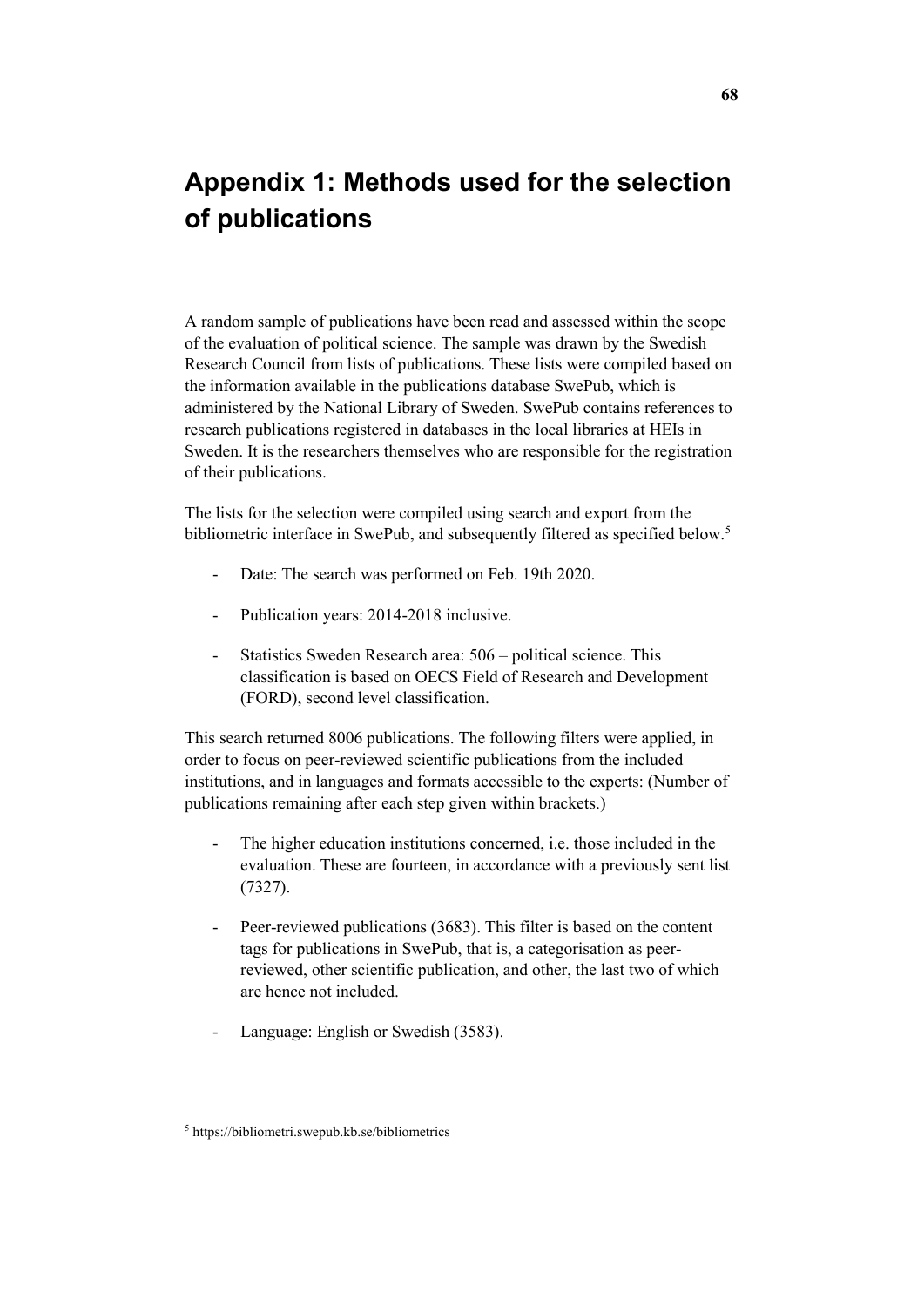# Appendix 1: Methods used for the selection of publications

A random sample of publications have been read and assessed within the scope of the evaluation of political science. The sample was drawn by the Swedish Research Council from lists of publications. These lists were compiled based on the information available in the publications database SwePub, which is administered by the National Library of Sweden. SwePub contains references to research publications registered in databases in the local libraries at HEIs in Sweden. It is the researchers themselves who are responsible for the registration of their publications.

The lists for the selection were compiled using search and export from the bibliometric interface in SwePub, and subsequently filtered as specified below.[5]

- Date: The search was performed on Feb. 19th 2020.
- Publication years: 2014-2018 inclusive.
- Statistics Sweden Research area: 506 – political science. This classification is based on OECS Field of Research and Development (FORD), second level classification.

This search returned 8006 publications. The following filters were applied, in order to focus on peer-reviewed scientific publications from the included institutions, and in languages and formats accessible to the experts: (Number of publications remaining after each step given within brackets.)

- The higher education institutions concerned, i.e. those included in the evaluation. These are fourteen, in accordance with a previously sent list (7327).
- Peer-reviewed publications (3683). This filter is based on the content tags for publications in SwePub, that is, a categorisation as peer-reviewed, other scientific publication, and other, the last two of which are hence not included.
- Language: English or Swedish (3583).

---

[5] https://bibliometri.swepub.kb.se/bibliometrics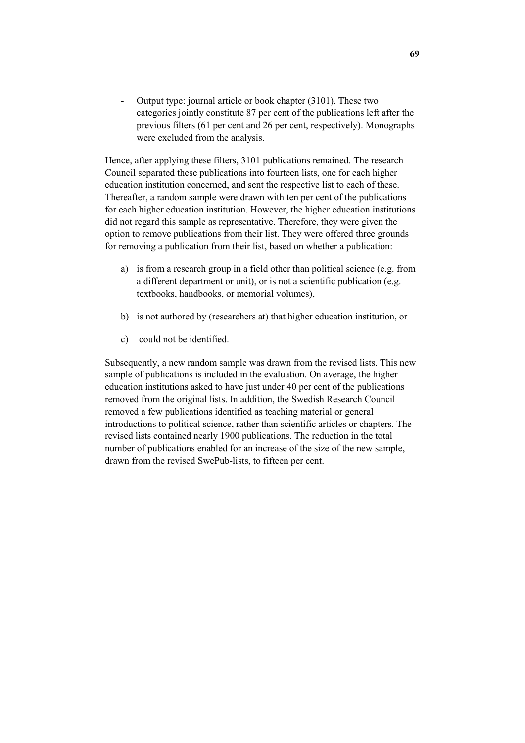- Output type: journal article or book chapter (3101). These two categories jointly constitute 87 per cent of the publications left after the previous filters (61 per cent and 26 per cent, respectively). Monographs were excluded from the analysis.

Hence, after applying these filters, 3101 publications remained. The research Council separated these publications into fourteen lists, one for each higher education institution concerned, and sent the respective list to each of these. Thereafter, a random sample were drawn with ten per cent of the publications for each higher education institution. However, the higher education institutions did not regard this sample as representative. Therefore, they were given the option to remove publications from their list. They were offered three grounds for removing a publication from their list, based on whether a publication:

a) is from a research group in a field other than political science (e.g. from a different department or unit), or is not a scientific publication (e.g. textbooks, handbooks, or memorial volumes),

b) is not authored by (researchers at) that higher education institution, or

c) could not be identified.

Subsequently, a new random sample was drawn from the revised lists. This new sample of publications is included in the evaluation. On average, the higher education institutions asked to have just under 40 per cent of the publications removed from the original lists. In addition, the Swedish Research Council removed a few publications identified as teaching material or general introductions to political science, rather than scientific articles or chapters. The revised lists contained nearly 1900 publications. The reduction in the total number of publications enabled for an increase of the size of the new sample, drawn from the revised SwePub-lists, to fifteen per cent.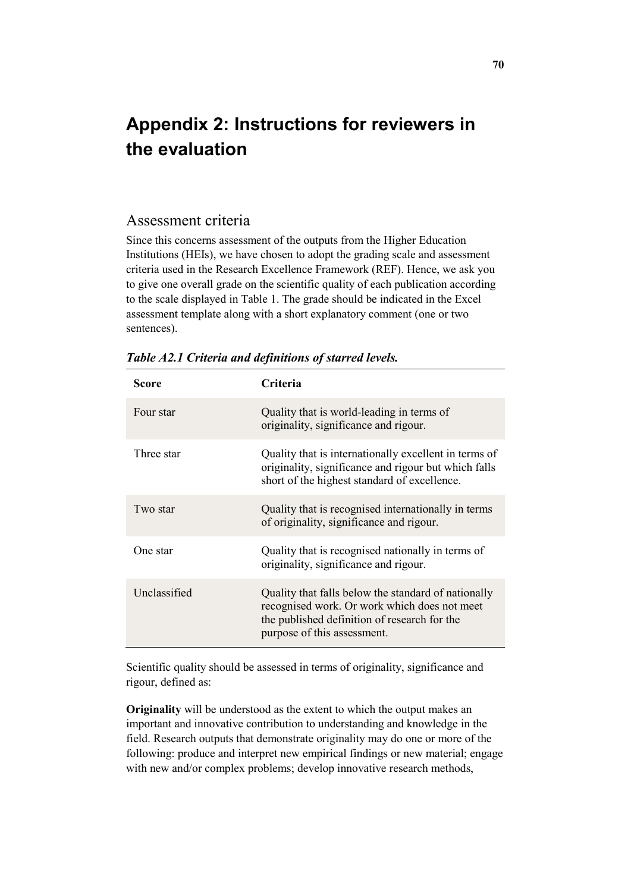# Appendix 2: Instructions for reviewers in the evaluation

## Assessment criteria

Since this concerns assessment of the outputs from the Higher Education Institutions (HEIs), we have chosen to adopt the grading scale and assessment criteria used in the Research Excellence Framework (REF). Hence, we ask you to give one overall grade on the scientific quality of each publication according to the scale displayed in Table 1. The grade should be indicated in the Excel assessment template along with a short explanatory comment (one or two sentences).

***Table A2.1 Criteria and definitions of starred levels.***

| Score | Criteria |
|---|---|
| Four star | Quality that is world-leading in terms of originality, significance and rigour. |
| Three star | Quality that is internationally excellent in terms of originality, significance and rigour but which falls short of the highest standard of excellence. |
| Two star | Quality that is recognised internationally in terms of originality, significance and rigour. |
| One star | Quality that is recognised nationally in terms of originality, significance and rigour. |
| Unclassified | Quality that falls below the standard of nationally recognised work. Or work which does not meet the published definition of research for the purpose of this assessment. |

Scientific quality should be assessed in terms of originality, significance and rigour, defined as:

**Originality** will be understood as the extent to which the output makes an important and innovative contribution to understanding and knowledge in the field. Research outputs that demonstrate originality may do one or more of the following: produce and interpret new empirical findings or new material; engage with new and/or complex problems; develop innovative research methods,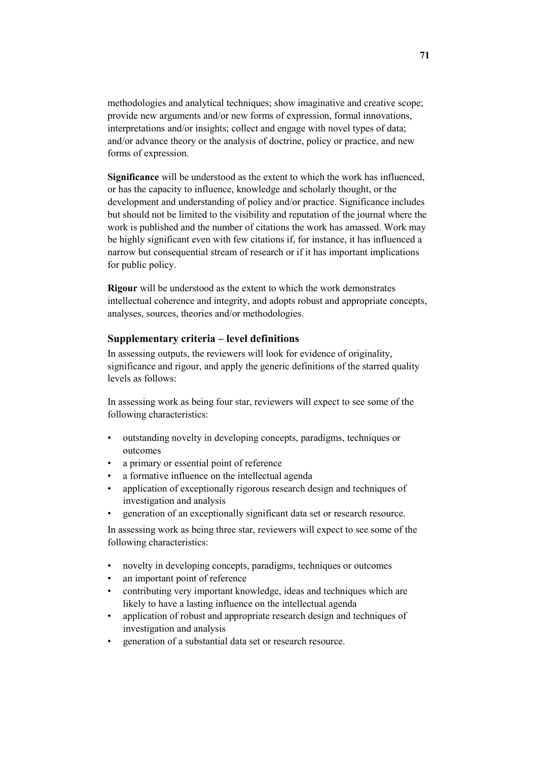methodologies and analytical techniques; show imaginative and creative scope; provide new arguments and/or new forms of expression, formal innovations, interpretations and/or insights; collect and engage with novel types of data; and/or advance theory or the analysis of doctrine, policy or practice, and new forms of expression.

**Significance** will be understood as the extent to which the work has influenced, or has the capacity to influence, knowledge and scholarly thought, or the development and understanding of policy and/or practice. Significance includes but should not be limited to the visibility and reputation of the journal where the work is published and the number of citations the work has amassed. Work may be highly significant even with few citations if, for instance, it has influenced a narrow but consequential stream of research or if it has important implications for public policy.

**Rigour** will be understood as the extent to which the work demonstrates intellectual coherence and integrity, and adopts robust and appropriate concepts, analyses, sources, theories and/or methodologies.

### Supplementary criteria – level definitions

In assessing outputs, the reviewers will look for evidence of originality, significance and rigour, and apply the generic definitions of the starred quality levels as follows:

In assessing work as being four star, reviewers will expect to see some of the following characteristics:

- outstanding novelty in developing concepts, paradigms, techniques or outcomes
- a primary or essential point of reference
- a formative influence on the intellectual agenda
- application of exceptionally rigorous research design and techniques of investigation and analysis
- generation of an exceptionally significant data set or research resource.

In assessing work as being three star, reviewers will expect to see some of the following characteristics:

- novelty in developing concepts, paradigms, techniques or outcomes
- an important point of reference
- contributing very important knowledge, ideas and techniques which are likely to have a lasting influence on the intellectual agenda
- application of robust and appropriate research design and techniques of investigation and analysis
- generation of a substantial data set or research resource.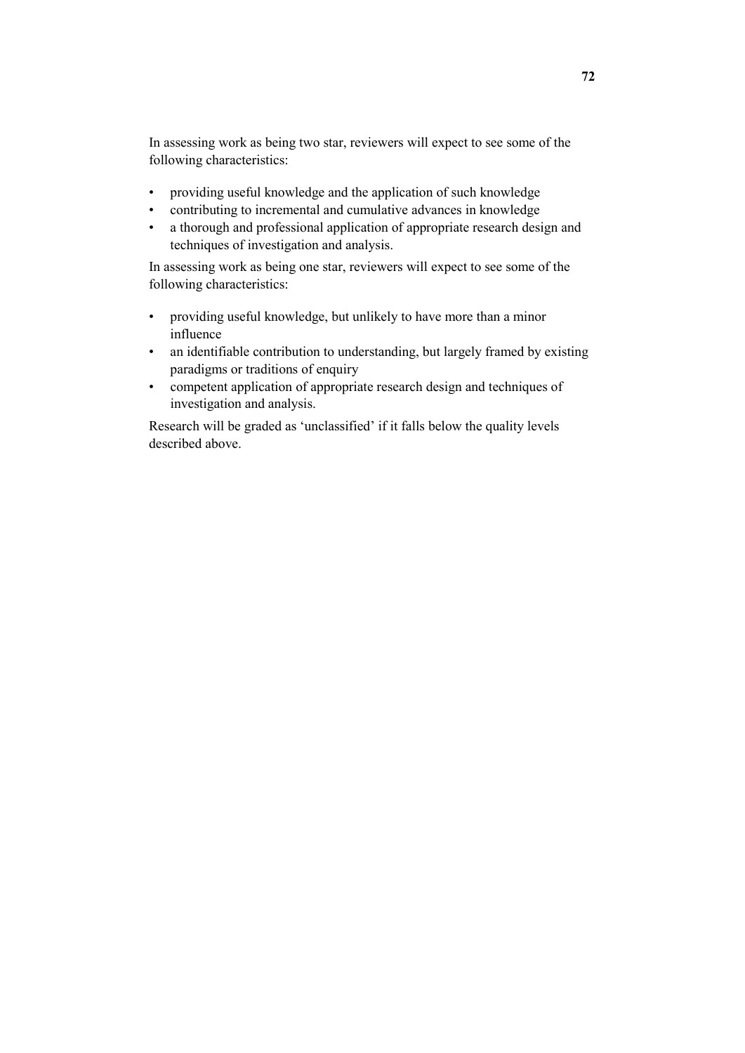In assessing work as being two star, reviewers will expect to see some of the following characteristics:

- providing useful knowledge and the application of such knowledge
- contributing to incremental and cumulative advances in knowledge
- a thorough and professional application of appropriate research design and techniques of investigation and analysis.

In assessing work as being one star, reviewers will expect to see some of the following characteristics:

- providing useful knowledge, but unlikely to have more than a minor influence
- an identifiable contribution to understanding, but largely framed by existing paradigms or traditions of enquiry
- competent application of appropriate research design and techniques of investigation and analysis.

Research will be graded as 'unclassified' if it falls below the quality levels described above.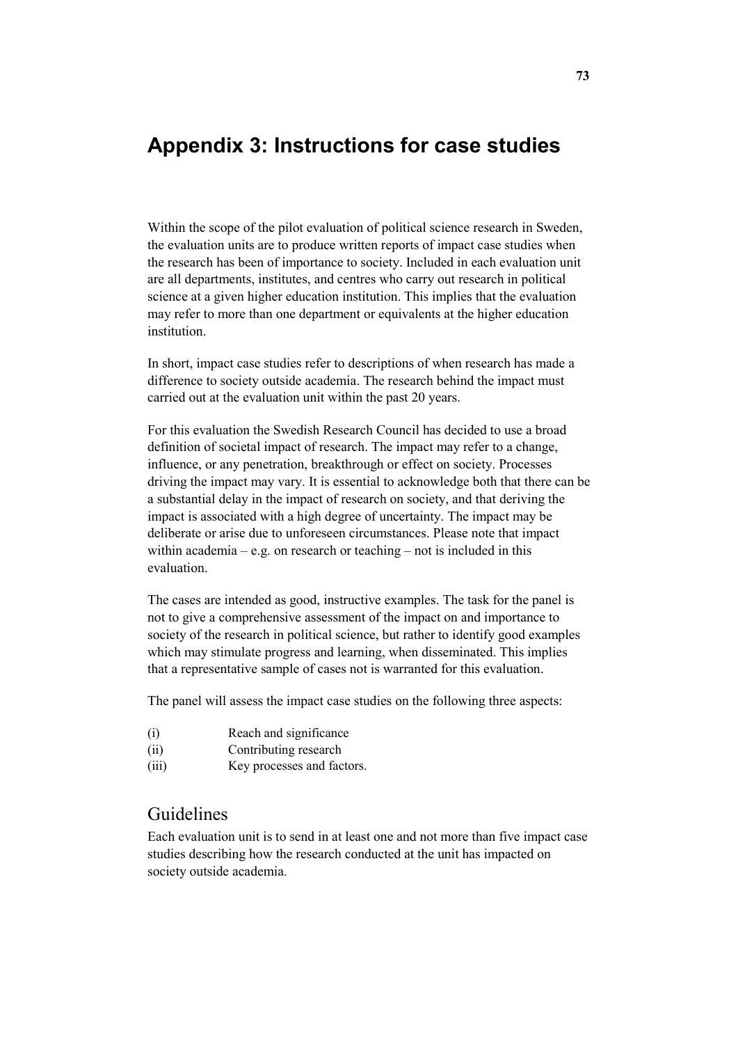# Appendix 3: Instructions for case studies

Within the scope of the pilot evaluation of political science research in Sweden, the evaluation units are to produce written reports of impact case studies when the research has been of importance to society. Included in each evaluation unit are all departments, institutes, and centres who carry out research in political science at a given higher education institution. This implies that the evaluation may refer to more than one department or equivalents at the higher education institution.

In short, impact case studies refer to descriptions of when research has made a difference to society outside academia. The research behind the impact must carried out at the evaluation unit within the past 20 years.

For this evaluation the Swedish Research Council has decided to use a broad definition of societal impact of research. The impact may refer to a change, influence, or any penetration, breakthrough or effect on society. Processes driving the impact may vary. It is essential to acknowledge both that there can be a substantial delay in the impact of research on society, and that deriving the impact is associated with a high degree of uncertainty. The impact may be deliberate or arise due to unforeseen circumstances. Please note that impact within academia – e.g. on research or teaching – not is included in this evaluation.

The cases are intended as good, instructive examples. The task for the panel is not to give a comprehensive assessment of the impact on and importance to society of the research in political science, but rather to identify good examples which may stimulate progress and learning, when disseminated. This implies that a representative sample of cases not is warranted for this evaluation.

The panel will assess the impact case studies on the following three aspects:

(i) Reach and significance
(ii) Contributing research
(iii) Key processes and factors.

## Guidelines

Each evaluation unit is to send in at least one and not more than five impact case studies describing how the research conducted at the unit has impacted on society outside academia.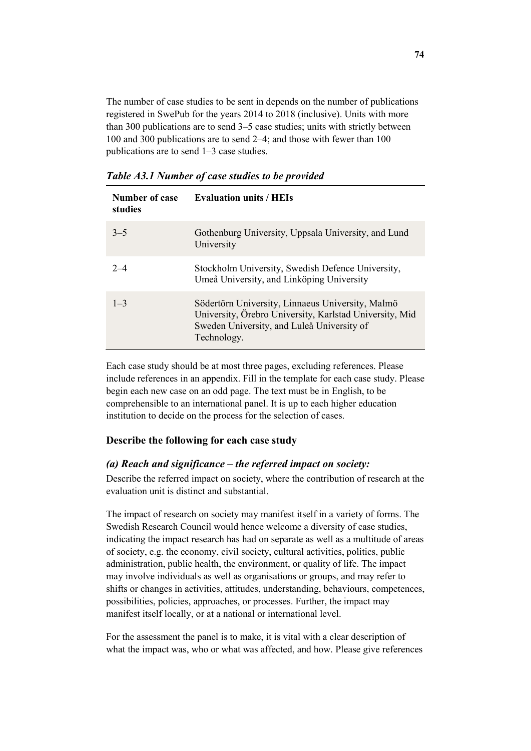The number of case studies to be sent in depends on the number of publications registered in SwePub for the years 2014 to 2018 (inclusive). Units with more than 300 publications are to send 3–5 case studies; units with strictly between 100 and 300 publications are to send 2–4; and those with fewer than 100 publications are to send 1–3 case studies.

***Table A3.1 Number of case studies to be provided***

| Number of case studies | Evaluation units / HEIs |
|---|---|
| 3–5 | Gothenburg University, Uppsala University, and Lund University |
| 2–4 | Stockholm University, Swedish Defence University, Umeå University, and Linköping University |
| 1–3 | Södertörn University, Linnaeus University, Malmö University, Örebro University, Karlstad University, Mid Sweden University, and Luleå University of Technology. |

Each case study should be at most three pages, excluding references. Please include references in an appendix. Fill in the template for each case study. Please begin each new case on an odd page. The text must be in English, to be comprehensible to an international panel. It is up to each higher education institution to decide on the process for the selection of cases.

### Describe the following for each case study

#### *(a) Reach and significance – the referred impact on society:*

Describe the referred impact on society, where the contribution of research at the evaluation unit is distinct and substantial.

The impact of research on society may manifest itself in a variety of forms. The Swedish Research Council would hence welcome a diversity of case studies, indicating the impact research has had on separate as well as a multitude of areas of society, e.g. the economy, civil society, cultural activities, politics, public administration, public health, the environment, or quality of life. The impact may involve individuals as well as organisations or groups, and may refer to shifts or changes in activities, attitudes, understanding, behaviours, competences, possibilities, policies, approaches, or processes. Further, the impact may manifest itself locally, or at a national or international level.

For the assessment the panel is to make, it is vital with a clear description of what the impact was, who or what was affected, and how. Please give references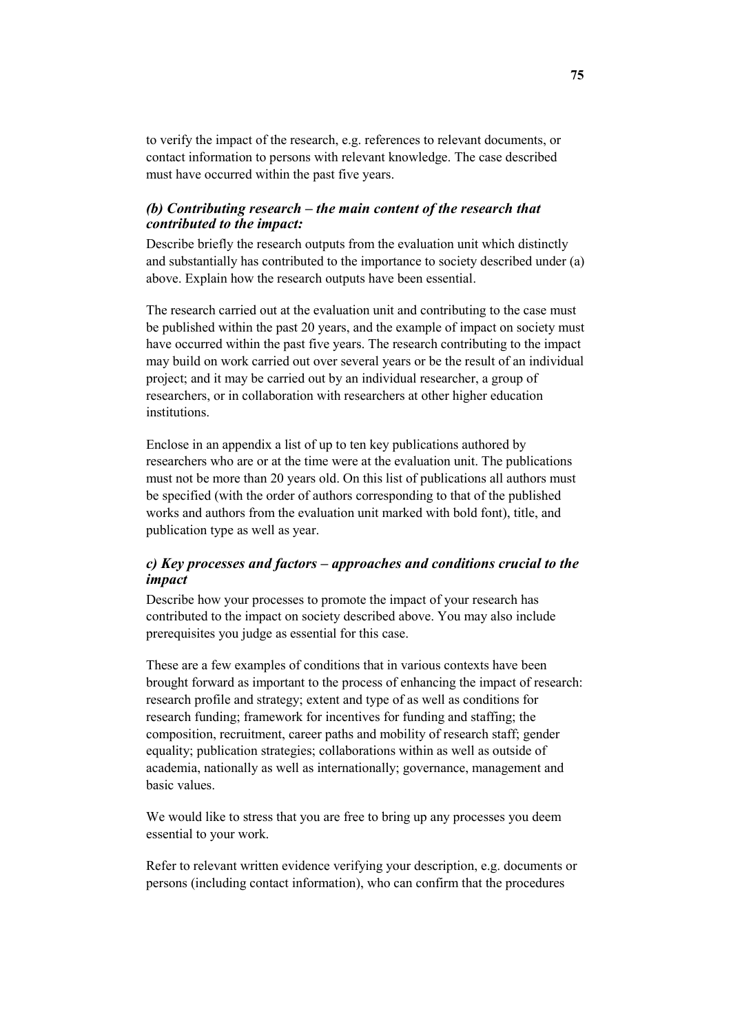to verify the impact of the research, e.g. references to relevant documents, or contact information to persons with relevant knowledge. The case described must have occurred within the past five years.

### *(b) Contributing research – the main content of the research that contributed to the impact:*

Describe briefly the research outputs from the evaluation unit which distinctly and substantially has contributed to the importance to society described under (a) above. Explain how the research outputs have been essential.

The research carried out at the evaluation unit and contributing to the case must be published within the past 20 years, and the example of impact on society must have occurred within the past five years. The research contributing to the impact may build on work carried out over several years or be the result of an individual project; and it may be carried out by an individual researcher, a group of researchers, or in collaboration with researchers at other higher education institutions.

Enclose in an appendix a list of up to ten key publications authored by researchers who are or at the time were at the evaluation unit. The publications must not be more than 20 years old. On this list of publications all authors must be specified (with the order of authors corresponding to that of the published works and authors from the evaluation unit marked with bold font), title, and publication type as well as year.

### *c) Key processes and factors – approaches and conditions crucial to the impact*

Describe how your processes to promote the impact of your research has contributed to the impact on society described above. You may also include prerequisites you judge as essential for this case.

These are a few examples of conditions that in various contexts have been brought forward as important to the process of enhancing the impact of research: research profile and strategy; extent and type of as well as conditions for research funding; framework for incentives for funding and staffing; the composition, recruitment, career paths and mobility of research staff; gender equality; publication strategies; collaborations within as well as outside of academia, nationally as well as internationally; governance, management and basic values.

We would like to stress that you are free to bring up any processes you deem essential to your work.

Refer to relevant written evidence verifying your description, e.g. documents or persons (including contact information), who can confirm that the procedures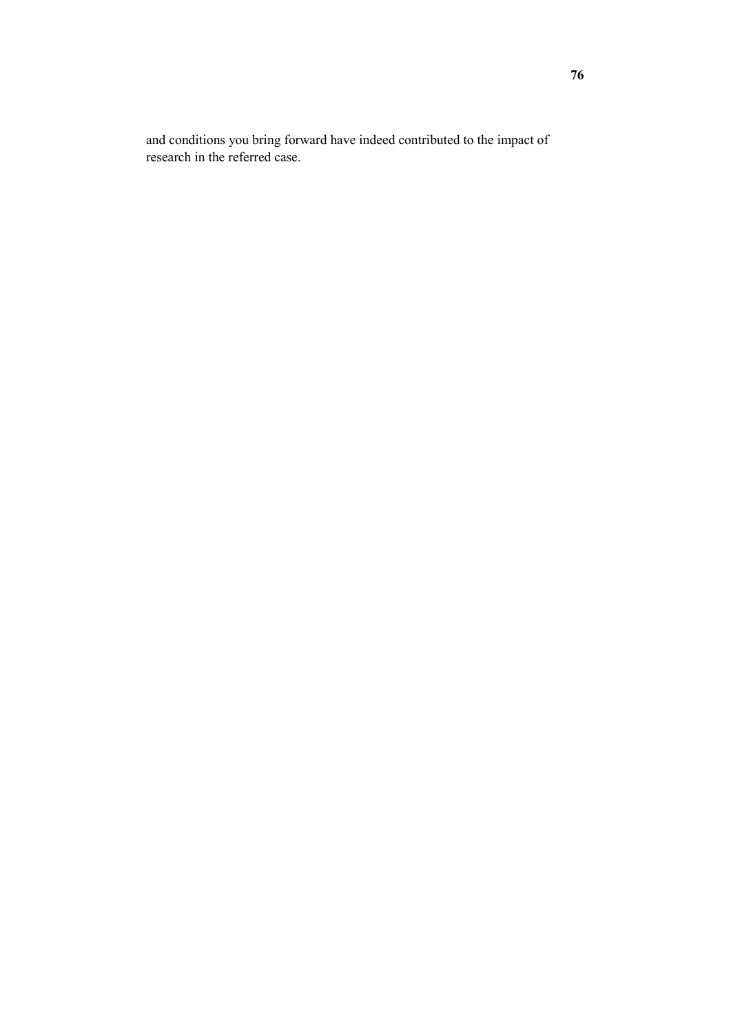and conditions you bring forward have indeed contributed to the impact of research in the referred case.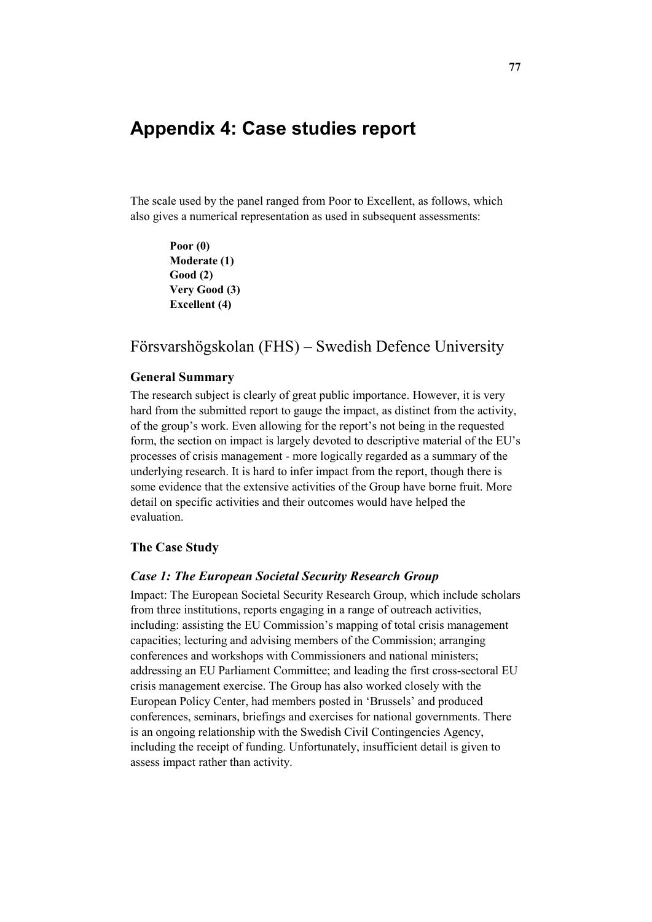# Appendix 4: Case studies report

The scale used by the panel ranged from Poor to Excellent, as follows, which also gives a numerical representation as used in subsequent assessments:

> **Poor (0)**
> **Moderate (1)**
> **Good (2)**
> **Very Good (3)**
> **Excellent (4)**

## Försvarshögskolan (FHS) – Swedish Defence University

### General Summary

The research subject is clearly of great public importance. However, it is very hard from the submitted report to gauge the impact, as distinct from the activity, of the group's work. Even allowing for the report's not being in the requested form, the section on impact is largely devoted to descriptive material of the EU's processes of crisis management - more logically regarded as a summary of the underlying research. It is hard to infer impact from the report, though there is some evidence that the extensive activities of the Group have borne fruit. More detail on specific activities and their outcomes would have helped the evaluation.

### The Case Study

#### *Case 1: The European Societal Security Research Group*

Impact: The European Societal Security Research Group, which include scholars from three institutions, reports engaging in a range of outreach activities, including: assisting the EU Commission's mapping of total crisis management capacities; lecturing and advising members of the Commission; arranging conferences and workshops with Commissioners and national ministers; addressing an EU Parliament Committee; and leading the first cross-sectoral EU crisis management exercise. The Group has also worked closely with the European Policy Center, had members posted in 'Brussels' and produced conferences, seminars, briefings and exercises for national governments. There is an ongoing relationship with the Swedish Civil Contingencies Agency, including the receipt of funding. Unfortunately, insufficient detail is given to assess impact rather than activity.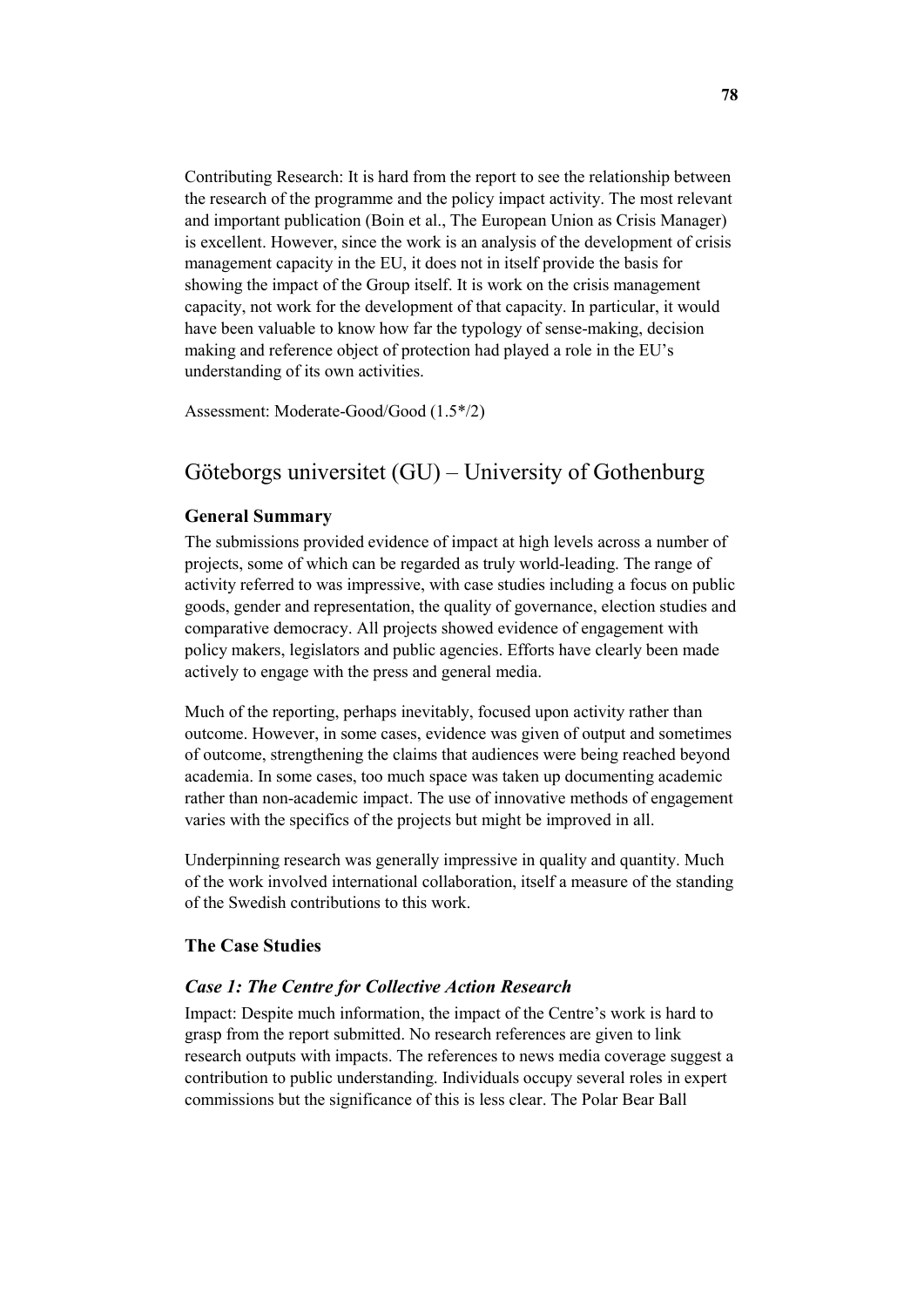Contributing Research: It is hard from the report to see the relationship between the research of the programme and the policy impact activity. The most relevant and important publication (Boin et al., The European Union as Crisis Manager) is excellent. However, since the work is an analysis of the development of crisis management capacity in the EU, it does not in itself provide the basis for showing the impact of the Group itself. It is work on the crisis management capacity, not work for the development of that capacity. In particular, it would have been valuable to know how far the typology of sense-making, decision making and reference object of protection had played a role in the EU's understanding of its own activities.

Assessment: Moderate-Good/Good (1.5*/2)

## Göteborgs universitet (GU) – University of Gothenburg

### General Summary

The submissions provided evidence of impact at high levels across a number of projects, some of which can be regarded as truly world-leading. The range of activity referred to was impressive, with case studies including a focus on public goods, gender and representation, the quality of governance, election studies and comparative democracy. All projects showed evidence of engagement with policy makers, legislators and public agencies. Efforts have clearly been made actively to engage with the press and general media.

Much of the reporting, perhaps inevitably, focused upon activity rather than outcome. However, in some cases, evidence was given of output and sometimes of outcome, strengthening the claims that audiences were being reached beyond academia. In some cases, too much space was taken up documenting academic rather than non-academic impact. The use of innovative methods of engagement varies with the specifics of the projects but might be improved in all.

Underpinning research was generally impressive in quality and quantity. Much of the work involved international collaboration, itself a measure of the standing of the Swedish contributions to this work.

### The Case Studies

#### *Case 1: The Centre for Collective Action Research*

Impact: Despite much information, the impact of the Centre's work is hard to grasp from the report submitted. No research references are given to link research outputs with impacts. The references to news media coverage suggest a contribution to public understanding. Individuals occupy several roles in expert commissions but the significance of this is less clear. The Polar Bear Ball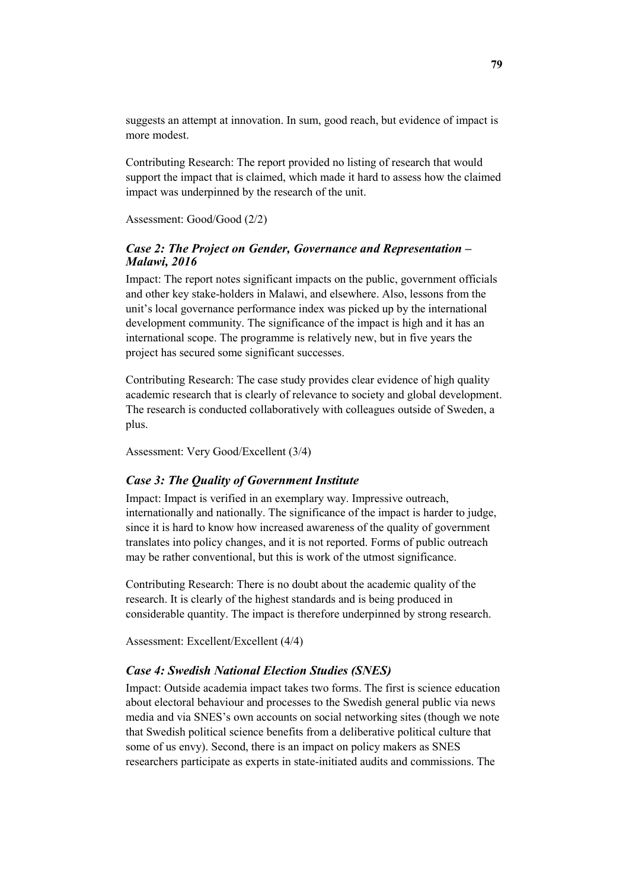suggests an attempt at innovation. In sum, good reach, but evidence of impact is more modest.

Contributing Research: The report provided no listing of research that would support the impact that is claimed, which made it hard to assess how the claimed impact was underpinned by the research of the unit.

Assessment: Good/Good (2/2)

### *Case 2: The Project on Gender, Governance and Representation – Malawi, 2016*

Impact: The report notes significant impacts on the public, government officials and other key stake-holders in Malawi, and elsewhere. Also, lessons from the unit's local governance performance index was picked up by the international development community. The significance of the impact is high and it has an international scope. The programme is relatively new, but in five years the project has secured some significant successes.

Contributing Research: The case study provides clear evidence of high quality academic research that is clearly of relevance to society and global development. The research is conducted collaboratively with colleagues outside of Sweden, a plus.

Assessment: Very Good/Excellent (3/4)

### *Case 3: The Quality of Government Institute*

Impact: Impact is verified in an exemplary way. Impressive outreach, internationally and nationally. The significance of the impact is harder to judge, since it is hard to know how increased awareness of the quality of government translates into policy changes, and it is not reported. Forms of public outreach may be rather conventional, but this is work of the utmost significance.

Contributing Research: There is no doubt about the academic quality of the research. It is clearly of the highest standards and is being produced in considerable quantity. The impact is therefore underpinned by strong research.

Assessment: Excellent/Excellent (4/4)

### *Case 4: Swedish National Election Studies (SNES)*

Impact: Outside academia impact takes two forms. The first is science education about electoral behaviour and processes to the Swedish general public via news media and via SNES's own accounts on social networking sites (though we note that Swedish political science benefits from a deliberative political culture that some of us envy). Second, there is an impact on policy makers as SNES researchers participate as experts in state-initiated audits and commissions. The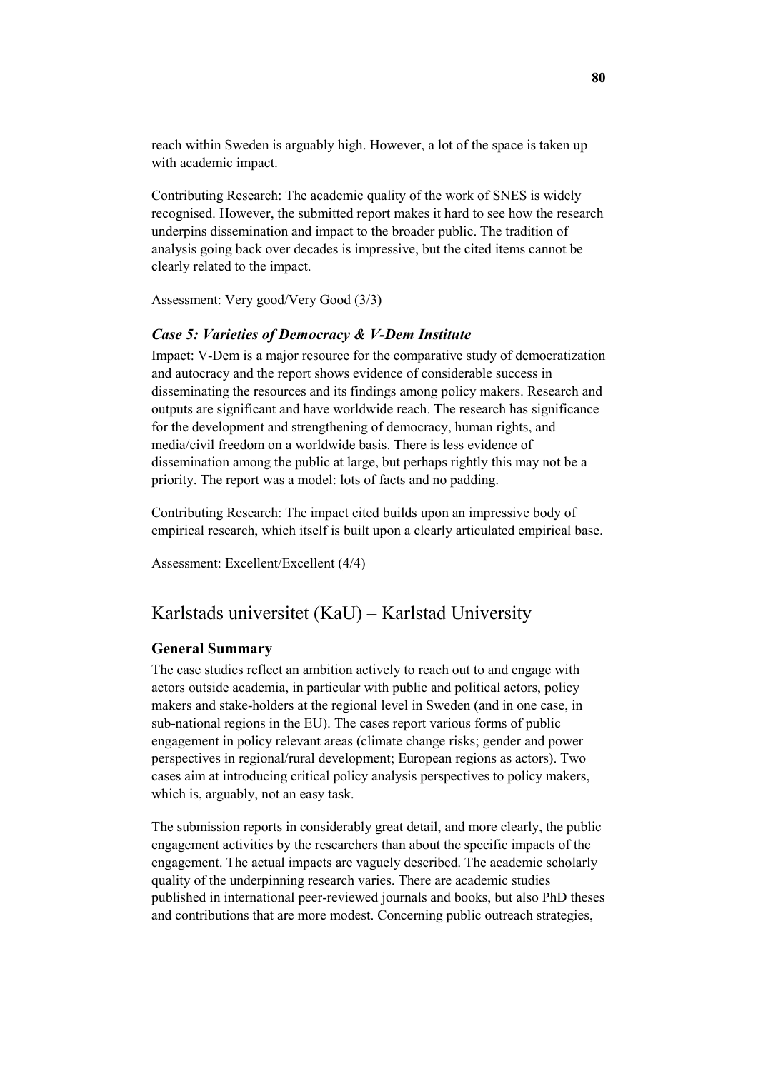reach within Sweden is arguably high. However, a lot of the space is taken up with academic impact.

Contributing Research: The academic quality of the work of SNES is widely recognised. However, the submitted report makes it hard to see how the research underpins dissemination and impact to the broader public. The tradition of analysis going back over decades is impressive, but the cited items cannot be clearly related to the impact.

Assessment: Very good/Very Good (3/3)

### *Case 5: Varieties of Democracy & V-Dem Institute*

Impact: V-Dem is a major resource for the comparative study of democratization and autocracy and the report shows evidence of considerable success in disseminating the resources and its findings among policy makers. Research and outputs are significant and have worldwide reach. The research has significance for the development and strengthening of democracy, human rights, and media/civil freedom on a worldwide basis. There is less evidence of dissemination among the public at large, but perhaps rightly this may not be a priority. The report was a model: lots of facts and no padding.

Contributing Research: The impact cited builds upon an impressive body of empirical research, which itself is built upon a clearly articulated empirical base.

Assessment: Excellent/Excellent (4/4)

## Karlstads universitet (KaU) – Karlstad University

### General Summary

The case studies reflect an ambition actively to reach out to and engage with actors outside academia, in particular with public and political actors, policy makers and stake-holders at the regional level in Sweden (and in one case, in sub-national regions in the EU). The cases report various forms of public engagement in policy relevant areas (climate change risks; gender and power perspectives in regional/rural development; European regions as actors). Two cases aim at introducing critical policy analysis perspectives to policy makers, which is, arguably, not an easy task.

The submission reports in considerably great detail, and more clearly, the public engagement activities by the researchers than about the specific impacts of the engagement. The actual impacts are vaguely described. The academic scholarly quality of the underpinning research varies. There are academic studies published in international peer-reviewed journals and books, but also PhD theses and contributions that are more modest. Concerning public outreach strategies,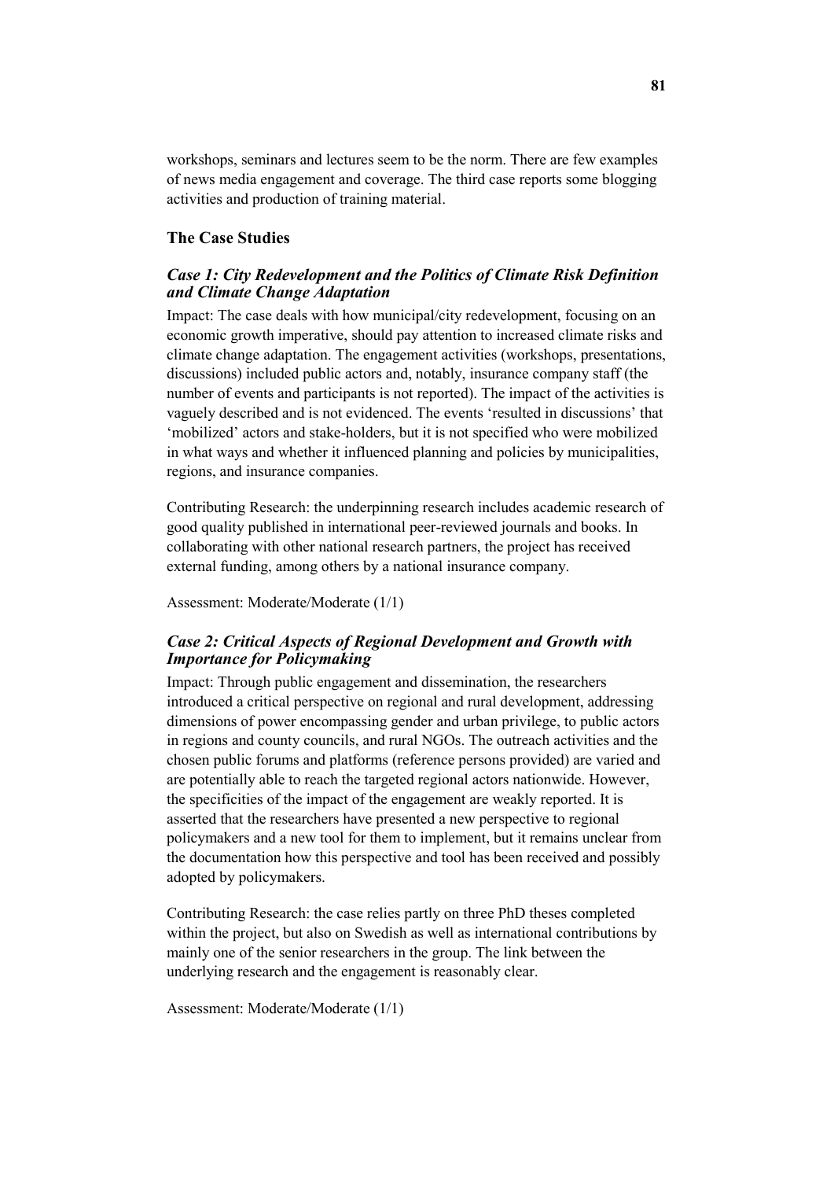workshops, seminars and lectures seem to be the norm. There are few examples of news media engagement and coverage. The third case reports some blogging activities and production of training material.

### The Case Studies

#### *Case 1: City Redevelopment and the Politics of Climate Risk Definition and Climate Change Adaptation*

Impact: The case deals with how municipal/city redevelopment, focusing on an economic growth imperative, should pay attention to increased climate risks and climate change adaptation. The engagement activities (workshops, presentations, discussions) included public actors and, notably, insurance company staff (the number of events and participants is not reported). The impact of the activities is vaguely described and is not evidenced. The events 'resulted in discussions' that 'mobilized' actors and stake-holders, but it is not specified who were mobilized in what ways and whether it influenced planning and policies by municipalities, regions, and insurance companies.

Contributing Research: the underpinning research includes academic research of good quality published in international peer-reviewed journals and books. In collaborating with other national research partners, the project has received external funding, among others by a national insurance company.

Assessment: Moderate/Moderate (1/1)

#### *Case 2: Critical Aspects of Regional Development and Growth with Importance for Policymaking*

Impact: Through public engagement and dissemination, the researchers introduced a critical perspective on regional and rural development, addressing dimensions of power encompassing gender and urban privilege, to public actors in regions and county councils, and rural NGOs. The outreach activities and the chosen public forums and platforms (reference persons provided) are varied and are potentially able to reach the targeted regional actors nationwide. However, the specificities of the impact of the engagement are weakly reported. It is asserted that the researchers have presented a new perspective to regional policymakers and a new tool for them to implement, but it remains unclear from the documentation how this perspective and tool has been received and possibly adopted by policymakers.

Contributing Research: the case relies partly on three PhD theses completed within the project, but also on Swedish as well as international contributions by mainly one of the senior researchers in the group. The link between the underlying research and the engagement is reasonably clear.

Assessment: Moderate/Moderate (1/1)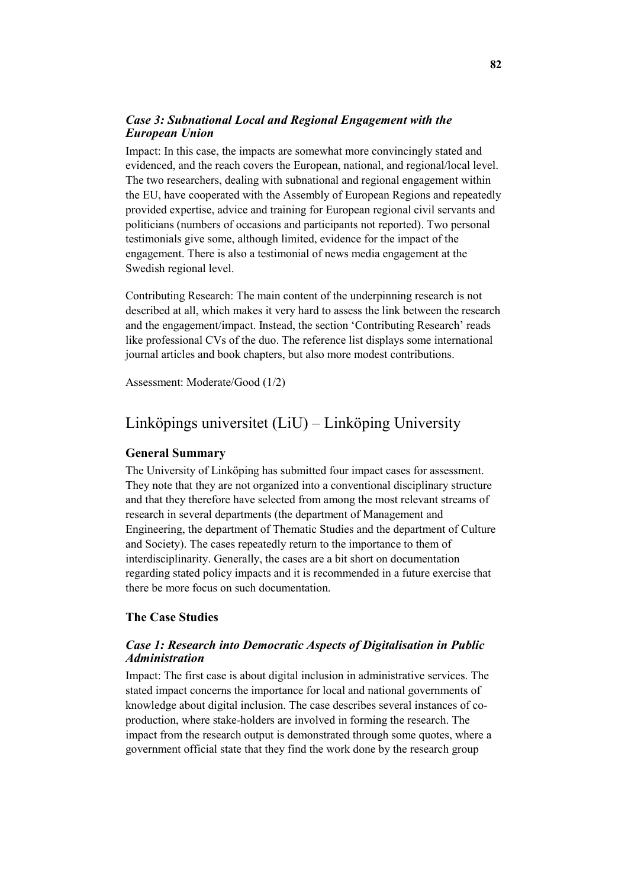### *Case 3: Subnational Local and Regional Engagement with the European Union*

Impact: In this case, the impacts are somewhat more convincingly stated and evidenced, and the reach covers the European, national, and regional/local level. The two researchers, dealing with subnational and regional engagement within the EU, have cooperated with the Assembly of European Regions and repeatedly provided expertise, advice and training for European regional civil servants and politicians (numbers of occasions and participants not reported). Two personal testimonials give some, although limited, evidence for the impact of the engagement. There is also a testimonial of news media engagement at the Swedish regional level.

Contributing Research: The main content of the underpinning research is not described at all, which makes it very hard to assess the link between the research and the engagement/impact. Instead, the section 'Contributing Research' reads like professional CVs of the duo. The reference list displays some international journal articles and book chapters, but also more modest contributions.

Assessment: Moderate/Good (1/2)

## Linköpings universitet (LiU) – Linköping University

### General Summary

The University of Linköping has submitted four impact cases for assessment. They note that they are not organized into a conventional disciplinary structure and that they therefore have selected from among the most relevant streams of research in several departments (the department of Management and Engineering, the department of Thematic Studies and the department of Culture and Society). The cases repeatedly return to the importance to them of interdisciplinarity. Generally, the cases are a bit short on documentation regarding stated policy impacts and it is recommended in a future exercise that there be more focus on such documentation.

### The Case Studies

### *Case 1: Research into Democratic Aspects of Digitalisation in Public Administration*

Impact: The first case is about digital inclusion in administrative services. The stated impact concerns the importance for local and national governments of knowledge about digital inclusion. The case describes several instances of co-production, where stake-holders are involved in forming the research. The impact from the research output is demonstrated through some quotes, where a government official state that they find the work done by the research group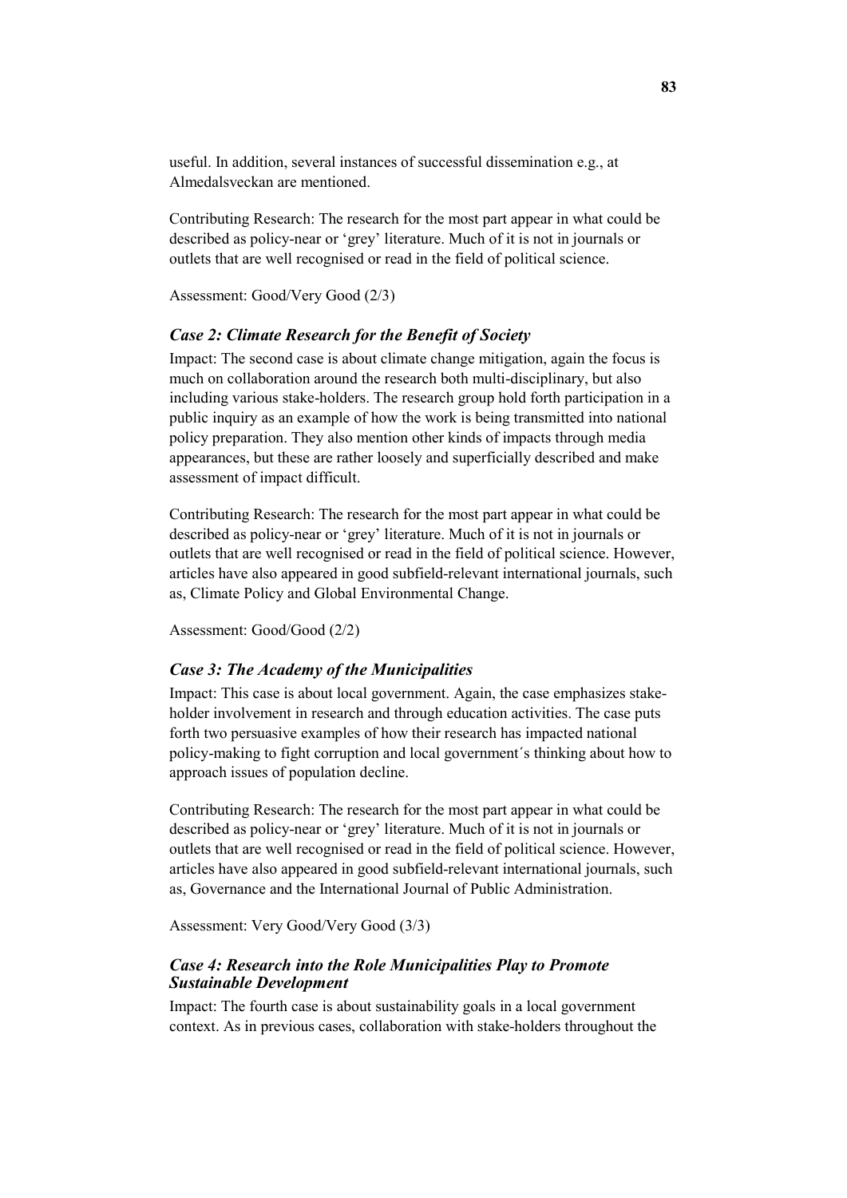useful. In addition, several instances of successful dissemination e.g., at Almedalsveckan are mentioned.

Contributing Research: The research for the most part appear in what could be described as policy-near or 'grey' literature. Much of it is not in journals or outlets that are well recognised or read in the field of political science.

Assessment: Good/Very Good (2/3)

### *Case 2: Climate Research for the Benefit of Society*

Impact: The second case is about climate change mitigation, again the focus is much on collaboration around the research both multi-disciplinary, but also including various stake-holders. The research group hold forth participation in a public inquiry as an example of how the work is being transmitted into national policy preparation. They also mention other kinds of impacts through media appearances, but these are rather loosely and superficially described and make assessment of impact difficult.

Contributing Research: The research for the most part appear in what could be described as policy-near or 'grey' literature. Much of it is not in journals or outlets that are well recognised or read in the field of political science. However, articles have also appeared in good subfield-relevant international journals, such as, Climate Policy and Global Environmental Change.

Assessment: Good/Good (2/2)

### *Case 3: The Academy of the Municipalities*

Impact: This case is about local government. Again, the case emphasizes stake-holder involvement in research and through education activities. The case puts forth two persuasive examples of how their research has impacted national policy-making to fight corruption and local government´s thinking about how to approach issues of population decline.

Contributing Research: The research for the most part appear in what could be described as policy-near or 'grey' literature. Much of it is not in journals or outlets that are well recognised or read in the field of political science. However, articles have also appeared in good subfield-relevant international journals, such as, Governance and the International Journal of Public Administration.

Assessment: Very Good/Very Good (3/3)

### *Case 4: Research into the Role Municipalities Play to Promote Sustainable Development*

Impact: The fourth case is about sustainability goals in a local government context. As in previous cases, collaboration with stake-holders throughout the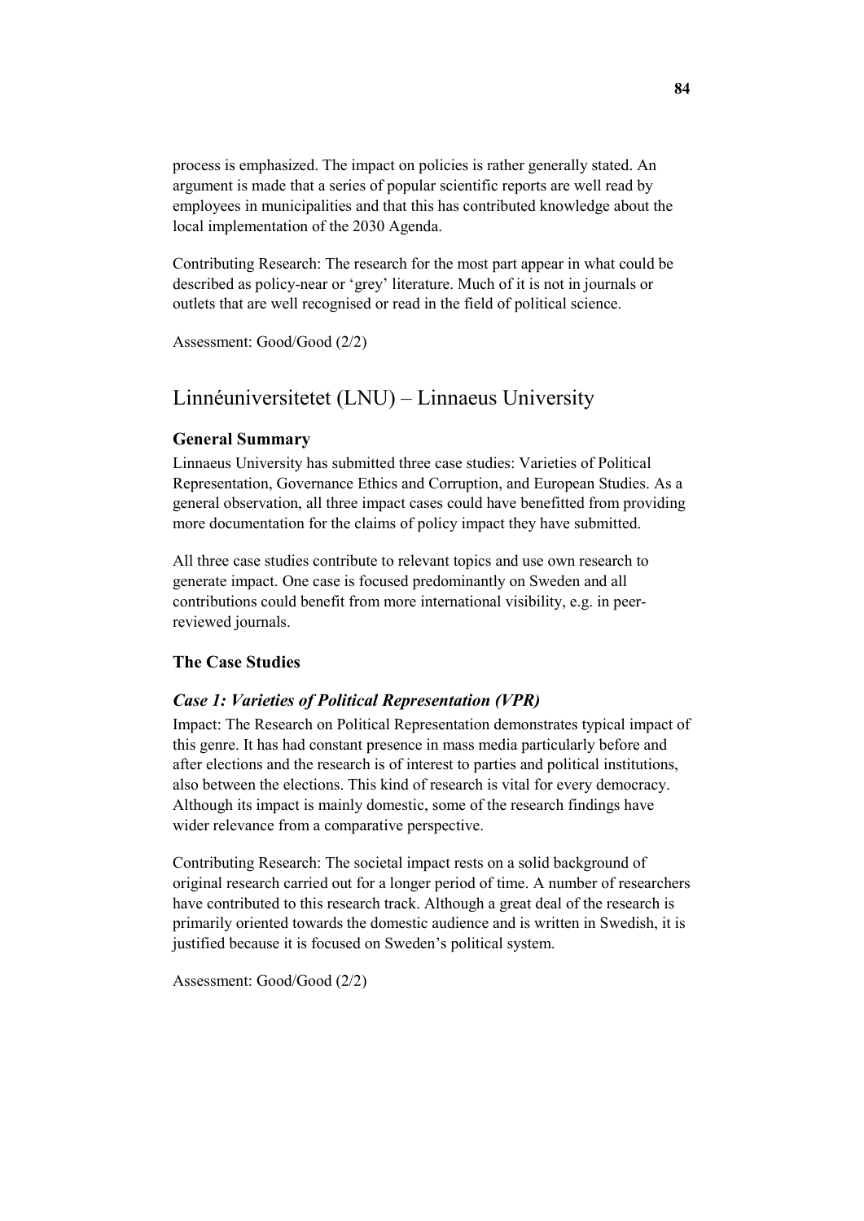process is emphasized. The impact on policies is rather generally stated. An argument is made that a series of popular scientific reports are well read by employees in municipalities and that this has contributed knowledge about the local implementation of the 2030 Agenda.

Contributing Research: The research for the most part appear in what could be described as policy-near or 'grey' literature. Much of it is not in journals or outlets that are well recognised or read in the field of political science.

Assessment: Good/Good (2/2)

## Linnéuniversitetet (LNU) – Linnaeus University

### General Summary

Linnaeus University has submitted three case studies: Varieties of Political Representation, Governance Ethics and Corruption, and European Studies. As a general observation, all three impact cases could have benefitted from providing more documentation for the claims of policy impact they have submitted.

All three case studies contribute to relevant topics and use own research to generate impact. One case is focused predominantly on Sweden and all contributions could benefit from more international visibility, e.g. in peer-reviewed journals.

### The Case Studies

#### *Case 1: Varieties of Political Representation (VPR)*

Impact: The Research on Political Representation demonstrates typical impact of this genre. It has had constant presence in mass media particularly before and after elections and the research is of interest to parties and political institutions, also between the elections. This kind of research is vital for every democracy. Although its impact is mainly domestic, some of the research findings have wider relevance from a comparative perspective.

Contributing Research: The societal impact rests on a solid background of original research carried out for a longer period of time. A number of researchers have contributed to this research track. Although a great deal of the research is primarily oriented towards the domestic audience and is written in Swedish, it is justified because it is focused on Sweden's political system.

Assessment: Good/Good (2/2)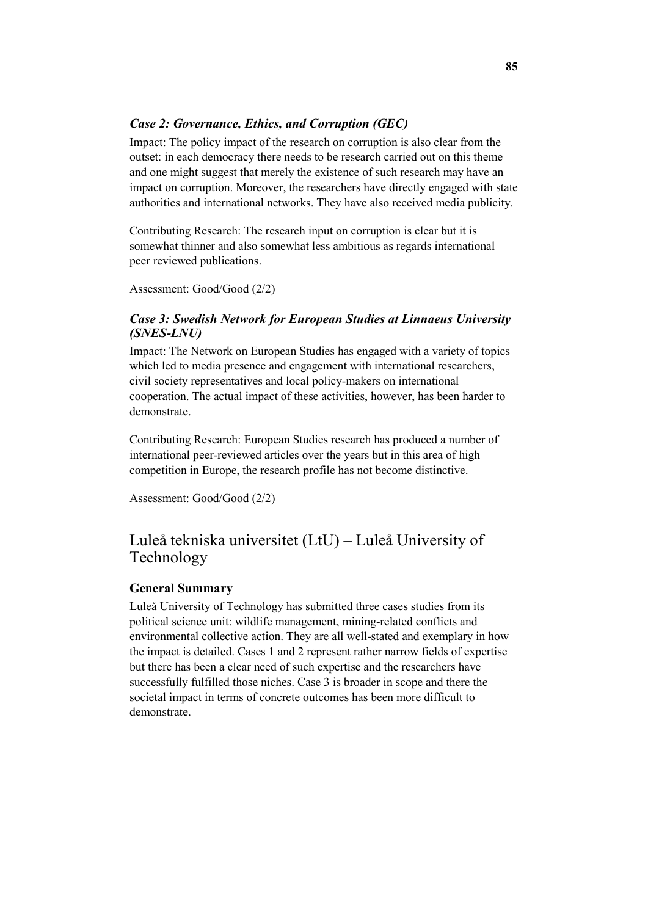### *Case 2: Governance, Ethics, and Corruption (GEC)*

Impact: The policy impact of the research on corruption is also clear from the outset: in each democracy there needs to be research carried out on this theme and one might suggest that merely the existence of such research may have an impact on corruption. Moreover, the researchers have directly engaged with state authorities and international networks. They have also received media publicity.

Contributing Research: The research input on corruption is clear but it is somewhat thinner and also somewhat less ambitious as regards international peer reviewed publications.

Assessment: Good/Good (2/2)

### *Case 3: Swedish Network for European Studies at Linnaeus University (SNES-LNU)*

Impact: The Network on European Studies has engaged with a variety of topics which led to media presence and engagement with international researchers, civil society representatives and local policy-makers on international cooperation. The actual impact of these activities, however, has been harder to demonstrate.

Contributing Research: European Studies research has produced a number of international peer-reviewed articles over the years but in this area of high competition in Europe, the research profile has not become distinctive.

Assessment: Good/Good (2/2)

## Luleå tekniska universitet (LtU) – Luleå University of Technology

### General Summary

Luleå University of Technology has submitted three cases studies from its political science unit: wildlife management, mining-related conflicts and environmental collective action. They are all well-stated and exemplary in how the impact is detailed. Cases 1 and 2 represent rather narrow fields of expertise but there has been a clear need of such expertise and the researchers have successfully fulfilled those niches. Case 3 is broader in scope and there the societal impact in terms of concrete outcomes has been more difficult to demonstrate.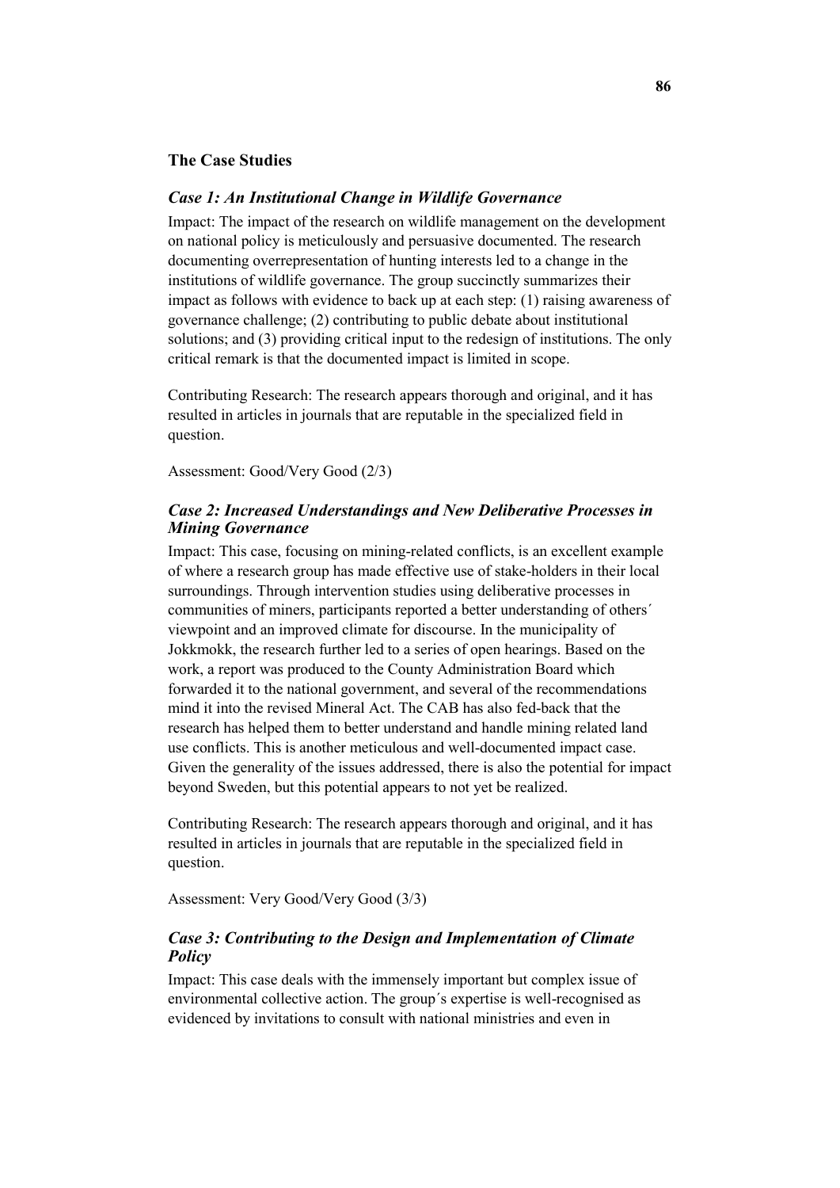## The Case Studies

### *Case 1: An Institutional Change in Wildlife Governance*

Impact: The impact of the research on wildlife management on the development on national policy is meticulously and persuasive documented. The research documenting overrepresentation of hunting interests led to a change in the institutions of wildlife governance. The group succinctly summarizes their impact as follows with evidence to back up at each step: (1) raising awareness of governance challenge; (2) contributing to public debate about institutional solutions; and (3) providing critical input to the redesign of institutions. The only critical remark is that the documented impact is limited in scope.

Contributing Research: The research appears thorough and original, and it has resulted in articles in journals that are reputable in the specialized field in question.

Assessment: Good/Very Good (2/3)

### *Case 2: Increased Understandings and New Deliberative Processes in Mining Governance*

Impact: This case, focusing on mining-related conflicts, is an excellent example of where a research group has made effective use of stake-holders in their local surroundings. Through intervention studies using deliberative processes in communities of miners, participants reported a better understanding of others´ viewpoint and an improved climate for discourse. In the municipality of Jokkmokk, the research further led to a series of open hearings. Based on the work, a report was produced to the County Administration Board which forwarded it to the national government, and several of the recommendations mind it into the revised Mineral Act. The CAB has also fed-back that the research has helped them to better understand and handle mining related land use conflicts. This is another meticulous and well-documented impact case. Given the generality of the issues addressed, there is also the potential for impact beyond Sweden, but this potential appears to not yet be realized.

Contributing Research: The research appears thorough and original, and it has resulted in articles in journals that are reputable in the specialized field in question.

Assessment: Very Good/Very Good (3/3)

### *Case 3: Contributing to the Design and Implementation of Climate Policy*

Impact: This case deals with the immensely important but complex issue of environmental collective action. The group´s expertise is well-recognised as evidenced by invitations to consult with national ministries and even in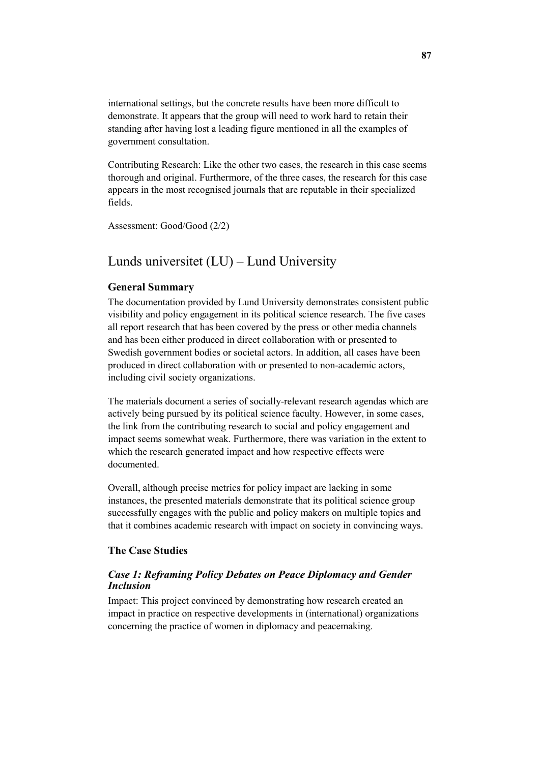international settings, but the concrete results have been more difficult to demonstrate. It appears that the group will need to work hard to retain their standing after having lost a leading figure mentioned in all the examples of government consultation.

Contributing Research: Like the other two cases, the research in this case seems thorough and original. Furthermore, of the three cases, the research for this case appears in the most recognised journals that are reputable in their specialized fields.

Assessment: Good/Good (2/2)

## Lunds universitet (LU) – Lund University

### General Summary

The documentation provided by Lund University demonstrates consistent public visibility and policy engagement in its political science research. The five cases all report research that has been covered by the press or other media channels and has been either produced in direct collaboration with or presented to Swedish government bodies or societal actors. In addition, all cases have been produced in direct collaboration with or presented to non-academic actors, including civil society organizations.

The materials document a series of socially-relevant research agendas which are actively being pursued by its political science faculty. However, in some cases, the link from the contributing research to social and policy engagement and impact seems somewhat weak. Furthermore, there was variation in the extent to which the research generated impact and how respective effects were documented.

Overall, although precise metrics for policy impact are lacking in some instances, the presented materials demonstrate that its political science group successfully engages with the public and policy makers on multiple topics and that it combines academic research with impact on society in convincing ways.

### The Case Studies

#### *Case 1: Reframing Policy Debates on Peace Diplomacy and Gender Inclusion*

Impact: This project convinced by demonstrating how research created an impact in practice on respective developments in (international) organizations concerning the practice of women in diplomacy and peacemaking.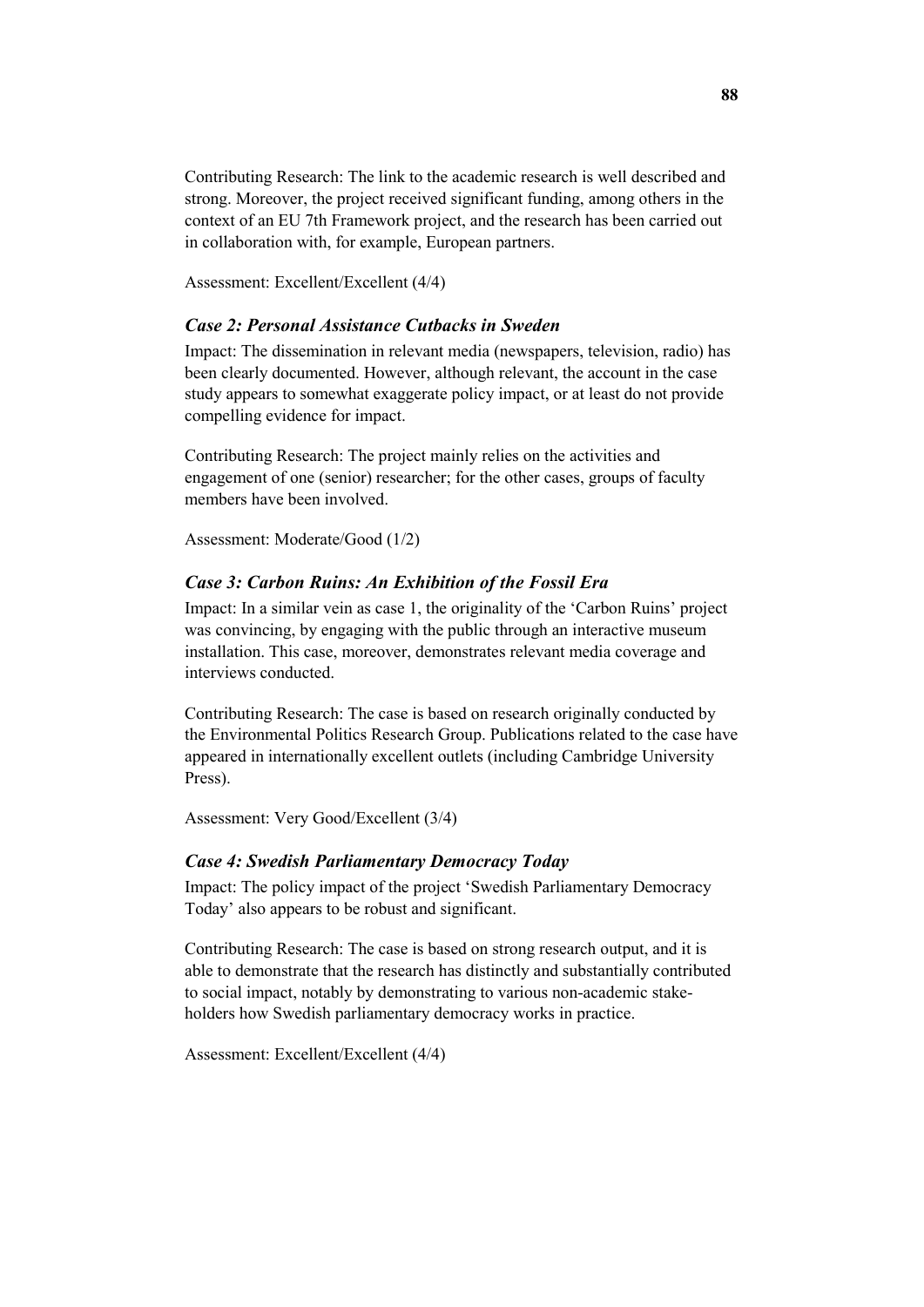Contributing Research: The link to the academic research is well described and strong. Moreover, the project received significant funding, among others in the context of an EU 7th Framework project, and the research has been carried out in collaboration with, for example, European partners.

Assessment: Excellent/Excellent (4/4)

### *Case 2: Personal Assistance Cutbacks in Sweden*

Impact: The dissemination in relevant media (newspapers, television, radio) has been clearly documented. However, although relevant, the account in the case study appears to somewhat exaggerate policy impact, or at least do not provide compelling evidence for impact.

Contributing Research: The project mainly relies on the activities and engagement of one (senior) researcher; for the other cases, groups of faculty members have been involved.

Assessment: Moderate/Good (1/2)

### *Case 3: Carbon Ruins: An Exhibition of the Fossil Era*

Impact: In a similar vein as case 1, the originality of the 'Carbon Ruins' project was convincing, by engaging with the public through an interactive museum installation. This case, moreover, demonstrates relevant media coverage and interviews conducted.

Contributing Research: The case is based on research originally conducted by the Environmental Politics Research Group. Publications related to the case have appeared in internationally excellent outlets (including Cambridge University Press).

Assessment: Very Good/Excellent (3/4)

### *Case 4: Swedish Parliamentary Democracy Today*

Impact: The policy impact of the project 'Swedish Parliamentary Democracy Today' also appears to be robust and significant.

Contributing Research: The case is based on strong research output, and it is able to demonstrate that the research has distinctly and substantially contributed to social impact, notably by demonstrating to various non-academic stakeholders how Swedish parliamentary democracy works in practice.

Assessment: Excellent/Excellent (4/4)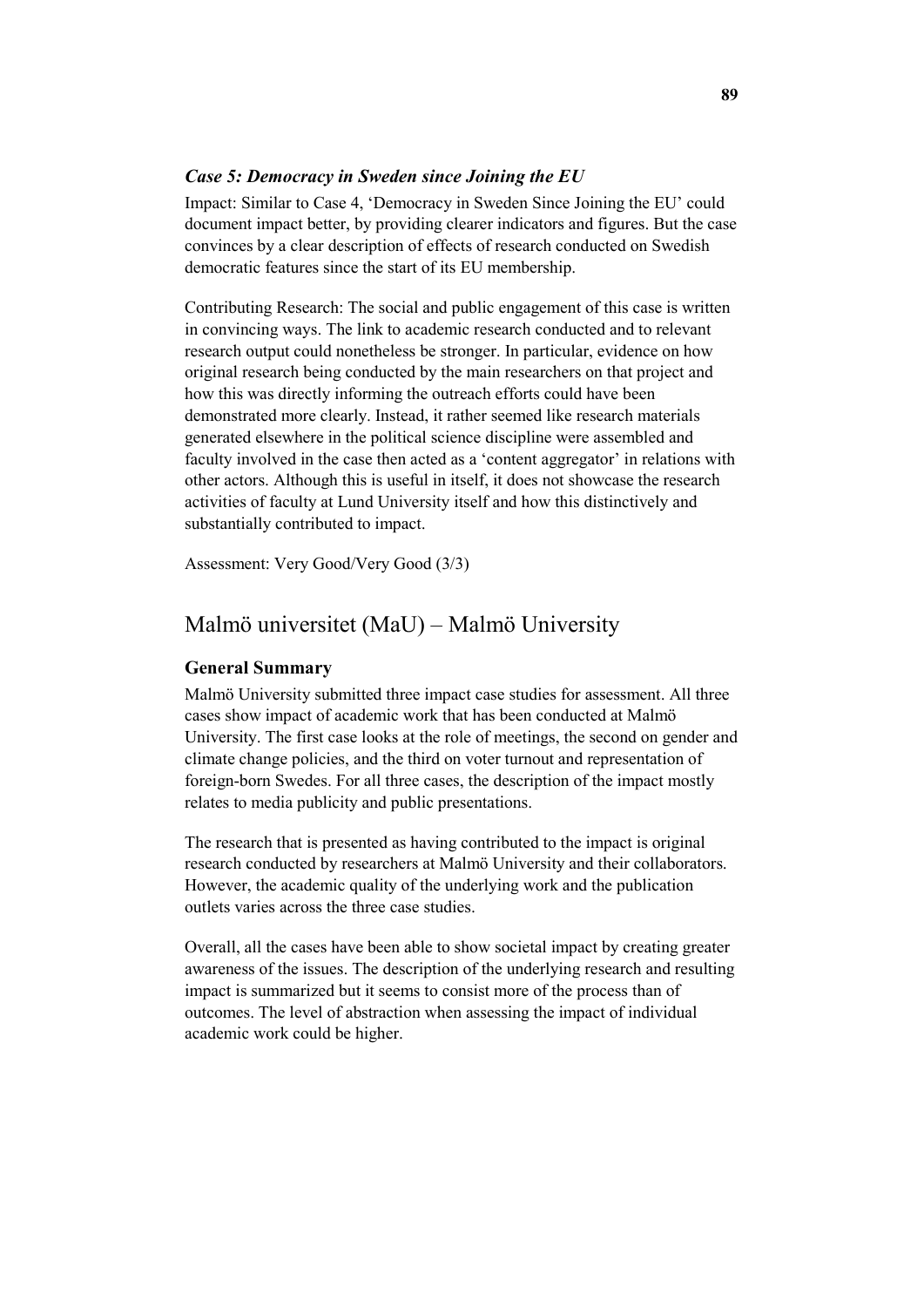### *Case 5: Democracy in Sweden since Joining the EU*

Impact: Similar to Case 4, 'Democracy in Sweden Since Joining the EU' could document impact better, by providing clearer indicators and figures. But the case convinces by a clear description of effects of research conducted on Swedish democratic features since the start of its EU membership.

Contributing Research: The social and public engagement of this case is written in convincing ways. The link to academic research conducted and to relevant research output could nonetheless be stronger. In particular, evidence on how original research being conducted by the main researchers on that project and how this was directly informing the outreach efforts could have been demonstrated more clearly. Instead, it rather seemed like research materials generated elsewhere in the political science discipline were assembled and faculty involved in the case then acted as a 'content aggregator' in relations with other actors. Although this is useful in itself, it does not showcase the research activities of faculty at Lund University itself and how this distinctively and substantially contributed to impact.

Assessment: Very Good/Very Good (3/3)

## Malmö universitet (MaU) – Malmö University

### General Summary

Malmö University submitted three impact case studies for assessment. All three cases show impact of academic work that has been conducted at Malmö University. The first case looks at the role of meetings, the second on gender and climate change policies, and the third on voter turnout and representation of foreign-born Swedes. For all three cases, the description of the impact mostly relates to media publicity and public presentations.

The research that is presented as having contributed to the impact is original research conducted by researchers at Malmö University and their collaborators. However, the academic quality of the underlying work and the publication outlets varies across the three case studies.

Overall, all the cases have been able to show societal impact by creating greater awareness of the issues. The description of the underlying research and resulting impact is summarized but it seems to consist more of the process than of outcomes. The level of abstraction when assessing the impact of individual academic work could be higher.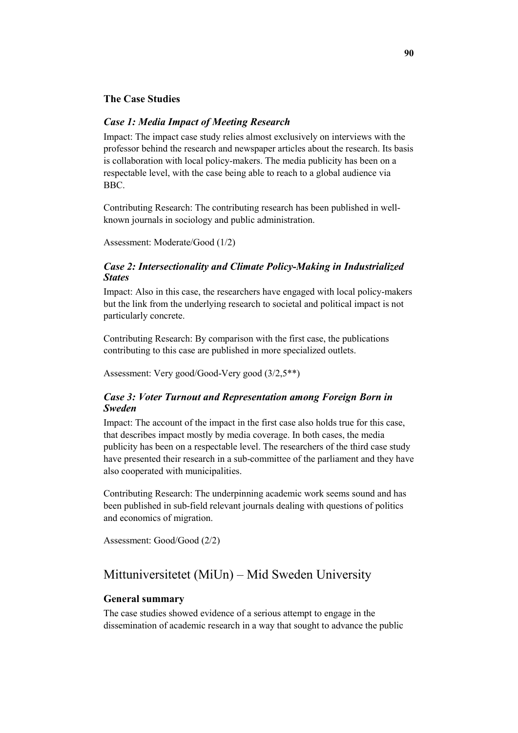### The Case Studies

#### *Case 1: Media Impact of Meeting Research*

Impact: The impact case study relies almost exclusively on interviews with the professor behind the research and newspaper articles about the research. Its basis is collaboration with local policy-makers. The media publicity has been on a respectable level, with the case being able to reach to a global audience via BBC.

Contributing Research: The contributing research has been published in well-known journals in sociology and public administration.

Assessment: Moderate/Good (1/2)

#### *Case 2: Intersectionality and Climate Policy-Making in Industrialized States*

Impact: Also in this case, the researchers have engaged with local policy-makers but the link from the underlying research to societal and political impact is not particularly concrete.

Contributing Research: By comparison with the first case, the publications contributing to this case are published in more specialized outlets.

Assessment: Very good/Good-Very good (3/2,5**)

#### *Case 3: Voter Turnout and Representation among Foreign Born in Sweden*

Impact: The account of the impact in the first case also holds true for this case, that describes impact mostly by media coverage. In both cases, the media publicity has been on a respectable level. The researchers of the third case study have presented their research in a sub-committee of the parliament and they have also cooperated with municipalities.

Contributing Research: The underpinning academic work seems sound and has been published in sub-field relevant journals dealing with questions of politics and economics of migration.

Assessment: Good/Good (2/2)

## Mittuniversitetet (MiUn) – Mid Sweden University

### General summary

The case studies showed evidence of a serious attempt to engage in the dissemination of academic research in a way that sought to advance the public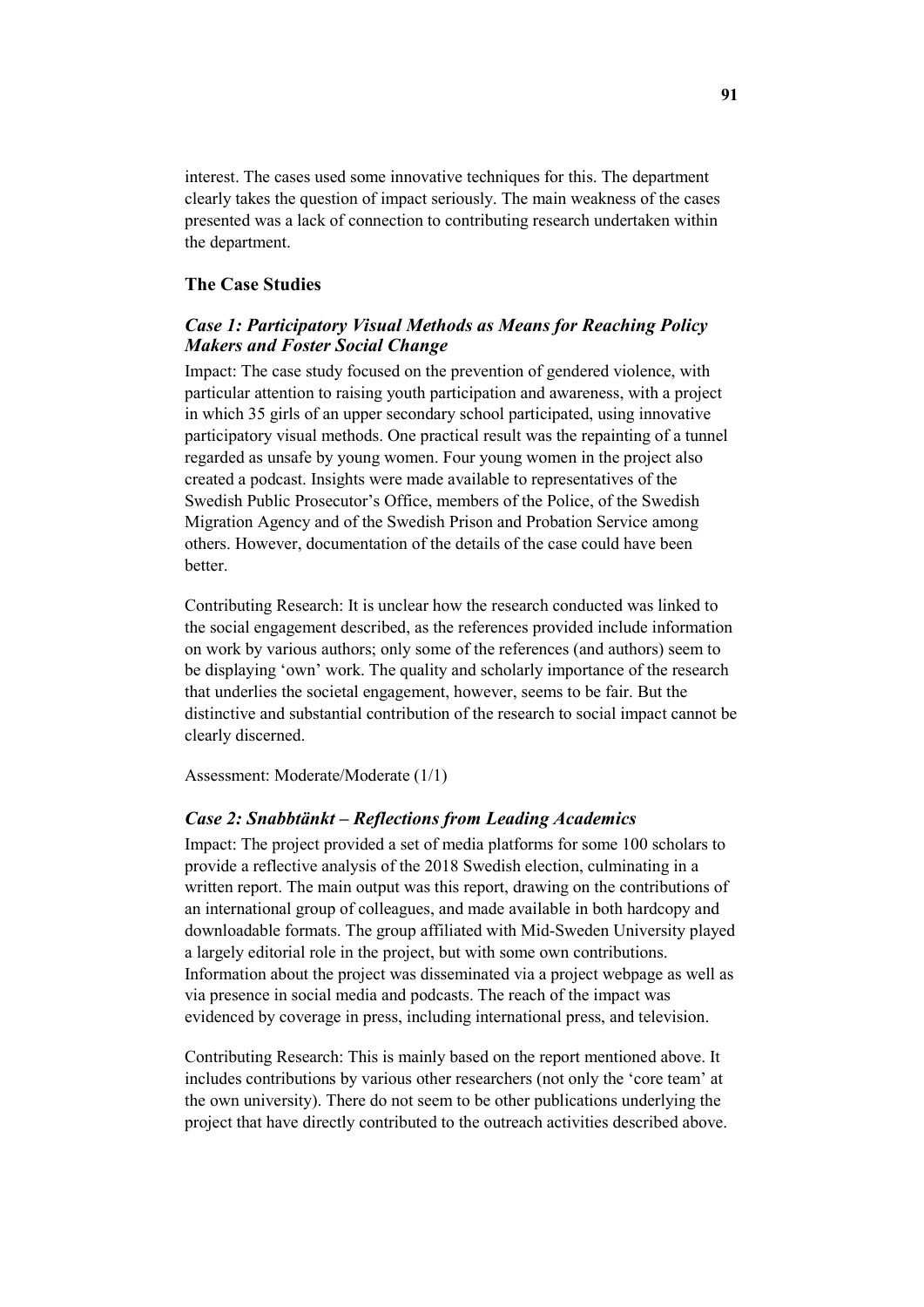interest. The cases used some innovative techniques for this. The department clearly takes the question of impact seriously. The main weakness of the cases presented was a lack of connection to contributing research undertaken within the department.

### The Case Studies

#### *Case 1: Participatory Visual Methods as Means for Reaching Policy Makers and Foster Social Change*

Impact: The case study focused on the prevention of gendered violence, with particular attention to raising youth participation and awareness, with a project in which 35 girls of an upper secondary school participated, using innovative participatory visual methods. One practical result was the repainting of a tunnel regarded as unsafe by young women. Four young women in the project also created a podcast. Insights were made available to representatives of the Swedish Public Prosecutor's Office, members of the Police, of the Swedish Migration Agency and of the Swedish Prison and Probation Service among others. However, documentation of the details of the case could have been better.

Contributing Research: It is unclear how the research conducted was linked to the social engagement described, as the references provided include information on work by various authors; only some of the references (and authors) seem to be displaying 'own' work. The quality and scholarly importance of the research that underlies the societal engagement, however, seems to be fair. But the distinctive and substantial contribution of the research to social impact cannot be clearly discerned.

Assessment: Moderate/Moderate (1/1)

#### *Case 2: Snabbtänkt – Reflections from Leading Academics*

Impact: The project provided a set of media platforms for some 100 scholars to provide a reflective analysis of the 2018 Swedish election, culminating in a written report. The main output was this report, drawing on the contributions of an international group of colleagues, and made available in both hardcopy and downloadable formats. The group affiliated with Mid-Sweden University played a largely editorial role in the project, but with some own contributions. Information about the project was disseminated via a project webpage as well as via presence in social media and podcasts. The reach of the impact was evidenced by coverage in press, including international press, and television.

Contributing Research: This is mainly based on the report mentioned above. It includes contributions by various other researchers (not only the 'core team' at the own university). There do not seem to be other publications underlying the project that have directly contributed to the outreach activities described above.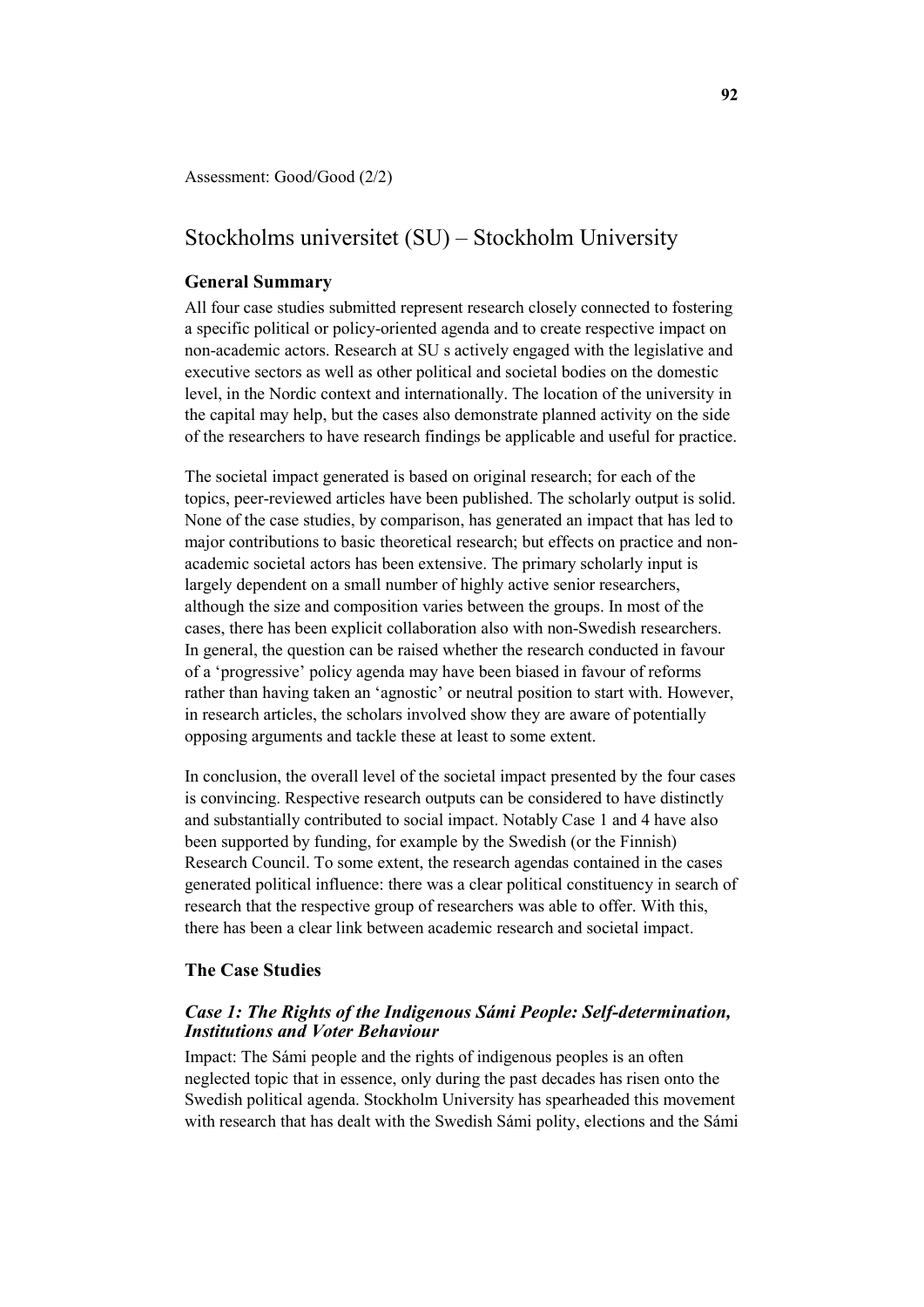Assessment: Good/Good (2/2)

## Stockholms universitet (SU) – Stockholm University

### General Summary

All four case studies submitted represent research closely connected to fostering a specific political or policy-oriented agenda and to create respective impact on non-academic actors. Research at SU s actively engaged with the legislative and executive sectors as well as other political and societal bodies on the domestic level, in the Nordic context and internationally. The location of the university in the capital may help, but the cases also demonstrate planned activity on the side of the researchers to have research findings be applicable and useful for practice.

The societal impact generated is based on original research; for each of the topics, peer-reviewed articles have been published. The scholarly output is solid. None of the case studies, by comparison, has generated an impact that has led to major contributions to basic theoretical research; but effects on practice and non-academic societal actors has been extensive. The primary scholarly input is largely dependent on a small number of highly active senior researchers, although the size and composition varies between the groups. In most of the cases, there has been explicit collaboration also with non-Swedish researchers. In general, the question can be raised whether the research conducted in favour of a 'progressive' policy agenda may have been biased in favour of reforms rather than having taken an 'agnostic' or neutral position to start with. However, in research articles, the scholars involved show they are aware of potentially opposing arguments and tackle these at least to some extent.

In conclusion, the overall level of the societal impact presented by the four cases is convincing. Respective research outputs can be considered to have distinctly and substantially contributed to social impact. Notably Case 1 and 4 have also been supported by funding, for example by the Swedish (or the Finnish) Research Council. To some extent, the research agendas contained in the cases generated political influence: there was a clear political constituency in search of research that the respective group of researchers was able to offer. With this, there has been a clear link between academic research and societal impact.

### The Case Studies

#### *Case 1: The Rights of the Indigenous Sámi People: Self-determination, Institutions and Voter Behaviour*

Impact: The Sámi people and the rights of indigenous peoples is an often neglected topic that in essence, only during the past decades has risen onto the Swedish political agenda. Stockholm University has spearheaded this movement with research that has dealt with the Swedish Sámi polity, elections and the Sámi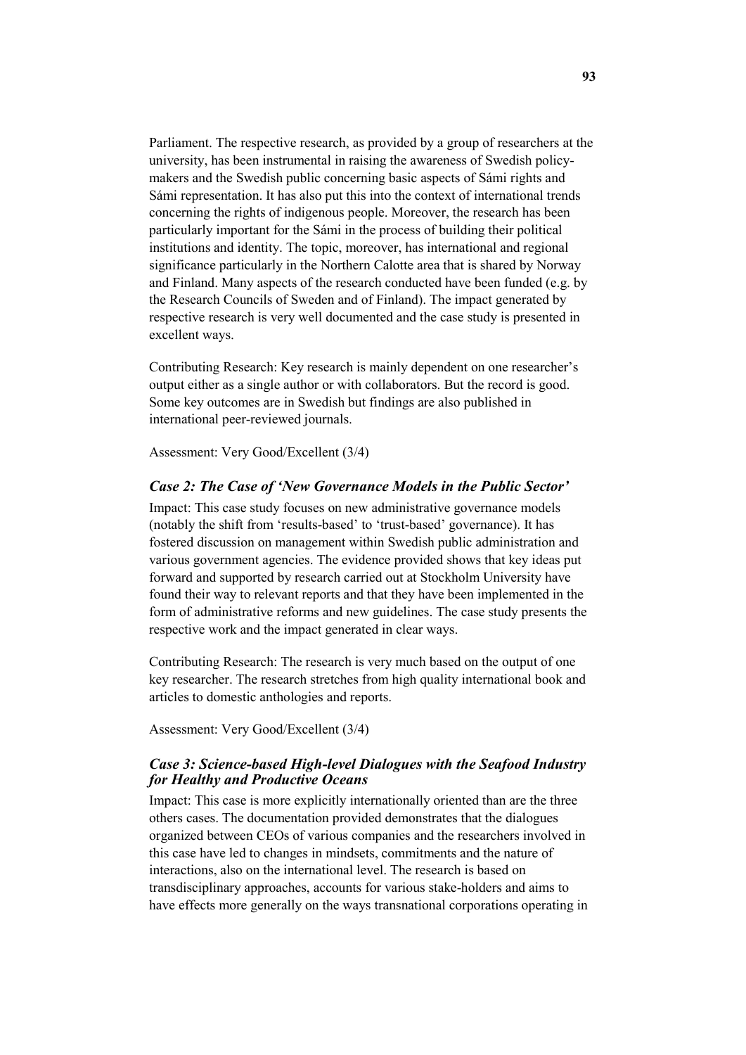Parliament. The respective research, as provided by a group of researchers at the university, has been instrumental in raising the awareness of Swedish policy-makers and the Swedish public concerning basic aspects of Sámi rights and Sámi representation. It has also put this into the context of international trends concerning the rights of indigenous people. Moreover, the research has been particularly important for the Sámi in the process of building their political institutions and identity. The topic, moreover, has international and regional significance particularly in the Northern Calotte area that is shared by Norway and Finland. Many aspects of the research conducted have been funded (e.g. by the Research Councils of Sweden and of Finland). The impact generated by respective research is very well documented and the case study is presented in excellent ways.

Contributing Research: Key research is mainly dependent on one researcher's output either as a single author or with collaborators. But the record is good. Some key outcomes are in Swedish but findings are also published in international peer-reviewed journals.

Assessment: Very Good/Excellent (3/4)

### *Case 2: The Case of 'New Governance Models in the Public Sector'*

Impact: This case study focuses on new administrative governance models (notably the shift from 'results-based' to 'trust-based' governance). It has fostered discussion on management within Swedish public administration and various government agencies. The evidence provided shows that key ideas put forward and supported by research carried out at Stockholm University have found their way to relevant reports and that they have been implemented in the form of administrative reforms and new guidelines. The case study presents the respective work and the impact generated in clear ways.

Contributing Research: The research is very much based on the output of one key researcher. The research stretches from high quality international book and articles to domestic anthologies and reports.

Assessment: Very Good/Excellent (3/4)

### *Case 3: Science-based High-level Dialogues with the Seafood Industry for Healthy and Productive Oceans*

Impact: This case is more explicitly internationally oriented than are the three others cases. The documentation provided demonstrates that the dialogues organized between CEOs of various companies and the researchers involved in this case have led to changes in mindsets, commitments and the nature of interactions, also on the international level. The research is based on transdisciplinary approaches, accounts for various stake-holders and aims to have effects more generally on the ways transnational corporations operating in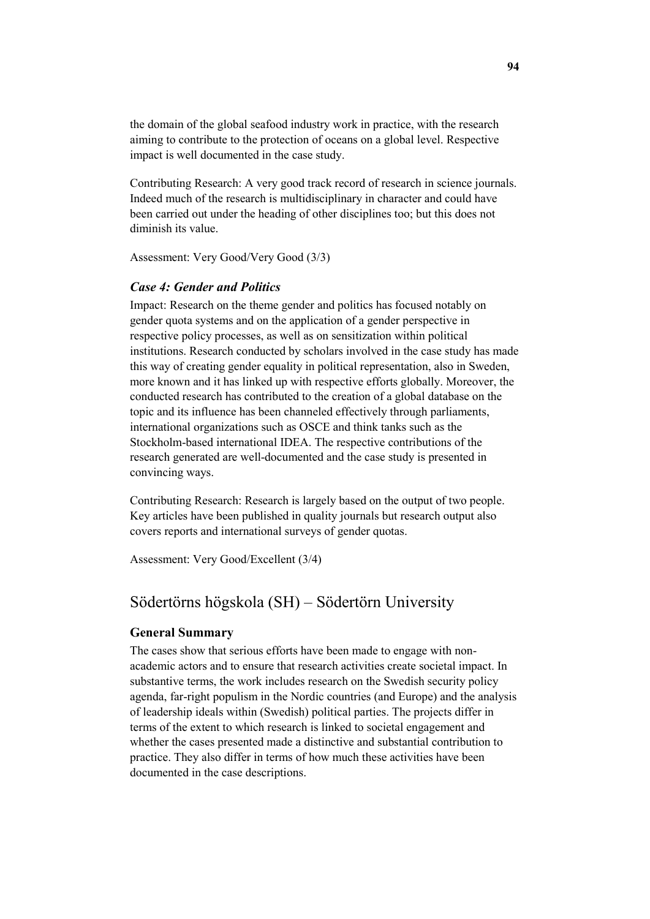the domain of the global seafood industry work in practice, with the research aiming to contribute to the protection of oceans on a global level. Respective impact is well documented in the case study.

Contributing Research: A very good track record of research in science journals. Indeed much of the research is multidisciplinary in character and could have been carried out under the heading of other disciplines too; but this does not diminish its value.

Assessment: Very Good/Very Good (3/3)

### *Case 4: Gender and Politics*

Impact: Research on the theme gender and politics has focused notably on gender quota systems and on the application of a gender perspective in respective policy processes, as well as on sensitization within political institutions. Research conducted by scholars involved in the case study has made this way of creating gender equality in political representation, also in Sweden, more known and it has linked up with respective efforts globally. Moreover, the conducted research has contributed to the creation of a global database on the topic and its influence has been channeled effectively through parliaments, international organizations such as OSCE and think tanks such as the Stockholm-based international IDEA. The respective contributions of the research generated are well-documented and the case study is presented in convincing ways.

Contributing Research: Research is largely based on the output of two people. Key articles have been published in quality journals but research output also covers reports and international surveys of gender quotas.

Assessment: Very Good/Excellent (3/4)

## Södertörns högskola (SH) – Södertörn University

### General Summary

The cases show that serious efforts have been made to engage with non-academic actors and to ensure that research activities create societal impact. In substantive terms, the work includes research on the Swedish security policy agenda, far-right populism in the Nordic countries (and Europe) and the analysis of leadership ideals within (Swedish) political parties. The projects differ in terms of the extent to which research is linked to societal engagement and whether the cases presented made a distinctive and substantial contribution to practice. They also differ in terms of how much these activities have been documented in the case descriptions.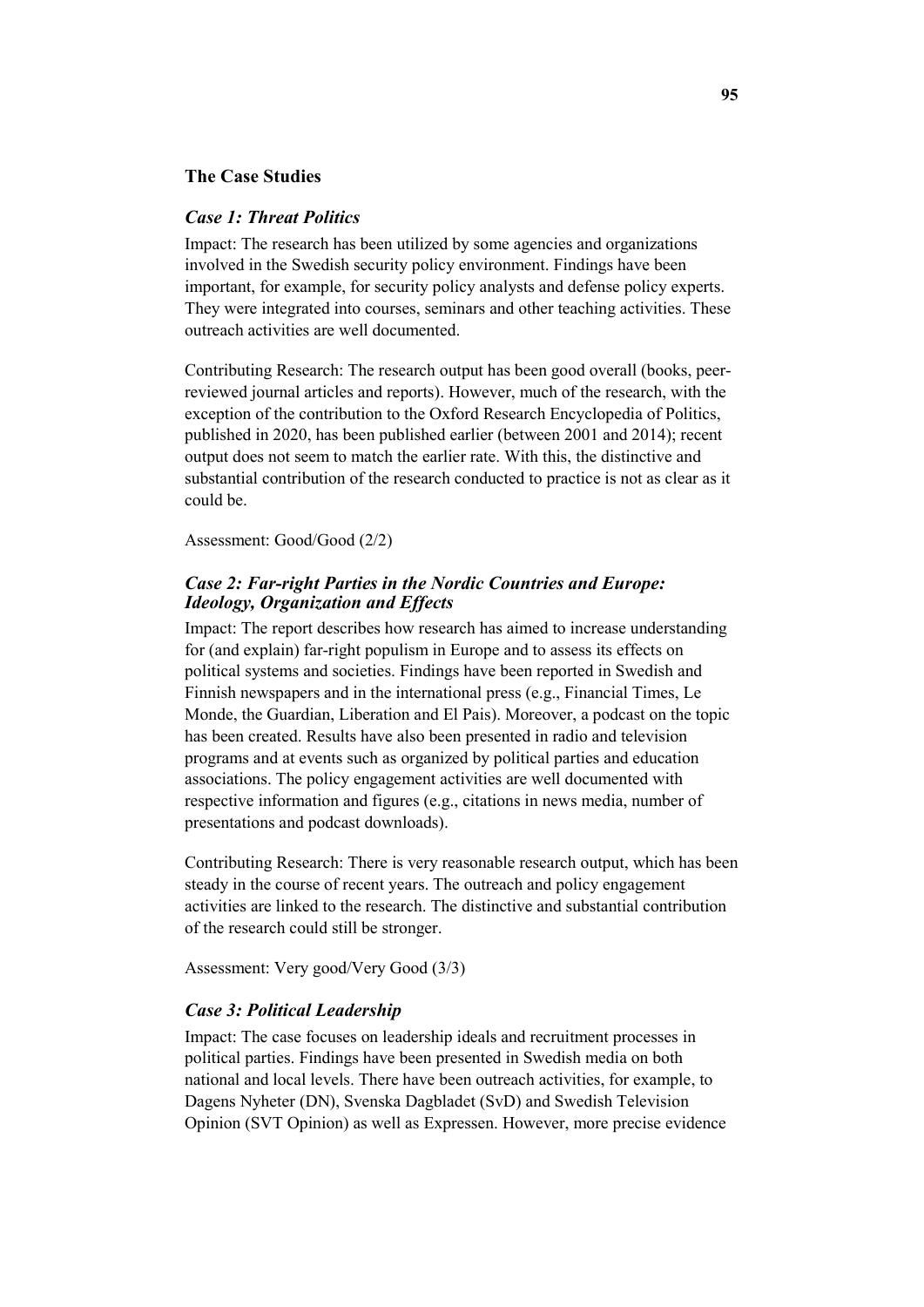## The Case Studies

### *Case 1: Threat Politics*

Impact: The research has been utilized by some agencies and organizations involved in the Swedish security policy environment. Findings have been important, for example, for security policy analysts and defense policy experts. They were integrated into courses, seminars and other teaching activities. These outreach activities are well documented.

Contributing Research: The research output has been good overall (books, peer-reviewed journal articles and reports). However, much of the research, with the exception of the contribution to the Oxford Research Encyclopedia of Politics, published in 2020, has been published earlier (between 2001 and 2014); recent output does not seem to match the earlier rate. With this, the distinctive and substantial contribution of the research conducted to practice is not as clear as it could be.

Assessment: Good/Good (2/2)

### *Case 2: Far-right Parties in the Nordic Countries and Europe: Ideology, Organization and Effects*

Impact: The report describes how research has aimed to increase understanding for (and explain) far-right populism in Europe and to assess its effects on political systems and societies. Findings have been reported in Swedish and Finnish newspapers and in the international press (e.g., Financial Times, Le Monde, the Guardian, Liberation and El Pais). Moreover, a podcast on the topic has been created. Results have also been presented in radio and television programs and at events such as organized by political parties and education associations. The policy engagement activities are well documented with respective information and figures (e.g., citations in news media, number of presentations and podcast downloads).

Contributing Research: There is very reasonable research output, which has been steady in the course of recent years. The outreach and policy engagement activities are linked to the research. The distinctive and substantial contribution of the research could still be stronger.

Assessment: Very good/Very Good (3/3)

### *Case 3: Political Leadership*

Impact: The case focuses on leadership ideals and recruitment processes in political parties. Findings have been presented in Swedish media on both national and local levels. There have been outreach activities, for example, to Dagens Nyheter (DN), Svenska Dagbladet (SvD) and Swedish Television Opinion (SVT Opinion) as well as Expressen. However, more precise evidence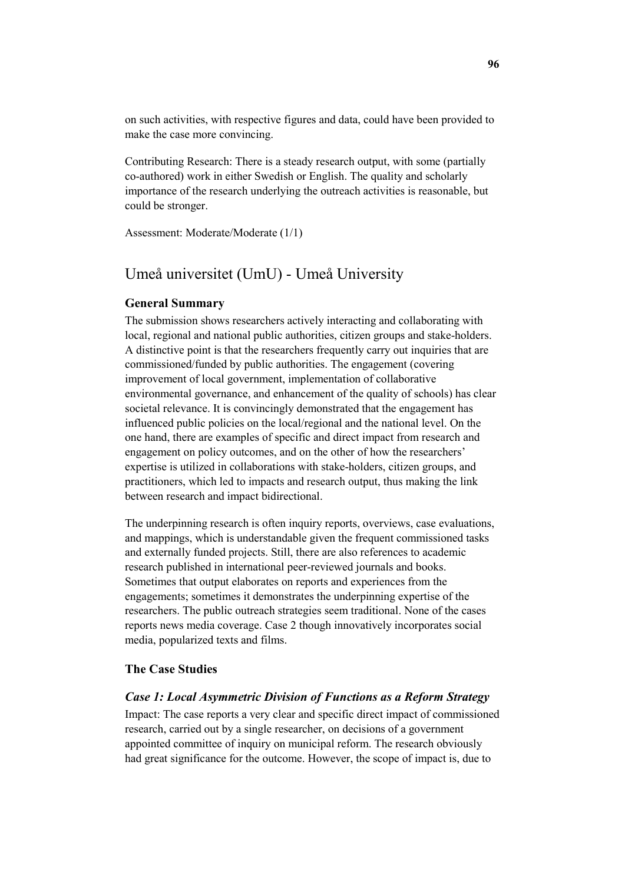on such activities, with respective figures and data, could have been provided to make the case more convincing.

Contributing Research: There is a steady research output, with some (partially co-authored) work in either Swedish or English. The quality and scholarly importance of the research underlying the outreach activities is reasonable, but could be stronger.

Assessment: Moderate/Moderate (1/1)

## Umeå universitet (UmU) - Umeå University

### General Summary

The submission shows researchers actively interacting and collaborating with local, regional and national public authorities, citizen groups and stake-holders. A distinctive point is that the researchers frequently carry out inquiries that are commissioned/funded by public authorities. The engagement (covering improvement of local government, implementation of collaborative environmental governance, and enhancement of the quality of schools) has clear societal relevance. It is convincingly demonstrated that the engagement has influenced public policies on the local/regional and the national level. On the one hand, there are examples of specific and direct impact from research and engagement on policy outcomes, and on the other of how the researchers' expertise is utilized in collaborations with stake-holders, citizen groups, and practitioners, which led to impacts and research output, thus making the link between research and impact bidirectional.

The underpinning research is often inquiry reports, overviews, case evaluations, and mappings, which is understandable given the frequent commissioned tasks and externally funded projects. Still, there are also references to academic research published in international peer-reviewed journals and books. Sometimes that output elaborates on reports and experiences from the engagements; sometimes it demonstrates the underpinning expertise of the researchers. The public outreach strategies seem traditional. None of the cases reports news media coverage. Case 2 though innovatively incorporates social media, popularized texts and films.

### The Case Studies

#### *Case 1: Local Asymmetric Division of Functions as a Reform Strategy*

Impact: The case reports a very clear and specific direct impact of commissioned research, carried out by a single researcher, on decisions of a government appointed committee of inquiry on municipal reform. The research obviously had great significance for the outcome. However, the scope of impact is, due to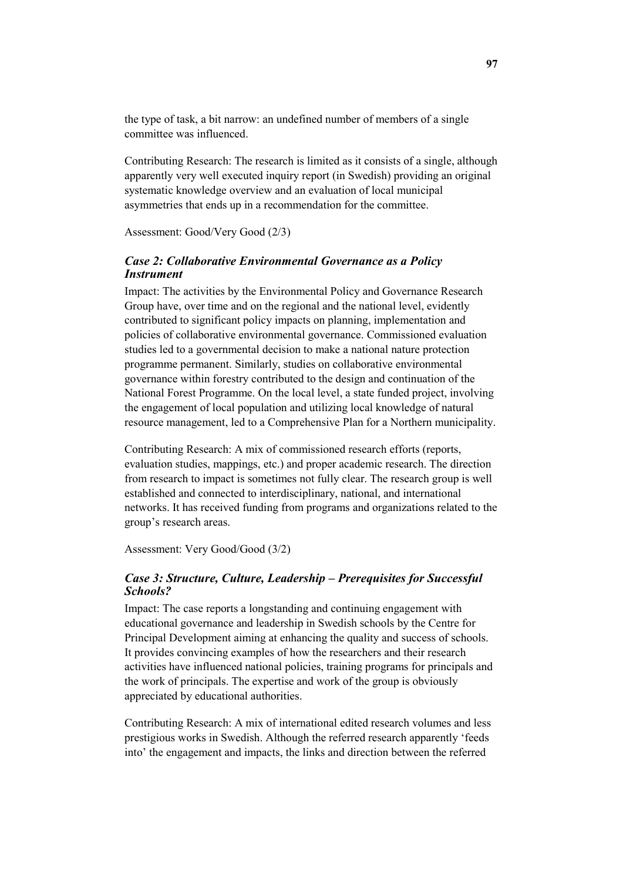the type of task, a bit narrow: an undefined number of members of a single committee was influenced.

Contributing Research: The research is limited as it consists of a single, although apparently very well executed inquiry report (in Swedish) providing an original systematic knowledge overview and an evaluation of local municipal asymmetries that ends up in a recommendation for the committee.

Assessment: Good/Very Good (2/3)

### *Case 2: Collaborative Environmental Governance as a Policy Instrument*

Impact: The activities by the Environmental Policy and Governance Research Group have, over time and on the regional and the national level, evidently contributed to significant policy impacts on planning, implementation and policies of collaborative environmental governance. Commissioned evaluation studies led to a governmental decision to make a national nature protection programme permanent. Similarly, studies on collaborative environmental governance within forestry contributed to the design and continuation of the National Forest Programme. On the local level, a state funded project, involving the engagement of local population and utilizing local knowledge of natural resource management, led to a Comprehensive Plan for a Northern municipality.

Contributing Research: A mix of commissioned research efforts (reports, evaluation studies, mappings, etc.) and proper academic research. The direction from research to impact is sometimes not fully clear. The research group is well established and connected to interdisciplinary, national, and international networks. It has received funding from programs and organizations related to the group's research areas.

Assessment: Very Good/Good (3/2)

### *Case 3: Structure, Culture, Leadership – Prerequisites for Successful Schools?*

Impact: The case reports a longstanding and continuing engagement with educational governance and leadership in Swedish schools by the Centre for Principal Development aiming at enhancing the quality and success of schools. It provides convincing examples of how the researchers and their research activities have influenced national policies, training programs for principals and the work of principals. The expertise and work of the group is obviously appreciated by educational authorities.

Contributing Research: A mix of international edited research volumes and less prestigious works in Swedish. Although the referred research apparently 'feeds into' the engagement and impacts, the links and direction between the referred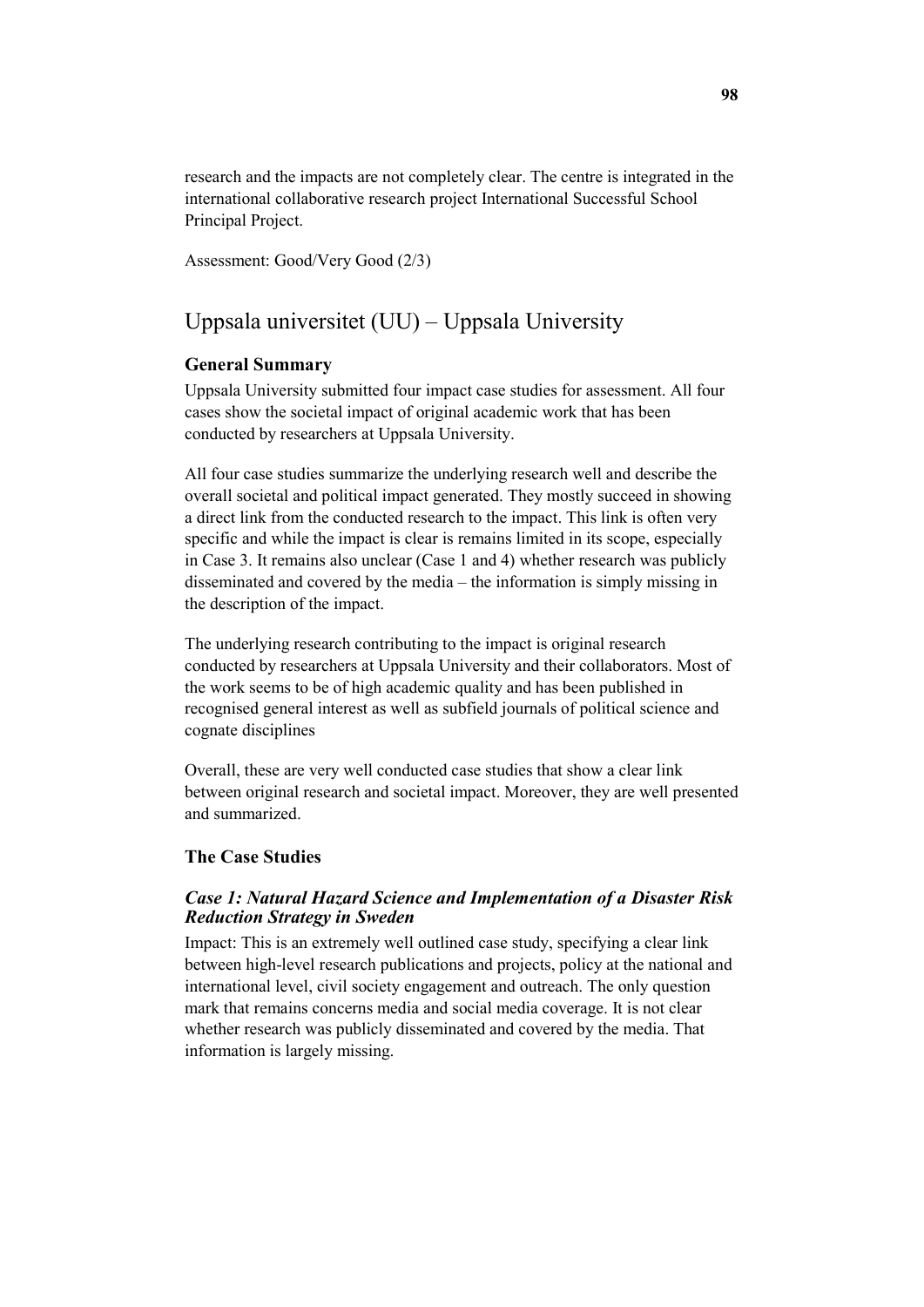research and the impacts are not completely clear. The centre is integrated in the international collaborative research project International Successful School Principal Project.

Assessment: Good/Very Good (2/3)

## Uppsala universitet (UU) – Uppsala University

### General Summary

Uppsala University submitted four impact case studies for assessment. All four cases show the societal impact of original academic work that has been conducted by researchers at Uppsala University.

All four case studies summarize the underlying research well and describe the overall societal and political impact generated. They mostly succeed in showing a direct link from the conducted research to the impact. This link is often very specific and while the impact is clear is remains limited in its scope, especially in Case 3. It remains also unclear (Case 1 and 4) whether research was publicly disseminated and covered by the media – the information is simply missing in the description of the impact.

The underlying research contributing to the impact is original research conducted by researchers at Uppsala University and their collaborators. Most of the work seems to be of high academic quality and has been published in recognised general interest as well as subfield journals of political science and cognate disciplines

Overall, these are very well conducted case studies that show a clear link between original research and societal impact. Moreover, they are well presented and summarized.

### The Case Studies

#### *Case 1: Natural Hazard Science and Implementation of a Disaster Risk Reduction Strategy in Sweden*

Impact: This is an extremely well outlined case study, specifying a clear link between high-level research publications and projects, policy at the national and international level, civil society engagement and outreach. The only question mark that remains concerns media and social media coverage. It is not clear whether research was publicly disseminated and covered by the media. That information is largely missing.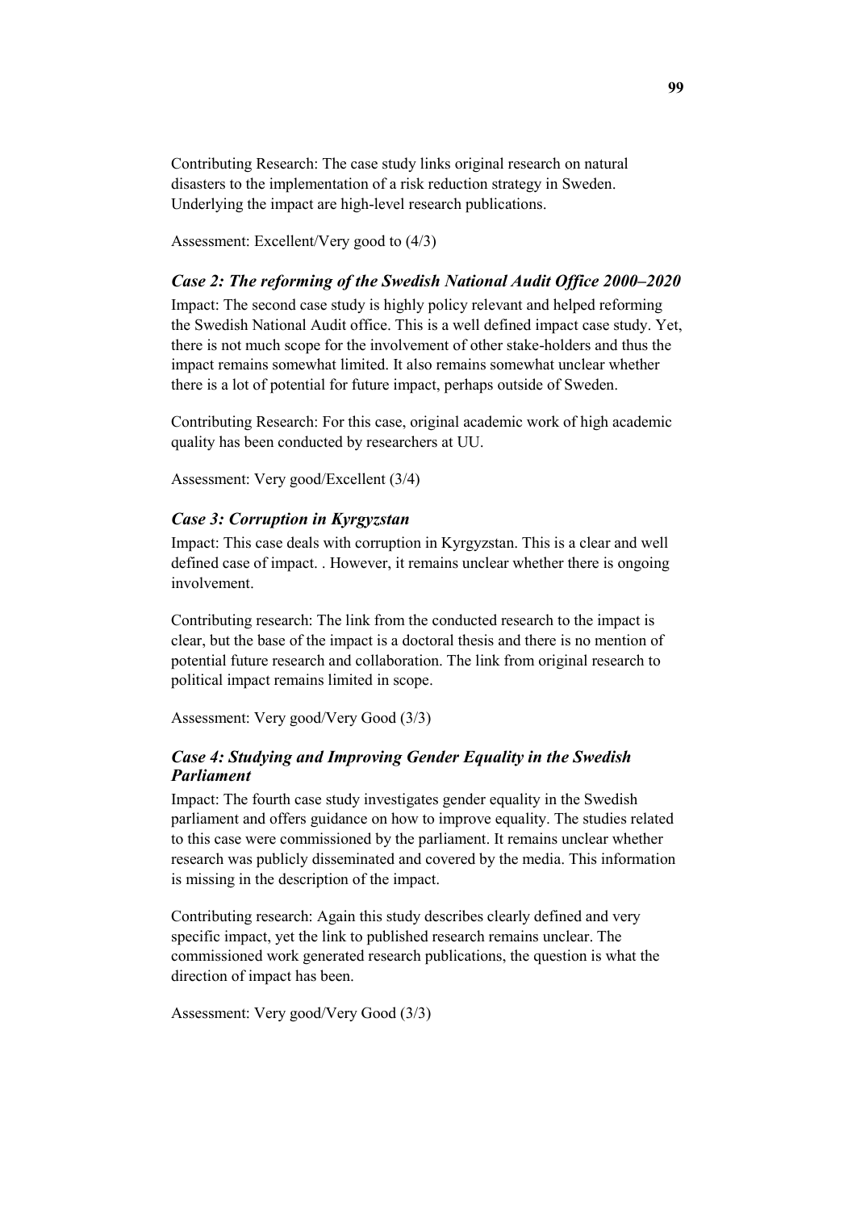Contributing Research: The case study links original research on natural disasters to the implementation of a risk reduction strategy in Sweden. Underlying the impact are high-level research publications.

Assessment: Excellent/Very good to (4/3)

### *Case 2: The reforming of the Swedish National Audit Office 2000–2020*

Impact: The second case study is highly policy relevant and helped reforming the Swedish National Audit office. This is a well defined impact case study. Yet, there is not much scope for the involvement of other stake-holders and thus the impact remains somewhat limited. It also remains somewhat unclear whether there is a lot of potential for future impact, perhaps outside of Sweden.

Contributing Research: For this case, original academic work of high academic quality has been conducted by researchers at UU.

Assessment: Very good/Excellent (3/4)

### *Case 3: Corruption in Kyrgyzstan*

Impact: This case deals with corruption in Kyrgyzstan. This is a clear and well defined case of impact. . However, it remains unclear whether there is ongoing involvement.

Contributing research: The link from the conducted research to the impact is clear, but the base of the impact is a doctoral thesis and there is no mention of potential future research and collaboration. The link from original research to political impact remains limited in scope.

Assessment: Very good/Very Good (3/3)

### *Case 4: Studying and Improving Gender Equality in the Swedish Parliament*

Impact: The fourth case study investigates gender equality in the Swedish parliament and offers guidance on how to improve equality. The studies related to this case were commissioned by the parliament. It remains unclear whether research was publicly disseminated and covered by the media. This information is missing in the description of the impact.

Contributing research: Again this study describes clearly defined and very specific impact, yet the link to published research remains unclear. The commissioned work generated research publications, the question is what the direction of impact has been.

Assessment: Very good/Very Good (3/3)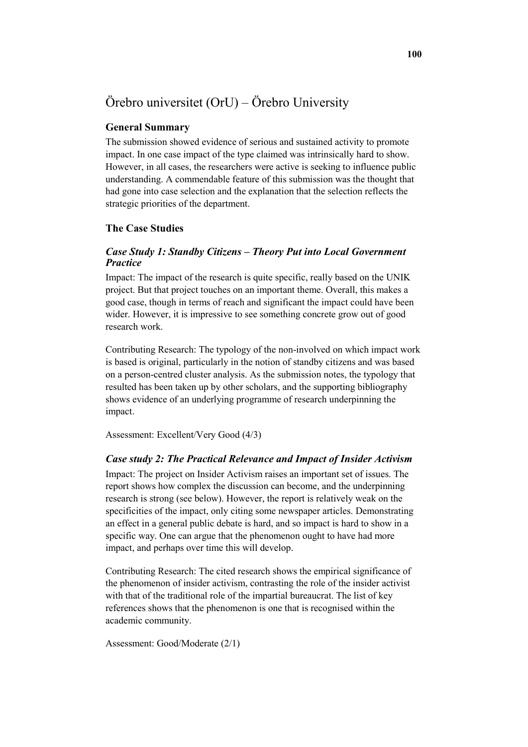## Örebro universitet (OrU) – Örebro University

### General Summary

The submission showed evidence of serious and sustained activity to promote impact. In one case impact of the type claimed was intrinsically hard to show. However, in all cases, the researchers were active is seeking to influence public understanding. A commendable feature of this submission was the thought that had gone into case selection and the explanation that the selection reflects the strategic priorities of the department.

### The Case Studies

#### *Case Study 1: Standby Citizens – Theory Put into Local Government Practice*

Impact: The impact of the research is quite specific, really based on the UNIK project. But that project touches on an important theme. Overall, this makes a good case, though in terms of reach and significant the impact could have been wider. However, it is impressive to see something concrete grow out of good research work.

Contributing Research: The typology of the non-involved on which impact work is based is original, particularly in the notion of standby citizens and was based on a person-centred cluster analysis. As the submission notes, the typology that resulted has been taken up by other scholars, and the supporting bibliography shows evidence of an underlying programme of research underpinning the impact.

Assessment: Excellent/Very Good (4/3)

#### *Case study 2: The Practical Relevance and Impact of Insider Activism*

Impact: The project on Insider Activism raises an important set of issues. The report shows how complex the discussion can become, and the underpinning research is strong (see below). However, the report is relatively weak on the specificities of the impact, only citing some newspaper articles. Demonstrating an effect in a general public debate is hard, and so impact is hard to show in a specific way. One can argue that the phenomenon ought to have had more impact, and perhaps over time this will develop.

Contributing Research: The cited research shows the empirical significance of the phenomenon of insider activism, contrasting the role of the insider activist with that of the traditional role of the impartial bureaucrat. The list of key references shows that the phenomenon is one that is recognised within the academic community.

Assessment: Good/Moderate (2/1)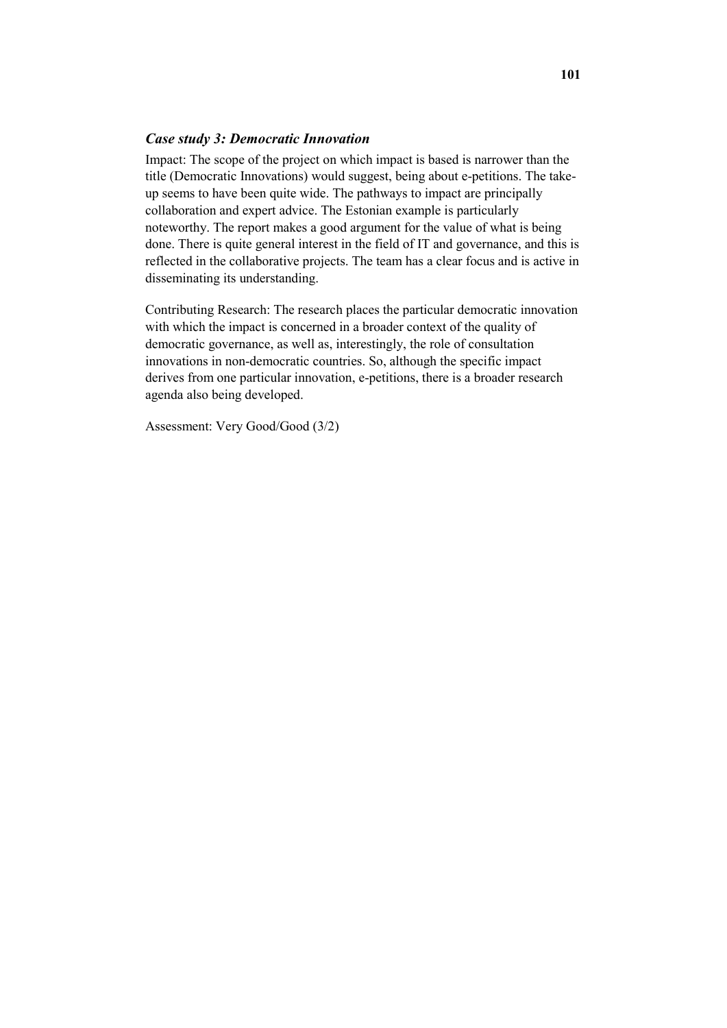### *Case study 3: Democratic Innovation*

Impact: The scope of the project on which impact is based is narrower than the title (Democratic Innovations) would suggest, being about e-petitions. The take-up seems to have been quite wide. The pathways to impact are principally collaboration and expert advice. The Estonian example is particularly noteworthy. The report makes a good argument for the value of what is being done. There is quite general interest in the field of IT and governance, and this is reflected in the collaborative projects. The team has a clear focus and is active in disseminating its understanding.

Contributing Research: The research places the particular democratic innovation with which the impact is concerned in a broader context of the quality of democratic governance, as well as, interestingly, the role of consultation innovations in non-democratic countries. So, although the specific impact derives from one particular innovation, e-petitions, there is a broader research agenda also being developed.

Assessment: Very Good/Good (3/2)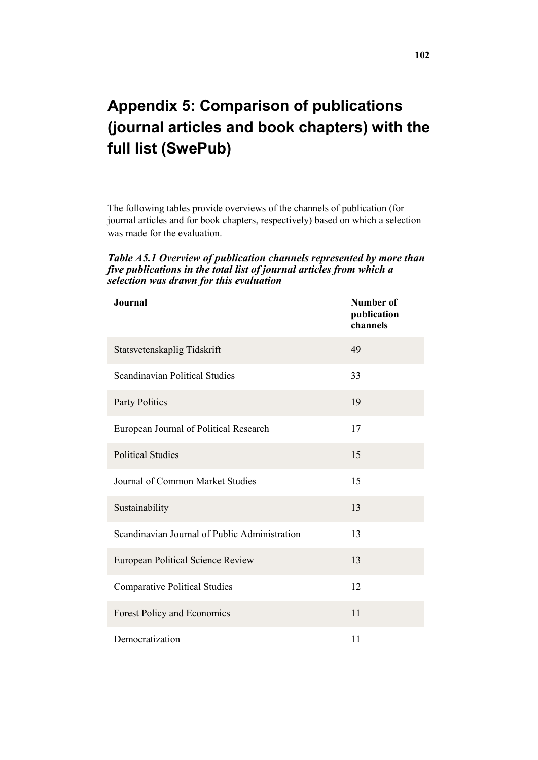# Appendix 5: Comparison of publications (journal articles and book chapters) with the full list (SwePub)

The following tables provide overviews of the channels of publication (for journal articles and for book chapters, respectively) based on which a selection was made for the evaluation.

***Table A5.1 Overview of publication channels represented by more than five publications in the total list of journal articles from which a selection was drawn for this evaluation***

| Journal | Number of publication channels |
|---|---|
| Statsvetenskaplig Tidskrift | 49 |
| Scandinavian Political Studies | 33 |
| Party Politics | 19 |
| European Journal of Political Research | 17 |
| Political Studies | 15 |
| Journal of Common Market Studies | 15 |
| Sustainability | 13 |
| Scandinavian Journal of Public Administration | 13 |
| European Political Science Review | 13 |
| Comparative Political Studies | 12 |
| Forest Policy and Economics | 11 |
| Democratization | 11 |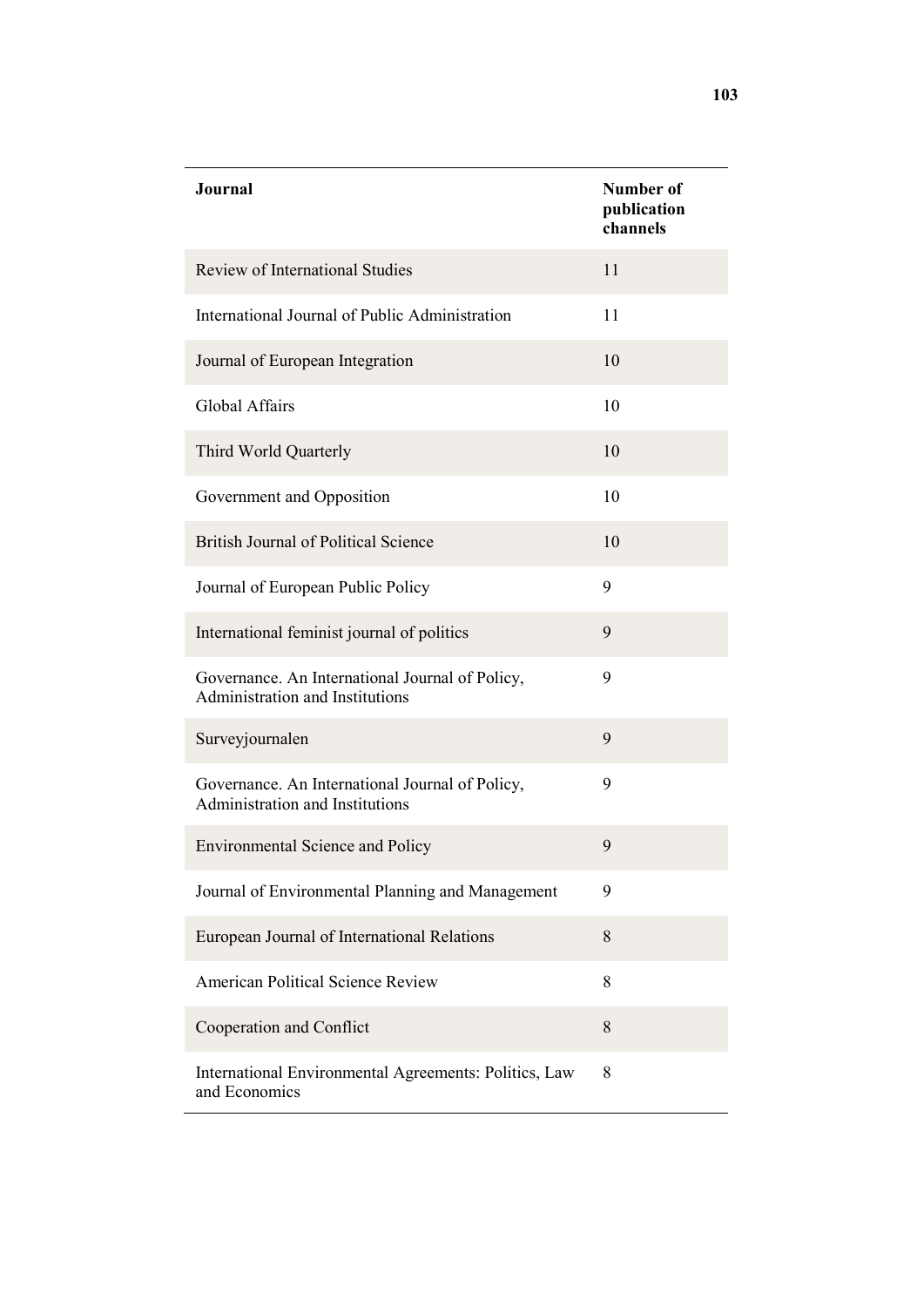| Journal | Number of publication channels |
| --- | --- |
| Review of International Studies | 11 |
| International Journal of Public Administration | 11 |
| Journal of European Integration | 10 |
| Global Affairs | 10 |
| Third World Quarterly | 10 |
| Government and Opposition | 10 |
| British Journal of Political Science | 10 |
| Journal of European Public Policy | 9 |
| International feminist journal of politics | 9 |
| Governance. An International Journal of Policy, Administration and Institutions | 9 |
| Surveyjournalen | 9 |
| Governance. An International Journal of Policy, Administration and Institutions | 9 |
| Environmental Science and Policy | 9 |
| Journal of Environmental Planning and Management | 9 |
| European Journal of International Relations | 8 |
| American Political Science Review | 8 |
| Cooperation and Conflict | 8 |
| International Environmental Agreements: Politics, Law and Economics | 8 |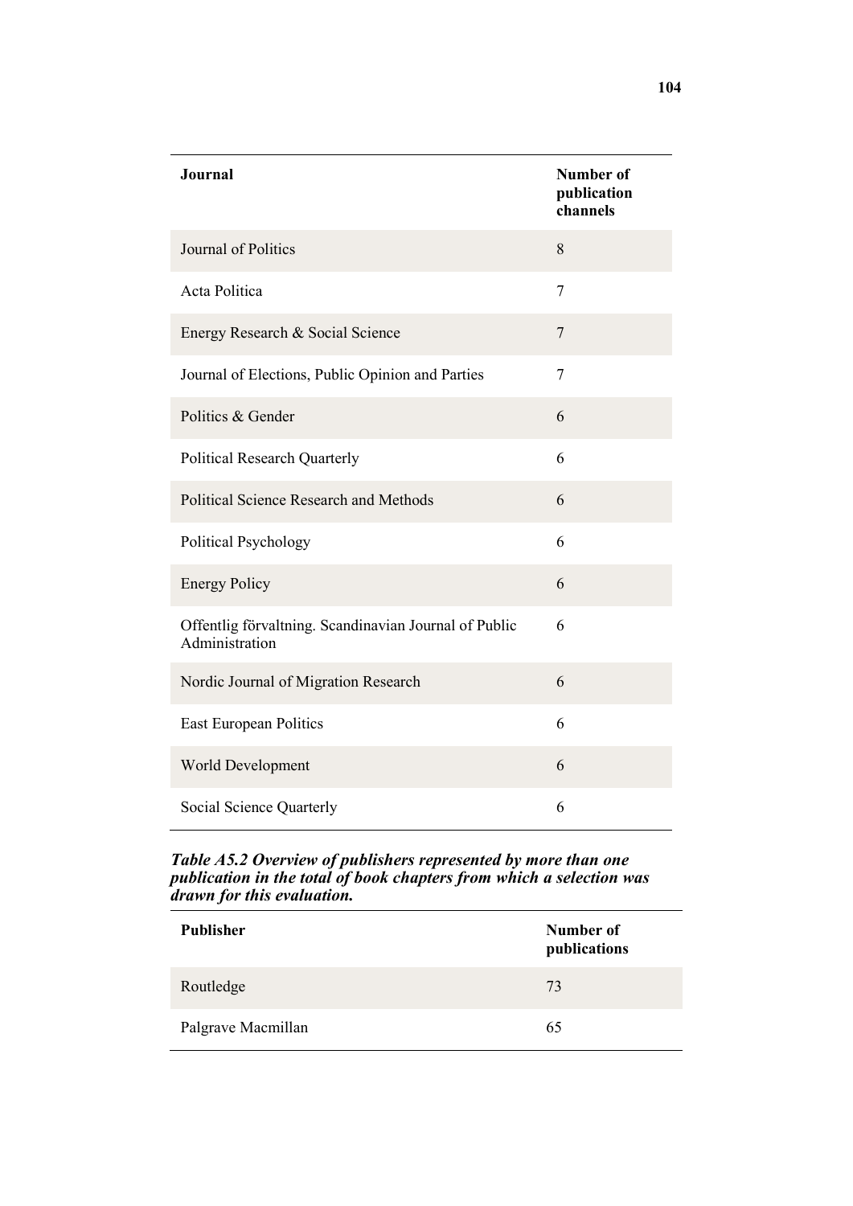| Journal | Number of publication channels |
|---|---|
| Journal of Politics | 8 |
| Acta Politica | 7 |
| Energy Research & Social Science | 7 |
| Journal of Elections, Public Opinion and Parties | 7 |
| Politics & Gender | 6 |
| Political Research Quarterly | 6 |
| Political Science Research and Methods | 6 |
| Political Psychology | 6 |
| Energy Policy | 6 |
| Offentlig förvaltning. Scandinavian Journal of Public Administration | 6 |
| Nordic Journal of Migration Research | 6 |
| East European Politics | 6 |
| World Development | 6 |
| Social Science Quarterly | 6 |

***Table A5.2 Overview of publishers represented by more than one publication in the total of book chapters from which a selection was drawn for this evaluation.***

| Publisher | Number of publications |
|---|---|
| Routledge | 73 |
| Palgrave Macmillan | 65 |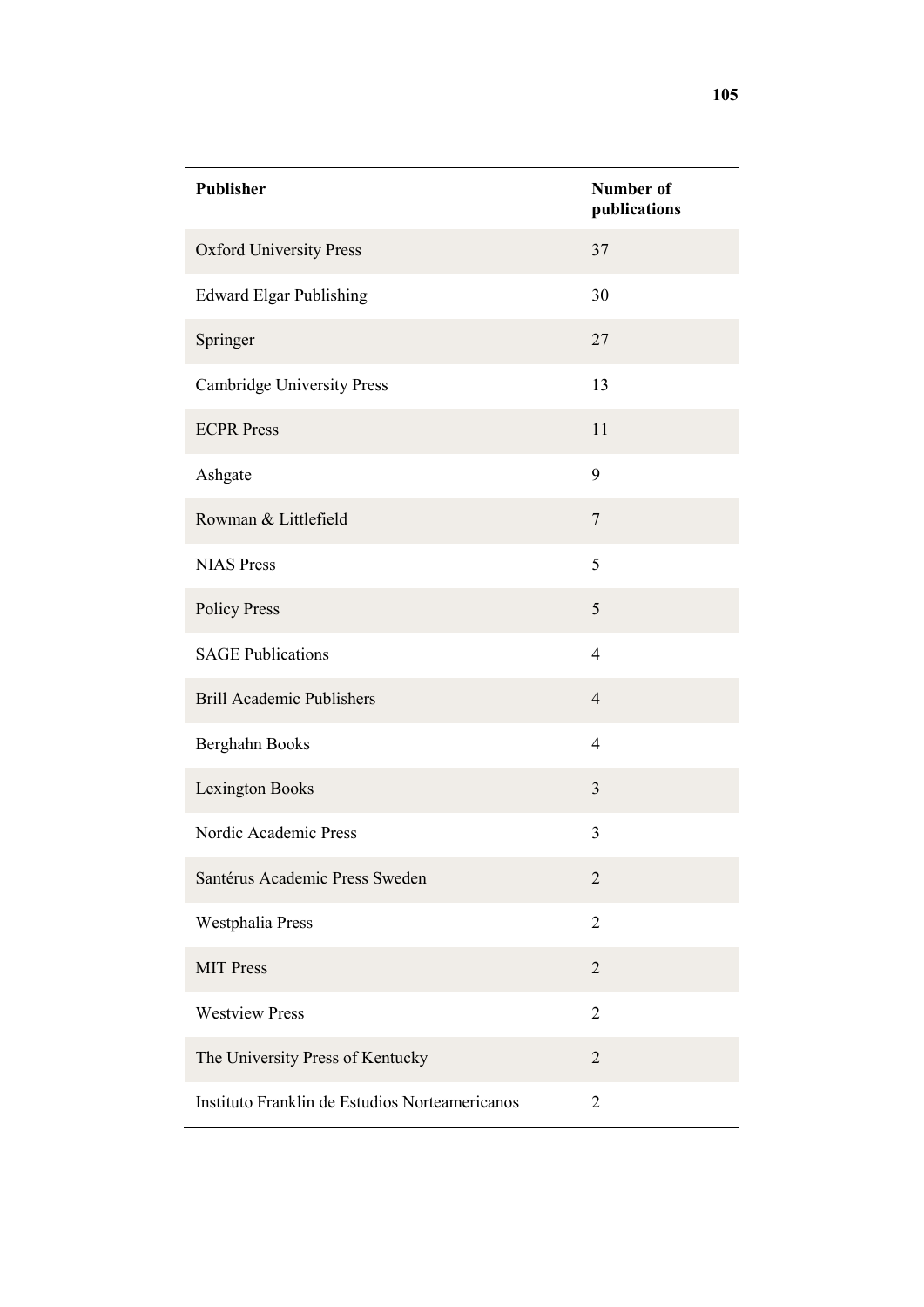| Publisher | Number of publications |
| --- | --- |
| Oxford University Press | 37 |
| Edward Elgar Publishing | 30 |
| Springer | 27 |
| Cambridge University Press | 13 |
| ECPR Press | 11 |
| Ashgate | 9 |
| Rowman & Littlefield | 7 |
| NIAS Press | 5 |
| Policy Press | 5 |
| SAGE Publications | 4 |
| Brill Academic Publishers | 4 |
| Berghahn Books | 4 |
| Lexington Books | 3 |
| Nordic Academic Press | 3 |
| Santérus Academic Press Sweden | 2 |
| Westphalia Press | 2 |
| MIT Press | 2 |
| Westview Press | 2 |
| The University Press of Kentucky | 2 |
| Instituto Franklin de Estudios Norteamericanos | 2 |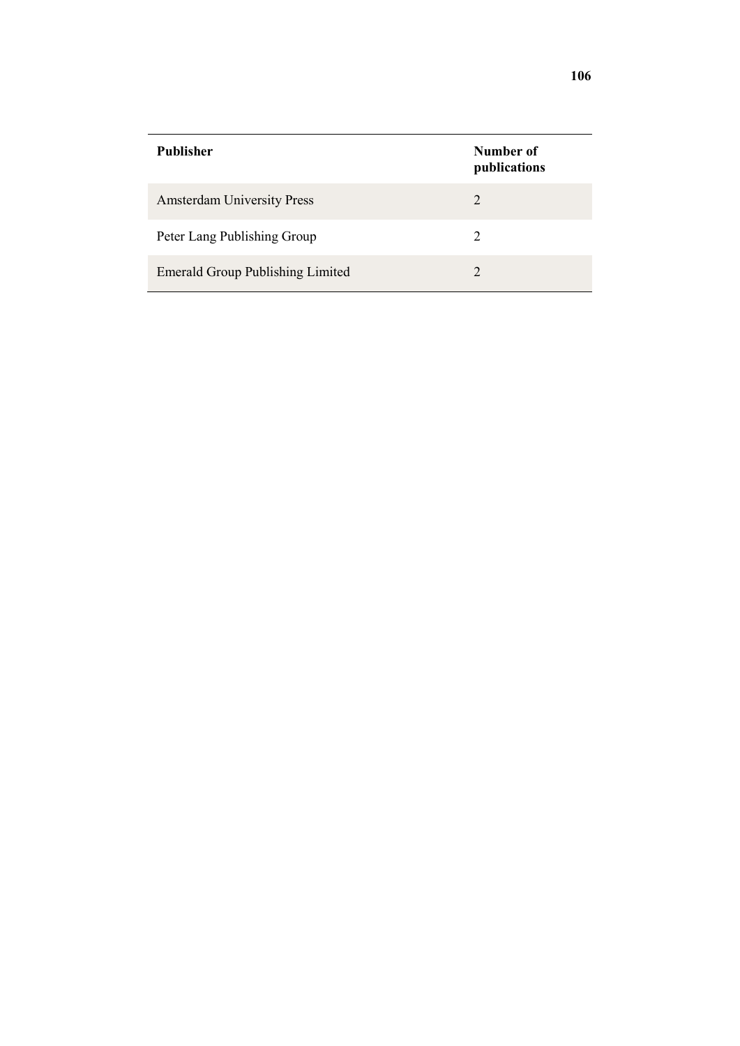| Publisher | Number of publications |
| --- | --- |
| Amsterdam University Press | 2 |
| Peter Lang Publishing Group | 2 |
| Emerald Group Publishing Limited | 2 |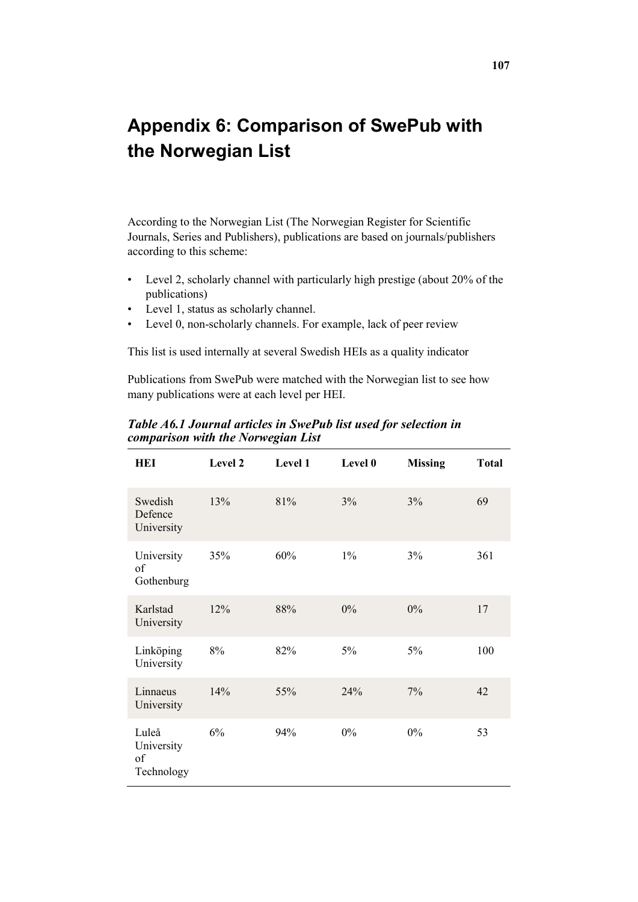# Appendix 6: Comparison of SwePub with the Norwegian List

According to the Norwegian List (The Norwegian Register for Scientific Journals, Series and Publishers), publications are based on journals/publishers according to this scheme:

- Level 2, scholarly channel with particularly high prestige (about 20% of the publications)
- Level 1, status as scholarly channel.
- Level 0, non-scholarly channels. For example, lack of peer review

This list is used internally at several Swedish HEIs as a quality indicator

Publications from SwePub were matched with the Norwegian list to see how many publications were at each level per HEI.

***Table A6.1 Journal articles in SwePub list used for selection in comparison with the Norwegian List***

| HEI | Level 2 | Level 1 | Level 0 | Missing | Total |
|---|---|---|---|---|---|
| Swedish Defence University | 13% | 81% | 3% | 3% | 69 |
| University of Gothenburg | 35% | 60% | 1% | 3% | 361 |
| Karlstad University | 12% | 88% | 0% | 0% | 17 |
| Linköping University | 8% | 82% | 5% | 5% | 100 |
| Linnaeus University | 14% | 55% | 24% | 7% | 42 |
| Luleå University of Technology | 6% | 94% | 0% | 0% | 53 |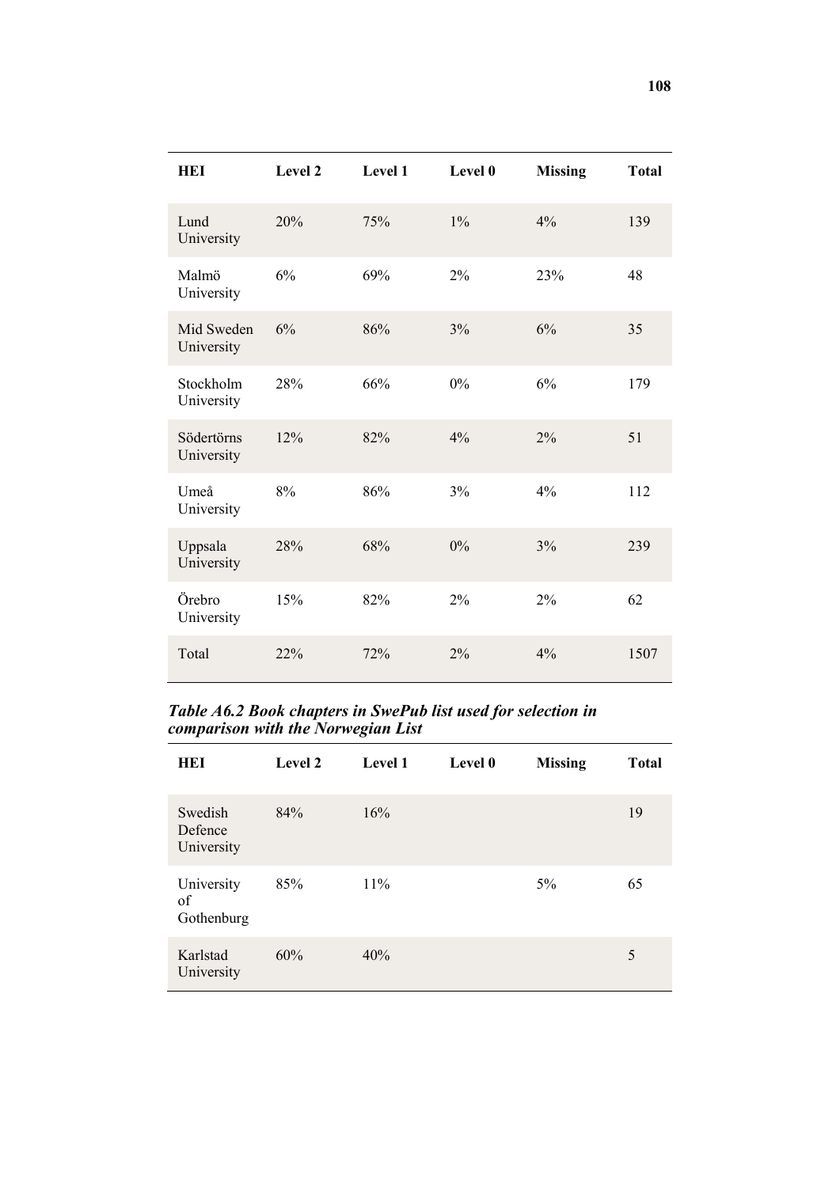| HEI | Level 2 | Level 1 | Level 0 | Missing | Total |
|---|---|---|---|---|---|
| Lund University | 20% | 75% | 1% | 4% | 139 |
| Malmö University | 6% | 69% | 2% | 23% | 48 |
| Mid Sweden University | 6% | 86% | 3% | 6% | 35 |
| Stockholm University | 28% | 66% | 0% | 6% | 179 |
| Södertörns University | 12% | 82% | 4% | 2% | 51 |
| Umeå University | 8% | 86% | 3% | 4% | 112 |
| Uppsala University | 28% | 68% | 0% | 3% | 239 |
| Örebro University | 15% | 82% | 2% | 2% | 62 |
| Total | 22% | 72% | 2% | 4% | 1507 |

***Table A6.2 Book chapters in SwePub list used for selection in comparison with the Norwegian List***

| HEI | Level 2 | Level 1 | Level 0 | Missing | Total |
|---|---|---|---|---|---|
| Swedish Defence University | 84% | 16% | | | 19 |
| University of Gothenburg | 85% | 11% | | 5% | 65 |
| Karlstad University | 60% | 40% | | | 5 |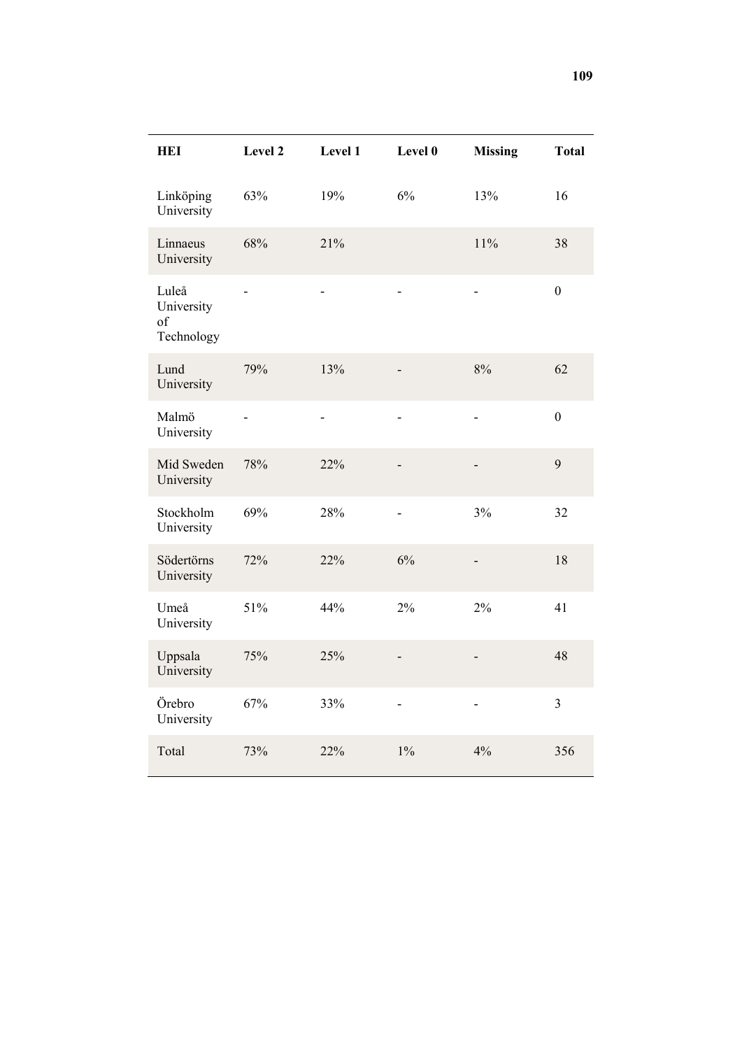| HEI | Level 2 | Level 1 | Level 0 | Missing | Total |
|---|---|---|---|---|---|
| Linköping University | 63% | 19% | 6% | 13% | 16 |
| Linnaeus University | 68% | 21% | | 11% | 38 |
| Luleå University of Technology | - | - | - | - | 0 |
| Lund University | 79% | 13% | - | 8% | 62 |
| Malmö University | - | - | - | - | 0 |
| Mid Sweden University | 78% | 22% | - | - | 9 |
| Stockholm University | 69% | 28% | - | 3% | 32 |
| Södertörns University | 72% | 22% | 6% | - | 18 |
| Umeå University | 51% | 44% | 2% | 2% | 41 |
| Uppsala University | 75% | 25% | - | - | 48 |
| Örebro University | 67% | 33% | - | - | 3 |
| Total | 73% | 22% | 1% | 4% | 356 |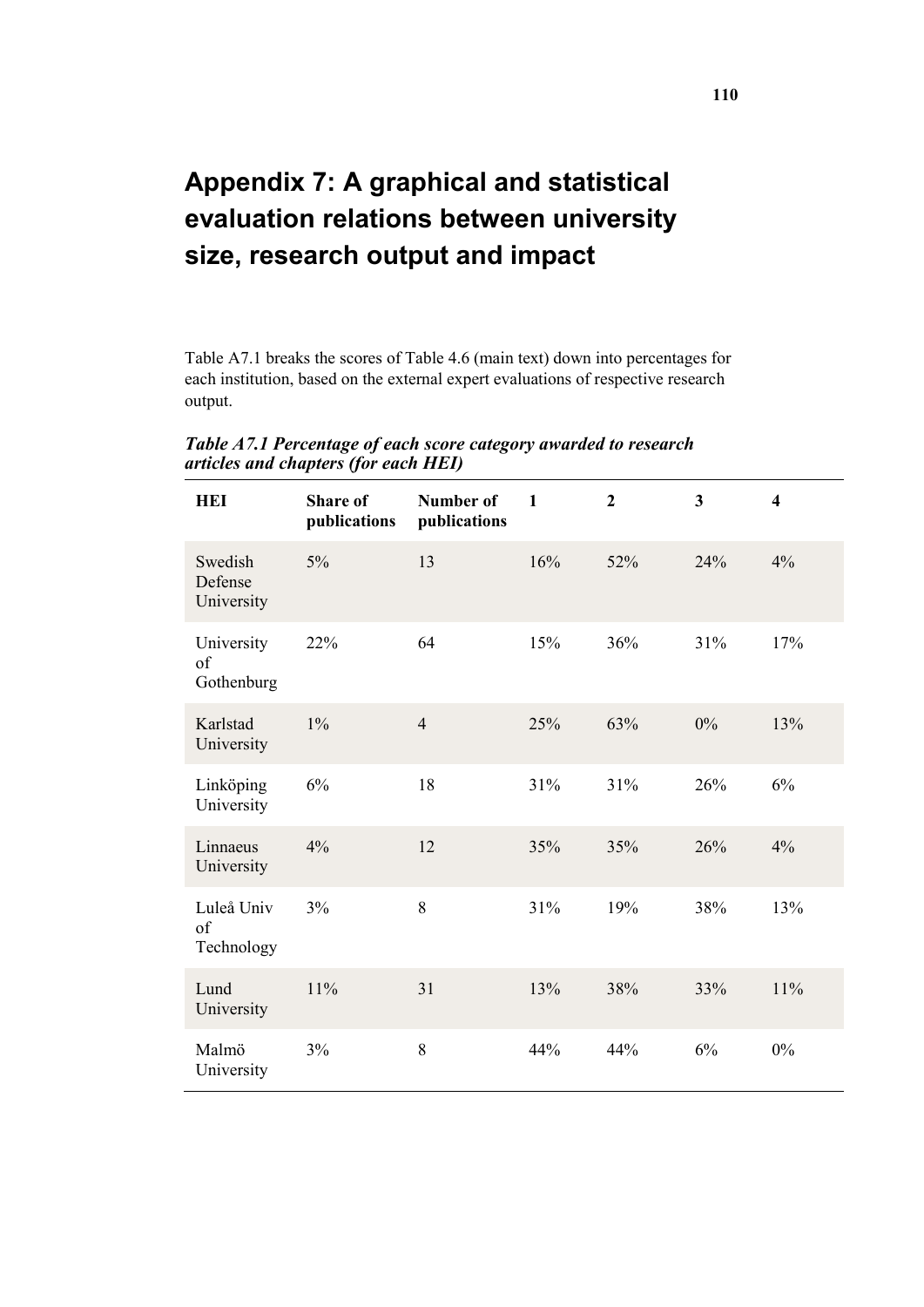# Appendix 7: A graphical and statistical evaluation relations between university size, research output and impact

Table A7.1 breaks the scores of Table 4.6 (main text) down into percentages for each institution, based on the external expert evaluations of respective research output.

*Table A7.1 Percentage of each score category awarded to research articles and chapters (for each HEI)*

| HEI | Share of publications | Number of publications | 1 | 2 | 3 | 4 |
|---|---|---|---|---|---|---|
| Swedish Defense University | 5% | 13 | 16% | 52% | 24% | 4% |
| University of Gothenburg | 22% | 64 | 15% | 36% | 31% | 17% |
| Karlstad University | 1% | 4 | 25% | 63% | 0% | 13% |
| Linköping University | 6% | 18 | 31% | 31% | 26% | 6% |
| Linnaeus University | 4% | 12 | 35% | 35% | 26% | 4% |
| Luleå Univ of Technology | 3% | 8 | 31% | 19% | 38% | 13% |
| Lund University | 11% | 31 | 13% | 38% | 33% | 11% |
| Malmö University | 3% | 8 | 44% | 44% | 6% | 0% |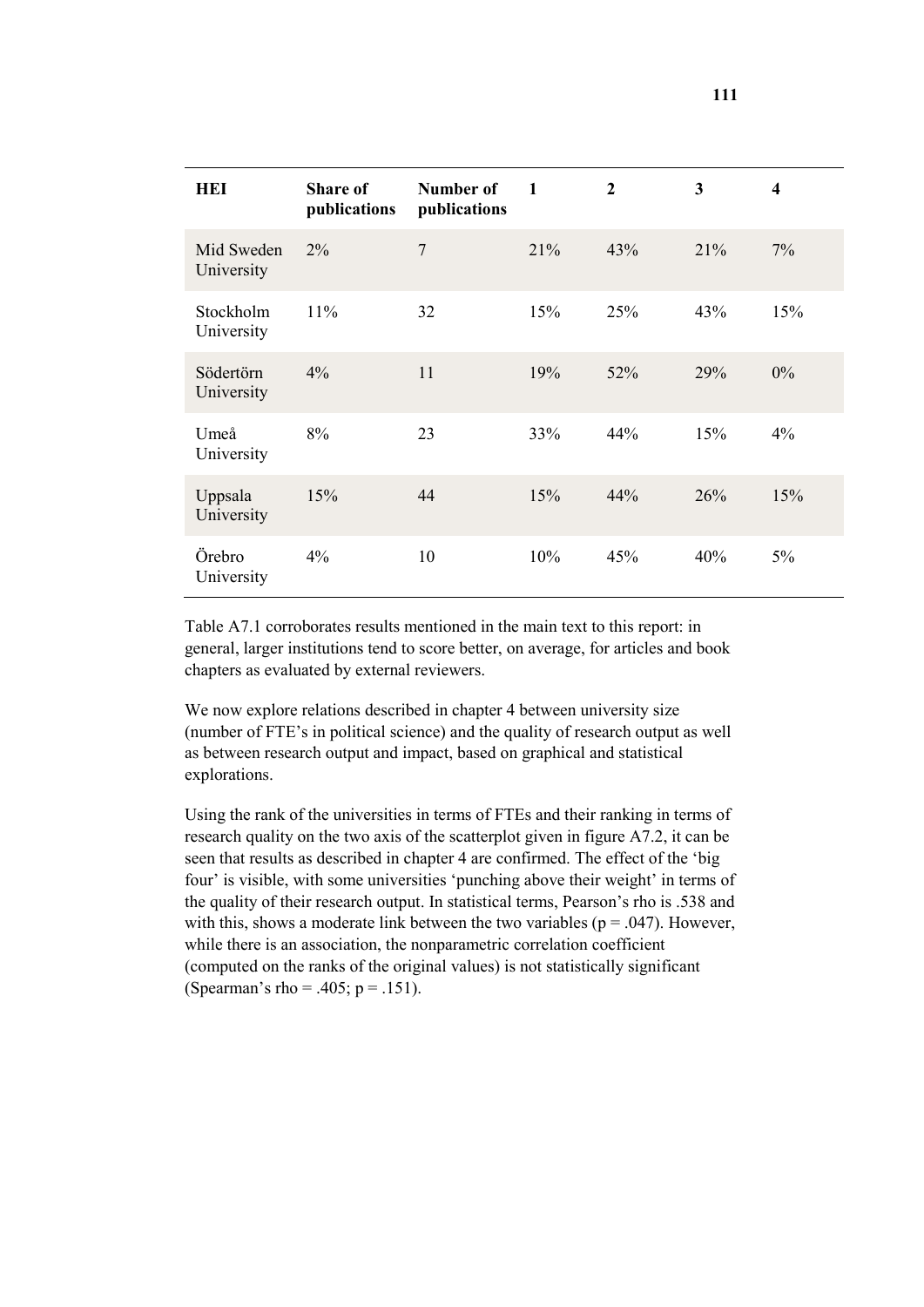| HEI | Share of publications | Number of publications | 1 | 2 | 3 | 4 |
|---|---|---|---|---|---|---|
| Mid Sweden University | 2% | 7 | 21% | 43% | 21% | 7% |
| Stockholm University | 11% | 32 | 15% | 25% | 43% | 15% |
| Södertörn University | 4% | 11 | 19% | 52% | 29% | 0% |
| Umeå University | 8% | 23 | 33% | 44% | 15% | 4% |
| Uppsala University | 15% | 44 | 15% | 44% | 26% | 15% |
| Örebro University | 4% | 10 | 10% | 45% | 40% | 5% |

Table A7.1 corroborates results mentioned in the main text to this report: in general, larger institutions tend to score better, on average, for articles and book chapters as evaluated by external reviewers.

We now explore relations described in chapter 4 between university size (number of FTE's in political science) and the quality of research output as well as between research output and impact, based on graphical and statistical explorations.

Using the rank of the universities in terms of FTEs and their ranking in terms of research quality on the two axis of the scatterplot given in figure A7.2, it can be seen that results as described in chapter 4 are confirmed. The effect of the 'big four' is visible, with some universities 'punching above their weight' in terms of the quality of their research output. In statistical terms, Pearson's rho is .538 and with this, shows a moderate link between the two variables ($p = .047$). However, while there is an association, the nonparametric correlation coefficient (computed on the ranks of the original values) is not statistically significant (Spearman's rho = .405; $p = .151$).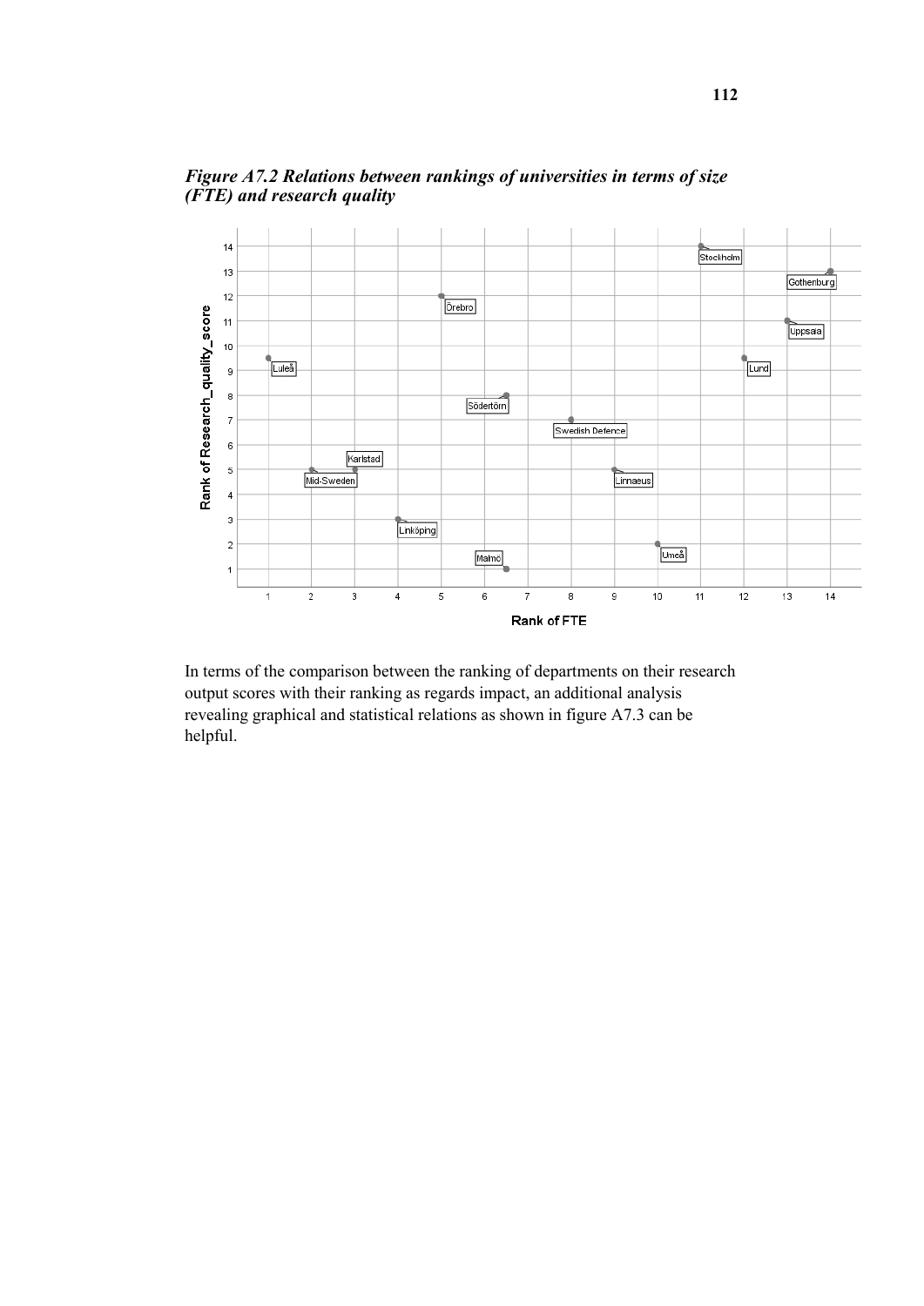*Figure A7.2 Relations between rankings of universities in terms of size (FTE) and research quality*

In terms of the comparison between the ranking of departments on their research output scores with their ranking as regards impact, an additional analysis revealing graphical and statistical relations as shown in figure A7.3 can be helpful.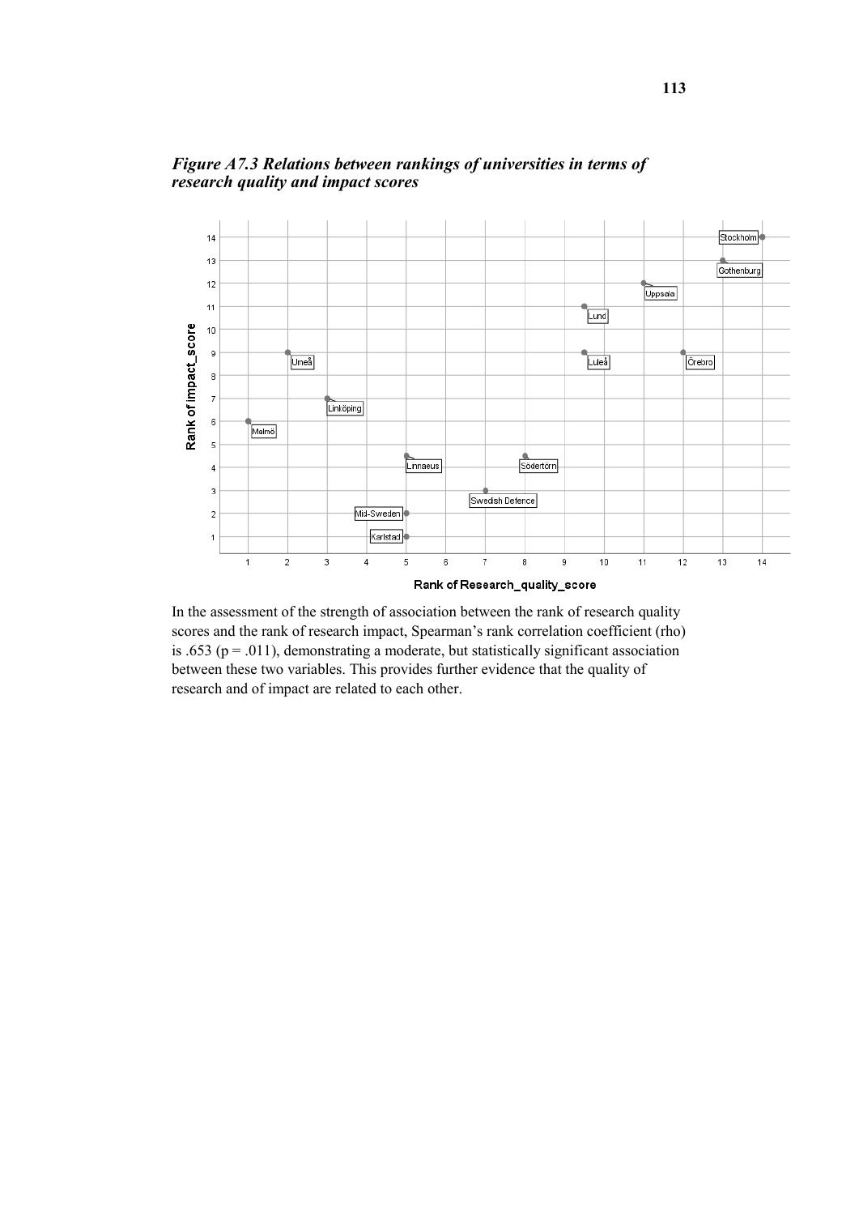*Figure A7.3 Relations between rankings of universities in terms of research quality and impact scores*

In the assessment of the strength of association between the rank of research quality scores and the rank of research impact, Spearman's rank correlation coefficient (rho) is .653 ($p = .011$), demonstrating a moderate, but statistically significant association between these two variables. This provides further evidence that the quality of research and of impact are related to each other.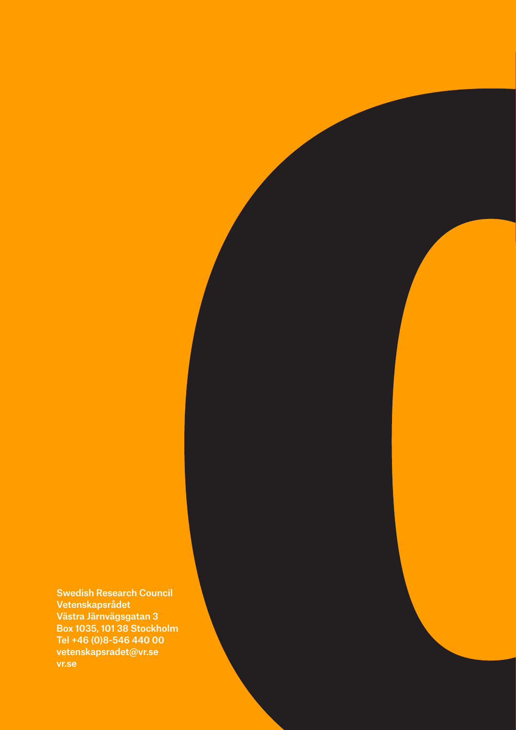Swedish Research Council
Vetenskapsrådet
Västra Järnvägsgatan 3
Box 1035, 101 38 Stockholm
Tel +46 (0)8-546 440 00
vetenskapsradet@vr.se
vr.se